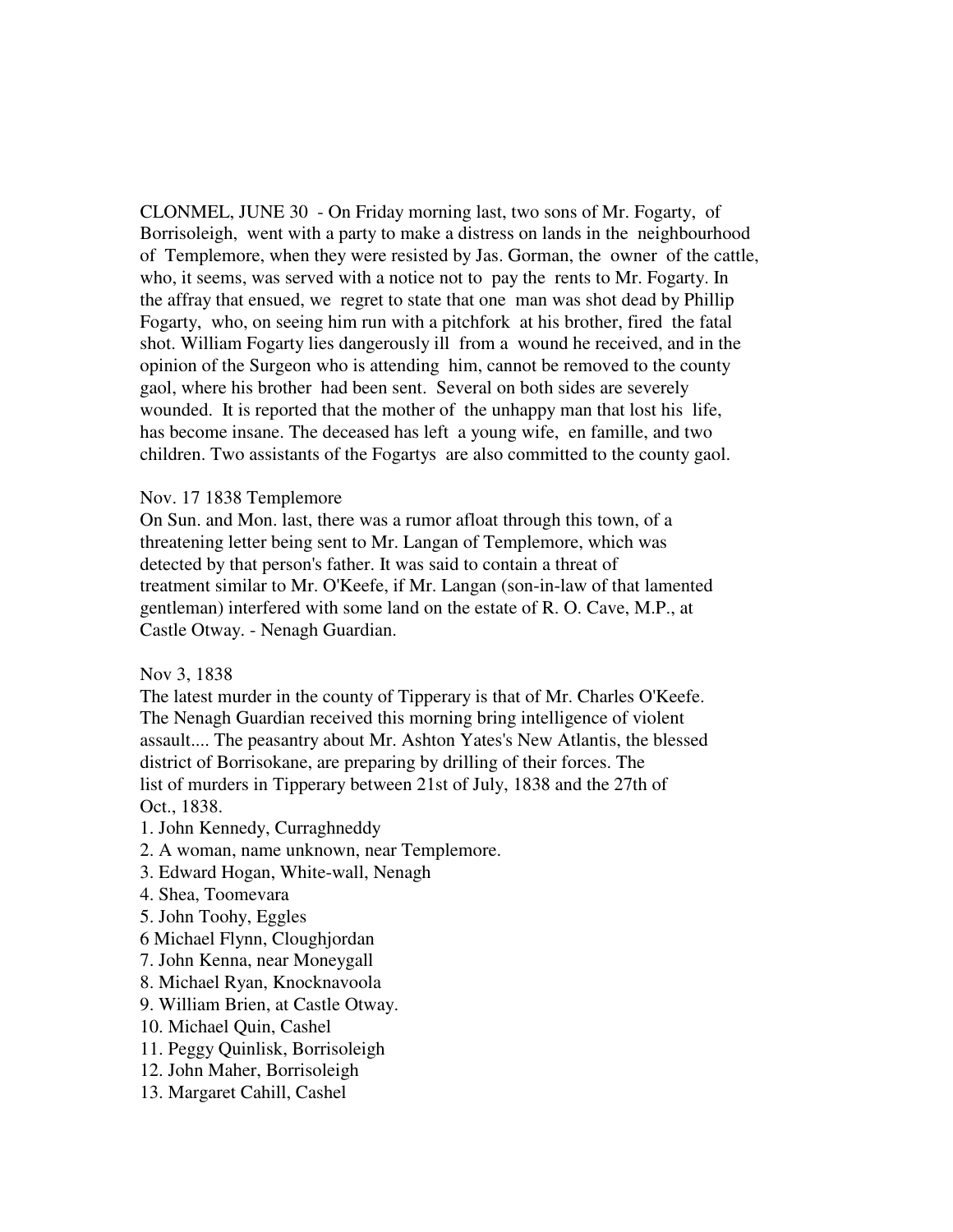CLONMEL, JUNE 30 - On Friday morning last, two sons of Mr. Fogarty, of Borrisoleigh, went with a party to make a distress on lands in the neighbourhood of Templemore, when they were resisted by Jas. Gorman, the owner of the cattle, who, it seems, was served with a notice not to pay the rents to Mr. Fogarty. In the affray that ensued, we regret to state that one man was shot dead by Phillip Fogarty, who, on seeing him run with a pitchfork at his brother, fired the fatal shot. William Fogarty lies dangerously ill from a wound he received, and in the opinion of the Surgeon who is attending him, cannot be removed to the county gaol, where his brother had been sent. Several on both sides are severely wounded. It is reported that the mother of the unhappy man that lost his life, has become insane. The deceased has left a young wife, en famille, and two children. Two assistants of the Fogartys are also committed to the county gaol.

Nov. 17 1838 Templemore
On Sun. and Mon. last, there was a rumor afloat through this town, of a threatening letter being sent to Mr. Langan of Templemore, which was detected by that person's father. It was said to contain a threat of treatment similar to Mr. O'Keefe, if Mr. Langan (son-in-law of that lamented gentleman) interfered with some land on the estate of R. O. Cave, M.P., at Castle Otway. - Nenagh Guardian.

Nov 3, 1838
The latest murder in the county of Tipperary is that of Mr. Charles O'Keefe. The Nenagh Guardian received this morning bring intelligence of violent assault.... The peasantry about Mr. Ashton Yates's New Atlantis, the blessed district of Borrisokane, are preparing by drilling of their forces. The list of murders in Tipperary between 21st of July, 1838 and the 27th of Oct., 1838.

1. John Kennedy, Curraghneddy
2. A woman, name unknown, near Templemore.
3. Edward Hogan, White-wall, Nenagh
4. Shea, Toomevara
5. John Toohy, Eggles
6 Michael Flynn, Cloughjordan
7. John Kenna, near Moneygall
8. Michael Ryan, Knocknavoola
9. William Brien, at Castle Otway.
10. Michael Quin, Cashel
11. Peggy Quinlisk, Borrisoleigh
12. John Maher, Borrisoleigh
13. Margaret Cahill, Cashel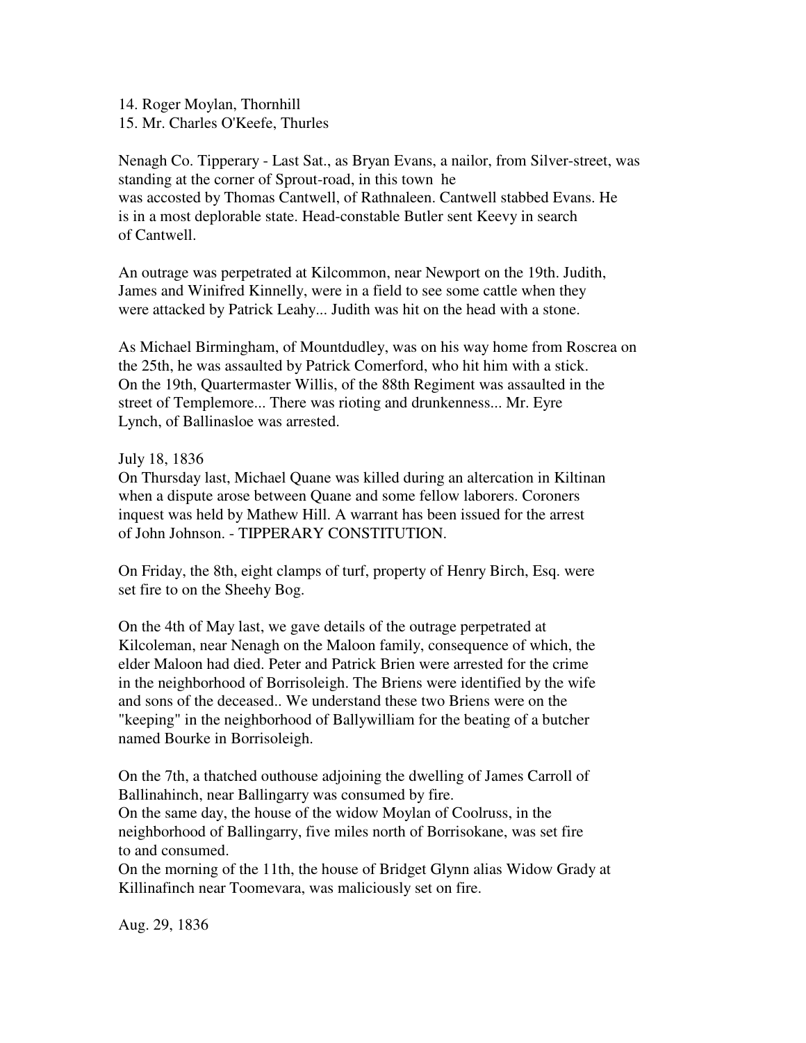14. Roger Moylan, Thornhill
15. Mr. Charles O'Keefe, Thurles

Nenagh Co. Tipperary - Last Sat., as Bryan Evans, a nailor, from Silver-street, was standing at the corner of Sprout-road, in this town he was accosted by Thomas Cantwell, of Rathnaleen. Cantwell stabbed Evans. He is in a most deplorable state. Head-constable Butler sent Keevy in search of Cantwell.

An outrage was perpetrated at Kilcommon, near Newport on the 19th. Judith, James and Winifred Kinnelly, were in a field to see some cattle when they were attacked by Patrick Leahy... Judith was hit on the head with a stone.

As Michael Birmingham, of Mountdudley, was on his way home from Roscrea on the 25th, he was assaulted by Patrick Comerford, who hit him with a stick. On the 19th, Quartermaster Willis, of the 88th Regiment was assaulted in the street of Templemore... There was rioting and drunkenness... Mr. Eyre Lynch, of Ballinasloe was arrested.

July 18, 1836
On Thursday last, Michael Quane was killed during an altercation in Kiltinan when a dispute arose between Quane and some fellow laborers. Coroners inquest was held by Mathew Hill. A warrant has been issued for the arrest of John Johnson. - TIPPERARY CONSTITUTION.

On Friday, the 8th, eight clamps of turf, property of Henry Birch, Esq. were set fire to on the Sheehy Bog.

On the 4th of May last, we gave details of the outrage perpetrated at Kilcoleman, near Nenagh on the Maloon family, consequence of which, the elder Maloon had died. Peter and Patrick Brien were arrested for the crime in the neighborhood of Borrisoleigh. The Briens were identified by the wife and sons of the deceased.. We understand these two Briens were on the "keeping" in the neighborhood of Ballywilliam for the beating of a butcher named Bourke in Borrisoleigh.

On the 7th, a thatched outhouse adjoining the dwelling of James Carroll of Ballinahinch, near Ballingarry was consumed by fire.
On the same day, the house of the widow Moylan of Coolruss, in the neighborhood of Ballingarry, five miles north of Borrisokane, was set fire to and consumed.
On the morning of the 11th, the house of Bridget Glynn alias Widow Grady at Killinafinch near Toomevara, was maliciously set on fire.

Aug. 29, 1836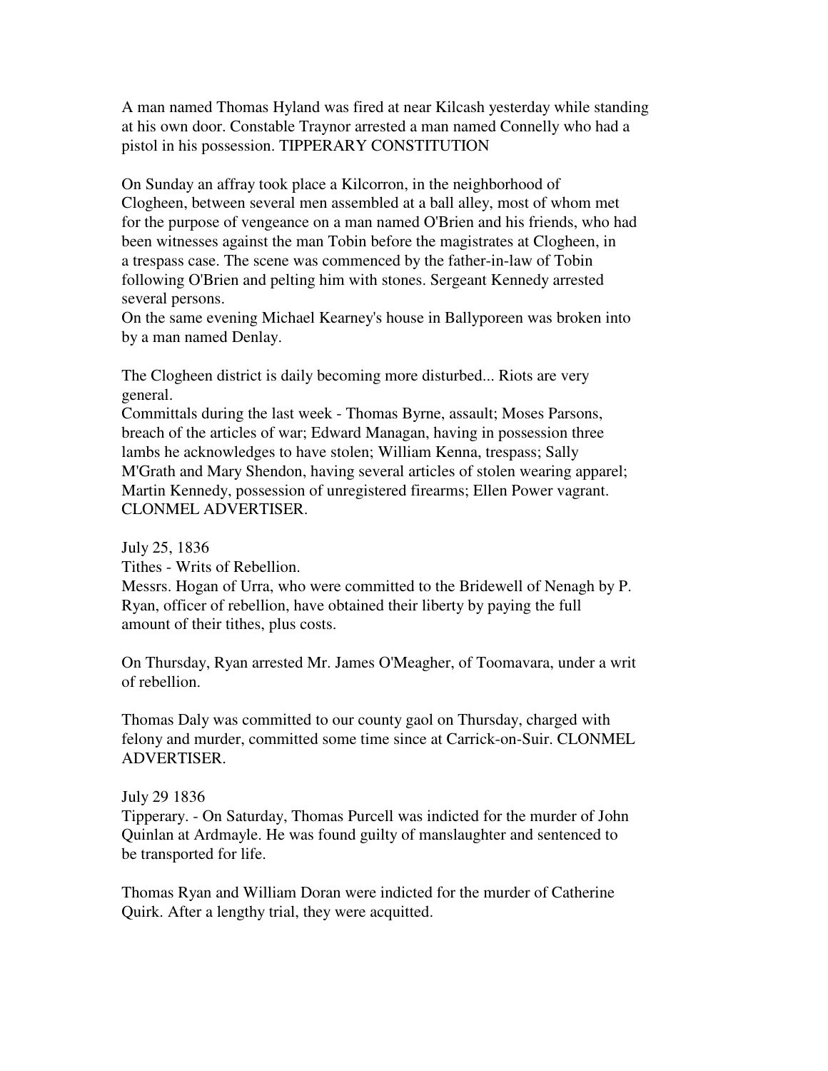A man named Thomas Hyland was fired at near Kilcash yesterday while standing at his own door. Constable Traynor arrested a man named Connelly who had a pistol in his possession. TIPPERARY CONSTITUTION

On Sunday an affray took place a Kilcorron, in the neighborhood of Clogheen, between several men assembled at a ball alley, most of whom met for the purpose of vengeance on a man named O'Brien and his friends, who had been witnesses against the man Tobin before the magistrates at Clogheen, in a trespass case. The scene was commenced by the father-in-law of Tobin following O'Brien and pelting him with stones. Sergeant Kennedy arrested several persons.
On the same evening Michael Kearney's house in Ballyporeen was broken into by a man named Denlay.

The Clogheen district is daily becoming more disturbed... Riots are very general.
Committals during the last week - Thomas Byrne, assault; Moses Parsons, breach of the articles of war; Edward Managan, having in possession three lambs he acknowledges to have stolen; William Kenna, trespass; Sally M'Grath and Mary Shendon, having several articles of stolen wearing apparel; Martin Kennedy, possession of unregistered firearms; Ellen Power vagrant. CLONMEL ADVERTISER.

July 25, 1836
Tithes - Writs of Rebellion.
Messrs. Hogan of Urra, who were committed to the Bridewell of Nenagh by P. Ryan, officer of rebellion, have obtained their liberty by paying the full amount of their tithes, plus costs.

On Thursday, Ryan arrested Mr. James O'Meagher, of Toomavara, under a writ of rebellion.

Thomas Daly was committed to our county gaol on Thursday, charged with felony and murder, committed some time since at Carrick-on-Suir. CLONMEL ADVERTISER.

July 29 1836
Tipperary. - On Saturday, Thomas Purcell was indicted for the murder of John Quinlan at Ardmayle. He was found guilty of manslaughter and sentenced to be transported for life.

Thomas Ryan and William Doran were indicted for the murder of Catherine Quirk. After a lengthy trial, they were acquitted.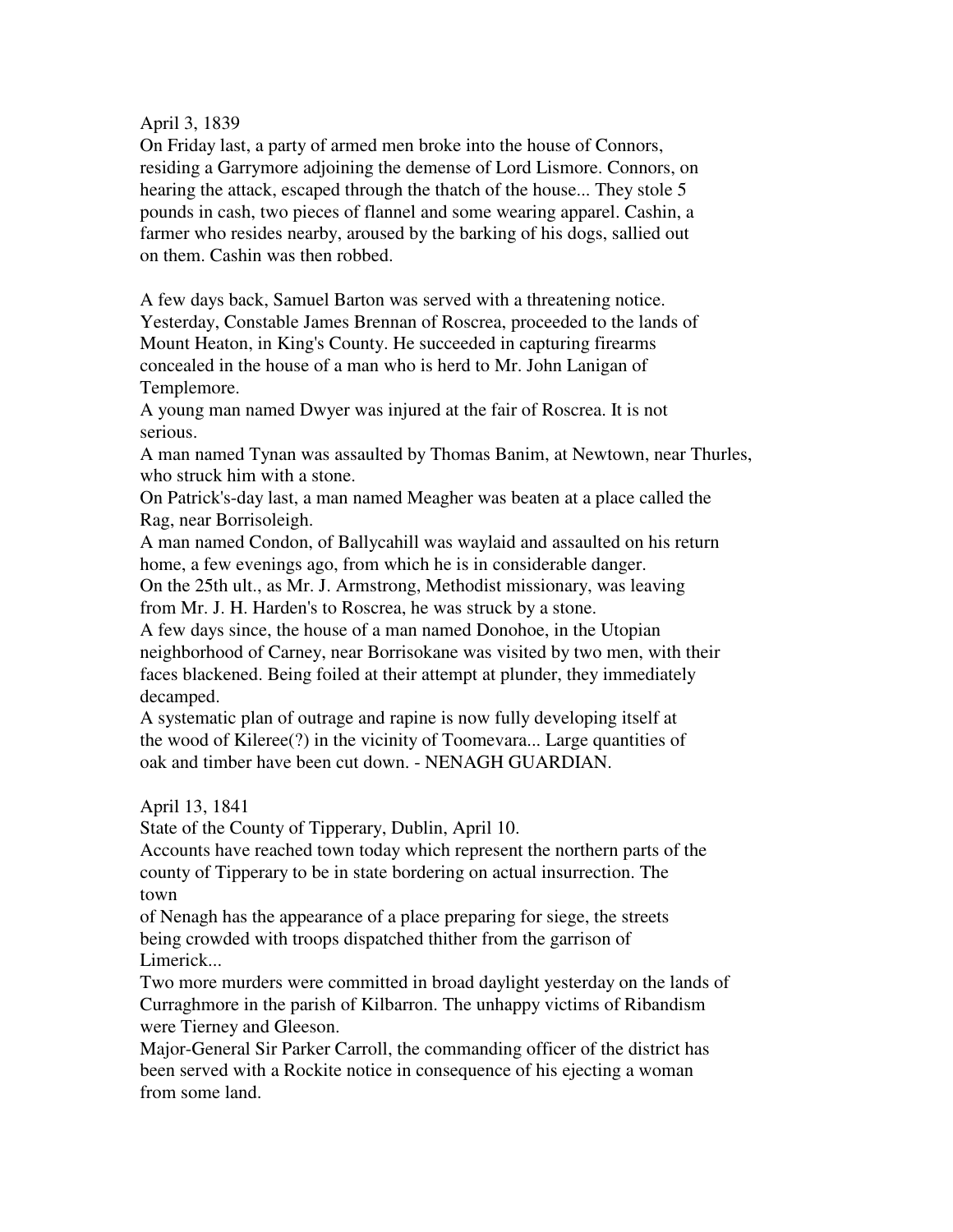April 3, 1839

On Friday last, a party of armed men broke into the house of Connors, residing a Garrymore adjoining the demense of Lord Lismore. Connors, on hearing the attack, escaped through the thatch of the house... They stole 5 pounds in cash, two pieces of flannel and some wearing apparel. Cashin, a farmer who resides nearby, aroused by the barking of his dogs, sallied out on them. Cashin was then robbed.

A few days back, Samuel Barton was served with a threatening notice. Yesterday, Constable James Brennan of Roscrea, proceeded to the lands of Mount Heaton, in King's County. He succeeded in capturing firearms concealed in the house of a man who is herd to Mr. John Lanigan of Templemore.

A young man named Dwyer was injured at the fair of Roscrea. It is not serious.

A man named Tynan was assaulted by Thomas Banim, at Newtown, near Thurles, who struck him with a stone.

On Patrick's-day last, a man named Meagher was beaten at a place called the Rag, near Borrisoleigh.

A man named Condon, of Ballycahill was waylaid and assaulted on his return home, a few evenings ago, from which he is in considerable danger.

On the 25th ult., as Mr. J. Armstrong, Methodist missionary, was leaving from Mr. J. H. Harden's to Roscrea, he was struck by a stone.

A few days since, the house of a man named Donohoe, in the Utopian neighborhood of Carney, near Borrisokane was visited by two men, with their faces blackened. Being foiled at their attempt at plunder, they immediately decamped.

A systematic plan of outrage and rapine is now fully developing itself at the wood of Kileree(?) in the vicinity of Toomevara... Large quantities of oak and timber have been cut down. - NENAGH GUARDIAN.

April 13, 1841

State of the County of Tipperary, Dublin, April 10.

Accounts have reached town today which represent the northern parts of the county of Tipperary to be in state bordering on actual insurrection. The town of Nenagh has the appearance of a place preparing for siege, the streets being crowded with troops dispatched thither from the garrison of Limerick...

Two more murders were committed in broad daylight yesterday on the lands of Curraghmore in the parish of Kilbarron. The unhappy victims of Ribandism were Tierney and Gleeson.

Major-General Sir Parker Carroll, the commanding officer of the district has been served with a Rockite notice in consequence of his ejecting a woman from some land.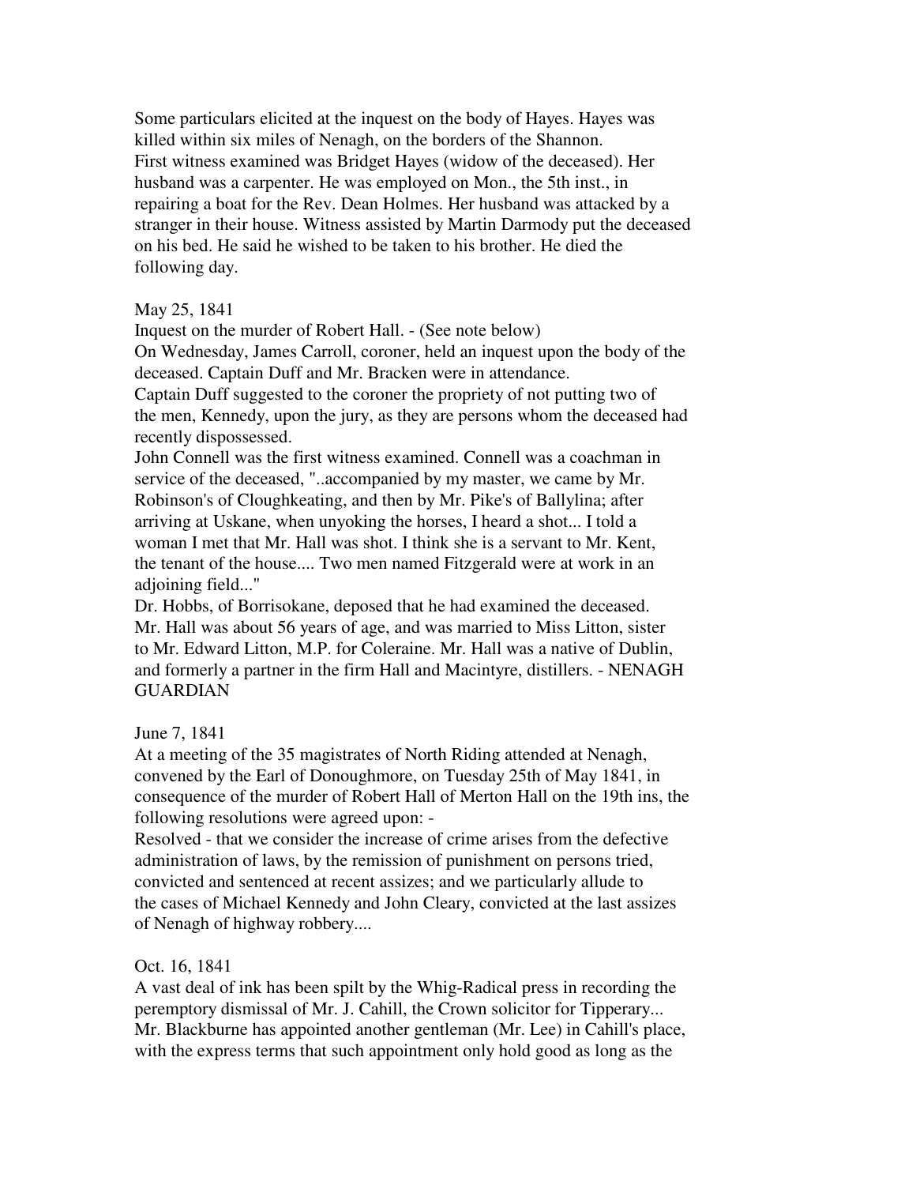Some particulars elicited at the inquest on the body of Hayes. Hayes was killed within six miles of Nenagh, on the borders of the Shannon.
First witness examined was Bridget Hayes (widow of the deceased). Her husband was a carpenter. He was employed on Mon., the 5th inst., in repairing a boat for the Rev. Dean Holmes. Her husband was attacked by a stranger in their house. Witness assisted by Martin Darmody put the deceased on his bed. He said he wished to be taken to his brother. He died the following day.

May 25, 1841
Inquest on the murder of Robert Hall. - (See note below)
On Wednesday, James Carroll, coroner, held an inquest upon the body of the deceased. Captain Duff and Mr. Bracken were in attendance.
Captain Duff suggested to the coroner the propriety of not putting two of the men, Kennedy, upon the jury, as they are persons whom the deceased had recently dispossessed.
John Connell was the first witness examined. Connell was a coachman in service of the deceased, "..accompanied by my master, we came by Mr. Robinson's of Cloughkeating, and then by Mr. Pike's of Ballylina; after arriving at Uskane, when unyoking the horses, I heard a shot... I told a woman I met that Mr. Hall was shot. I think she is a servant to Mr. Kent, the tenant of the house.... Two men named Fitzgerald were at work in an adjoining field..."
Dr. Hobbs, of Borrisokane, deposed that he had examined the deceased. Mr. Hall was about 56 years of age, and was married to Miss Litton, sister to Mr. Edward Litton, M.P. for Coleraine. Mr. Hall was a native of Dublin, and formerly a partner in the firm Hall and Macintyre, distillers. - NENAGH GUARDIAN

June 7, 1841
At a meeting of the 35 magistrates of North Riding attended at Nenagh, convened by the Earl of Donoughmore, on Tuesday 25th of May 1841, in consequence of the murder of Robert Hall of Merton Hall on the 19th ins, the following resolutions were agreed upon: -
Resolved - that we consider the increase of crime arises from the defective administration of laws, by the remission of punishment on persons tried, convicted and sentenced at recent assizes; and we particularly allude to the cases of Michael Kennedy and John Cleary, convicted at the last assizes of Nenagh of highway robbery....

Oct. 16, 1841
A vast deal of ink has been spilt by the Whig-Radical press in recording the peremptory dismissal of Mr. J. Cahill, the Crown solicitor for Tipperary... Mr. Blackburne has appointed another gentleman (Mr. Lee) in Cahill's place, with the express terms that such appointment only hold good as long as the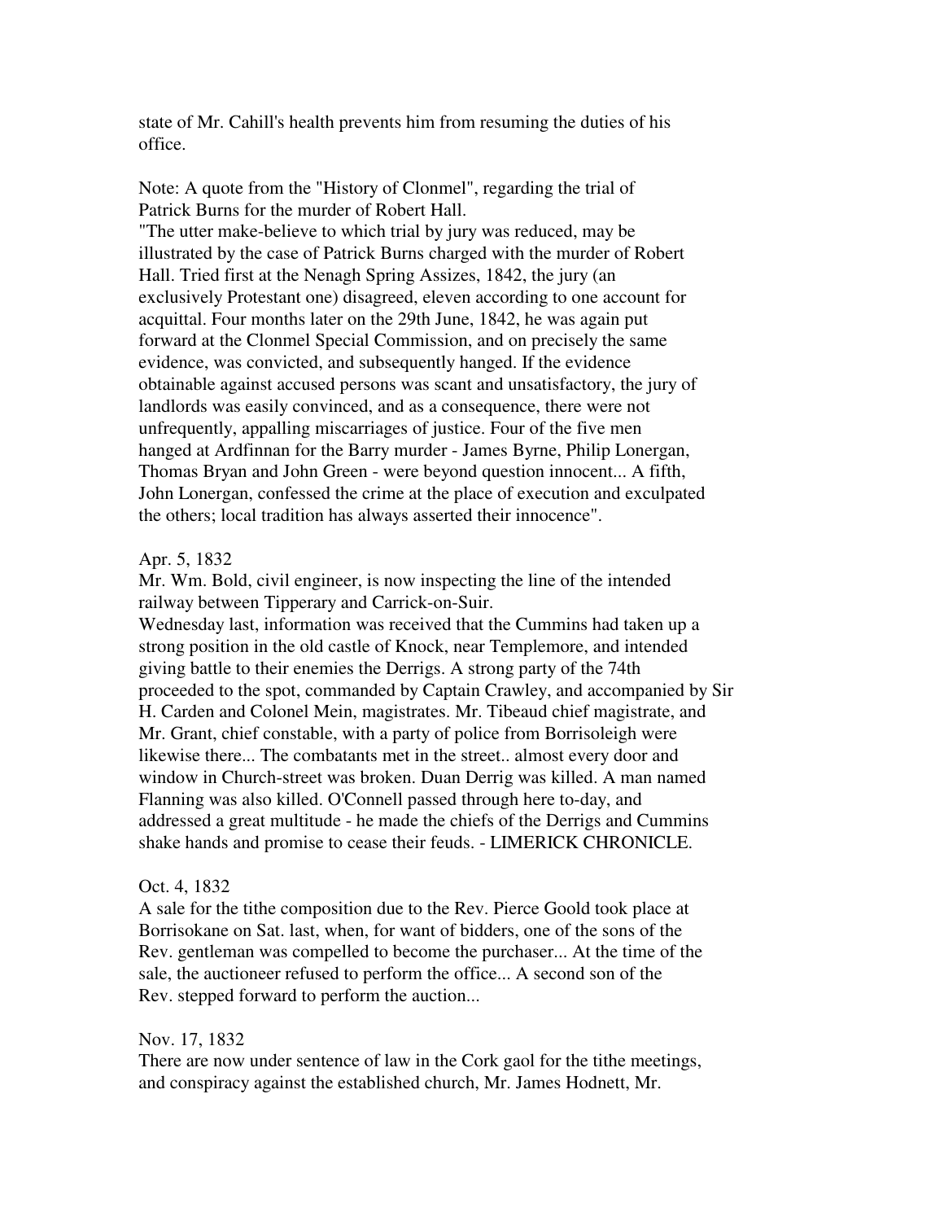state of Mr. Cahill's health prevents him from resuming the duties of his office.

Note: A quote from the "History of Clonmel", regarding the trial of Patrick Burns for the murder of Robert Hall.
"The utter make-believe to which trial by jury was reduced, may be illustrated by the case of Patrick Burns charged with the murder of Robert Hall. Tried first at the Nenagh Spring Assizes, 1842, the jury (an exclusively Protestant one) disagreed, eleven according to one account for acquittal. Four months later on the 29th June, 1842, he was again put forward at the Clonmel Special Commission, and on precisely the same evidence, was convicted, and subsequently hanged. If the evidence obtainable against accused persons was scant and unsatisfactory, the jury of landlords was easily convinced, and as a consequence, there were not unfrequently, appalling miscarriages of justice. Four of the five men hanged at Ardfinnan for the Barry murder - James Byrne, Philip Lonergan, Thomas Bryan and John Green - were beyond question innocent... A fifth, John Lonergan, confessed the crime at the place of execution and exculpated the others; local tradition has always asserted their innocence".

Apr. 5, 1832
Mr. Wm. Bold, civil engineer, is now inspecting the line of the intended railway between Tipperary and Carrick-on-Suir.
Wednesday last, information was received that the Cummins had taken up a strong position in the old castle of Knock, near Templemore, and intended giving battle to their enemies the Derrigs. A strong party of the 74th proceeded to the spot, commanded by Captain Crawley, and accompanied by Sir H. Carden and Colonel Mein, magistrates. Mr. Tibeaud chief magistrate, and Mr. Grant, chief constable, with a party of police from Borrisoleigh were likewise there... The combatants met in the street.. almost every door and window in Church-street was broken. Duan Derrig was killed. A man named Flanning was also killed. O'Connell passed through here to-day, and addressed a great multitude - he made the chiefs of the Derrigs and Cummins shake hands and promise to cease their feuds. - LIMERICK CHRONICLE.

Oct. 4, 1832
A sale for the tithe composition due to the Rev. Pierce Goold took place at Borrisokane on Sat. last, when, for want of bidders, one of the sons of the Rev. gentleman was compelled to become the purchaser... At the time of the sale, the auctioneer refused to perform the office... A second son of the Rev. stepped forward to perform the auction...

Nov. 17, 1832
There are now under sentence of law in the Cork gaol for the tithe meetings, and conspiracy against the established church, Mr. James Hodnett, Mr.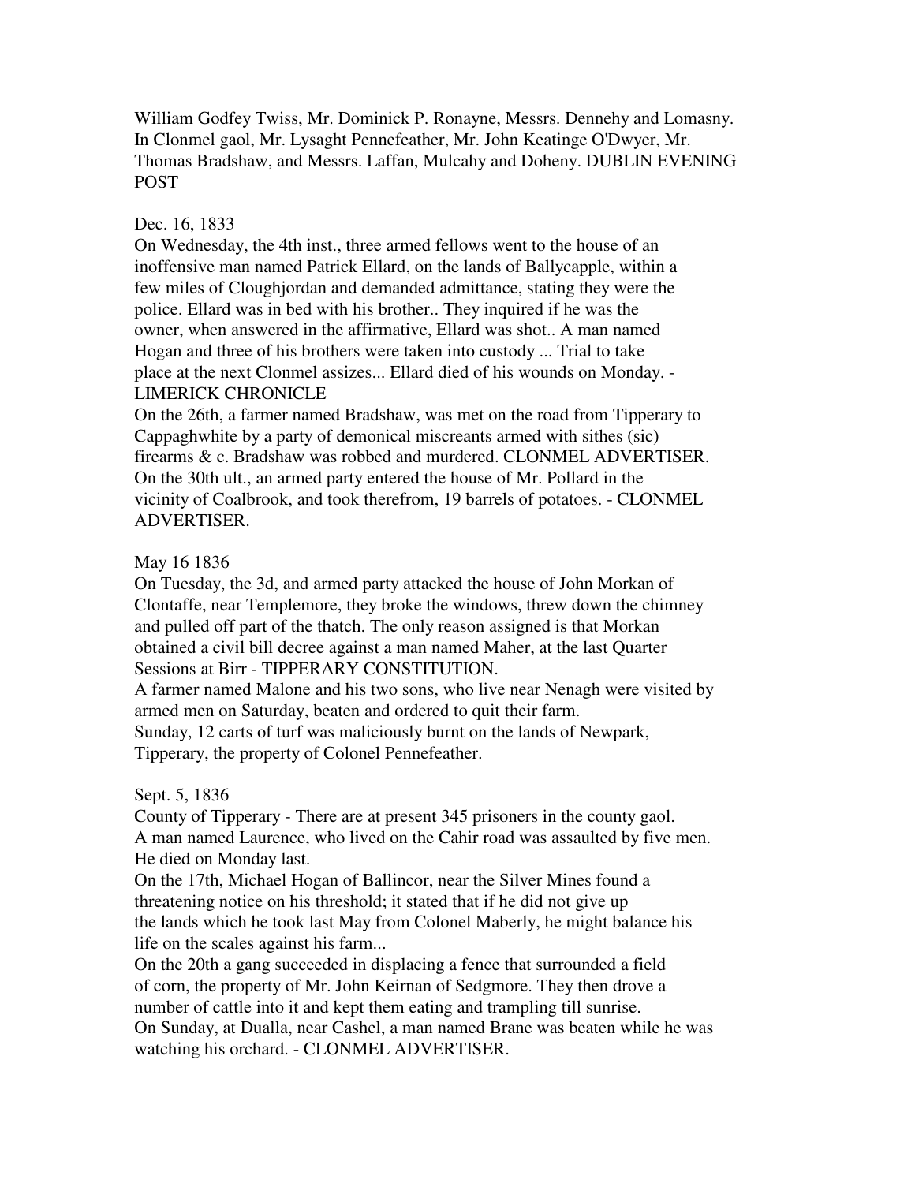William Godfey Twiss, Mr. Dominick P. Ronayne, Messrs. Dennehy and Lomasny. In Clonmel gaol, Mr. Lysaght Pennefeather, Mr. John Keatinge O'Dwyer, Mr. Thomas Bradshaw, and Messrs. Laffan, Mulcahy and Doheny. DUBLIN EVENING POST

Dec. 16, 1833

On Wednesday, the 4th inst., three armed fellows went to the house of an inoffensive man named Patrick Ellard, on the lands of Ballycapple, within a few miles of Cloughjordan and demanded admittance, stating they were the police. Ellard was in bed with his brother.. They inquired if he was the owner, when answered in the affirmative, Ellard was shot.. A man named Hogan and three of his brothers were taken into custody ... Trial to take place at the next Clonmel assizes... Ellard died of his wounds on Monday. - LIMERICK CHRONICLE

On the 26th, a farmer named Bradshaw, was met on the road from Tipperary to Cappaghwhite by a party of demonical miscreants armed with sithes (sic) firearms & c. Bradshaw was robbed and murdered. CLONMEL ADVERTISER.

On the 30th ult., an armed party entered the house of Mr. Pollard in the vicinity of Coalbrook, and took therefrom, 19 barrels of potatoes. - CLONMEL ADVERTISER.

May 16 1836

On Tuesday, the 3d, and armed party attacked the house of John Morkan of Clontaffe, near Templemore, they broke the windows, threw down the chimney and pulled off part of the thatch. The only reason assigned is that Morkan obtained a civil bill decree against a man named Maher, at the last Quarter Sessions at Birr - TIPPERARY CONSTITUTION.

A farmer named Malone and his two sons, who live near Nenagh were visited by armed men on Saturday, beaten and ordered to quit their farm.

Sunday, 12 carts of turf was maliciously burnt on the lands of Newpark, Tipperary, the property of Colonel Pennefeather.

Sept. 5, 1836

County of Tipperary - There are at present 345 prisoners in the county gaol.

A man named Laurence, who lived on the Cahir road was assaulted by five men. He died on Monday last.

On the 17th, Michael Hogan of Ballincor, near the Silver Mines found a threatening notice on his threshold; it stated that if he did not give up the lands which he took last May from Colonel Maberly, he might balance his life on the scales against his farm...

On the 20th a gang succeeded in displacing a fence that surrounded a field of corn, the property of Mr. John Keirnan of Sedgmore. They then drove a number of cattle into it and kept them eating and trampling till sunrise.

On Sunday, at Dualla, near Cashel, a man named Brane was beaten while he was watching his orchard. - CLONMEL ADVERTISER.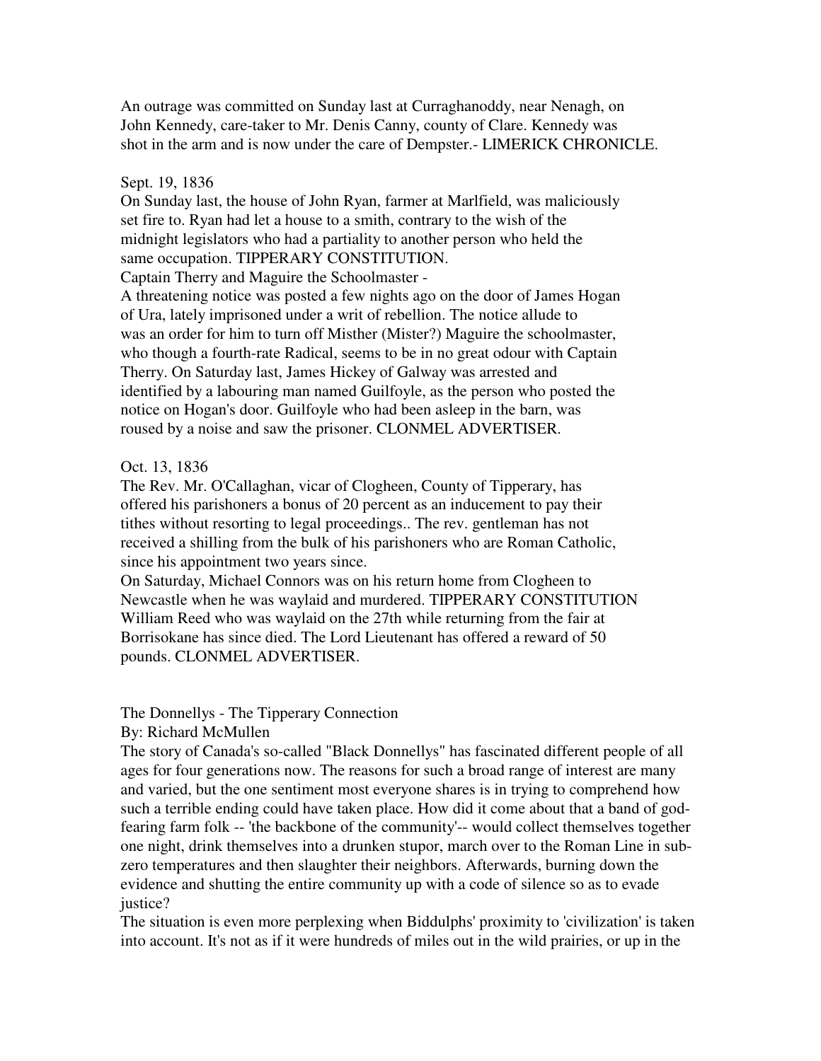An outrage was committed on Sunday last at Curraghanoddy, near Nenagh, on John Kennedy, care-taker to Mr. Denis Canny, county of Clare. Kennedy was shot in the arm and is now under the care of Dempster.- LIMERICK CHRONICLE.

Sept. 19, 1836

On Sunday last, the house of John Ryan, farmer at Marlfield, was maliciously set fire to. Ryan had let a house to a smith, contrary to the wish of the midnight legislators who had a partiality to another person who held the same occupation. TIPPERARY CONSTITUTION.

Captain Therry and Maguire the Schoolmaster -

A threatening notice was posted a few nights ago on the door of James Hogan of Ura, lately imprisoned under a writ of rebellion. The notice allude to was an order for him to turn off Misther (Mister?) Maguire the schoolmaster, who though a fourth-rate Radical, seems to be in no great odour with Captain Therry. On Saturday last, James Hickey of Galway was arrested and identified by a labouring man named Guilfoyle, as the person who posted the notice on Hogan's door. Guilfoyle who had been asleep in the barn, was roused by a noise and saw the prisoner. CLONMEL ADVERTISER.

Oct. 13, 1836

The Rev. Mr. O'Callaghan, vicar of Clogheen, County of Tipperary, has offered his parishoners a bonus of 20 percent as an inducement to pay their tithes without resorting to legal proceedings.. The rev. gentleman has not received a shilling from the bulk of his parishoners who are Roman Catholic, since his appointment two years since.

On Saturday, Michael Connors was on his return home from Clogheen to Newcastle when he was waylaid and murdered. TIPPERARY CONSTITUTION

William Reed who was waylaid on the 27th while returning from the fair at Borrisokane has since died. The Lord Lieutenant has offered a reward of 50 pounds. CLONMEL ADVERTISER.

## The Donnellys - The Tipperary Connection

By: Richard McMullen

The story of Canada's so-called "Black Donnellys" has fascinated different people of all ages for four generations now. The reasons for such a broad range of interest are many and varied, but the one sentiment most everyone shares is in trying to comprehend how such a terrible ending could have taken place. How did it come about that a band of god-fearing farm folk -- 'the backbone of the community'-- would collect themselves together one night, drink themselves into a drunken stupor, march over to the Roman Line in sub-zero temperatures and then slaughter their neighbors. Afterwards, burning down the evidence and shutting the entire community up with a code of silence so as to evade justice?

The situation is even more perplexing when Biddulphs' proximity to 'civilization' is taken into account. It's not as if it were hundreds of miles out in the wild prairies, or up in the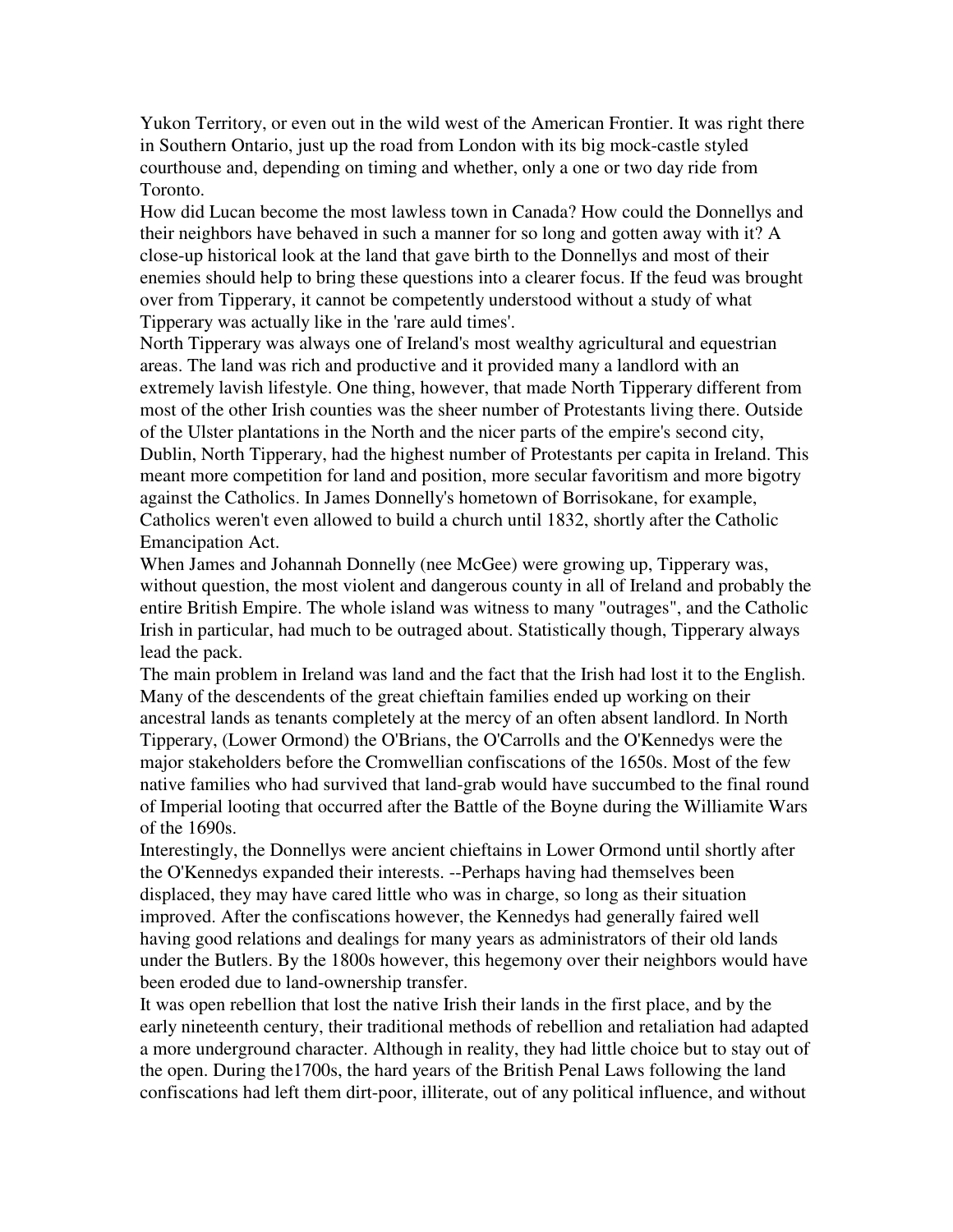Yukon Territory, or even out in the wild west of the American Frontier. It was right there in Southern Ontario, just up the road from London with its big mock-castle styled courthouse and, depending on timing and whether, only a one or two day ride from Toronto.

How did Lucan become the most lawless town in Canada? How could the Donnellys and their neighbors have behaved in such a manner for so long and gotten away with it? A close-up historical look at the land that gave birth to the Donnellys and most of their enemies should help to bring these questions into a clearer focus. If the feud was brought over from Tipperary, it cannot be competently understood without a study of what Tipperary was actually like in the 'rare auld times'.

North Tipperary was always one of Ireland's most wealthy agricultural and equestrian areas. The land was rich and productive and it provided many a landlord with an extremely lavish lifestyle. One thing, however, that made North Tipperary different from most of the other Irish counties was the sheer number of Protestants living there. Outside of the Ulster plantations in the North and the nicer parts of the empire's second city, Dublin, North Tipperary, had the highest number of Protestants per capita in Ireland. This meant more competition for land and position, more secular favoritism and more bigotry against the Catholics. In James Donnelly's hometown of Borrisokane, for example, Catholics weren't even allowed to build a church until 1832, shortly after the Catholic Emancipation Act.

When James and Johannah Donnelly (nee McGee) were growing up, Tipperary was, without question, the most violent and dangerous county in all of Ireland and probably the entire British Empire. The whole island was witness to many "outrages", and the Catholic Irish in particular, had much to be outraged about. Statistically though, Tipperary always lead the pack.

The main problem in Ireland was land and the fact that the Irish had lost it to the English. Many of the descendents of the great chieftain families ended up working on their ancestral lands as tenants completely at the mercy of an often absent landlord. In North Tipperary, (Lower Ormond) the O'Brians, the O'Carrolls and the O'Kennedys were the major stakeholders before the Cromwellian confiscations of the 1650s. Most of the few native families who had survived that land-grab would have succumbed to the final round of Imperial looting that occurred after the Battle of the Boyne during the Williamite Wars of the 1690s.

Interestingly, the Donnellys were ancient chieftains in Lower Ormond until shortly after the O'Kennedys expanded their interests. --Perhaps having had themselves been displaced, they may have cared little who was in charge, so long as their situation improved. After the confiscations however, the Kennedys had generally faired well having good relations and dealings for many years as administrators of their old lands under the Butlers. By the 1800s however, this hegemony over their neighbors would have been eroded due to land-ownership transfer.

It was open rebellion that lost the native Irish their lands in the first place, and by the early nineteenth century, their traditional methods of rebellion and retaliation had adapted a more underground character. Although in reality, they had little choice but to stay out of the open. During the1700s, the hard years of the British Penal Laws following the land confiscations had left them dirt-poor, illiterate, out of any political influence, and without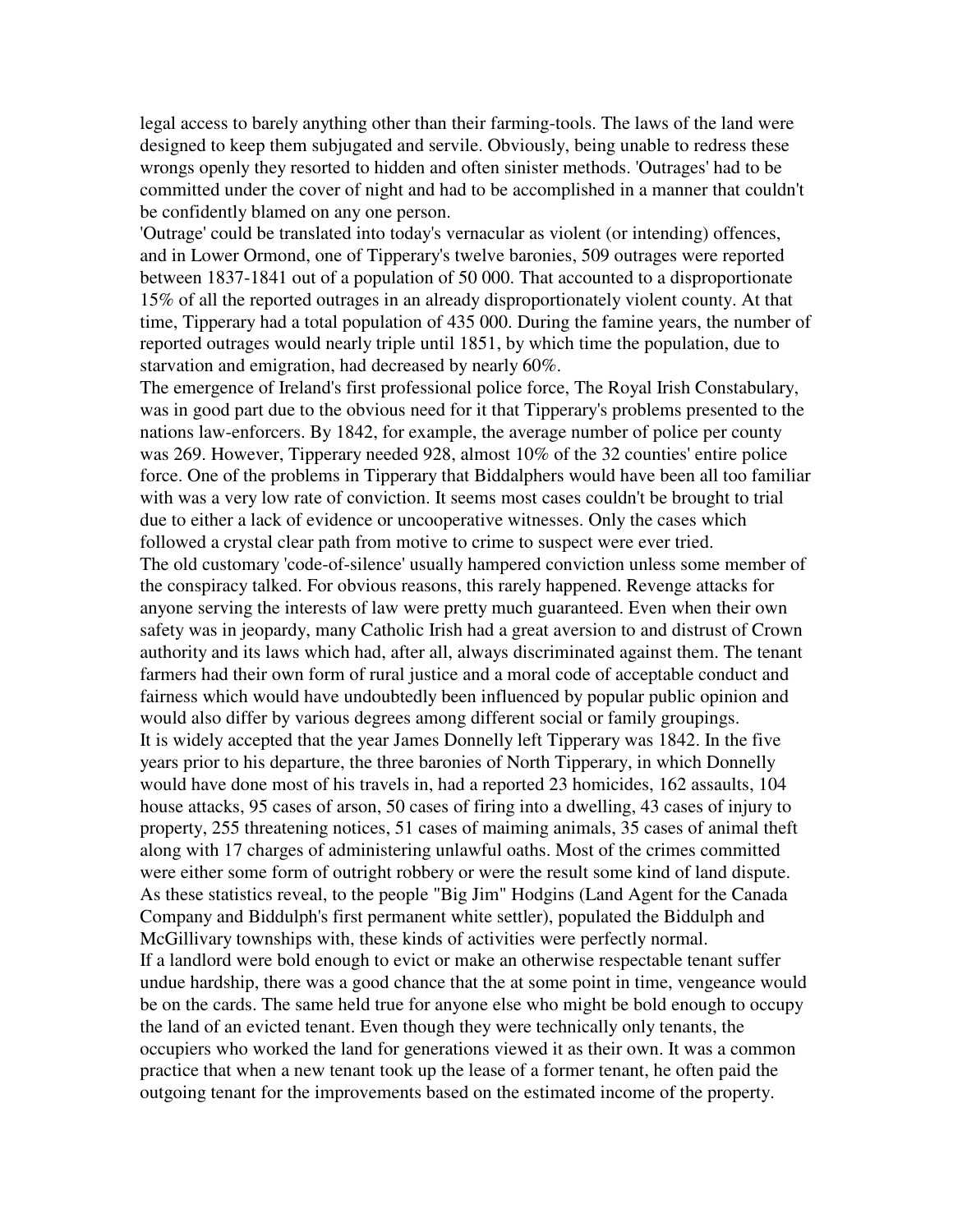legal access to barely anything other than their farming-tools. The laws of the land were designed to keep them subjugated and servile. Obviously, being unable to redress these wrongs openly they resorted to hidden and often sinister methods. 'Outrages' had to be committed under the cover of night and had to be accomplished in a manner that couldn't be confidently blamed on any one person.

'Outrage' could be translated into today's vernacular as violent (or intending) offences, and in Lower Ormond, one of Tipperary's twelve baronies, 509 outrages were reported between 1837-1841 out of a population of 50 000. That accounted to a disproportionate 15% of all the reported outrages in an already disproportionately violent county. At that time, Tipperary had a total population of 435 000. During the famine years, the number of reported outrages would nearly triple until 1851, by which time the population, due to starvation and emigration, had decreased by nearly 60%.

The emergence of Ireland's first professional police force, The Royal Irish Constabulary, was in good part due to the obvious need for it that Tipperary's problems presented to the nations law-enforcers. By 1842, for example, the average number of police per county was 269. However, Tipperary needed 928, almost 10% of the 32 counties' entire police force. One of the problems in Tipperary that Biddalphers would have been all too familiar with was a very low rate of conviction. It seems most cases couldn't be brought to trial due to either a lack of evidence or uncooperative witnesses. Only the cases which followed a crystal clear path from motive to crime to suspect were ever tried.

The old customary 'code-of-silence' usually hampered conviction unless some member of the conspiracy talked. For obvious reasons, this rarely happened. Revenge attacks for anyone serving the interests of law were pretty much guaranteed. Even when their own safety was in jeopardy, many Catholic Irish had a great aversion to and distrust of Crown authority and its laws which had, after all, always discriminated against them. The tenant farmers had their own form of rural justice and a moral code of acceptable conduct and fairness which would have undoubtedly been influenced by popular public opinion and would also differ by various degrees among different social or family groupings.

It is widely accepted that the year James Donnelly left Tipperary was 1842. In the five years prior to his departure, the three baronies of North Tipperary, in which Donnelly would have done most of his travels in, had a reported 23 homicides, 162 assaults, 104 house attacks, 95 cases of arson, 50 cases of firing into a dwelling, 43 cases of injury to property, 255 threatening notices, 51 cases of maiming animals, 35 cases of animal theft along with 17 charges of administering unlawful oaths. Most of the crimes committed were either some form of outright robbery or were the result some kind of land dispute. As these statistics reveal, to the people "Big Jim" Hodgins (Land Agent for the Canada Company and Biddulph's first permanent white settler), populated the Biddulph and McGillivary townships with, these kinds of activities were perfectly normal.

If a landlord were bold enough to evict or make an otherwise respectable tenant suffer undue hardship, there was a good chance that the at some point in time, vengeance would be on the cards. The same held true for anyone else who might be bold enough to occupy the land of an evicted tenant. Even though they were technically only tenants, the occupiers who worked the land for generations viewed it as their own. It was a common practice that when a new tenant took up the lease of a former tenant, he often paid the outgoing tenant for the improvements based on the estimated income of the property.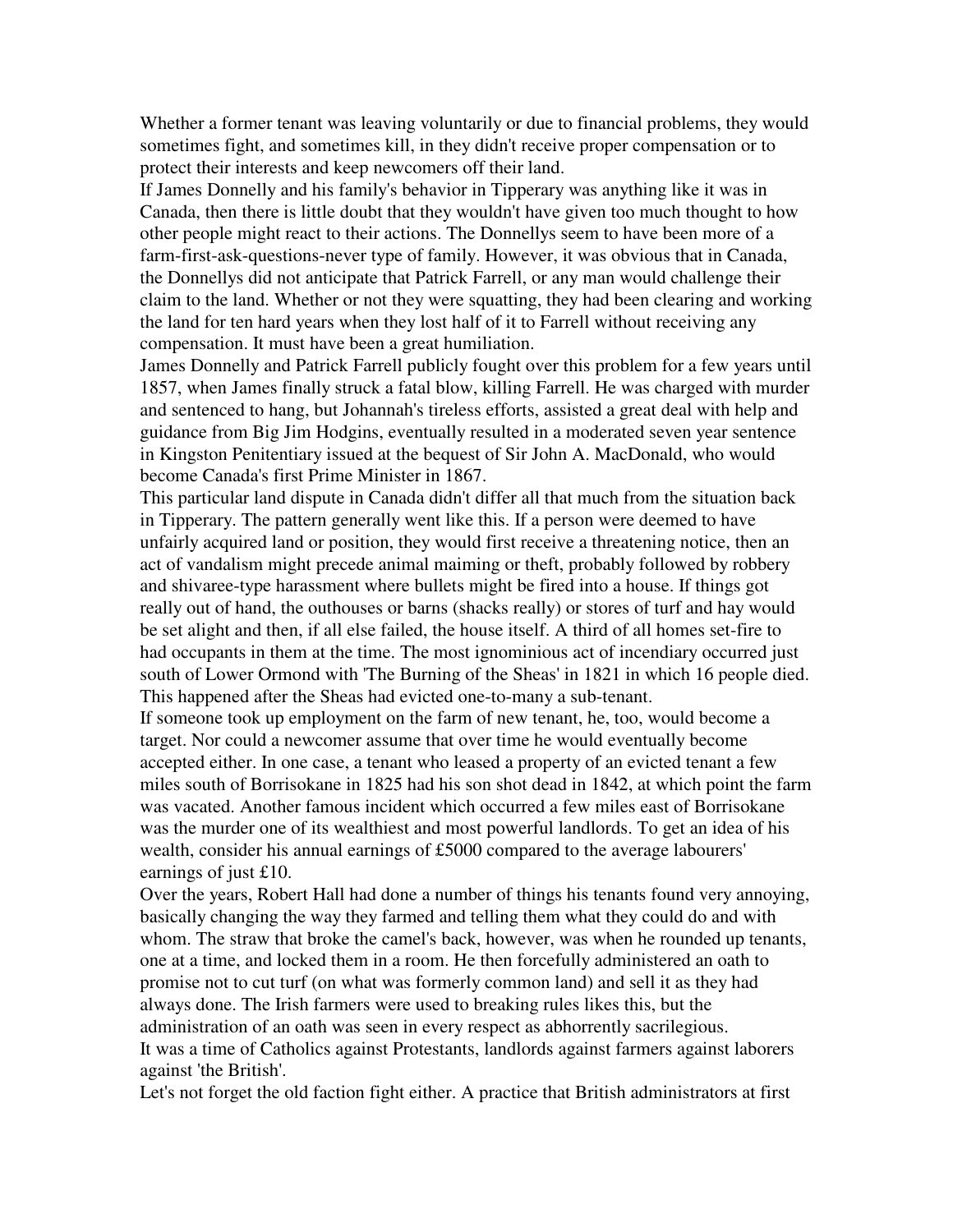Whether a former tenant was leaving voluntarily or due to financial problems, they would sometimes fight, and sometimes kill, in they didn't receive proper compensation or to protect their interests and keep newcomers off their land.

If James Donnelly and his family's behavior in Tipperary was anything like it was in Canada, then there is little doubt that they wouldn't have given too much thought to how other people might react to their actions. The Donnellys seem to have been more of a farm-first-ask-questions-never type of family. However, it was obvious that in Canada, the Donnellys did not anticipate that Patrick Farrell, or any man would challenge their claim to the land. Whether or not they were squatting, they had been clearing and working the land for ten hard years when they lost half of it to Farrell without receiving any compensation. It must have been a great humiliation.

James Donnelly and Patrick Farrell publicly fought over this problem for a few years until 1857, when James finally struck a fatal blow, killing Farrell. He was charged with murder and sentenced to hang, but Johannah's tireless efforts, assisted a great deal with help and guidance from Big Jim Hodgins, eventually resulted in a moderated seven year sentence in Kingston Penitentiary issued at the bequest of Sir John A. MacDonald, who would become Canada's first Prime Minister in 1867.

This particular land dispute in Canada didn't differ all that much from the situation back in Tipperary. The pattern generally went like this. If a person were deemed to have unfairly acquired land or position, they would first receive a threatening notice, then an act of vandalism might precede animal maiming or theft, probably followed by robbery and shivaree-type harassment where bullets might be fired into a house. If things got really out of hand, the outhouses or barns (shacks really) or stores of turf and hay would be set alight and then, if all else failed, the house itself. A third of all homes set-fire to had occupants in them at the time. The most ignominious act of incendiary occurred just south of Lower Ormond with 'The Burning of the Sheas' in 1821 in which 16 people died. This happened after the Sheas had evicted one-to-many a sub-tenant.

If someone took up employment on the farm of new tenant, he, too, would become a target. Nor could a newcomer assume that over time he would eventually become accepted either. In one case, a tenant who leased a property of an evicted tenant a few miles south of Borrisokane in 1825 had his son shot dead in 1842, at which point the farm was vacated. Another famous incident which occurred a few miles east of Borrisokane was the murder one of its wealthiest and most powerful landlords. To get an idea of his wealth, consider his annual earnings of £5000 compared to the average labourers' earnings of just £10.

Over the years, Robert Hall had done a number of things his tenants found very annoying, basically changing the way they farmed and telling them what they could do and with whom. The straw that broke the camel's back, however, was when he rounded up tenants, one at a time, and locked them in a room. He then forcefully administered an oath to promise not to cut turf (on what was formerly common land) and sell it as they had always done. The Irish farmers were used to breaking rules likes this, but the administration of an oath was seen in every respect as abhorrently sacrilegious.

It was a time of Catholics against Protestants, landlords against farmers against laborers against 'the British'.

Let's not forget the old faction fight either. A practice that British administrators at first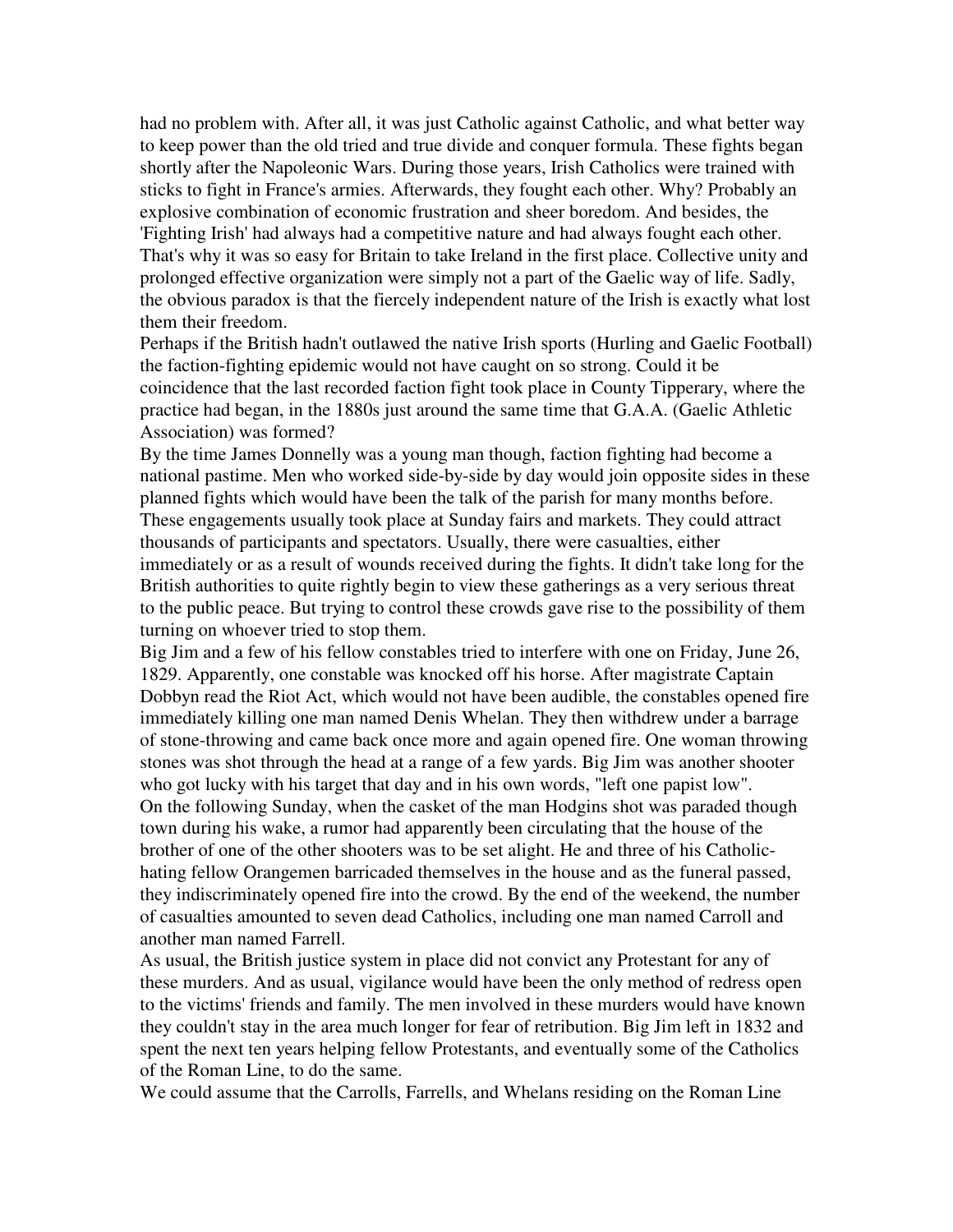had no problem with. After all, it was just Catholic against Catholic, and what better way to keep power than the old tried and true divide and conquer formula. These fights began shortly after the Napoleonic Wars. During those years, Irish Catholics were trained with sticks to fight in France's armies. Afterwards, they fought each other. Why? Probably an explosive combination of economic frustration and sheer boredom. And besides, the 'Fighting Irish' had always had a competitive nature and had always fought each other. That's why it was so easy for Britain to take Ireland in the first place. Collective unity and prolonged effective organization were simply not a part of the Gaelic way of life. Sadly, the obvious paradox is that the fiercely independent nature of the Irish is exactly what lost them their freedom.

Perhaps if the British hadn't outlawed the native Irish sports (Hurling and Gaelic Football) the faction-fighting epidemic would not have caught on so strong. Could it be coincidence that the last recorded faction fight took place in County Tipperary, where the practice had began, in the 1880s just around the same time that G.A.A. (Gaelic Athletic Association) was formed?

By the time James Donnelly was a young man though, faction fighting had become a national pastime. Men who worked side-by-side by day would join opposite sides in these planned fights which would have been the talk of the parish for many months before. These engagements usually took place at Sunday fairs and markets. They could attract thousands of participants and spectators. Usually, there were casualties, either immediately or as a result of wounds received during the fights. It didn't take long for the British authorities to quite rightly begin to view these gatherings as a very serious threat to the public peace. But trying to control these crowds gave rise to the possibility of them turning on whoever tried to stop them.

Big Jim and a few of his fellow constables tried to interfere with one on Friday, June 26, 1829. Apparently, one constable was knocked off his horse. After magistrate Captain Dobbyn read the Riot Act, which would not have been audible, the constables opened fire immediately killing one man named Denis Whelan. They then withdrew under a barrage of stone-throwing and came back once more and again opened fire. One woman throwing stones was shot through the head at a range of a few yards. Big Jim was another shooter who got lucky with his target that day and in his own words, "left one papist low".

On the following Sunday, when the casket of the man Hodgins shot was paraded though town during his wake, a rumor had apparently been circulating that the house of the brother of one of the other shooters was to be set alight. He and three of his Catholic-hating fellow Orangemen barricaded themselves in the house and as the funeral passed, they indiscriminately opened fire into the crowd. By the end of the weekend, the number of casualties amounted to seven dead Catholics, including one man named Carroll and another man named Farrell.

As usual, the British justice system in place did not convict any Protestant for any of these murders. And as usual, vigilance would have been the only method of redress open to the victims' friends and family. The men involved in these murders would have known they couldn't stay in the area much longer for fear of retribution. Big Jim left in 1832 and spent the next ten years helping fellow Protestants, and eventually some of the Catholics of the Roman Line, to do the same.

We could assume that the Carrolls, Farrells, and Whelans residing on the Roman Line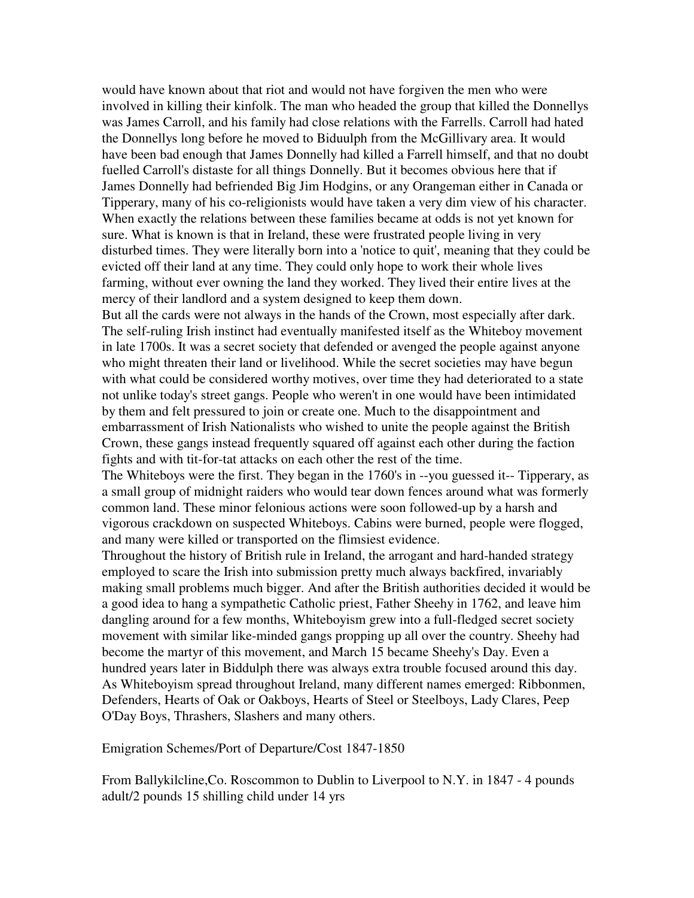would have known about that riot and would not have forgiven the men who were involved in killing their kinfolk. The man who headed the group that killed the Donnellys was James Carroll, and his family had close relations with the Farrells. Carroll had hated the Donnellys long before he moved to Biduulph from the McGillivary area. It would have been bad enough that James Donnelly had killed a Farrell himself, and that no doubt fuelled Carroll's distaste for all things Donnelly. But it becomes obvious here that if James Donnelly had befriended Big Jim Hodgins, or any Orangeman either in Canada or Tipperary, many of his co-religionists would have taken a very dim view of his character. When exactly the relations between these families became at odds is not yet known for sure. What is known is that in Ireland, these were frustrated people living in very disturbed times. They were literally born into a 'notice to quit', meaning that they could be evicted off their land at any time. They could only hope to work their whole lives farming, without ever owning the land they worked. They lived their entire lives at the mercy of their landlord and a system designed to keep them down.

But all the cards were not always in the hands of the Crown, most especially after dark. The self-ruling Irish instinct had eventually manifested itself as the Whiteboy movement in late 1700s. It was a secret society that defended or avenged the people against anyone who might threaten their land or livelihood. While the secret societies may have begun with what could be considered worthy motives, over time they had deteriorated to a state not unlike today's street gangs. People who weren't in one would have been intimidated by them and felt pressured to join or create one. Much to the disappointment and embarrassment of Irish Nationalists who wished to unite the people against the British Crown, these gangs instead frequently squared off against each other during the faction fights and with tit-for-tat attacks on each other the rest of the time.

The Whiteboys were the first. They began in the 1760's in --you guessed it-- Tipperary, as a small group of midnight raiders who would tear down fences around what was formerly common land. These minor felonious actions were soon followed-up by a harsh and vigorous crackdown on suspected Whiteboys. Cabins were burned, people were flogged, and many were killed or transported on the flimsiest evidence.

Throughout the history of British rule in Ireland, the arrogant and hard-handed strategy employed to scare the Irish into submission pretty much always backfired, invariably making small problems much bigger. And after the British authorities decided it would be a good idea to hang a sympathetic Catholic priest, Father Sheehy in 1762, and leave him dangling around for a few months, Whiteboyism grew into a full-fledged secret society movement with similar like-minded gangs propping up all over the country. Sheehy had become the martyr of this movement, and March 15 became Sheehy's Day. Even a hundred years later in Biddulph there was always extra trouble focused around this day. As Whiteboyism spread throughout Ireland, many different names emerged: Ribbonmen, Defenders, Hearts of Oak or Oakboys, Hearts of Steel or Steelboys, Lady Clares, Peep O'Day Boys, Thrashers, Slashers and many others.

Emigration Schemes/Port of Departure/Cost 1847-1850

From Ballykilcline,Co. Roscommon to Dublin to Liverpool to N.Y. in 1847 - 4 pounds adult/2 pounds 15 shilling child under 14 yrs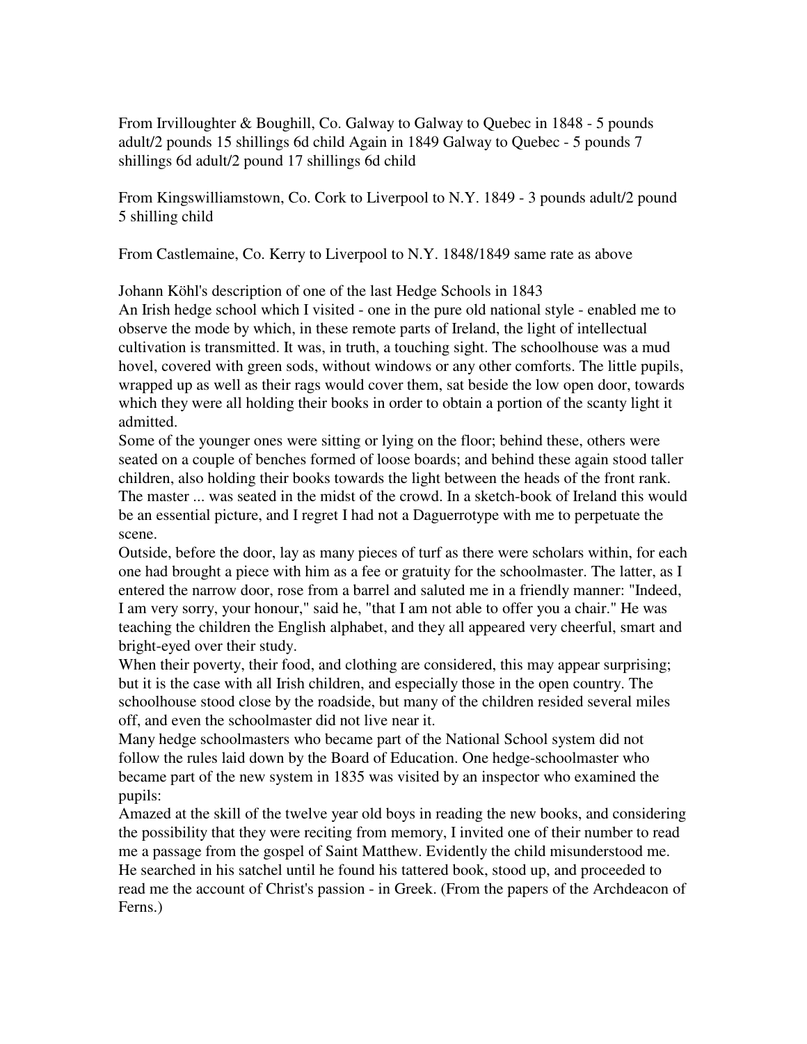From Irvilloughter & Boughill, Co. Galway to Galway to Quebec in 1848 - 5 pounds adult/2 pounds 15 shillings 6d child Again in 1849 Galway to Quebec - 5 pounds 7 shillings 6d adult/2 pound 17 shillings 6d child

From Kingswilliamstown, Co. Cork to Liverpool to N.Y. 1849 - 3 pounds adult/2 pound 5 shilling child

From Castlemaine, Co. Kerry to Liverpool to N.Y. 1848/1849 same rate as above

Johann Köhl's description of one of the last Hedge Schools in 1843

An Irish hedge school which I visited - one in the pure old national style - enabled me to observe the mode by which, in these remote parts of Ireland, the light of intellectual cultivation is transmitted. It was, in truth, a touching sight. The schoolhouse was a mud hovel, covered with green sods, without windows or any other comforts. The little pupils, wrapped up as well as their rags would cover them, sat beside the low open door, towards which they were all holding their books in order to obtain a portion of the scanty light it admitted.

Some of the younger ones were sitting or lying on the floor; behind these, others were seated on a couple of benches formed of loose boards; and behind these again stood taller children, also holding their books towards the light between the heads of the front rank. The master ... was seated in the midst of the crowd. In a sketch-book of Ireland this would be an essential picture, and I regret I had not a Daguerrotype with me to perpetuate the scene.

Outside, before the door, lay as many pieces of turf as there were scholars within, for each one had brought a piece with him as a fee or gratuity for the schoolmaster. The latter, as I entered the narrow door, rose from a barrel and saluted me in a friendly manner: "Indeed, I am very sorry, your honour," said he, "that I am not able to offer you a chair." He was teaching the children the English alphabet, and they all appeared very cheerful, smart and bright-eyed over their study.

When their poverty, their food, and clothing are considered, this may appear surprising; but it is the case with all Irish children, and especially those in the open country. The schoolhouse stood close by the roadside, but many of the children resided several miles off, and even the schoolmaster did not live near it.

Many hedge schoolmasters who became part of the National School system did not follow the rules laid down by the Board of Education. One hedge-schoolmaster who became part of the new system in 1835 was visited by an inspector who examined the pupils:

Amazed at the skill of the twelve year old boys in reading the new books, and considering the possibility that they were reciting from memory, I invited one of their number to read me a passage from the gospel of Saint Matthew. Evidently the child misunderstood me. He searched in his satchel until he found his tattered book, stood up, and proceeded to read me the account of Christ's passion - in Greek. (From the papers of the Archdeacon of Ferns.)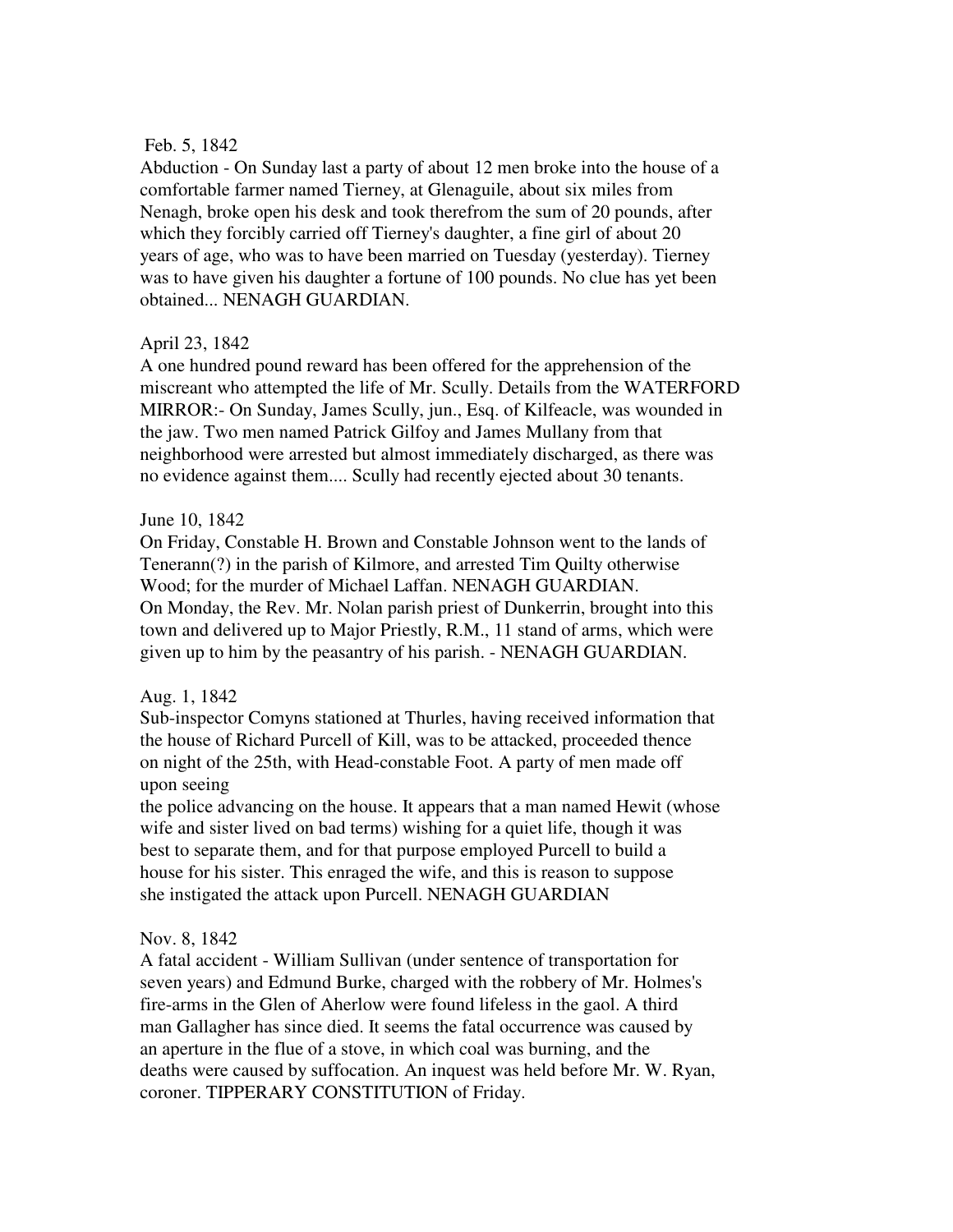Feb. 5, 1842
Abduction - On Sunday last a party of about 12 men broke into the house of a comfortable farmer named Tierney, at Glenaguile, about six miles from Nenagh, broke open his desk and took therefrom the sum of 20 pounds, after which they forcibly carried off Tierney's daughter, a fine girl of about 20 years of age, who was to have been married on Tuesday (yesterday). Tierney was to have given his daughter a fortune of 100 pounds. No clue has yet been obtained... NENAGH GUARDIAN.

April 23, 1842
A one hundred pound reward has been offered for the apprehension of the miscreant who attempted the life of Mr. Scully. Details from the WATERFORD MIRROR:- On Sunday, James Scully, jun., Esq. of Kilfeacle, was wounded in the jaw. Two men named Patrick Gilfoy and James Mullany from that neighborhood were arrested but almost immediately discharged, as there was no evidence against them.... Scully had recently ejected about 30 tenants.

June 10, 1842
On Friday, Constable H. Brown and Constable Johnson went to the lands of Tenerann(?) in the parish of Kilmore, and arrested Tim Quilty otherwise Wood; for the murder of Michael Laffan. NENAGH GUARDIAN.
On Monday, the Rev. Mr. Nolan parish priest of Dunkerrin, brought into this town and delivered up to Major Priestly, R.M., 11 stand of arms, which were given up to him by the peasantry of his parish. - NENAGH GUARDIAN.

Aug. 1, 1842
Sub-inspector Comyns stationed at Thurles, having received information that the house of Richard Purcell of Kill, was to be attacked, proceeded thence on night of the 25th, with Head-constable Foot. A party of men made off upon seeing
the police advancing on the house. It appears that a man named Hewit (whose wife and sister lived on bad terms) wishing for a quiet life, though it was best to separate them, and for that purpose employed Purcell to build a house for his sister. This enraged the wife, and this is reason to suppose she instigated the attack upon Purcell. NENAGH GUARDIAN

Nov. 8, 1842
A fatal accident - William Sullivan (under sentence of transportation for seven years) and Edmund Burke, charged with the robbery of Mr. Holmes's fire-arms in the Glen of Aherlow were found lifeless in the gaol. A third man Gallagher has since died. It seems the fatal occurrence was caused by an aperture in the flue of a stove, in which coal was burning, and the deaths were caused by suffocation. An inquest was held before Mr. W. Ryan, coroner. TIPPERARY CONSTITUTION of Friday.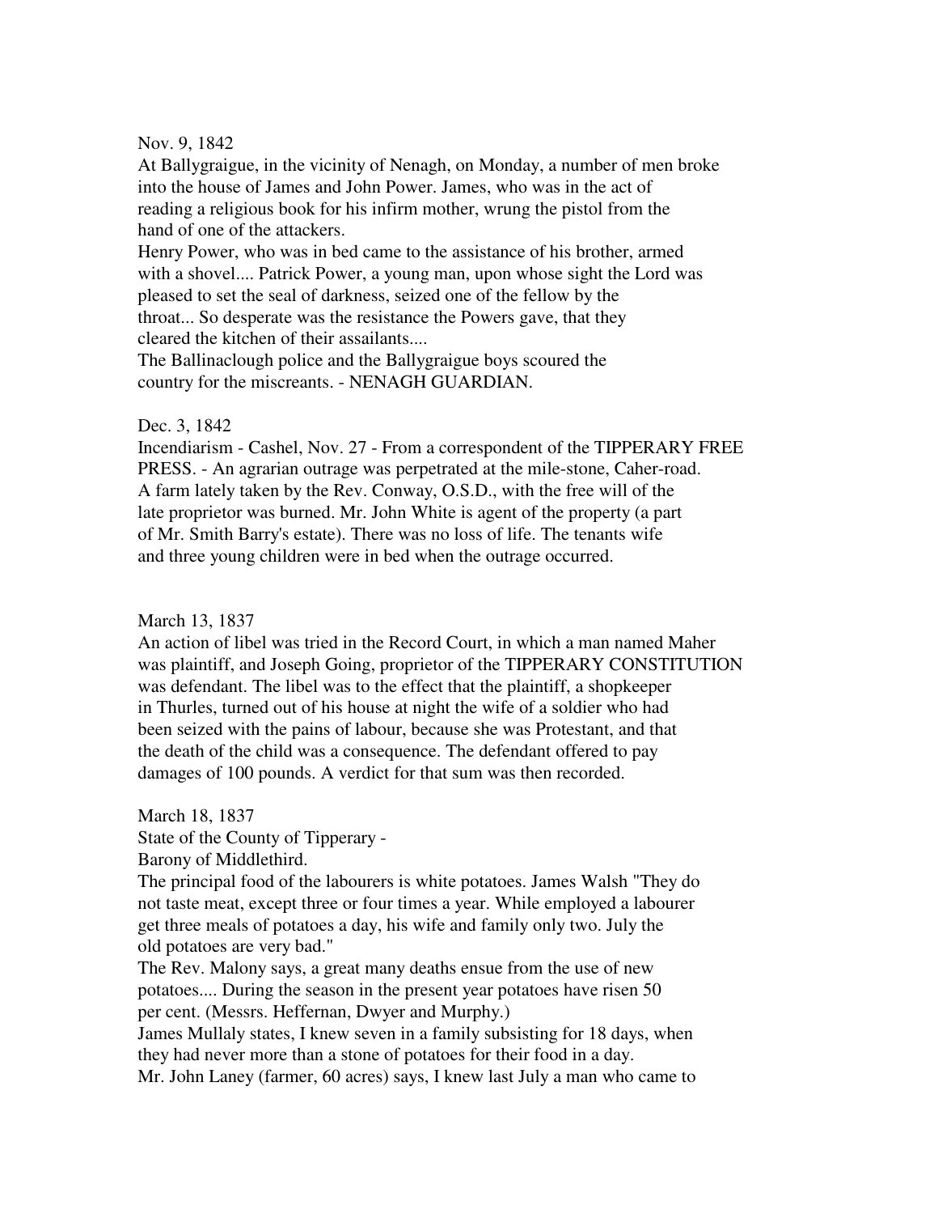Nov. 9, 1842

At Ballygraigue, in the vicinity of Nenagh, on Monday, a number of men broke into the house of James and John Power. James, who was in the act of reading a religious book for his infirm mother, wrung the pistol from the hand of one of the attackers.

Henry Power, who was in bed came to the assistance of his brother, armed with a shovel.... Patrick Power, a young man, upon whose sight the Lord was pleased to set the seal of darkness, seized one of the fellow by the throat... So desperate was the resistance the Powers gave, that they cleared the kitchen of their assailants....

The Ballinaclough police and the Ballygraigue boys scoured the country for the miscreants. - NENAGH GUARDIAN.

Dec. 3, 1842

Incendiarism - Cashel, Nov. 27 - From a correspondent of the TIPPERARY FREE PRESS. - An agrarian outrage was perpetrated at the mile-stone, Caher-road. A farm lately taken by the Rev. Conway, O.S.D., with the free will of the late proprietor was burned. Mr. John White is agent of the property (a part of Mr. Smith Barry's estate). There was no loss of life. The tenants wife and three young children were in bed when the outrage occurred.

March 13, 1837

An action of libel was tried in the Record Court, in which a man named Maher was plaintiff, and Joseph Going, proprietor of the TIPPERARY CONSTITUTION was defendant. The libel was to the effect that the plaintiff, a shopkeeper in Thurles, turned out of his house at night the wife of a soldier who had been seized with the pains of labour, because she was Protestant, and that the death of the child was a consequence. The defendant offered to pay damages of 100 pounds. A verdict for that sum was then recorded.

March 18, 1837

State of the County of Tipperary -

Barony of Middlethird.

The principal food of the labourers is white potatoes. James Walsh "They do not taste meat, except three or four times a year. While employed a labourer get three meals of potatoes a day, his wife and family only two. July the old potatoes are very bad."

The Rev. Malony says, a great many deaths ensue from the use of new potatoes.... During the season in the present year potatoes have risen 50 per cent. (Messrs. Heffernan, Dwyer and Murphy.)

James Mullaly states, I knew seven in a family subsisting for 18 days, when they had never more than a stone of potatoes for their food in a day.

Mr. John Laney (farmer, 60 acres) says, I knew last July a man who came to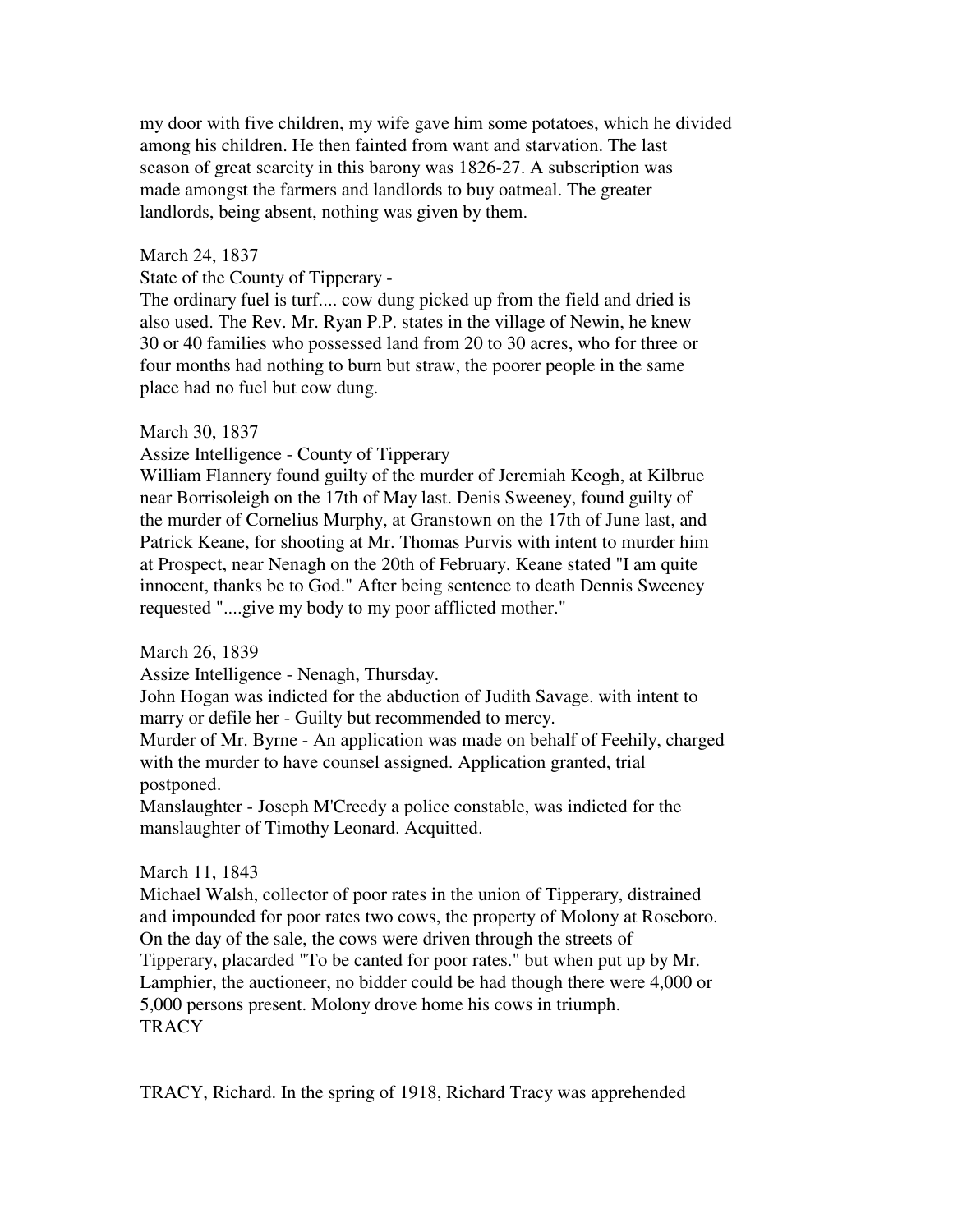my door with five children, my wife gave him some potatoes, which he divided among his children. He then fainted from want and starvation. The last season of great scarcity in this barony was 1826-27. A subscription was made amongst the farmers and landlords to buy oatmeal. The greater landlords, being absent, nothing was given by them.

March 24, 1837

State of the County of Tipperary -

The ordinary fuel is turf.... cow dung picked up from the field and dried is also used. The Rev. Mr. Ryan P.P. states in the village of Newin, he knew 30 or 40 families who possessed land from 20 to 30 acres, who for three or four months had nothing to burn but straw, the poorer people in the same place had no fuel but cow dung.

March 30, 1837

Assize Intelligence - County of Tipperary

William Flannery found guilty of the murder of Jeremiah Keogh, at Kilbrue near Borrisoleigh on the 17th of May last. Denis Sweeney, found guilty of the murder of Cornelius Murphy, at Granstown on the 17th of June last, and Patrick Keane, for shooting at Mr. Thomas Purvis with intent to murder him at Prospect, near Nenagh on the 20th of February. Keane stated "I am quite innocent, thanks be to God." After being sentence to death Dennis Sweeney requested "....give my body to my poor afflicted mother."

March 26, 1839

Assize Intelligence - Nenagh, Thursday.

John Hogan was indicted for the abduction of Judith Savage. with intent to marry or defile her - Guilty but recommended to mercy.

Murder of Mr. Byrne - An application was made on behalf of Feehily, charged with the murder to have counsel assigned. Application granted, trial postponed.

Manslaughter - Joseph M'Creedy a police constable, was indicted for the manslaughter of Timothy Leonard. Acquitted.

March 11, 1843

Michael Walsh, collector of poor rates in the union of Tipperary, distrained and impounded for poor rates two cows, the property of Molony at Roseboro. On the day of the sale, the cows were driven through the streets of Tipperary, placarded "To be canted for poor rates." but when put up by Mr. Lamphier, the auctioneer, no bidder could be had though there were 4,000 or 5,000 persons present. Molony drove home his cows in triumph.

TRACY

TRACY, Richard. In the spring of 1918, Richard Tracy was apprehended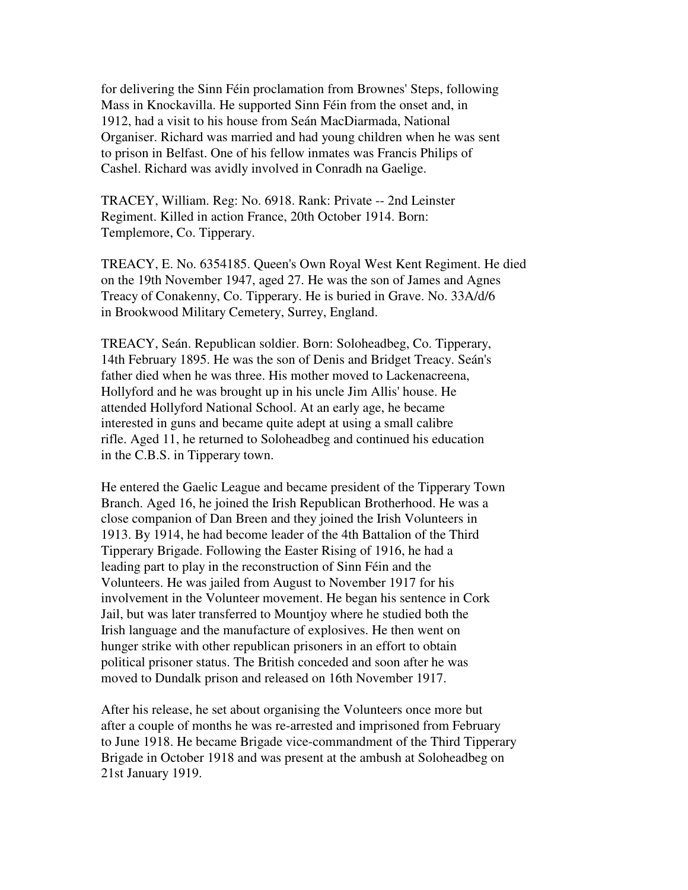for delivering the Sinn Féin proclamation from Brownes' Steps, following Mass in Knockavilla. He supported Sinn Féin from the onset and, in 1912, had a visit to his house from Seán MacDiarmada, National Organiser. Richard was married and had young children when he was sent to prison in Belfast. One of his fellow inmates was Francis Philips of Cashel. Richard was avidly involved in Conradh na Gaelige.

TRACEY, William. Reg: No. 6918. Rank: Private -- 2nd Leinster Regiment. Killed in action France, 20th October 1914. Born: Templemore, Co. Tipperary.

TREACY, E. No. 6354185. Queen's Own Royal West Kent Regiment. He died on the 19th November 1947, aged 27. He was the son of James and Agnes Treacy of Conakenny, Co. Tipperary. He is buried in Grave. No. 33A/d/6 in Brookwood Military Cemetery, Surrey, England.

TREACY, Seán. Republican soldier. Born: Soloheadbeg, Co. Tipperary, 14th February 1895. He was the son of Denis and Bridget Treacy. Seán's father died when he was three. His mother moved to Lackenacreena, Hollyford and he was brought up in his uncle Jim Allis' house. He attended Hollyford National School. At an early age, he became interested in guns and became quite adept at using a small calibre rifle. Aged 11, he returned to Soloheadbeg and continued his education in the C.B.S. in Tipperary town.

He entered the Gaelic League and became president of the Tipperary Town Branch. Aged 16, he joined the Irish Republican Brotherhood. He was a close companion of Dan Breen and they joined the Irish Volunteers in 1913. By 1914, he had become leader of the 4th Battalion of the Third Tipperary Brigade. Following the Easter Rising of 1916, he had a leading part to play in the reconstruction of Sinn Féin and the Volunteers. He was jailed from August to November 1917 for his involvement in the Volunteer movement. He began his sentence in Cork Jail, but was later transferred to Mountjoy where he studied both the Irish language and the manufacture of explosives. He then went on hunger strike with other republican prisoners in an effort to obtain political prisoner status. The British conceded and soon after he was moved to Dundalk prison and released on 16th November 1917.

After his release, he set about organising the Volunteers once more but after a couple of months he was re-arrested and imprisoned from February to June 1918. He became Brigade vice-commandment of the Third Tipperary Brigade in October 1918 and was present at the ambush at Soloheadbeg on 21st January 1919.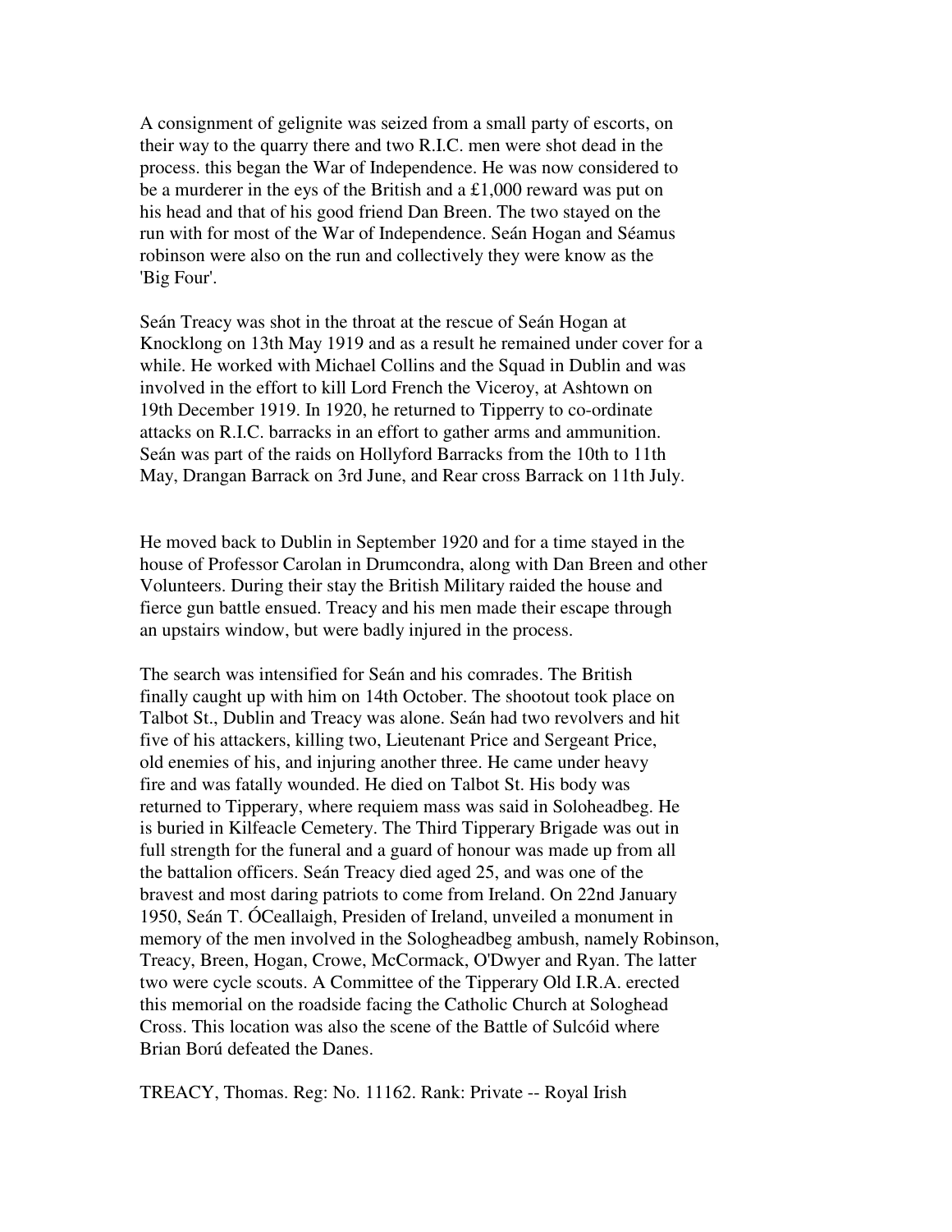A consignment of gelignite was seized from a small party of escorts, on their way to the quarry there and two R.I.C. men were shot dead in the process. this began the War of Independence. He was now considered to be a murderer in the eys of the British and a £1,000 reward was put on his head and that of his good friend Dan Breen. The two stayed on the run with for most of the War of Independence. Seán Hogan and Séamus robinson were also on the run and collectively they were know as the 'Big Four'.

Seán Treacy was shot in the throat at the rescue of Seán Hogan at Knocklong on 13th May 1919 and as a result he remained under cover for a while. He worked with Michael Collins and the Squad in Dublin and was involved in the effort to kill Lord French the Viceroy, at Ashtown on 19th December 1919. In 1920, he returned to Tipperry to co-ordinate attacks on R.I.C. barracks in an effort to gather arms and ammunition. Seán was part of the raids on Hollyford Barracks from the 10th to 11th May, Drangan Barrack on 3rd June, and Rear cross Barrack on 11th July.

He moved back to Dublin in September 1920 and for a time stayed in the house of Professor Carolan in Drumcondra, along with Dan Breen and other Volunteers. During their stay the British Military raided the house and fierce gun battle ensued. Treacy and his men made their escape through an upstairs window, but were badly injured in the process.

The search was intensified for Seán and his comrades. The British finally caught up with him on 14th October. The shootout took place on Talbot St., Dublin and Treacy was alone. Seán had two revolvers and hit five of his attackers, killing two, Lieutenant Price and Sergeant Price, old enemies of his, and injuring another three. He came under heavy fire and was fatally wounded. He died on Talbot St. His body was returned to Tipperary, where requiem mass was said in Soloheadbeg. He is buried in Kilfeacle Cemetery. The Third Tipperary Brigade was out in full strength for the funeral and a guard of honour was made up from all the battalion officers. Seán Treacy died aged 25, and was one of the bravest and most daring patriots to come from Ireland. On 22nd January 1950, Seán T. ÓCeallaigh, Presiden of Ireland, unveiled a monument in memory of the men involved in the Sologheadbeg ambush, namely Robinson, Treacy, Breen, Hogan, Crowe, McCormack, O'Dwyer and Ryan. The latter two were cycle scouts. A Committee of the Tipperary Old I.R.A. erected this memorial on the roadside facing the Catholic Church at Sologhead Cross. This location was also the scene of the Battle of Sulcóid where Brian Ború defeated the Danes.

TREACY, Thomas. Reg: No. 11162. Rank: Private -- Royal Irish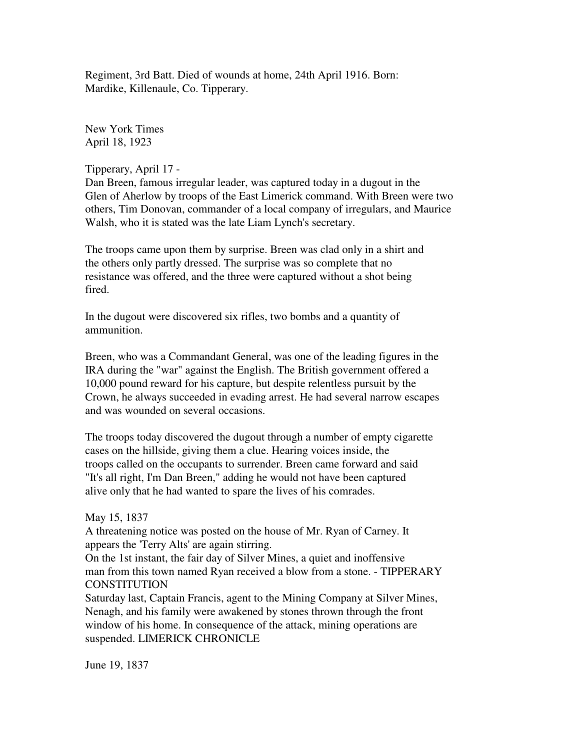Regiment, 3rd Batt. Died of wounds at home, 24th April 1916. Born: Mardike, Killenaule, Co. Tipperary.

New York Times
April 18, 1923

Tipperary, April 17 -
Dan Breen, famous irregular leader, was captured today in a dugout in the Glen of Aherlow by troops of the East Limerick command. With Breen were two others, Tim Donovan, commander of a local company of irregulars, and Maurice Walsh, who it is stated was the late Liam Lynch's secretary.

The troops came upon them by surprise. Breen was clad only in a shirt and the others only partly dressed. The surprise was so complete that no resistance was offered, and the three were captured without a shot being fired.

In the dugout were discovered six rifles, two bombs and a quantity of ammunition.

Breen, who was a Commandant General, was one of the leading figures in the IRA during the "war" against the English. The British government offered a 10,000 pound reward for his capture, but despite relentless pursuit by the Crown, he always succeeded in evading arrest. He had several narrow escapes and was wounded on several occasions.

The troops today discovered the dugout through a number of empty cigarette cases on the hillside, giving them a clue. Hearing voices inside, the troops called on the occupants to surrender. Breen came forward and said "It's all right, I'm Dan Breen," adding he would not have been captured alive only that he had wanted to spare the lives of his comrades.

May 15, 1837
A threatening notice was posted on the house of Mr. Ryan of Carney. It appears the 'Terry Alts' are again stirring.
On the 1st instant, the fair day of Silver Mines, a quiet and inoffensive man from this town named Ryan received a blow from a stone. - TIPPERARY CONSTITUTION
Saturday last, Captain Francis, agent to the Mining Company at Silver Mines, Nenagh, and his family were awakened by stones thrown through the front window of his home. In consequence of the attack, mining operations are suspended. LIMERICK CHRONICLE

June 19, 1837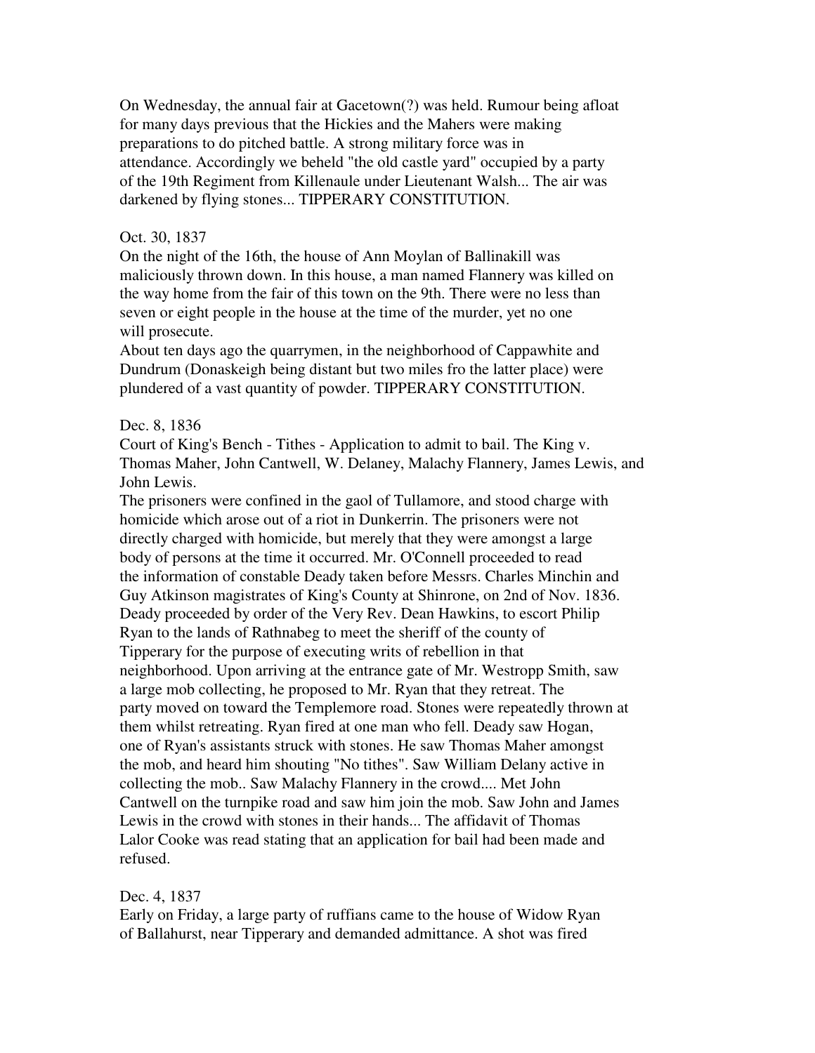On Wednesday, the annual fair at Gacetown(?) was held. Rumour being afloat for many days previous that the Hickies and the Mahers were making preparations to do pitched battle. A strong military force was in attendance. Accordingly we beheld "the old castle yard" occupied by a party of the 19th Regiment from Killenaule under Lieutenant Walsh... The air was darkened by flying stones... TIPPERARY CONSTITUTION.

Oct. 30, 1837

On the night of the 16th, the house of Ann Moylan of Ballinakill was maliciously thrown down. In this house, a man named Flannery was killed on the way home from the fair of this town on the 9th. There were no less than seven or eight people in the house at the time of the murder, yet no one will prosecute.

About ten days ago the quarrymen, in the neighborhood of Cappawhite and Dundrum (Donaskeigh being distant but two miles fro the latter place) were plundered of a vast quantity of powder. TIPPERARY CONSTITUTION.

Dec. 8, 1836

Court of King's Bench - Tithes - Application to admit to bail. The King v. Thomas Maher, John Cantwell, W. Delaney, Malachy Flannery, James Lewis, and John Lewis.

The prisoners were confined in the gaol of Tullamore, and stood charge with homicide which arose out of a riot in Dunkerrin. The prisoners were not directly charged with homicide, but merely that they were amongst a large body of persons at the time it occurred. Mr. O'Connell proceeded to read the information of constable Deady taken before Messrs. Charles Minchin and Guy Atkinson magistrates of King's County at Shinrone, on 2nd of Nov. 1836. Deady proceeded by order of the Very Rev. Dean Hawkins, to escort Philip Ryan to the lands of Rathnabeg to meet the sheriff of the county of Tipperary for the purpose of executing writs of rebellion in that neighborhood. Upon arriving at the entrance gate of Mr. Westropp Smith, saw a large mob collecting, he proposed to Mr. Ryan that they retreat. The party moved on toward the Templemore road. Stones were repeatedly thrown at them whilst retreating. Ryan fired at one man who fell. Deady saw Hogan, one of Ryan's assistants struck with stones. He saw Thomas Maher amongst the mob, and heard him shouting "No tithes". Saw William Delany active in collecting the mob.. Saw Malachy Flannery in the crowd.... Met John Cantwell on the turnpike road and saw him join the mob. Saw John and James Lewis in the crowd with stones in their hands... The affidavit of Thomas Lalor Cooke was read stating that an application for bail had been made and refused.

Dec. 4, 1837

Early on Friday, a large party of ruffians came to the house of Widow Ryan of Ballahurst, near Tipperary and demanded admittance. A shot was fired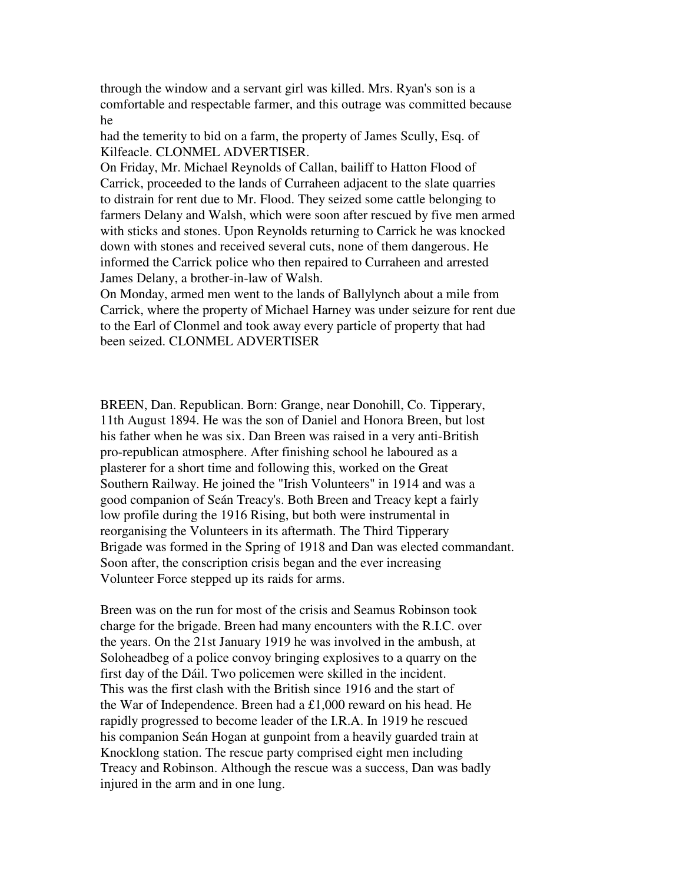through the window and a servant girl was killed. Mrs. Ryan's son is a comfortable and respectable farmer, and this outrage was committed because he
had the temerity to bid on a farm, the property of James Scully, Esq. of Kilfeacle. CLONMEL ADVERTISER.
On Friday, Mr. Michael Reynolds of Callan, bailiff to Hatton Flood of Carrick, proceeded to the lands of Curraheen adjacent to the slate quarries to distrain for rent due to Mr. Flood. They seized some cattle belonging to farmers Delany and Walsh, which were soon after rescued by five men armed with sticks and stones. Upon Reynolds returning to Carrick he was knocked down with stones and received several cuts, none of them dangerous. He informed the Carrick police who then repaired to Curraheen and arrested James Delany, a brother-in-law of Walsh.
On Monday, armed men went to the lands of Ballylynch about a mile from Carrick, where the property of Michael Harney was under seizure for rent due to the Earl of Clonmel and took away every particle of property that had been seized. CLONMEL ADVERTISER

BREEN, Dan. Republican. Born: Grange, near Donohill, Co. Tipperary, 11th August 1894. He was the son of Daniel and Honora Breen, but lost his father when he was six. Dan Breen was raised in a very anti-British pro-republican atmosphere. After finishing school he laboured as a plasterer for a short time and following this, worked on the Great Southern Railway. He joined the "Irish Volunteers" in 1914 and was a good companion of Seán Treacy's. Both Breen and Treacy kept a fairly low profile during the 1916 Rising, but both were instrumental in reorganising the Volunteers in its aftermath. The Third Tipperary Brigade was formed in the Spring of 1918 and Dan was elected commandant. Soon after, the conscription crisis began and the ever increasing Volunteer Force stepped up its raids for arms.

Breen was on the run for most of the crisis and Seamus Robinson took charge for the brigade. Breen had many encounters with the R.I.C. over the years. On the 21st January 1919 he was involved in the ambush, at Soloheadbeg of a police convoy bringing explosives to a quarry on the first day of the Dáil. Two policemen were skilled in the incident. This was the first clash with the British since 1916 and the start of the War of Independence. Breen had a £1,000 reward on his head. He rapidly progressed to become leader of the I.R.A. In 1919 he rescued his companion Seán Hogan at gunpoint from a heavily guarded train at Knocklong station. The rescue party comprised eight men including Treacy and Robinson. Although the rescue was a success, Dan was badly injured in the arm and in one lung.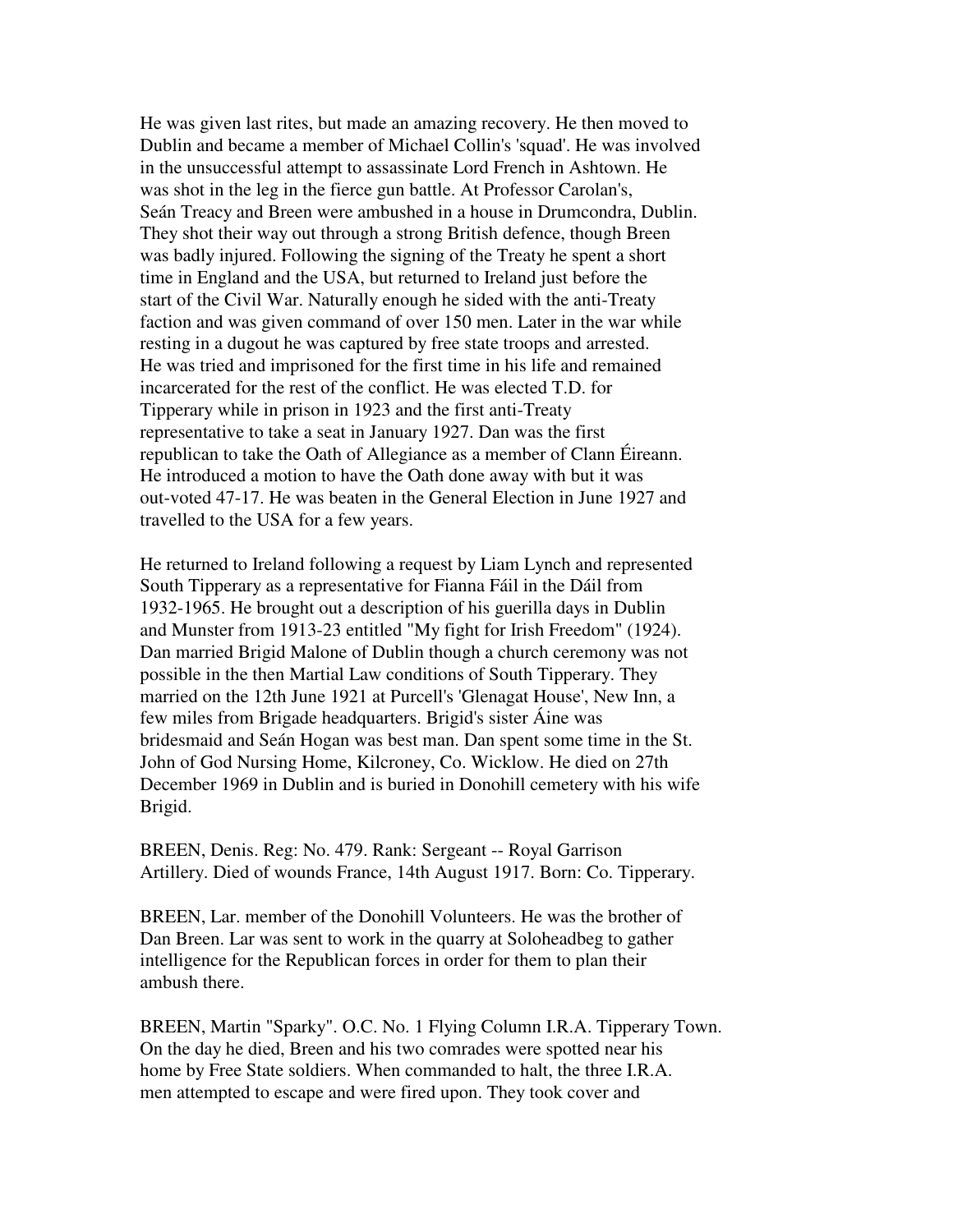He was given last rites, but made an amazing recovery. He then moved to Dublin and became a member of Michael Collin's 'squad'. He was involved in the unsuccessful attempt to assassinate Lord French in Ashtown. He was shot in the leg in the fierce gun battle. At Professor Carolan's, Seán Treacy and Breen were ambushed in a house in Drumcondra, Dublin. They shot their way out through a strong British defence, though Breen was badly injured. Following the signing of the Treaty he spent a short time in England and the USA, but returned to Ireland just before the start of the Civil War. Naturally enough he sided with the anti-Treaty faction and was given command of over 150 men. Later in the war while resting in a dugout he was captured by free state troops and arrested. He was tried and imprisoned for the first time in his life and remained incarcerated for the rest of the conflict. He was elected T.D. for Tipperary while in prison in 1923 and the first anti-Treaty representative to take a seat in January 1927. Dan was the first republican to take the Oath of Allegiance as a member of Clann Éireann. He introduced a motion to have the Oath done away with but it was out-voted 47-17. He was beaten in the General Election in June 1927 and travelled to the USA for a few years.

He returned to Ireland following a request by Liam Lynch and represented South Tipperary as a representative for Fianna Fáil in the Dáil from 1932-1965. He brought out a description of his guerilla days in Dublin and Munster from 1913-23 entitled "My fight for Irish Freedom" (1924). Dan married Brigid Malone of Dublin though a church ceremony was not possible in the then Martial Law conditions of South Tipperary. They married on the 12th June 1921 at Purcell's 'Glenagat House', New Inn, a few miles from Brigade headquarters. Brigid's sister Áine was bridesmaid and Seán Hogan was best man. Dan spent some time in the St. John of God Nursing Home, Kilcroney, Co. Wicklow. He died on 27th December 1969 in Dublin and is buried in Donohill cemetery with his wife Brigid.

BREEN, Denis. Reg: No. 479. Rank: Sergeant -- Royal Garrison Artillery. Died of wounds France, 14th August 1917. Born: Co. Tipperary.

BREEN, Lar. member of the Donohill Volunteers. He was the brother of Dan Breen. Lar was sent to work in the quarry at Soloheadbeg to gather intelligence for the Republican forces in order for them to plan their ambush there.

BREEN, Martin "Sparky". O.C. No. 1 Flying Column I.R.A. Tipperary Town. On the day he died, Breen and his two comrades were spotted near his home by Free State soldiers. When commanded to halt, the three I.R.A. men attempted to escape and were fired upon. They took cover and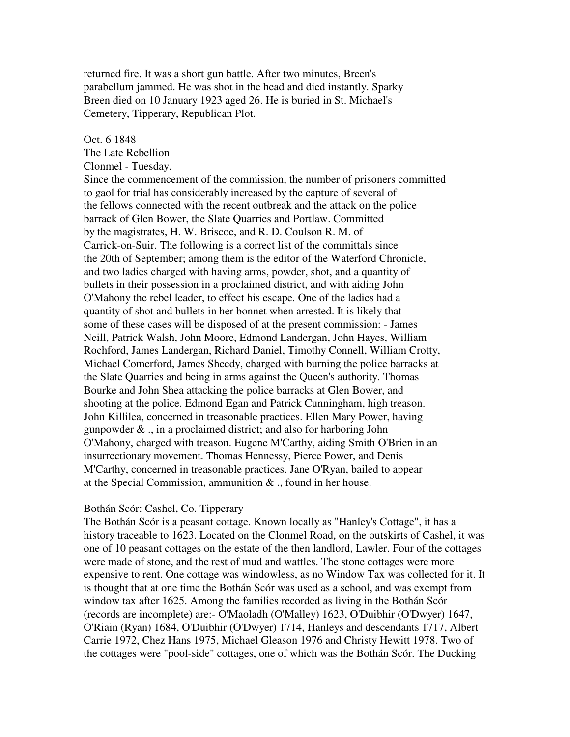returned fire. It was a short gun battle. After two minutes, Breen's parabellum jammed. He was shot in the head and died instantly. Sparky Breen died on 10 January 1923 aged 26. He is buried in St. Michael's Cemetery, Tipperary, Republican Plot.

Oct. 6 1848
The Late Rebellion
Clonmel - Tuesday.
Since the commencement of the commission, the number of prisoners committed to gaol for trial has considerably increased by the capture of several of the fellows connected with the recent outbreak and the attack on the police barrack of Glen Bower, the Slate Quarries and Portlaw. Committed by the magistrates, H. W. Briscoe, and R. D. Coulson R. M. of Carrick-on-Suir. The following is a correct list of the committals since the 20th of September; among them is the editor of the Waterford Chronicle, and two ladies charged with having arms, powder, shot, and a quantity of bullets in their possession in a proclaimed district, and with aiding John O'Mahony the rebel leader, to effect his escape. One of the ladies had a quantity of shot and bullets in her bonnet when arrested. It is likely that some of these cases will be disposed of at the present commission: - James Neill, Patrick Walsh, John Moore, Edmond Landergan, John Hayes, William Rochford, James Landergan, Richard Daniel, Timothy Connell, William Crotty, Michael Comerford, James Sheedy, charged with burning the police barracks at the Slate Quarries and being in arms against the Queen's authority. Thomas Bourke and John Shea attacking the police barracks at Glen Bower, and shooting at the police. Edmond Egan and Patrick Cunningham, high treason. John Killilea, concerned in treasonable practices. Ellen Mary Power, having gunpowder & ., in a proclaimed district; and also for harboring John O'Mahony, charged with treason. Eugene M'Carthy, aiding Smith O'Brien in an insurrectionary movement. Thomas Hennessy, Pierce Power, and Denis M'Carthy, concerned in treasonable practices. Jane O'Ryan, bailed to appear at the Special Commission, ammunition & ., found in her house.

Bothán Scór: Cashel, Co. Tipperary
The Bothán Scór is a peasant cottage. Known locally as "Hanley's Cottage", it has a history traceable to 1623. Located on the Clonmel Road, on the outskirts of Cashel, it was one of 10 peasant cottages on the estate of the then landlord, Lawler. Four of the cottages were made of stone, and the rest of mud and wattles. The stone cottages were more expensive to rent. One cottage was windowless, as no Window Tax was collected for it. It is thought that at one time the Bothán Scór was used as a school, and was exempt from window tax after 1625. Among the families recorded as living in the Bothán Scór (records are incomplete) are:- O'Maoladh (O'Malley) 1623, O'Duibhir (O'Dwyer) 1647, O'Riain (Ryan) 1684, O'Duibhir (O'Dwyer) 1714, Hanleys and descendants 1717, Albert Carrie 1972, Chez Hans 1975, Michael Gleason 1976 and Christy Hewitt 1978. Two of the cottages were "pool-side" cottages, one of which was the Bothán Scór. The Ducking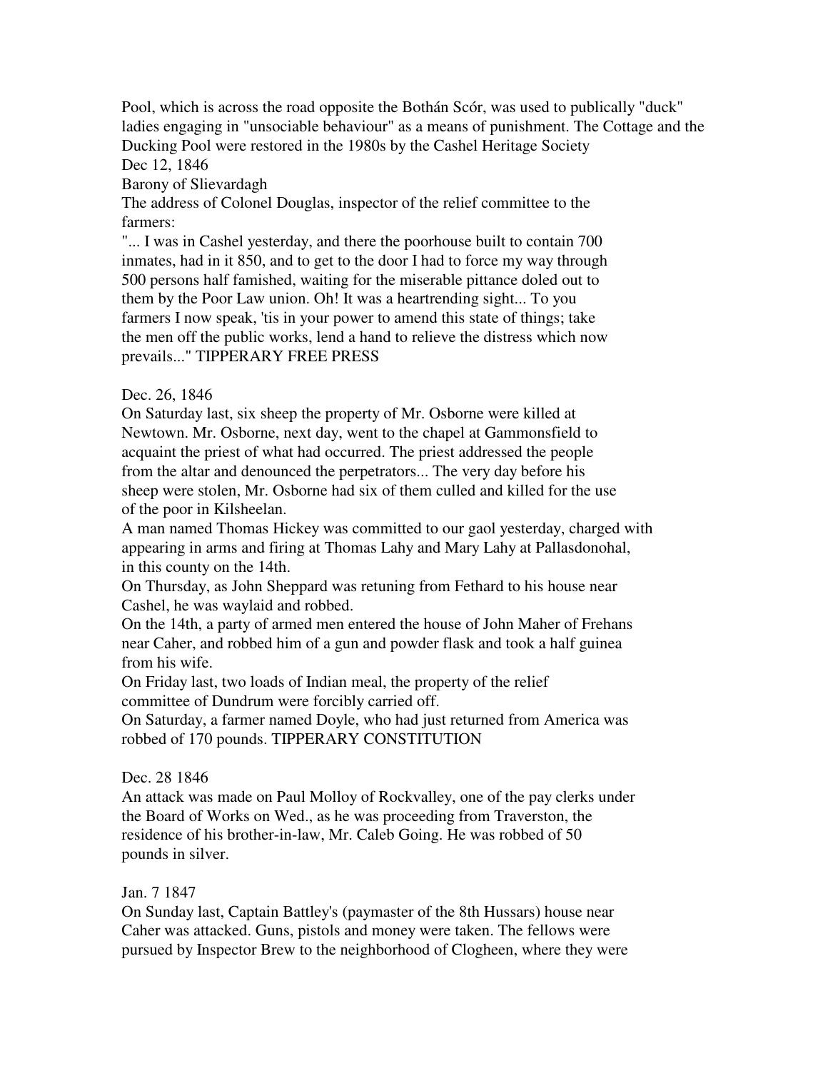Pool, which is across the road opposite the Bothán Scór, was used to publically "duck" ladies engaging in "unsociable behaviour" as a means of punishment. The Cottage and the Ducking Pool were restored in the 1980s by the Cashel Heritage Society

Dec 12, 1846

Barony of Slievardagh

The address of Colonel Douglas, inspector of the relief committee to the farmers:

"... I was in Cashel yesterday, and there the poorhouse built to contain 700 inmates, had in it 850, and to get to the door I had to force my way through 500 persons half famished, waiting for the miserable pittance doled out to them by the Poor Law union. Oh! It was a heartrending sight... To you farmers I now speak, 'tis in your power to amend this state of things; take the men off the public works, lend a hand to relieve the distress which now prevails..." TIPPERARY FREE PRESS

Dec. 26, 1846

On Saturday last, six sheep the property of Mr. Osborne were killed at Newtown. Mr. Osborne, next day, went to the chapel at Gammonsfield to acquaint the priest of what had occurred. The priest addressed the people from the altar and denounced the perpetrators... The very day before his sheep were stolen, Mr. Osborne had six of them culled and killed for the use of the poor in Kilsheelan.

A man named Thomas Hickey was committed to our gaol yesterday, charged with appearing in arms and firing at Thomas Lahy and Mary Lahy at Pallasdonohal, in this county on the 14th.

On Thursday, as John Sheppard was retuning from Fethard to his house near Cashel, he was waylaid and robbed.

On the 14th, a party of armed men entered the house of John Maher of Frehans near Caher, and robbed him of a gun and powder flask and took a half guinea from his wife.

On Friday last, two loads of Indian meal, the property of the relief committee of Dundrum were forcibly carried off.

On Saturday, a farmer named Doyle, who had just returned from America was robbed of 170 pounds. TIPPERARY CONSTITUTION

Dec. 28 1846

An attack was made on Paul Molloy of Rockvalley, one of the pay clerks under the Board of Works on Wed., as he was proceeding from Traverston, the residence of his brother-in-law, Mr. Caleb Going. He was robbed of 50 pounds in silver.

Jan. 7 1847

On Sunday last, Captain Battley's (paymaster of the 8th Hussars) house near Caher was attacked. Guns, pistols and money were taken. The fellows were pursued by Inspector Brew to the neighborhood of Clogheen, where they were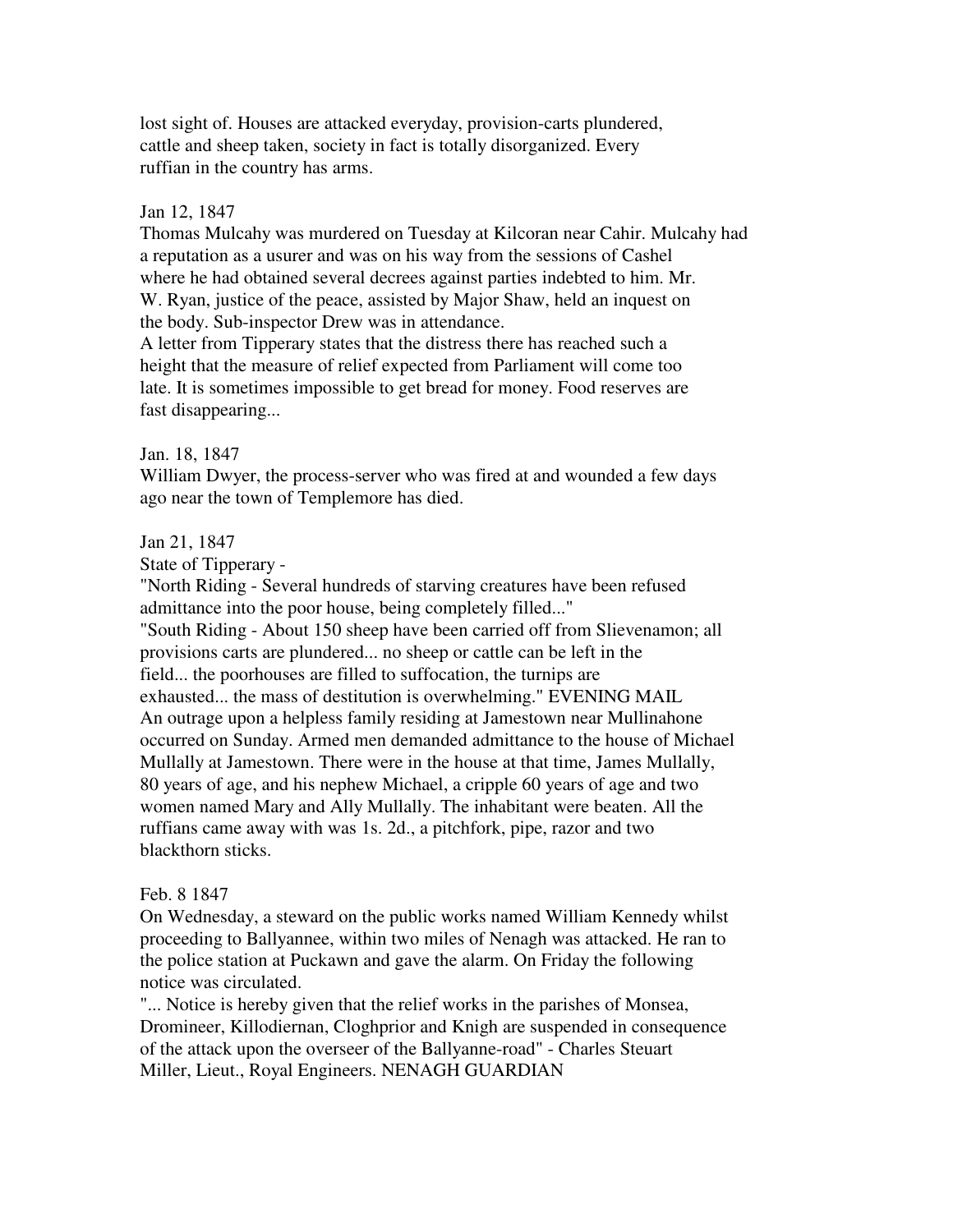lost sight of. Houses are attacked everyday, provision-carts plundered, cattle and sheep taken, society in fact is totally disorganized. Every ruffian in the country has arms.

Jan 12, 1847

Thomas Mulcahy was murdered on Tuesday at Kilcoran near Cahir. Mulcahy had a reputation as a usurer and was on his way from the sessions of Cashel where he had obtained several decrees against parties indebted to him. Mr. W. Ryan, justice of the peace, assisted by Major Shaw, held an inquest on the body. Sub-inspector Drew was in attendance.

A letter from Tipperary states that the distress there has reached such a height that the measure of relief expected from Parliament will come too late. It is sometimes impossible to get bread for money. Food reserves are fast disappearing...

Jan. 18, 1847

William Dwyer, the process-server who was fired at and wounded a few days ago near the town of Templemore has died.

Jan 21, 1847

State of Tipperary -

"North Riding - Several hundreds of starving creatures have been refused admittance into the poor house, being completely filled..."

"South Riding - About 150 sheep have been carried off from Slievenamon; all provisions carts are plundered... no sheep or cattle can be left in the field... the poorhouses are filled to suffocation, the turnips are exhausted... the mass of destitution is overwhelming." EVENING MAIL

An outrage upon a helpless family residing at Jamestown near Mullinahone occurred on Sunday. Armed men demanded admittance to the house of Michael Mullally at Jamestown. There were in the house at that time, James Mullally, 80 years of age, and his nephew Michael, a cripple 60 years of age and two women named Mary and Ally Mullally. The inhabitant were beaten. All the ruffians came away with was 1s. 2d., a pitchfork, pipe, razor and two blackthorn sticks.

Feb. 8 1847

On Wednesday, a steward on the public works named William Kennedy whilst proceeding to Ballyannee, within two miles of Nenagh was attacked. He ran to the police station at Puckawn and gave the alarm. On Friday the following notice was circulated.

"... Notice is hereby given that the relief works in the parishes of Monsea, Dromineer, Killodiernan, Cloghprior and Knigh are suspended in consequence of the attack upon the overseer of the Ballyanne-road" - Charles Steuart Miller, Lieut., Royal Engineers. NENAGH GUARDIAN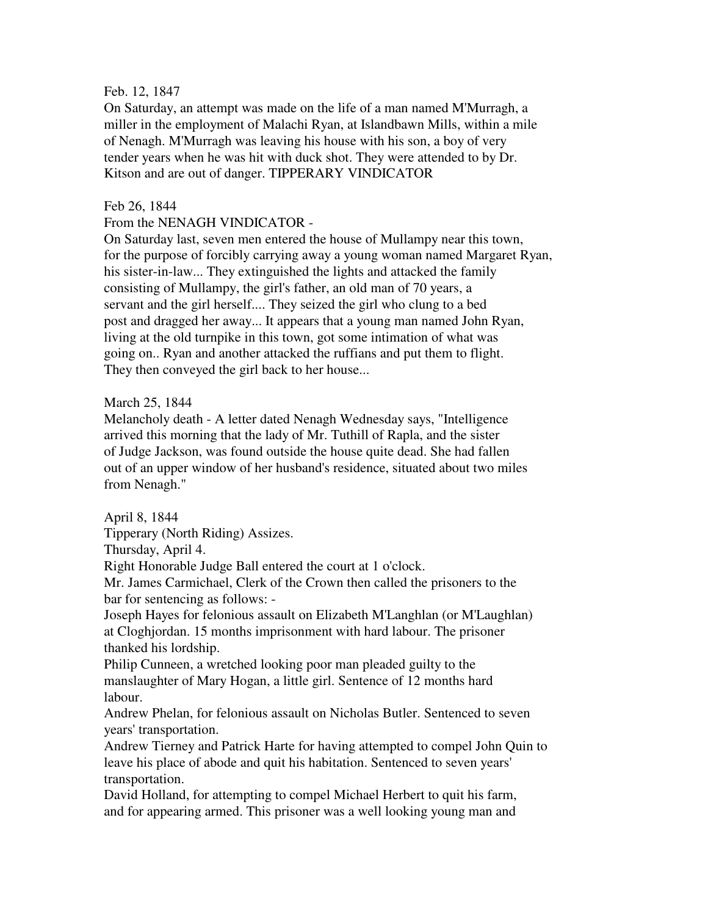Feb. 12, 1847
On Saturday, an attempt was made on the life of a man named M'Murragh, a miller in the employment of Malachi Ryan, at Islandbawn Mills, within a mile of Nenagh. M'Murragh was leaving his house with his son, a boy of very tender years when he was hit with duck shot. They were attended to by Dr. Kitson and are out of danger. TIPPERARY VINDICATOR

Feb 26, 1844
From the NENAGH VINDICATOR -
On Saturday last, seven men entered the house of Mullampy near this town, for the purpose of forcibly carrying away a young woman named Margaret Ryan, his sister-in-law... They extinguished the lights and attacked the family consisting of Mullampy, the girl's father, an old man of 70 years, a servant and the girl herself.... They seized the girl who clung to a bed post and dragged her away... It appears that a young man named John Ryan, living at the old turnpike in this town, got some intimation of what was going on.. Ryan and another attacked the ruffians and put them to flight. They then conveyed the girl back to her house...

March 25, 1844
Melancholy death - A letter dated Nenagh Wednesday says, "Intelligence arrived this morning that the lady of Mr. Tuthill of Rapla, and the sister of Judge Jackson, was found outside the house quite dead. She had fallen out of an upper window of her husband's residence, situated about two miles from Nenagh."

April 8, 1844
Tipperary (North Riding) Assizes.
Thursday, April 4.
Right Honorable Judge Ball entered the court at 1 o'clock.
Mr. James Carmichael, Clerk of the Crown then called the prisoners to the bar for sentencing as follows: -
Joseph Hayes for felonious assault on Elizabeth M'Langhlan (or M'Laughlan) at Cloghjordan. 15 months imprisonment with hard labour. The prisoner thanked his lordship.
Philip Cunneen, a wretched looking poor man pleaded guilty to the manslaughter of Mary Hogan, a little girl. Sentence of 12 months hard labour.
Andrew Phelan, for felonious assault on Nicholas Butler. Sentenced to seven years' transportation.
Andrew Tierney and Patrick Harte for having attempted to compel John Quin to leave his place of abode and quit his habitation. Sentenced to seven years' transportation.
David Holland, for attempting to compel Michael Herbert to quit his farm, and for appearing armed. This prisoner was a well looking young man and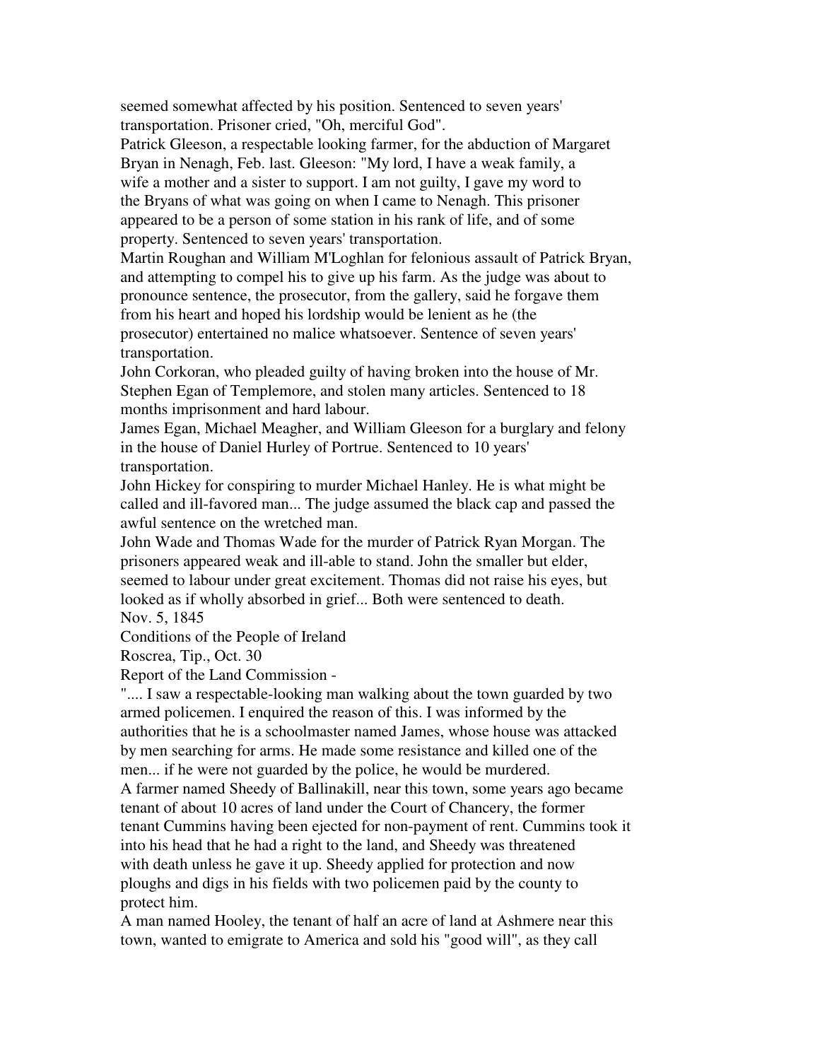seemed somewhat affected by his position. Sentenced to seven years' transportation. Prisoner cried, "Oh, merciful God".

Patrick Gleeson, a respectable looking farmer, for the abduction of Margaret Bryan in Nenagh, Feb. last. Gleeson: "My lord, I have a weak family, a wife a mother and a sister to support. I am not guilty, I gave my word to the Bryans of what was going on when I came to Nenagh. This prisoner appeared to be a person of some station in his rank of life, and of some property. Sentenced to seven years' transportation.

Martin Roughan and William M'Loghlan for felonious assault of Patrick Bryan, and attempting to compel his to give up his farm. As the judge was about to pronounce sentence, the prosecutor, from the gallery, said he forgave them from his heart and hoped his lordship would be lenient as he (the prosecutor) entertained no malice whatsoever. Sentence of seven years' transportation.

John Corkoran, who pleaded guilty of having broken into the house of Mr. Stephen Egan of Templemore, and stolen many articles. Sentenced to 18 months imprisonment and hard labour.

James Egan, Michael Meagher, and William Gleeson for a burglary and felony in the house of Daniel Hurley of Portrue. Sentenced to 10 years' transportation.

John Hickey for conspiring to murder Michael Hanley. He is what might be called and ill-favored man... The judge assumed the black cap and passed the awful sentence on the wretched man.

John Wade and Thomas Wade for the murder of Patrick Ryan Morgan. The prisoners appeared weak and ill-able to stand. John the smaller but elder, seemed to labour under great excitement. Thomas did not raise his eyes, but looked as if wholly absorbed in grief... Both were sentenced to death.

Nov. 5, 1845

Conditions of the People of Ireland

Roscrea, Tip., Oct. 30

Report of the Land Commission -

".... I saw a respectable-looking man walking about the town guarded by two armed policemen. I enquired the reason of this. I was informed by the authorities that he is a schoolmaster named James, whose house was attacked by men searching for arms. He made some resistance and killed one of the men... if he were not guarded by the police, he would be murdered.

A farmer named Sheedy of Ballinakill, near this town, some years ago became tenant of about 10 acres of land under the Court of Chancery, the former tenant Cummins having been ejected for non-payment of rent. Cummins took it into his head that he had a right to the land, and Sheedy was threatened with death unless he gave it up. Sheedy applied for protection and now ploughs and digs in his fields with two policemen paid by the county to protect him.

A man named Hooley, the tenant of half an acre of land at Ashmere near this town, wanted to emigrate to America and sold his "good will", as they call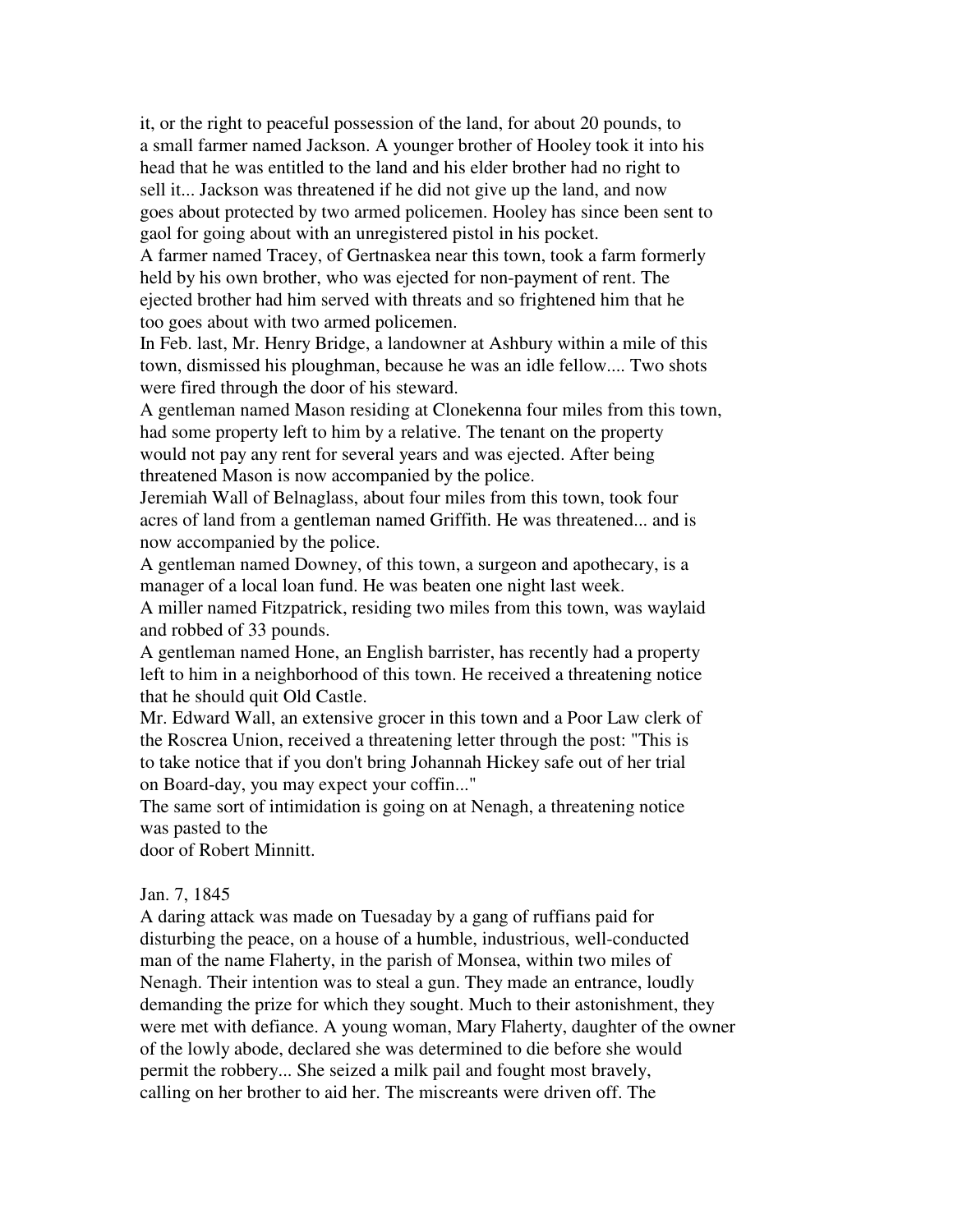it, or the right to peaceful possession of the land, for about 20 pounds, to a small farmer named Jackson. A younger brother of Hooley took it into his head that he was entitled to the land and his elder brother had no right to sell it... Jackson was threatened if he did not give up the land, and now goes about protected by two armed policemen. Hooley has since been sent to gaol for going about with an unregistered pistol in his pocket.

A farmer named Tracey, of Gertnaskea near this town, took a farm formerly held by his own brother, who was ejected for non-payment of rent. The ejected brother had him served with threats and so frightened him that he too goes about with two armed policemen.

In Feb. last, Mr. Henry Bridge, a landowner at Ashbury within a mile of this town, dismissed his ploughman, because he was an idle fellow.... Two shots were fired through the door of his steward.

A gentleman named Mason residing at Clonekenna four miles from this town, had some property left to him by a relative. The tenant on the property would not pay any rent for several years and was ejected. After being threatened Mason is now accompanied by the police.

Jeremiah Wall of Belnaglass, about four miles from this town, took four acres of land from a gentleman named Griffith. He was threatened... and is now accompanied by the police.

A gentleman named Downey, of this town, a surgeon and apothecary, is a manager of a local loan fund. He was beaten one night last week.

A miller named Fitzpatrick, residing two miles from this town, was waylaid and robbed of 33 pounds.

A gentleman named Hone, an English barrister, has recently had a property left to him in a neighborhood of this town. He received a threatening notice that he should quit Old Castle.

Mr. Edward Wall, an extensive grocer in this town and a Poor Law clerk of the Roscrea Union, received a threatening letter through the post: "This is to take notice that if you don't bring Johannah Hickey safe out of her trial on Board-day, you may expect your coffin..."

The same sort of intimidation is going on at Nenagh, a threatening notice was pasted to the door of Robert Minnitt.

Jan. 7, 1845

A daring attack was made on Tuesaday by a gang of ruffians paid for disturbing the peace, on a house of a humble, industrious, well-conducted man of the name Flaherty, in the parish of Monsea, within two miles of Nenagh. Their intention was to steal a gun. They made an entrance, loudly demanding the prize for which they sought. Much to their astonishment, they were met with defiance. A young woman, Mary Flaherty, daughter of the owner of the lowly abode, declared she was determined to die before she would permit the robbery... She seized a milk pail and fought most bravely, calling on her brother to aid her. The miscreants were driven off. The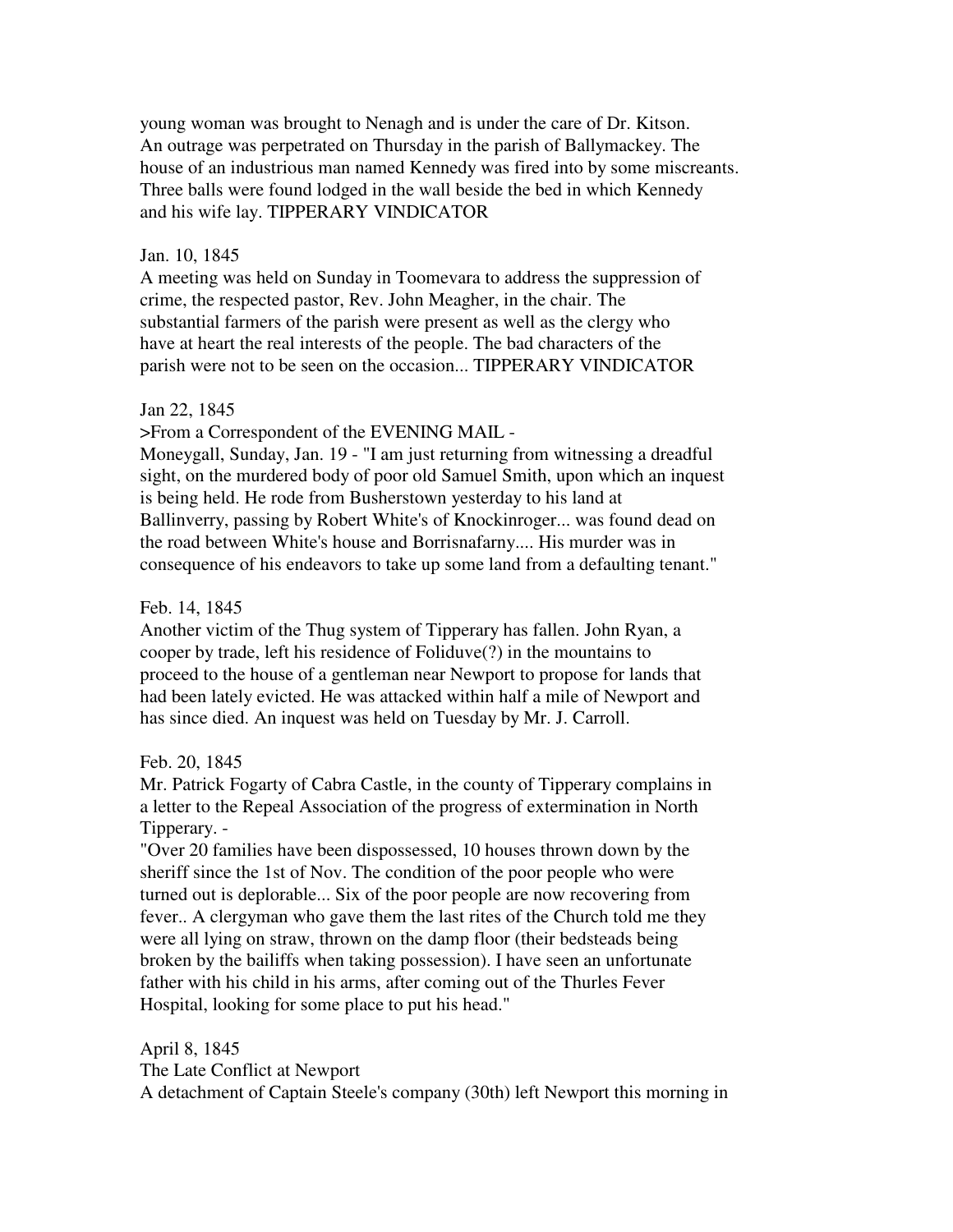young woman was brought to Nenagh and is under the care of Dr. Kitson. An outrage was perpetrated on Thursday in the parish of Ballymackey. The house of an industrious man named Kennedy was fired into by some miscreants. Three balls were found lodged in the wall beside the bed in which Kennedy and his wife lay. TIPPERARY VINDICATOR

Jan. 10, 1845
A meeting was held on Sunday in Toomevara to address the suppression of crime, the respected pastor, Rev. John Meagher, in the chair. The substantial farmers of the parish were present as well as the clergy who have at heart the real interests of the people. The bad characters of the parish were not to be seen on the occasion... TIPPERARY VINDICATOR

Jan 22, 1845
>From a Correspondent of the EVENING MAIL -
Moneygall, Sunday, Jan. 19 - "I am just returning from witnessing a dreadful sight, on the murdered body of poor old Samuel Smith, upon which an inquest is being held. He rode from Busherstown yesterday to his land at Ballinverry, passing by Robert White's of Knockinroger... was found dead on the road between White's house and Borrisnafarny.... His murder was in consequence of his endeavors to take up some land from a defaulting tenant."

Feb. 14, 1845
Another victim of the Thug system of Tipperary has fallen. John Ryan, a cooper by trade, left his residence of Foliduve(?) in the mountains to proceed to the house of a gentleman near Newport to propose for lands that had been lately evicted. He was attacked within half a mile of Newport and has since died. An inquest was held on Tuesday by Mr. J. Carroll.

Feb. 20, 1845
Mr. Patrick Fogarty of Cabra Castle, in the county of Tipperary complains in a letter to the Repeal Association of the progress of extermination in North Tipperary. -
"Over 20 families have been dispossessed, 10 houses thrown down by the sheriff since the 1st of Nov. The condition of the poor people who were turned out is deplorable... Six of the poor people are now recovering from fever.. A clergyman who gave them the last rites of the Church told me they were all lying on straw, thrown on the damp floor (their bedsteads being broken by the bailiffs when taking possession). I have seen an unfortunate father with his child in his arms, after coming out of the Thurles Fever Hospital, looking for some place to put his head."

April 8, 1845
The Late Conflict at Newport
A detachment of Captain Steele's company (30th) left Newport this morning in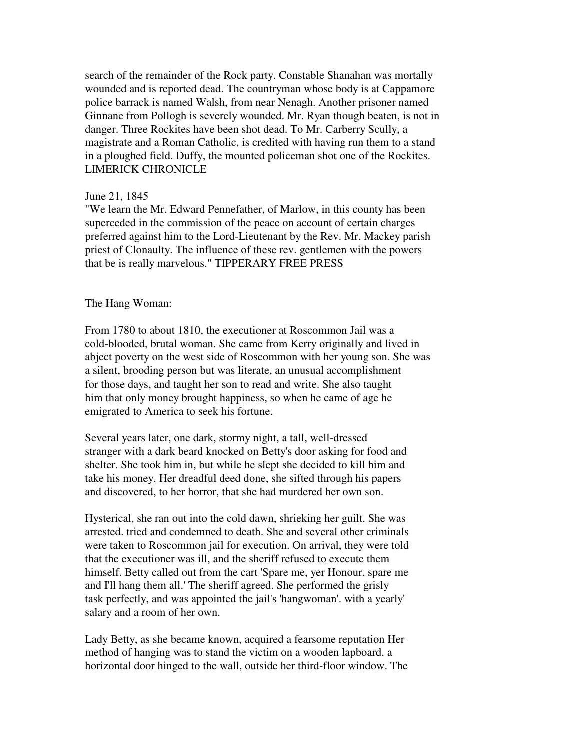search of the remainder of the Rock party. Constable Shanahan was mortally wounded and is reported dead. The countryman whose body is at Cappamore police barrack is named Walsh, from near Nenagh. Another prisoner named Ginnane from Pollogh is severely wounded. Mr. Ryan though beaten, is not in danger. Three Rockites have been shot dead. To Mr. Carberry Scully, a magistrate and a Roman Catholic, is credited with having run them to a stand in a ploughed field. Duffy, the mounted policeman shot one of the Rockites. LIMERICK CHRONICLE

June 21, 1845
"We learn the Mr. Edward Pennefather, of Marlow, in this county has been superceded in the commission of the peace on account of certain charges preferred against him to the Lord-Lieutenant by the Rev. Mr. Mackey parish priest of Clonaulty. The influence of these rev. gentlemen with the powers that be is really marvelous." TIPPERARY FREE PRESS

The Hang Woman:

From 1780 to about 1810, the executioner at Roscommon Jail was a cold-blooded, brutal woman. She came from Kerry originally and lived in abject poverty on the west side of Roscommon with her young son. She was a silent, brooding person but was literate, an unusual accomplishment for those days, and taught her son to read and write. She also taught him that only money brought happiness, so when he came of age he emigrated to America to seek his fortune.

Several years later, one dark, stormy night, a tall, well-dressed stranger with a dark beard knocked on Betty's door asking for food and shelter. She took him in, but while he slept she decided to kill him and take his money. Her dreadful deed done, she sifted through his papers and discovered, to her horror, that she had murdered her own son.

Hysterical, she ran out into the cold dawn, shrieking her guilt. She was arrested. tried and condemned to death. She and several other criminals were taken to Roscommon jail for execution. On arrival, they were told that the executioner was ill, and the sheriff refused to execute them himself. Betty called out from the cart 'Spare me, yer Honour. spare me and I'll hang them all.' The sheriff agreed. She performed the grisly task perfectly, and was appointed the jail's 'hangwoman'. with a yearly' salary and a room of her own.

Lady Betty, as she became known, acquired a fearsome reputation Her method of hanging was to stand the victim on a wooden lapboard. a horizontal door hinged to the wall, outside her third-floor window. The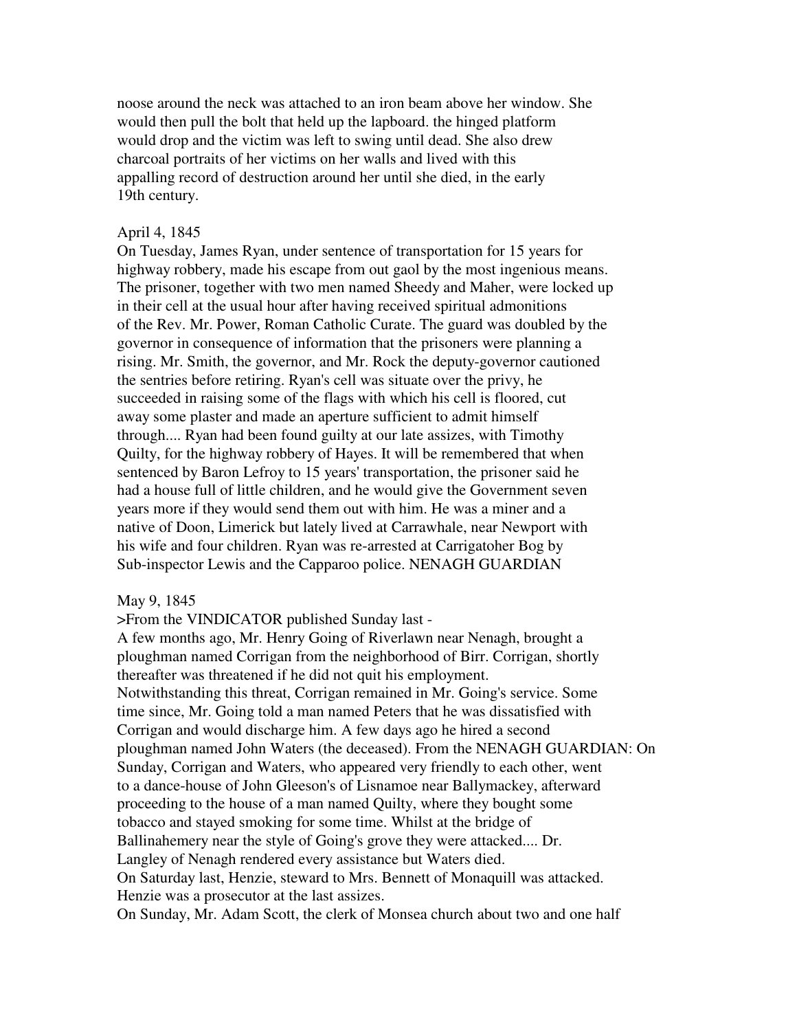noose around the neck was attached to an iron beam above her window. She would then pull the bolt that held up the lapboard. the hinged platform would drop and the victim was left to swing until dead. She also drew charcoal portraits of her victims on her walls and lived with this appalling record of destruction around her until she died, in the early 19th century.

April 4, 1845
On Tuesday, James Ryan, under sentence of transportation for 15 years for highway robbery, made his escape from out gaol by the most ingenious means. The prisoner, together with two men named Sheedy and Maher, were locked up in their cell at the usual hour after having received spiritual admonitions of the Rev. Mr. Power, Roman Catholic Curate. The guard was doubled by the governor in consequence of information that the prisoners were planning a rising. Mr. Smith, the governor, and Mr. Rock the deputy-governor cautioned the sentries before retiring. Ryan's cell was situate over the privy, he succeeded in raising some of the flags with which his cell is floored, cut away some plaster and made an aperture sufficient to admit himself through.... Ryan had been found guilty at our late assizes, with Timothy Quilty, for the highway robbery of Hayes. It will be remembered that when sentenced by Baron Lefroy to 15 years' transportation, the prisoner said he had a house full of little children, and he would give the Government seven years more if they would send them out with him. He was a miner and a native of Doon, Limerick but lately lived at Carrawhale, near Newport with his wife and four children. Ryan was re-arrested at Carrigatoher Bog by Sub-inspector Lewis and the Capparoo police. NENAGH GUARDIAN

May 9, 1845
>From the VINDICATOR published Sunday last -
A few months ago, Mr. Henry Going of Riverlawn near Nenagh, brought a ploughman named Corrigan from the neighborhood of Birr. Corrigan, shortly thereafter was threatened if he did not quit his employment. Notwithstanding this threat, Corrigan remained in Mr. Going's service. Some time since, Mr. Going told a man named Peters that he was dissatisfied with Corrigan and would discharge him. A few days ago he hired a second ploughman named John Waters (the deceased). From the NENAGH GUARDIAN: On Sunday, Corrigan and Waters, who appeared very friendly to each other, went to a dance-house of John Gleeson's of Lisnamoe near Ballymackey, afterward proceeding to the house of a man named Quilty, where they bought some tobacco and stayed smoking for some time. Whilst at the bridge of Ballinahemery near the style of Going's grove they were attacked.... Dr. Langley of Nenagh rendered every assistance but Waters died.
On Saturday last, Henzie, steward to Mrs. Bennett of Monaquill was attacked. Henzie was a prosecutor at the last assizes.
On Sunday, Mr. Adam Scott, the clerk of Monsea church about two and one half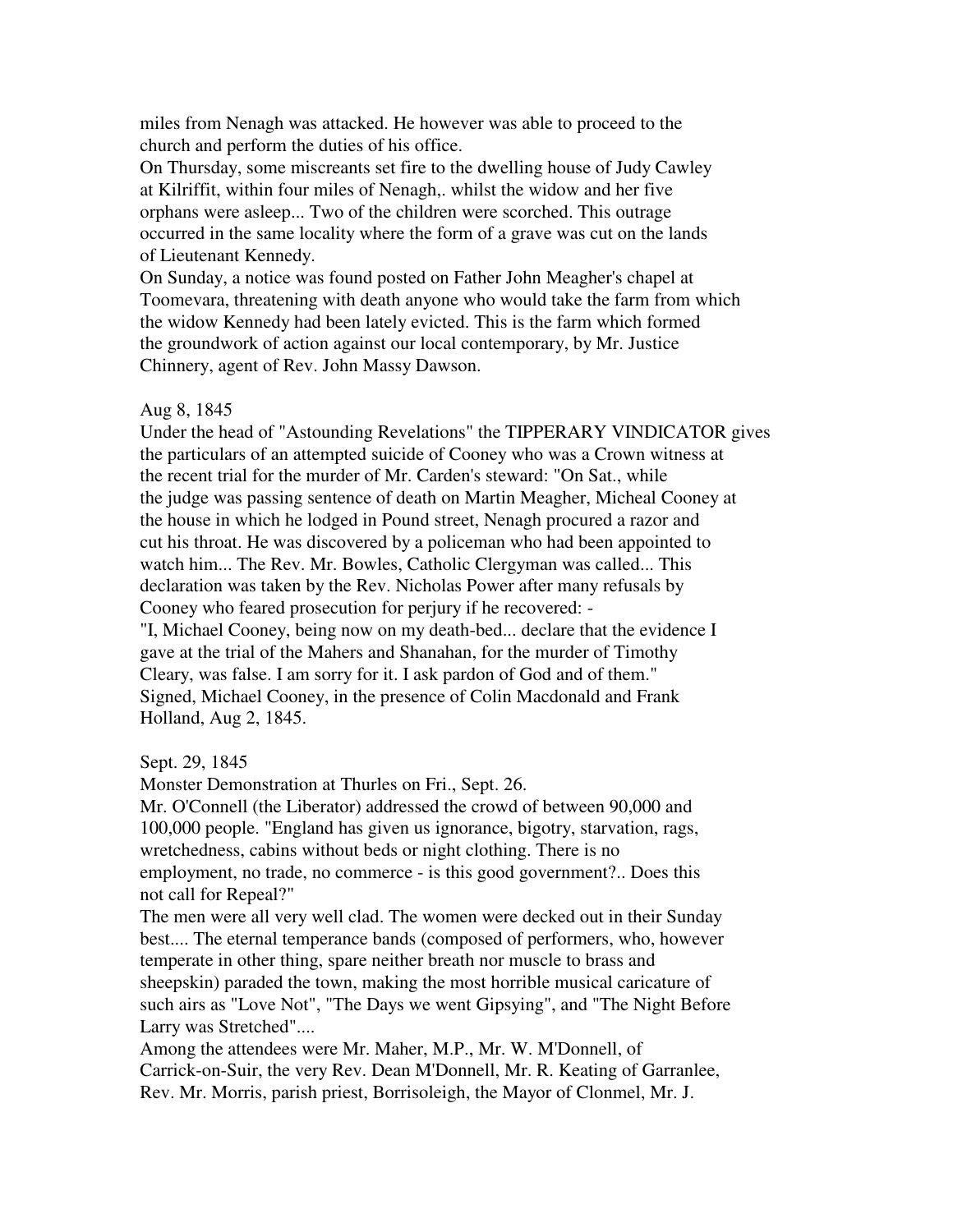miles from Nenagh was attacked. He however was able to proceed to the church and perform the duties of his office.

On Thursday, some miscreants set fire to the dwelling house of Judy Cawley at Kilriffit, within four miles of Nenagh,. whilst the widow and her five orphans were asleep... Two of the children were scorched. This outrage occurred in the same locality where the form of a grave was cut on the lands of Lieutenant Kennedy.

On Sunday, a notice was found posted on Father John Meagher's chapel at Toomevara, threatening with death anyone who would take the farm from which the widow Kennedy had been lately evicted. This is the farm which formed the groundwork of action against our local contemporary, by Mr. Justice Chinnery, agent of Rev. John Massy Dawson.

Aug 8, 1845

Under the head of "Astounding Revelations" the TIPPERARY VINDICATOR gives the particulars of an attempted suicide of Cooney who was a Crown witness at the recent trial for the murder of Mr. Carden's steward: "On Sat., while the judge was passing sentence of death on Martin Meagher, Micheal Cooney at the house in which he lodged in Pound street, Nenagh procured a razor and cut his throat. He was discovered by a policeman who had been appointed to watch him... The Rev. Mr. Bowles, Catholic Clergyman was called... This declaration was taken by the Rev. Nicholas Power after many refusals by Cooney who feared prosecution for perjury if he recovered: -

"I, Michael Cooney, being now on my death-bed... declare that the evidence I gave at the trial of the Mahers and Shanahan, for the murder of Timothy Cleary, was false. I am sorry for it. I ask pardon of God and of them." Signed, Michael Cooney, in the presence of Colin Macdonald and Frank Holland, Aug 2, 1845.

Sept. 29, 1845

Monster Demonstration at Thurles on Fri., Sept. 26.

Mr. O'Connell (the Liberator) addressed the crowd of between 90,000 and 100,000 people. "England has given us ignorance, bigotry, starvation, rags, wretchedness, cabins without beds or night clothing. There is no employment, no trade, no commerce - is this good government?.. Does this not call for Repeal?"

The men were all very well clad. The women were decked out in their Sunday best.... The eternal temperance bands (composed of performers, who, however temperate in other thing, spare neither breath nor muscle to brass and sheepskin) paraded the town, making the most horrible musical caricature of such airs as "Love Not", "The Days we went Gipsying", and "The Night Before Larry was Stretched"....

Among the attendees were Mr. Maher, M.P., Mr. W. M'Donnell, of Carrick-on-Suir, the very Rev. Dean M'Donnell, Mr. R. Keating of Garranlee, Rev. Mr. Morris, parish priest, Borrisoleigh, the Mayor of Clonmel, Mr. J.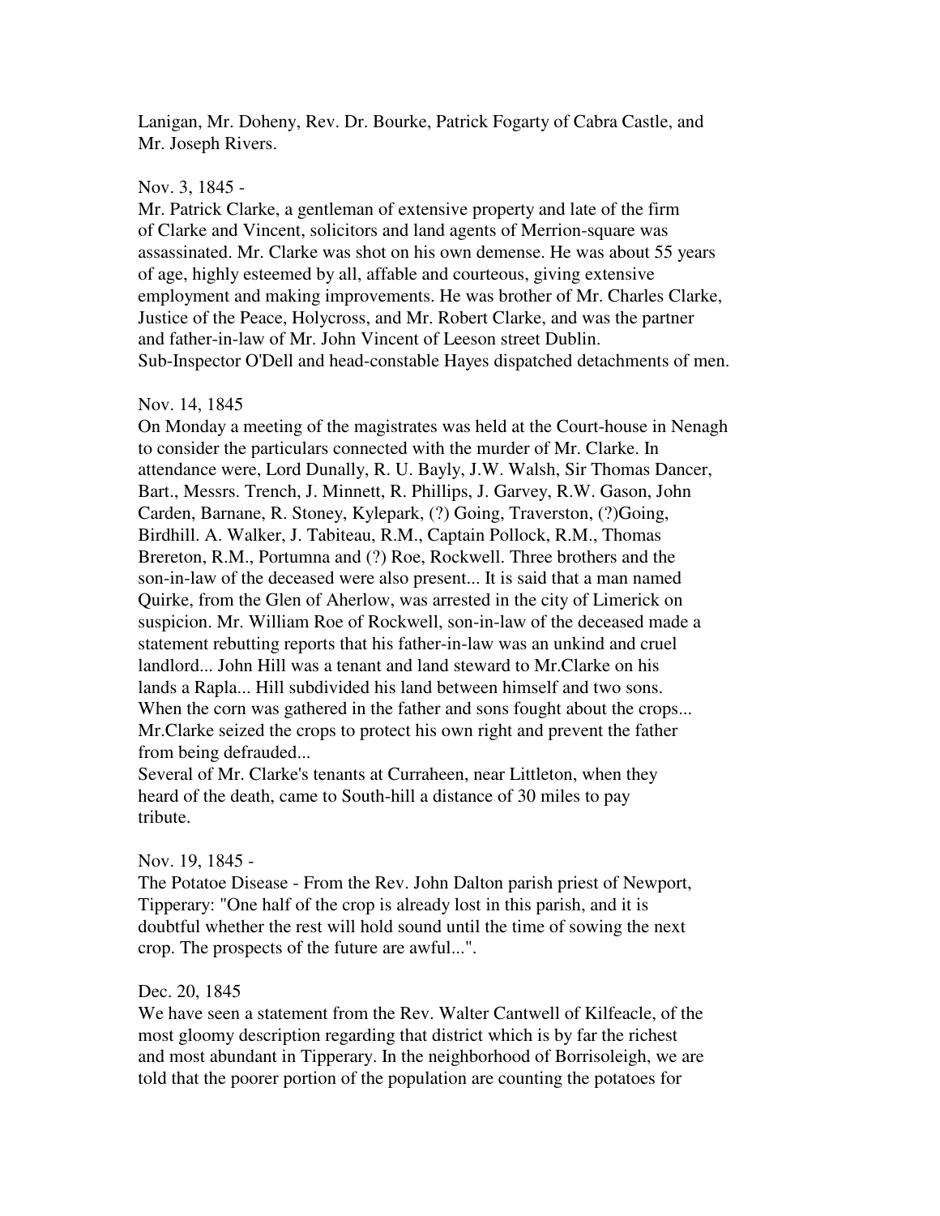Lanigan, Mr. Doheny, Rev. Dr. Bourke, Patrick Fogarty of Cabra Castle, and Mr. Joseph Rivers.

Nov. 3, 1845 -
Mr. Patrick Clarke, a gentleman of extensive property and late of the firm of Clarke and Vincent, solicitors and land agents of Merrion-square was assassinated. Mr. Clarke was shot on his own demense. He was about 55 years of age, highly esteemed by all, affable and courteous, giving extensive employment and making improvements. He was brother of Mr. Charles Clarke, Justice of the Peace, Holycross, and Mr. Robert Clarke, and was the partner and father-in-law of Mr. John Vincent of Leeson street Dublin.
Sub-Inspector O'Dell and head-constable Hayes dispatched detachments of men.

Nov. 14, 1845
On Monday a meeting of the magistrates was held at the Court-house in Nenagh to consider the particulars connected with the murder of Mr. Clarke. In attendance were, Lord Dunally, R. U. Bayly, J.W. Walsh, Sir Thomas Dancer, Bart., Messrs. Trench, J. Minnett, R. Phillips, J. Garvey, R.W. Gason, John Carden, Barnane, R. Stoney, Kylepark, (?) Going, Traverston, (?)Going, Birdhill. A. Walker, J. Tabiteau, R.M., Captain Pollock, R.M., Thomas Brereton, R.M., Portumna and (?) Roe, Rockwell. Three brothers and the son-in-law of the deceased were also present... It is said that a man named Quirke, from the Glen of Aherlow, was arrested in the city of Limerick on suspicion. Mr. William Roe of Rockwell, son-in-law of the deceased made a statement rebutting reports that his father-in-law was an unkind and cruel landlord... John Hill was a tenant and land steward to Mr.Clarke on his lands a Rapla... Hill subdivided his land between himself and two sons. When the corn was gathered in the father and sons fought about the crops... Mr.Clarke seized the crops to protect his own right and prevent the father from being defrauded...
Several of Mr. Clarke's tenants at Curraheen, near Littleton, when they heard of the death, came to South-hill a distance of 30 miles to pay tribute.

Nov. 19, 1845 -
The Potatoe Disease - From the Rev. John Dalton parish priest of Newport, Tipperary: "One half of the crop is already lost in this parish, and it is doubtful whether the rest will hold sound until the time of sowing the next crop. The prospects of the future are awful...".

Dec. 20, 1845
We have seen a statement from the Rev. Walter Cantwell of Kilfeacle, of the most gloomy description regarding that district which is by far the richest and most abundant in Tipperary. In the neighborhood of Borrisoleigh, we are told that the poorer portion of the population are counting the potatoes for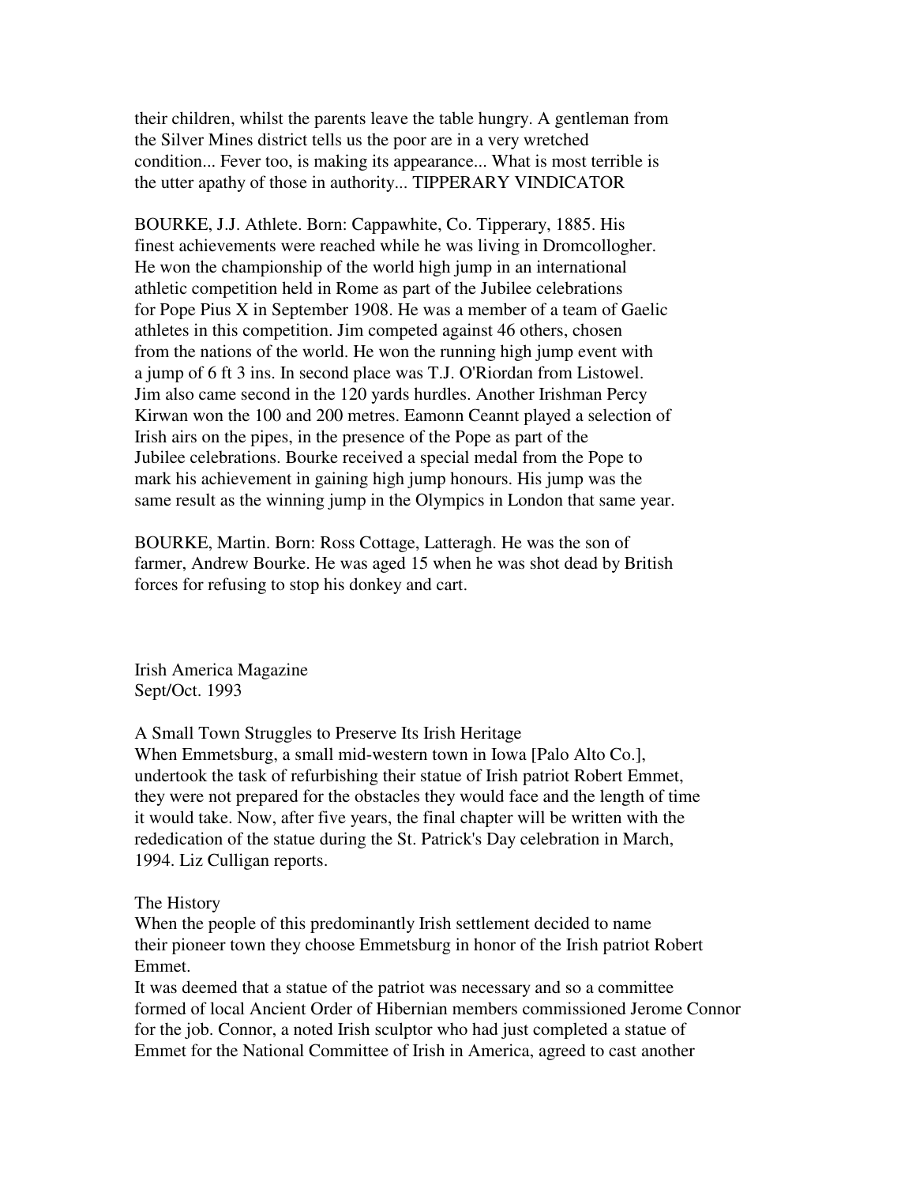their children, whilst the parents leave the table hungry. A gentleman from the Silver Mines district tells us the poor are in a very wretched condition... Fever too, is making its appearance... What is most terrible is the utter apathy of those in authority... TIPPERARY VINDICATOR

BOURKE, J.J. Athlete. Born: Cappawhite, Co. Tipperary, 1885. His finest achievements were reached while he was living in Dromcollogher. He won the championship of the world high jump in an international athletic competition held in Rome as part of the Jubilee celebrations for Pope Pius X in September 1908. He was a member of a team of Gaelic athletes in this competition. Jim competed against 46 others, chosen from the nations of the world. He won the running high jump event with a jump of 6 ft 3 ins. In second place was T.J. O'Riordan from Listowel. Jim also came second in the 120 yards hurdles. Another Irishman Percy Kirwan won the 100 and 200 metres. Eamonn Ceannt played a selection of Irish airs on the pipes, in the presence of the Pope as part of the Jubilee celebrations. Bourke received a special medal from the Pope to mark his achievement in gaining high jump honours. His jump was the same result as the winning jump in the Olympics in London that same year.

BOURKE, Martin. Born: Ross Cottage, Latteragh. He was the son of farmer, Andrew Bourke. He was aged 15 when he was shot dead by British forces for refusing to stop his donkey and cart.

Irish America Magazine
Sept/Oct. 1993

A Small Town Struggles to Preserve Its Irish Heritage
When Emmetsburg, a small mid-western town in Iowa [Palo Alto Co.], undertook the task of refurbishing their statue of Irish patriot Robert Emmet, they were not prepared for the obstacles they would face and the length of time it would take. Now, after five years, the final chapter will be written with the rededication of the statue during the St. Patrick's Day celebration in March, 1994. Liz Culligan reports.

The History
When the people of this predominantly Irish settlement decided to name their pioneer town they choose Emmetsburg in honor of the Irish patriot Robert Emmet.
It was deemed that a statue of the patriot was necessary and so a committee formed of local Ancient Order of Hibernian members commissioned Jerome Connor for the job. Connor, a noted Irish sculptor who had just completed a statue of Emmet for the National Committee of Irish in America, agreed to cast another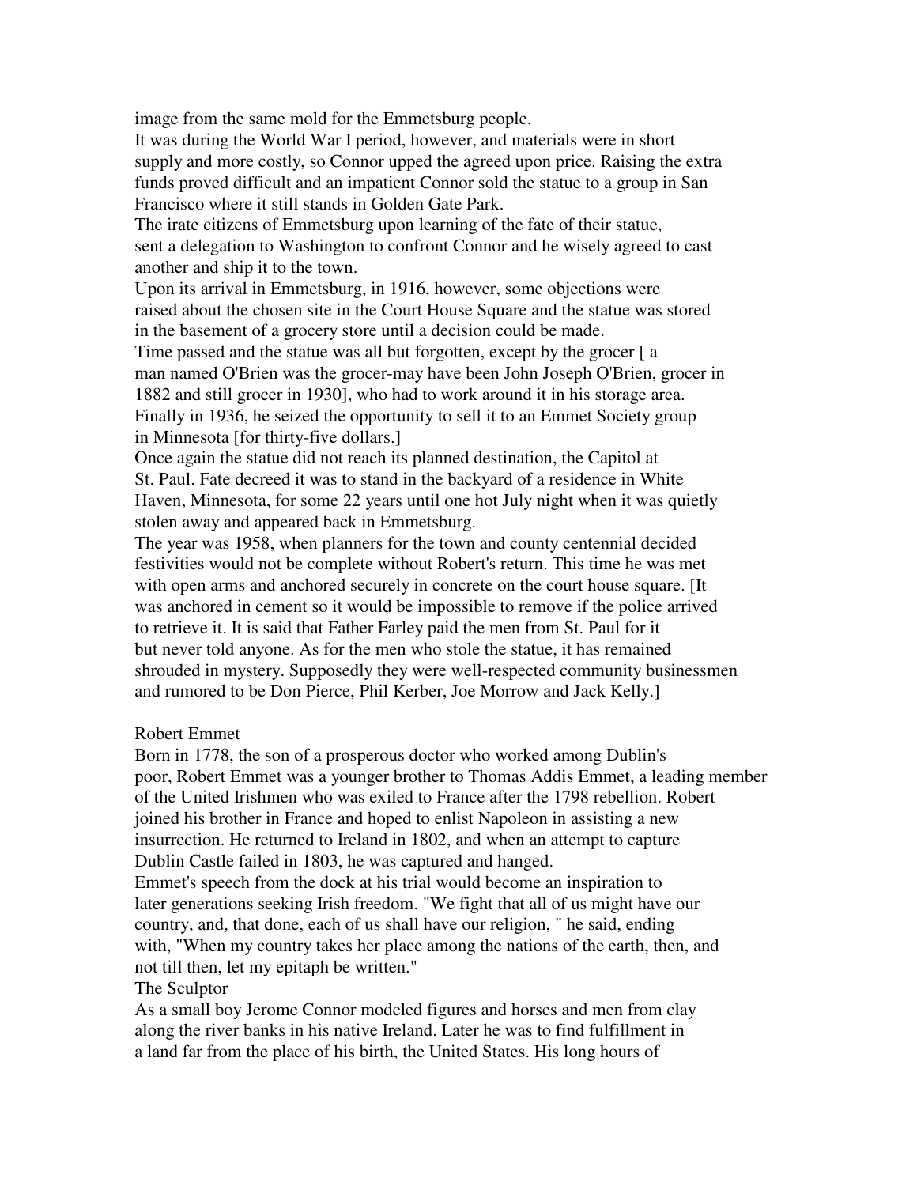image from the same mold for the Emmetsburg people.

It was during the World War I period, however, and materials were in short supply and more costly, so Connor upped the agreed upon price. Raising the extra funds proved difficult and an impatient Connor sold the statue to a group in San Francisco where it still stands in Golden Gate Park.

The irate citizens of Emmetsburg upon learning of the fate of their statue, sent a delegation to Washington to confront Connor and he wisely agreed to cast another and ship it to the town.

Upon its arrival in Emmetsburg, in 1916, however, some objections were raised about the chosen site in the Court House Square and the statue was stored in the basement of a grocery store until a decision could be made.

Time passed and the statue was all but forgotten, except by the grocer [ a man named O'Brien was the grocer-may have been John Joseph O'Brien, grocer in 1882 and still grocer in 1930], who had to work around it in his storage area. Finally in 1936, he seized the opportunity to sell it to an Emmet Society group in Minnesota [for thirty-five dollars.]

Once again the statue did not reach its planned destination, the Capitol at St. Paul. Fate decreed it was to stand in the backyard of a residence in White Haven, Minnesota, for some 22 years until one hot July night when it was quietly stolen away and appeared back in Emmetsburg.

The year was 1958, when planners for the town and county centennial decided festivities would not be complete without Robert's return. This time he was met with open arms and anchored securely in concrete on the court house square. [It was anchored in cement so it would be impossible to remove if the police arrived to retrieve it. It is said that Father Farley paid the men from St. Paul for it but never told anyone. As for the men who stole the statue, it has remained shrouded in mystery. Supposedly they were well-respected community businessmen and rumored to be Don Pierce, Phil Kerber, Joe Morrow and Jack Kelly.]

Robert Emmet

Born in 1778, the son of a prosperous doctor who worked among Dublin's poor, Robert Emmet was a younger brother to Thomas Addis Emmet, a leading member of the United Irishmen who was exiled to France after the 1798 rebellion. Robert joined his brother in France and hoped to enlist Napoleon in assisting a new insurrection. He returned to Ireland in 1802, and when an attempt to capture Dublin Castle failed in 1803, he was captured and hanged.

Emmet's speech from the dock at his trial would become an inspiration to later generations seeking Irish freedom. "We fight that all of us might have our country, and, that done, each of us shall have our religion, " he said, ending with, "When my country takes her place among the nations of the earth, then, and not till then, let my epitaph be written."

The Sculptor

As a small boy Jerome Connor modeled figures and horses and men from clay along the river banks in his native Ireland. Later he was to find fulfillment in a land far from the place of his birth, the United States. His long hours of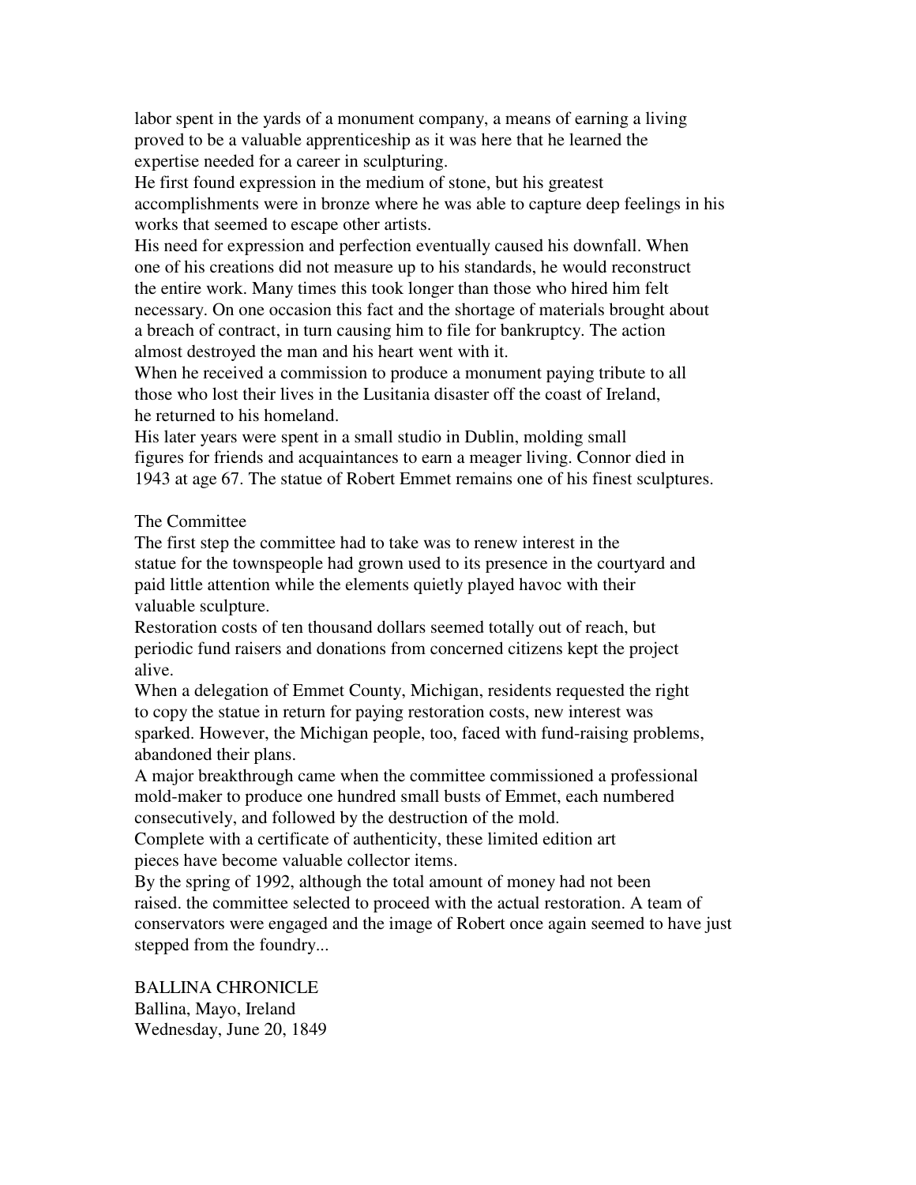labor spent in the yards of a monument company, a means of earning a living proved to be a valuable apprenticeship as it was here that he learned the expertise needed for a career in sculpturing.

He first found expression in the medium of stone, but his greatest accomplishments were in bronze where he was able to capture deep feelings in his works that seemed to escape other artists.

His need for expression and perfection eventually caused his downfall. When one of his creations did not measure up to his standards, he would reconstruct the entire work. Many times this took longer than those who hired him felt necessary. On one occasion this fact and the shortage of materials brought about a breach of contract, in turn causing him to file for bankruptcy. The action almost destroyed the man and his heart went with it.

When he received a commission to produce a monument paying tribute to all those who lost their lives in the Lusitania disaster off the coast of Ireland, he returned to his homeland.

His later years were spent in a small studio in Dublin, molding small figures for friends and acquaintances to earn a meager living. Connor died in 1943 at age 67. The statue of Robert Emmet remains one of his finest sculptures.

## The Committee

The first step the committee had to take was to renew interest in the statue for the townspeople had grown used to its presence in the courtyard and paid little attention while the elements quietly played havoc with their valuable sculpture.

Restoration costs of ten thousand dollars seemed totally out of reach, but periodic fund raisers and donations from concerned citizens kept the project alive.

When a delegation of Emmet County, Michigan, residents requested the right to copy the statue in return for paying restoration costs, new interest was sparked. However, the Michigan people, too, faced with fund-raising problems, abandoned their plans.

A major breakthrough came when the committee commissioned a professional mold-maker to produce one hundred small busts of Emmet, each numbered consecutively, and followed by the destruction of the mold.

Complete with a certificate of authenticity, these limited edition art pieces have become valuable collector items.

By the spring of 1992, although the total amount of money had not been raised. the committee selected to proceed with the actual restoration. A team of conservators were engaged and the image of Robert once again seemed to have just stepped from the foundry...

BALLINA CHRONICLE
Ballina, Mayo, Ireland
Wednesday, June 20, 1849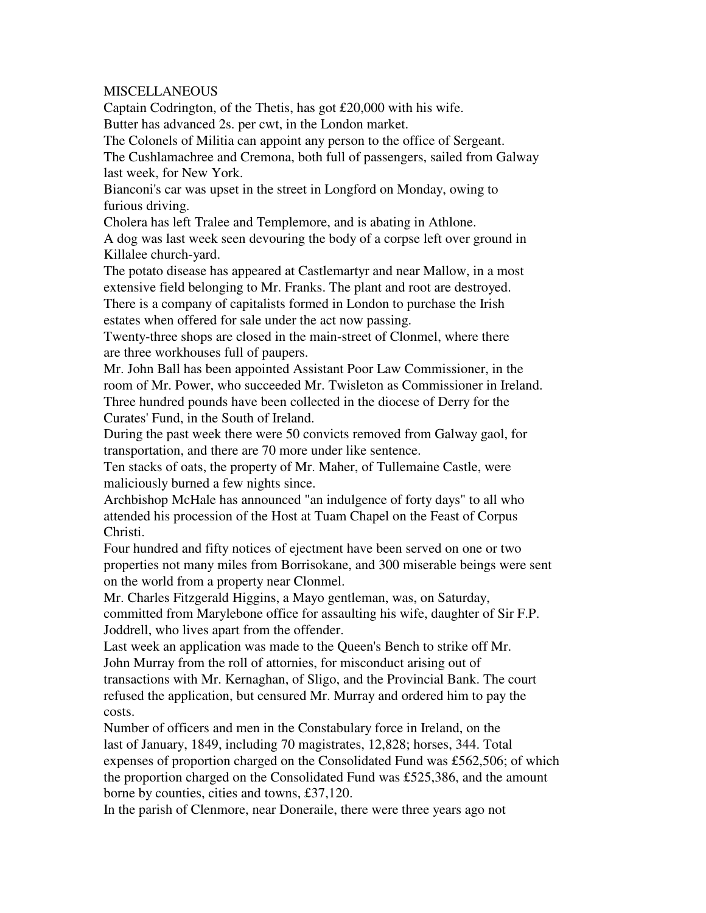MISCELLANEOUS

Captain Codrington, of the Thetis, has got £20,000 with his wife.

Butter has advanced 2s. per cwt, in the London market.

The Colonels of Militia can appoint any person to the office of Sergeant.

The Cushlamachree and Cremona, both full of passengers, sailed from Galway last week, for New York.

Bianconi's car was upset in the street in Longford on Monday, owing to furious driving.

Cholera has left Tralee and Templemore, and is abating in Athlone.

A dog was last week seen devouring the body of a corpse left over ground in Killalee church-yard.

The potato disease has appeared at Castlemartyr and near Mallow, in a most extensive field belonging to Mr. Franks. The plant and root are destroyed.

There is a company of capitalists formed in London to purchase the Irish estates when offered for sale under the act now passing.

Twenty-three shops are closed in the main-street of Clonmel, where there are three workhouses full of paupers.

Mr. John Ball has been appointed Assistant Poor Law Commissioner, in the room of Mr. Power, who succeeded Mr. Twisleton as Commissioner in Ireland.

Three hundred pounds have been collected in the diocese of Derry for the Curates' Fund, in the South of Ireland.

During the past week there were 50 convicts removed from Galway gaol, for transportation, and there are 70 more under like sentence.

Ten stacks of oats, the property of Mr. Maher, of Tullemaine Castle, were maliciously burned a few nights since.

Archbishop McHale has announced "an indulgence of forty days" to all who attended his procession of the Host at Tuam Chapel on the Feast of Corpus Christi.

Four hundred and fifty notices of ejectment have been served on one or two properties not many miles from Borrisokane, and 300 miserable beings were sent on the world from a property near Clonmel.

Mr. Charles Fitzgerald Higgins, a Mayo gentleman, was, on Saturday, committed from Marylebone office for assaulting his wife, daughter of Sir F.P. Joddrell, who lives apart from the offender.

Last week an application was made to the Queen's Bench to strike off Mr. John Murray from the roll of attornies, for misconduct arising out of transactions with Mr. Kernaghan, of Sligo, and the Provincial Bank. The court refused the application, but censured Mr. Murray and ordered him to pay the costs.

Number of officers and men in the Constabulary force in Ireland, on the last of January, 1849, including 70 magistrates, 12,828; horses, 344. Total expenses of proportion charged on the Consolidated Fund was £562,506; of which the proportion charged on the Consolidated Fund was £525,386, and the amount borne by counties, cities and towns, £37,120.

In the parish of Clenmore, near Doneraile, there were three years ago not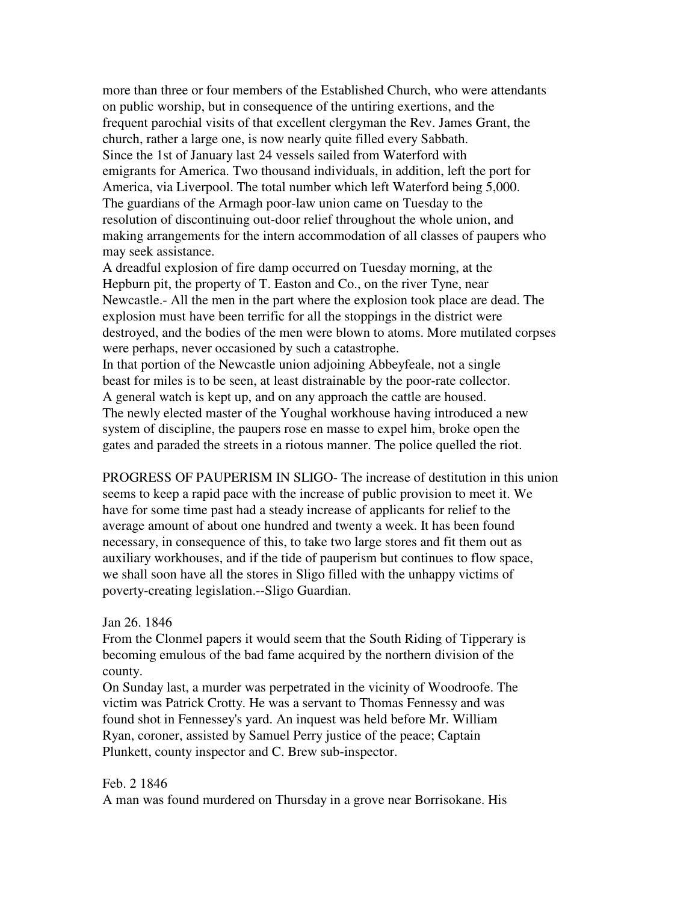more than three or four members of the Established Church, who were attendants on public worship, but in consequence of the untiring exertions, and the frequent parochial visits of that excellent clergyman the Rev. James Grant, the church, rather a large one, is now nearly quite filled every Sabbath.
Since the 1st of January last 24 vessels sailed from Waterford with emigrants for America. Two thousand individuals, in addition, left the port for America, via Liverpool. The total number which left Waterford being 5,000.
The guardians of the Armagh poor-law union came on Tuesday to the resolution of discontinuing out-door relief throughout the whole union, and making arrangements for the intern accommodation of all classes of paupers who may seek assistance.
A dreadful explosion of fire damp occurred on Tuesday morning, at the Hepburn pit, the property of T. Easton and Co., on the river Tyne, near Newcastle.- All the men in the part where the explosion took place are dead. The explosion must have been terrific for all the stoppings in the district were destroyed, and the bodies of the men were blown to atoms. More mutilated corpses were perhaps, never occasioned by such a catastrophe.
In that portion of the Newcastle union adjoining Abbeyfeale, not a single beast for miles is to be seen, at least distrainable by the poor-rate collector. A general watch is kept up, and on any approach the cattle are housed.
The newly elected master of the Youghal workhouse having introduced a new system of discipline, the paupers rose en masse to expel him, broke open the gates and paraded the streets in a riotous manner. The police quelled the riot.

PROGRESS OF PAUPERISM IN SLIGO- The increase of destitution in this union seems to keep a rapid pace with the increase of public provision to meet it. We have for some time past had a steady increase of applicants for relief to the average amount of about one hundred and twenty a week. It has been found necessary, in consequence of this, to take two large stores and fit them out as auxiliary workhouses, and if the tide of pauperism but continues to flow space, we shall soon have all the stores in Sligo filled with the unhappy victims of poverty-creating legislation.--Sligo Guardian.

Jan 26. 1846
From the Clonmel papers it would seem that the South Riding of Tipperary is becoming emulous of the bad fame acquired by the northern division of the county.
On Sunday last, a murder was perpetrated in the vicinity of Woodroofe. The victim was Patrick Crotty. He was a servant to Thomas Fennessy and was found shot in Fennessey's yard. An inquest was held before Mr. William Ryan, coroner, assisted by Samuel Perry justice of the peace; Captain Plunkett, county inspector and C. Brew sub-inspector.

Feb. 2 1846
A man was found murdered on Thursday in a grove near Borrisokane. His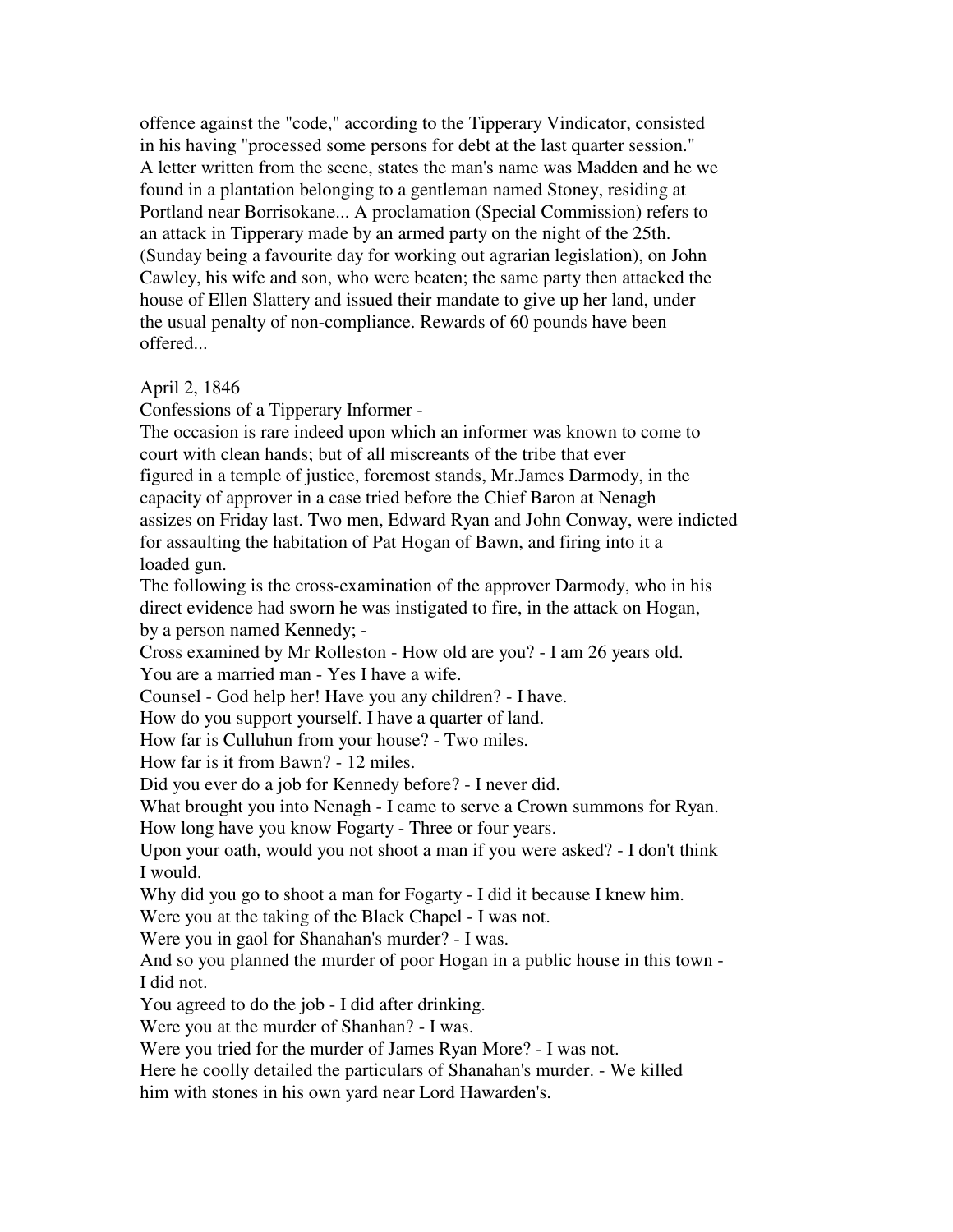offence against the "code," according to the Tipperary Vindicator, consisted in his having "processed some persons for debt at the last quarter session." A letter written from the scene, states the man's name was Madden and he we found in a plantation belonging to a gentleman named Stoney, residing at Portland near Borrisokane... A proclamation (Special Commission) refers to an attack in Tipperary made by an armed party on the night of the 25th. (Sunday being a favourite day for working out agrarian legislation), on John Cawley, his wife and son, who were beaten; the same party then attacked the house of Ellen Slattery and issued their mandate to give up her land, under the usual penalty of non-compliance. Rewards of 60 pounds have been offered...

April 2, 1846

Confessions of a Tipperary Informer -

The occasion is rare indeed upon which an informer was known to come to court with clean hands; but of all miscreants of the tribe that ever figured in a temple of justice, foremost stands, Mr.James Darmody, in the capacity of approver in a case tried before the Chief Baron at Nenagh assizes on Friday last. Two men, Edward Ryan and John Conway, were indicted for assaulting the habitation of Pat Hogan of Bawn, and firing into it a loaded gun.

The following is the cross-examination of the approver Darmody, who in his direct evidence had sworn he was instigated to fire, in the attack on Hogan, by a person named Kennedy; -

Cross examined by Mr Rolleston - How old are you? - I am 26 years old.

You are a married man - Yes I have a wife.

Counsel - God help her! Have you any children? - I have.

How do you support yourself. I have a quarter of land.

How far is Culluhun from your house? - Two miles.

How far is it from Bawn? - 12 miles.

Did you ever do a job for Kennedy before? - I never did.

What brought you into Nenagh - I came to serve a Crown summons for Ryan.

How long have you know Fogarty - Three or four years.

Upon your oath, would you not shoot a man if you were asked? - I don't think I would.

Why did you go to shoot a man for Fogarty - I did it because I knew him.

Were you at the taking of the Black Chapel - I was not.

Were you in gaol for Shanahan's murder? - I was.

And so you planned the murder of poor Hogan in a public house in this town - I did not.

You agreed to do the job - I did after drinking.

Were you at the murder of Shanhan? - I was.

Were you tried for the murder of James Ryan More? - I was not.

Here he coolly detailed the particulars of Shanahan's murder. - We killed him with stones in his own yard near Lord Hawarden's.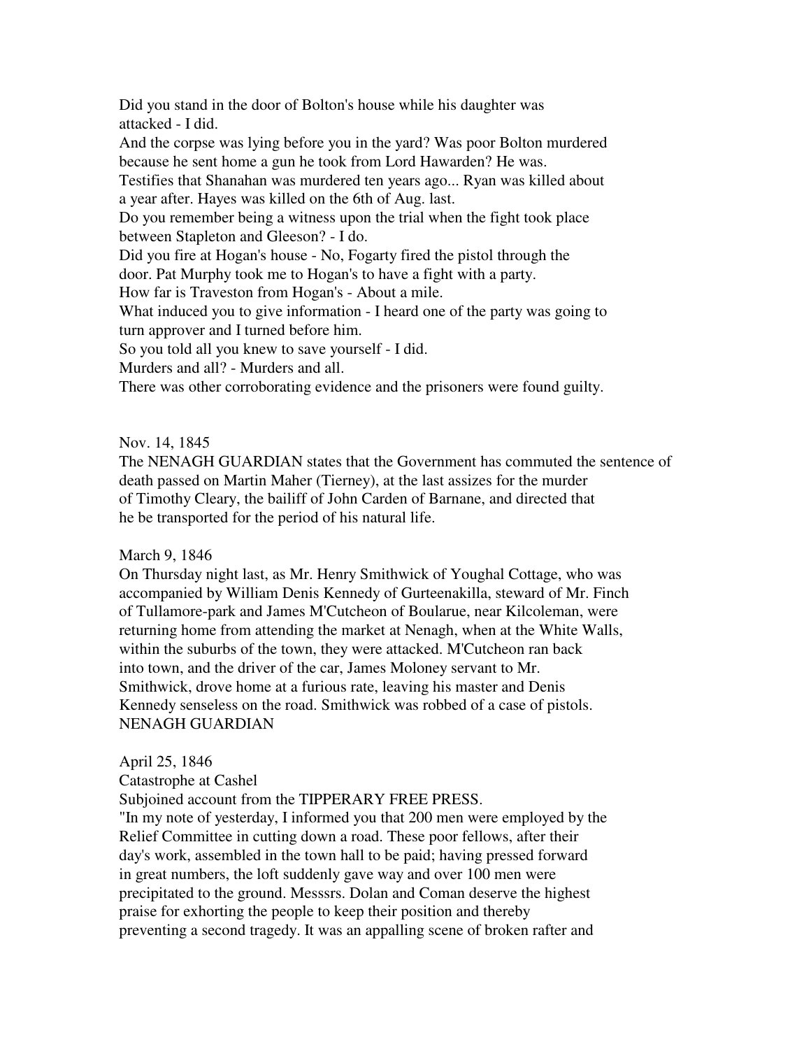Did you stand in the door of Bolton's house while his daughter was attacked - I did.

And the corpse was lying before you in the yard? Was poor Bolton murdered because he sent home a gun he took from Lord Hawarden? He was.

Testifies that Shanahan was murdered ten years ago... Ryan was killed about a year after. Hayes was killed on the 6th of Aug. last.

Do you remember being a witness upon the trial when the fight took place between Stapleton and Gleeson? - I do.

Did you fire at Hogan's house - No, Fogarty fired the pistol through the door. Pat Murphy took me to Hogan's to have a fight with a party.

How far is Traveston from Hogan's - About a mile.

What induced you to give information - I heard one of the party was going to turn approver and I turned before him.

So you told all you knew to save yourself - I did.

Murders and all? - Murders and all.

There was other corroborating evidence and the prisoners were found guilty.

Nov. 14, 1845

The NENAGH GUARDIAN states that the Government has commuted the sentence of death passed on Martin Maher (Tierney), at the last assizes for the murder of Timothy Cleary, the bailiff of John Carden of Barnane, and directed that he be transported for the period of his natural life.

March 9, 1846

On Thursday night last, as Mr. Henry Smithwick of Youghal Cottage, who was accompanied by William Denis Kennedy of Gurteenakilla, steward of Mr. Finch of Tullamore-park and James M'Cutcheon of Boularue, near Kilcoleman, were returning home from attending the market at Nenagh, when at the White Walls, within the suburbs of the town, they were attacked. M'Cutcheon ran back into town, and the driver of the car, James Moloney servant to Mr. Smithwick, drove home at a furious rate, leaving his master and Denis Kennedy senseless on the road. Smithwick was robbed of a case of pistols.
NENAGH GUARDIAN

April 25, 1846

Catastrophe at Cashel

Subjoined account from the TIPPERARY FREE PRESS.

"In my note of yesterday, I informed you that 200 men were employed by the Relief Committee in cutting down a road. These poor fellows, after their day's work, assembled in the town hall to be paid; having pressed forward in great numbers, the loft suddenly gave way and over 100 men were precipitated to the ground. Messsrs. Dolan and Coman deserve the highest praise for exhorting the people to keep their position and thereby preventing a second tragedy. It was an appalling scene of broken rafter and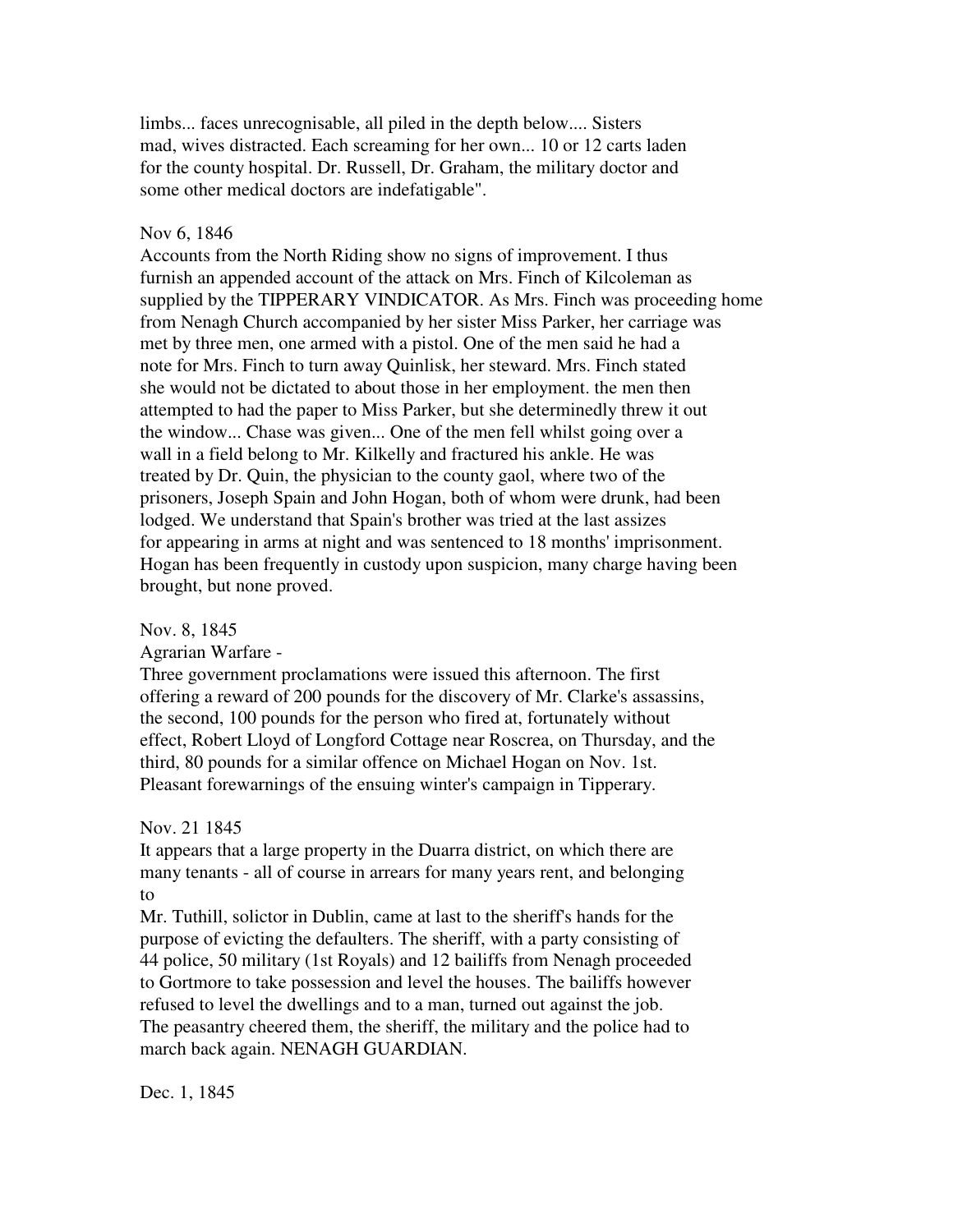limbs... faces unrecognisable, all piled in the depth below.... Sisters mad, wives distracted. Each screaming for her own... 10 or 12 carts laden for the county hospital. Dr. Russell, Dr. Graham, the military doctor and some other medical doctors are indefatigable".

Nov 6, 1846
Accounts from the North Riding show no signs of improvement. I thus furnish an appended account of the attack on Mrs. Finch of Kilcoleman as supplied by the TIPPERARY VINDICATOR. As Mrs. Finch was proceeding home from Nenagh Church accompanied by her sister Miss Parker, her carriage was met by three men, one armed with a pistol. One of the men said he had a note for Mrs. Finch to turn away Quinlisk, her steward. Mrs. Finch stated she would not be dictated to about those in her employment. the men then attempted to had the paper to Miss Parker, but she determinedly threw it out the window... Chase was given... One of the men fell whilst going over a wall in a field belong to Mr. Kilkelly and fractured his ankle. He was treated by Dr. Quin, the physician to the county gaol, where two of the prisoners, Joseph Spain and John Hogan, both of whom were drunk, had been lodged. We understand that Spain's brother was tried at the last assizes for appearing in arms at night and was sentenced to 18 months' imprisonment. Hogan has been frequently in custody upon suspicion, many charge having been brought, but none proved.

Nov. 8, 1845
Agrarian Warfare -
Three government proclamations were issued this afternoon. The first offering a reward of 200 pounds for the discovery of Mr. Clarke's assassins, the second, 100 pounds for the person who fired at, fortunately without effect, Robert Lloyd of Longford Cottage near Roscrea, on Thursday, and the third, 80 pounds for a similar offence on Michael Hogan on Nov. 1st. Pleasant forewarnings of the ensuing winter's campaign in Tipperary.

Nov. 21 1845
It appears that a large property in the Duarra district, on which there are many tenants - all of course in arrears for many years rent, and belonging to
Mr. Tuthill, solictor in Dublin, came at last to the sheriff's hands for the purpose of evicting the defaulters. The sheriff, with a party consisting of 44 police, 50 military (1st Royals) and 12 bailiffs from Nenagh proceeded to Gortmore to take possession and level the houses. The bailiffs however refused to level the dwellings and to a man, turned out against the job. The peasantry cheered them, the sheriff, the military and the police had to march back again. NENAGH GUARDIAN.

Dec. 1, 1845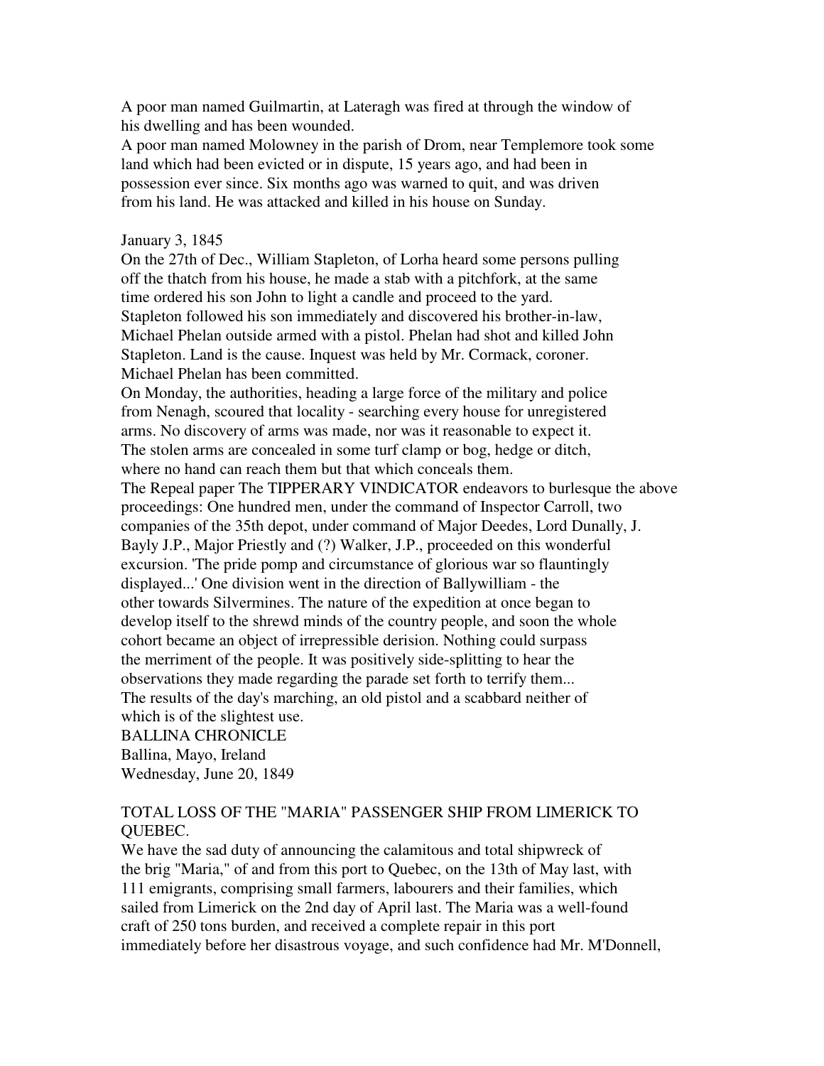A poor man named Guilmartin, at Lateragh was fired at through the window of his dwelling and has been wounded.

A poor man named Molowney in the parish of Drom, near Templemore took some land which had been evicted or in dispute, 15 years ago, and had been in possession ever since. Six months ago was warned to quit, and was driven from his land. He was attacked and killed in his house on Sunday.

January 3, 1845

On the 27th of Dec., William Stapleton, of Lorha heard some persons pulling off the thatch from his house, he made a stab with a pitchfork, at the same time ordered his son John to light a candle and proceed to the yard. Stapleton followed his son immediately and discovered his brother-in-law, Michael Phelan outside armed with a pistol. Phelan had shot and killed John Stapleton. Land is the cause. Inquest was held by Mr. Cormack, coroner. Michael Phelan has been committed.

On Monday, the authorities, heading a large force of the military and police from Nenagh, scoured that locality - searching every house for unregistered arms. No discovery of arms was made, nor was it reasonable to expect it. The stolen arms are concealed in some turf clamp or bog, hedge or ditch, where no hand can reach them but that which conceals them.

The Repeal paper The TIPPERARY VINDICATOR endeavors to burlesque the above proceedings: One hundred men, under the command of Inspector Carroll, two companies of the 35th depot, under command of Major Deedes, Lord Dunally, J. Bayly J.P., Major Priestly and (?) Walker, J.P., proceeded on this wonderful excursion. 'The pride pomp and circumstance of glorious war so flauntingly displayed...' One division went in the direction of Ballywilliam - the other towards Silvermines. The nature of the expedition at once began to develop itself to the shrewd minds of the country people, and soon the whole cohort became an object of irrepressible derision. Nothing could surpass the merriment of the people. It was positively side-splitting to hear the observations they made regarding the parade set forth to terrify them... The results of the day's marching, an old pistol and a scabbard neither of which is of the slightest use.

BALLINA CHRONICLE
Ballina, Mayo, Ireland
Wednesday, June 20, 1849

TOTAL LOSS OF THE "MARIA" PASSENGER SHIP FROM LIMERICK TO QUEBEC.

We have the sad duty of announcing the calamitous and total shipwreck of the brig "Maria," of and from this port to Quebec, on the 13th of May last, with 111 emigrants, comprising small farmers, labourers and their families, which sailed from Limerick on the 2nd day of April last. The Maria was a well-found craft of 250 tons burden, and received a complete repair in this port immediately before her disastrous voyage, and such confidence had Mr. M'Donnell,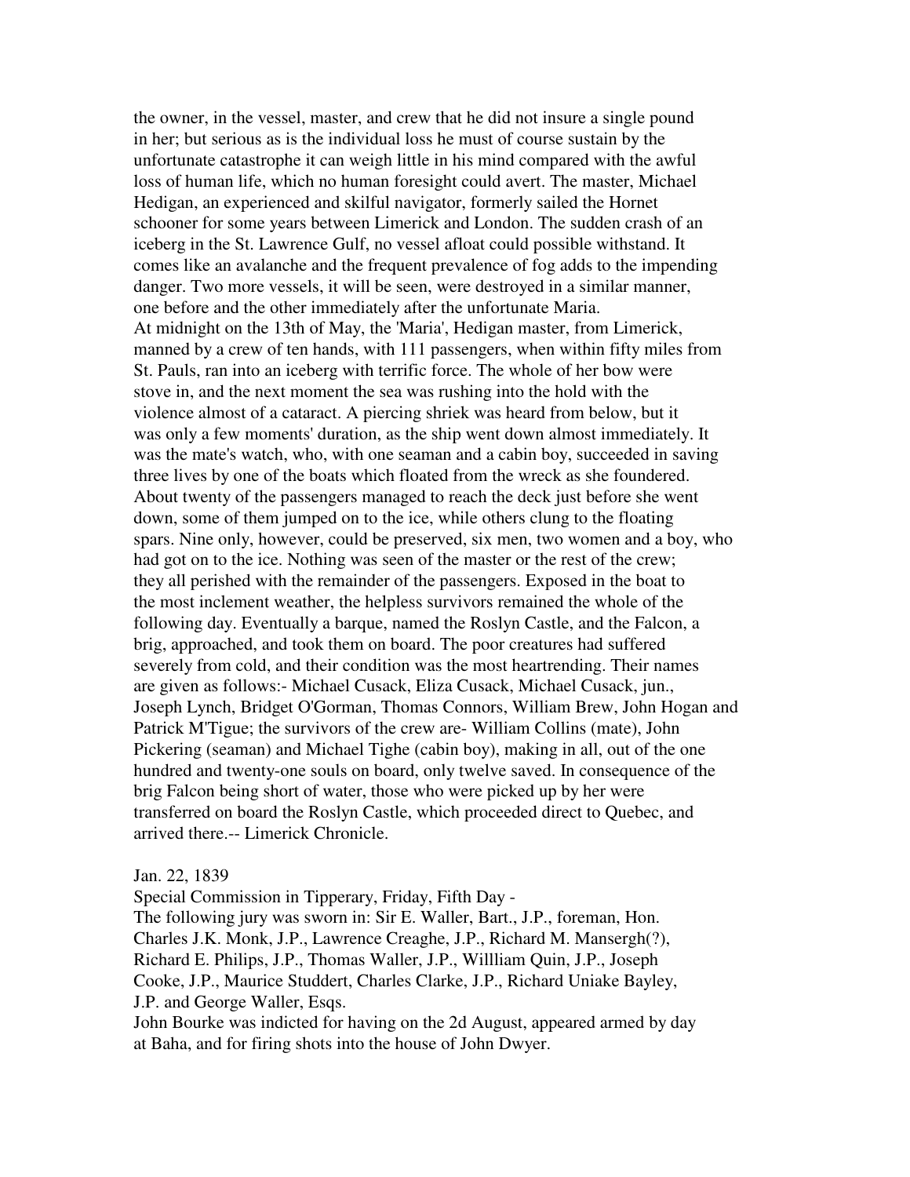the owner, in the vessel, master, and crew that he did not insure a single pound in her; but serious as is the individual loss he must of course sustain by the unfortunate catastrophe it can weigh little in his mind compared with the awful loss of human life, which no human foresight could avert. The master, Michael Hedigan, an experienced and skilful navigator, formerly sailed the Hornet schooner for some years between Limerick and London. The sudden crash of an iceberg in the St. Lawrence Gulf, no vessel afloat could possible withstand. It comes like an avalanche and the frequent prevalence of fog adds to the impending danger. Two more vessels, it will be seen, were destroyed in a similar manner, one before and the other immediately after the unfortunate Maria.

At midnight on the 13th of May, the 'Maria', Hedigan master, from Limerick, manned by a crew of ten hands, with 111 passengers, when within fifty miles from St. Pauls, ran into an iceberg with terrific force. The whole of her bow were stove in, and the next moment the sea was rushing into the hold with the violence almost of a cataract. A piercing shriek was heard from below, but it was only a few moments' duration, as the ship went down almost immediately. It was the mate's watch, who, with one seaman and a cabin boy, succeeded in saving three lives by one of the boats which floated from the wreck as she foundered. About twenty of the passengers managed to reach the deck just before she went down, some of them jumped on to the ice, while others clung to the floating spars. Nine only, however, could be preserved, six men, two women and a boy, who had got on to the ice. Nothing was seen of the master or the rest of the crew; they all perished with the remainder of the passengers. Exposed in the boat to the most inclement weather, the helpless survivors remained the whole of the following day. Eventually a barque, named the Roslyn Castle, and the Falcon, a brig, approached, and took them on board. The poor creatures had suffered severely from cold, and their condition was the most heartrending. Their names are given as follows:- Michael Cusack, Eliza Cusack, Michael Cusack, jun., Joseph Lynch, Bridget O'Gorman, Thomas Connors, William Brew, John Hogan and Patrick M'Tigue; the survivors of the crew are- William Collins (mate), John Pickering (seaman) and Michael Tighe (cabin boy), making in all, out of the one hundred and twenty-one souls on board, only twelve saved. In consequence of the brig Falcon being short of water, those who were picked up by her were transferred on board the Roslyn Castle, which proceeded direct to Quebec, and arrived there.-- Limerick Chronicle.

Jan. 22, 1839

Special Commission in Tipperary, Friday, Fifth Day -

The following jury was sworn in: Sir E. Waller, Bart., J.P., foreman, Hon. Charles J.K. Monk, J.P., Lawrence Creaghe, J.P., Richard M. Mansergh(?), Richard E. Philips, J.P., Thomas Waller, J.P., Willliam Quin, J.P., Joseph Cooke, J.P., Maurice Studdert, Charles Clarke, J.P., Richard Uniake Bayley, J.P. and George Waller, Esqs.

John Bourke was indicted for having on the 2d August, appeared armed by day at Baha, and for firing shots into the house of John Dwyer.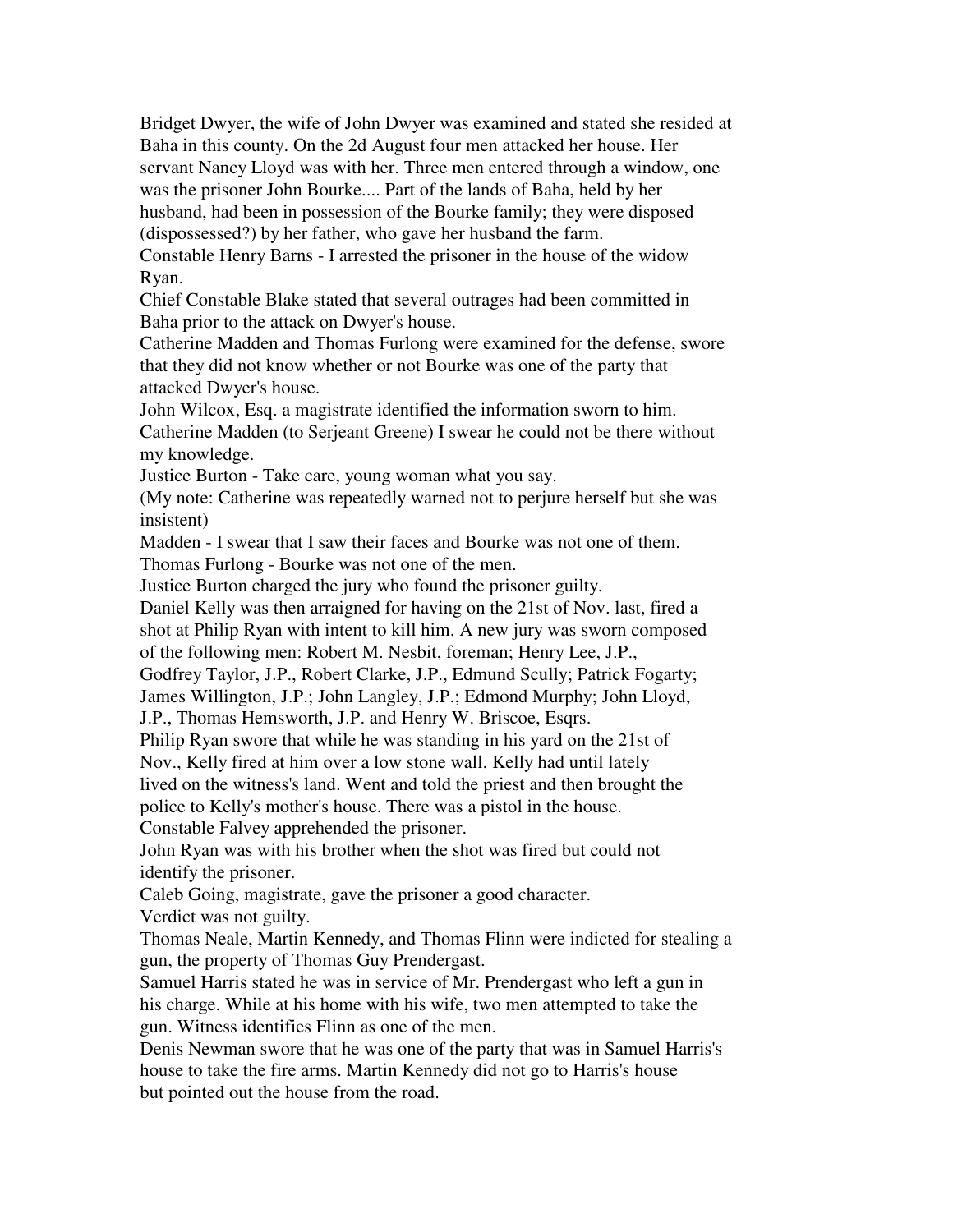Bridget Dwyer, the wife of John Dwyer was examined and stated she resided at Baha in this county. On the 2d August four men attacked her house. Her servant Nancy Lloyd was with her. Three men entered through a window, one was the prisoner John Bourke.... Part of the lands of Baha, held by her husband, had been in possession of the Bourke family; they were disposed (dispossessed?) by her father, who gave her husband the farm.

Constable Henry Barns - I arrested the prisoner in the house of the widow Ryan.

Chief Constable Blake stated that several outrages had been committed in Baha prior to the attack on Dwyer's house.

Catherine Madden and Thomas Furlong were examined for the defense, swore that they did not know whether or not Bourke was one of the party that attacked Dwyer's house.

John Wilcox, Esq. a magistrate identified the information sworn to him.

Catherine Madden (to Serjeant Greene) I swear he could not be there without my knowledge.

Justice Burton - Take care, young woman what you say.

(My note: Catherine was repeatedly warned not to perjure herself but she was insistent)

Madden - I swear that I saw their faces and Bourke was not one of them.

Thomas Furlong - Bourke was not one of the men.

Justice Burton charged the jury who found the prisoner guilty.

Daniel Kelly was then arraigned for having on the 21st of Nov. last, fired a shot at Philip Ryan with intent to kill him. A new jury was sworn composed of the following men: Robert M. Nesbit, foreman; Henry Lee, J.P., Godfrey Taylor, J.P., Robert Clarke, J.P., Edmund Scully; Patrick Fogarty; James Willington, J.P.; John Langley, J.P.; Edmond Murphy; John Lloyd, J.P., Thomas Hemsworth, J.P. and Henry W. Briscoe, Esqrs.

Philip Ryan swore that while he was standing in his yard on the 21st of Nov., Kelly fired at him over a low stone wall. Kelly had until lately lived on the witness's land. Went and told the priest and then brought the police to Kelly's mother's house. There was a pistol in the house.

Constable Falvey apprehended the prisoner.

John Ryan was with his brother when the shot was fired but could not identify the prisoner.

Caleb Going, magistrate, gave the prisoner a good character.

Verdict was not guilty.

Thomas Neale, Martin Kennedy, and Thomas Flinn were indicted for stealing a gun, the property of Thomas Guy Prendergast.

Samuel Harris stated he was in service of Mr. Prendergast who left a gun in his charge. While at his home with his wife, two men attempted to take the gun. Witness identifies Flinn as one of the men.

Denis Newman swore that he was one of the party that was in Samuel Harris's house to take the fire arms. Martin Kennedy did not go to Harris's house but pointed out the house from the road.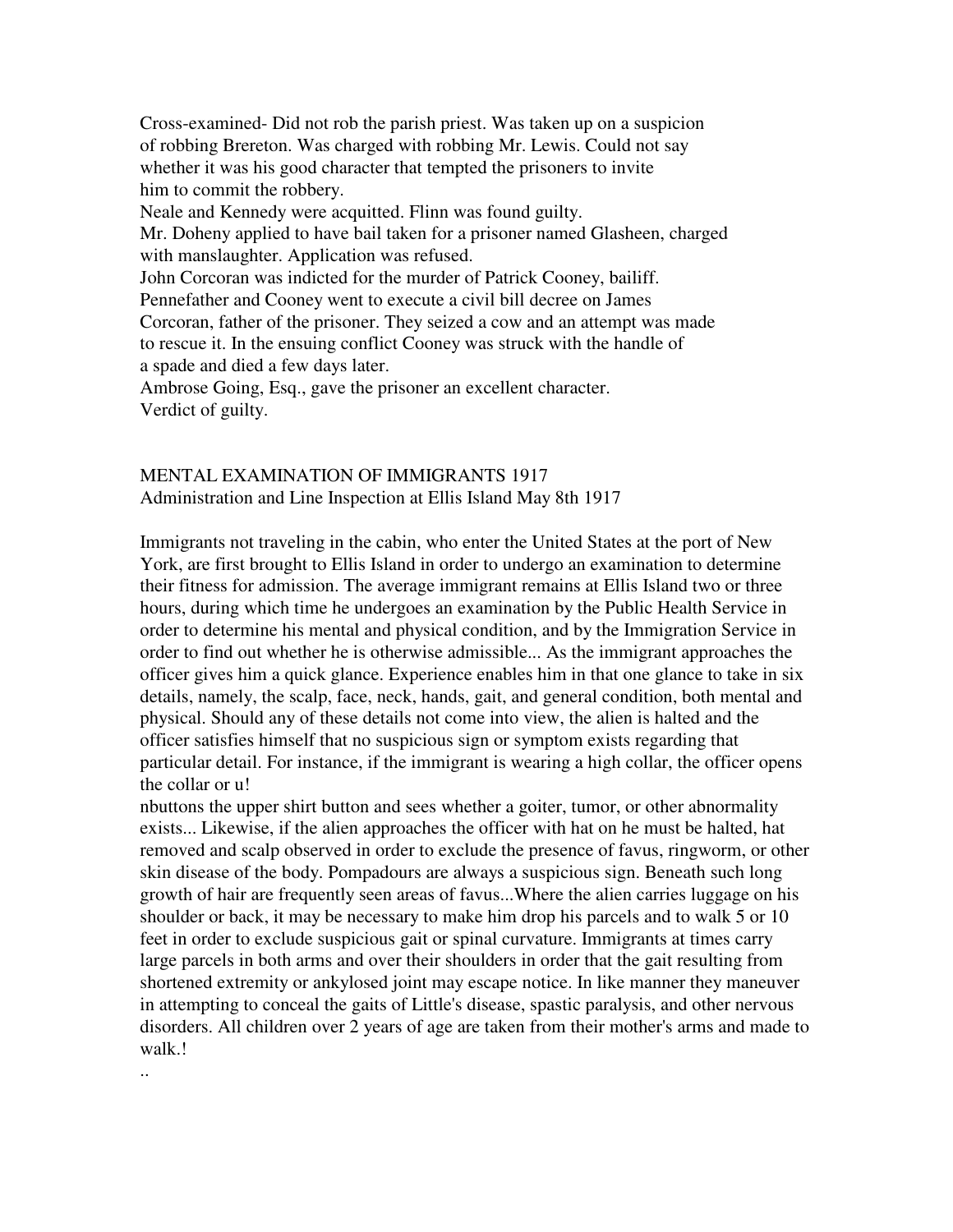Cross-examined- Did not rob the parish priest. Was taken up on a suspicion of robbing Brereton. Was charged with robbing Mr. Lewis. Could not say whether it was his good character that tempted the prisoners to invite him to commit the robbery.

Neale and Kennedy were acquitted. Flinn was found guilty.

Mr. Doheny applied to have bail taken for a prisoner named Glasheen, charged with manslaughter. Application was refused.

John Corcoran was indicted for the murder of Patrick Cooney, bailiff. Pennefather and Cooney went to execute a civil bill decree on James Corcoran, father of the prisoner. They seized a cow and an attempt was made to rescue it. In the ensuing conflict Cooney was struck with the handle of a spade and died a few days later.

Ambrose Going, Esq., gave the prisoner an excellent character.

Verdict of guilty.

## MENTAL EXAMINATION OF IMMIGRANTS 1917

Administration and Line Inspection at Ellis Island May 8th 1917

Immigrants not traveling in the cabin, who enter the United States at the port of New York, are first brought to Ellis Island in order to undergo an examination to determine their fitness for admission. The average immigrant remains at Ellis Island two or three hours, during which time he undergoes an examination by the Public Health Service in order to determine his mental and physical condition, and by the Immigration Service in order to find out whether he is otherwise admissible... As the immigrant approaches the officer gives him a quick glance. Experience enables him in that one glance to take in six details, namely, the scalp, face, neck, hands, gait, and general condition, both mental and physical. Should any of these details not come into view, the alien is halted and the officer satisfies himself that no suspicious sign or symptom exists regarding that particular detail. For instance, if the immigrant is wearing a high collar, the officer opens the collar or u!
nbuttons the upper shirt button and sees whether a goiter, tumor, or other abnormality exists... Likewise, if the alien approaches the officer with hat on he must be halted, hat removed and scalp observed in order to exclude the presence of favus, ringworm, or other skin disease of the body. Pompadours are always a suspicious sign. Beneath such long growth of hair are frequently seen areas of favus...Where the alien carries luggage on his shoulder or back, it may be necessary to make him drop his parcels and to walk 5 or 10 feet in order to exclude suspicious gait or spinal curvature. Immigrants at times carry large parcels in both arms and over their shoulders in order that the gait resulting from shortened extremity or ankylosed joint may escape notice. In like manner they maneuver in attempting to conceal the gaits of Little's disease, spastic paralysis, and other nervous disorders. All children over 2 years of age are taken from their mother's arms and made to walk.!
..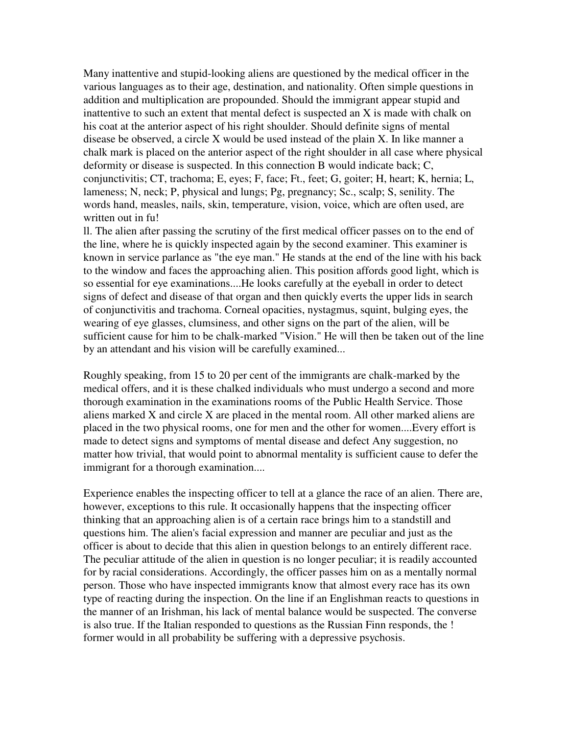Many inattentive and stupid-looking aliens are questioned by the medical officer in the various languages as to their age, destination, and nationality. Often simple questions in addition and multiplication are propounded. Should the immigrant appear stupid and inattentive to such an extent that mental defect is suspected an X is made with chalk on his coat at the anterior aspect of his right shoulder. Should definite signs of mental disease be observed, a circle X would be used instead of the plain X. In like manner a chalk mark is placed on the anterior aspect of the right shoulder in all case where physical deformity or disease is suspected. In this connection B would indicate back; C, conjunctivitis; CT, trachoma; E, eyes; F, face; Ft., feet; G, goiter; H, heart; K, hernia; L, lameness; N, neck; P, physical and lungs; Pg, pregnancy; Sc., scalp; S, senility. The words hand, measles, nails, skin, temperature, vision, voice, which are often used, are written out in fu!
ll. The alien after passing the scrutiny of the first medical officer passes on to the end of the line, where he is quickly inspected again by the second examiner. This examiner is known in service parlance as "the eye man." He stands at the end of the line with his back to the window and faces the approaching alien. This position affords good light, which is so essential for eye examinations....He looks carefully at the eyeball in order to detect signs of defect and disease of that organ and then quickly everts the upper lids in search of conjunctivitis and trachoma. Corneal opacities, nystagmus, squint, bulging eyes, the wearing of eye glasses, clumsiness, and other signs on the part of the alien, will be sufficient cause for him to be chalk-marked "Vision." He will then be taken out of the line by an attendant and his vision will be carefully examined...

Roughly speaking, from 15 to 20 per cent of the immigrants are chalk-marked by the medical offers, and it is these chalked individuals who must undergo a second and more thorough examination in the examinations rooms of the Public Health Service. Those aliens marked X and circle X are placed in the mental room. All other marked aliens are placed in the two physical rooms, one for men and the other for women....Every effort is made to detect signs and symptoms of mental disease and defect Any suggestion, no matter how trivial, that would point to abnormal mentality is sufficient cause to defer the immigrant for a thorough examination....

Experience enables the inspecting officer to tell at a glance the race of an alien. There are, however, exceptions to this rule. It occasionally happens that the inspecting officer thinking that an approaching alien is of a certain race brings him to a standstill and questions him. The alien's facial expression and manner are peculiar and just as the officer is about to decide that this alien in question belongs to an entirely different race. The peculiar attitude of the alien in question is no longer peculiar; it is readily accounted for by racial considerations. Accordingly, the officer passes him on as a mentally normal person. Those who have inspected immigrants know that almost every race has its own type of reacting during the inspection. On the line if an Englishman reacts to questions in the manner of an Irishman, his lack of mental balance would be suspected. The converse is also true. If the Italian responded to questions as the Russian Finn responds, the !
former would in all probability be suffering with a depressive psychosis.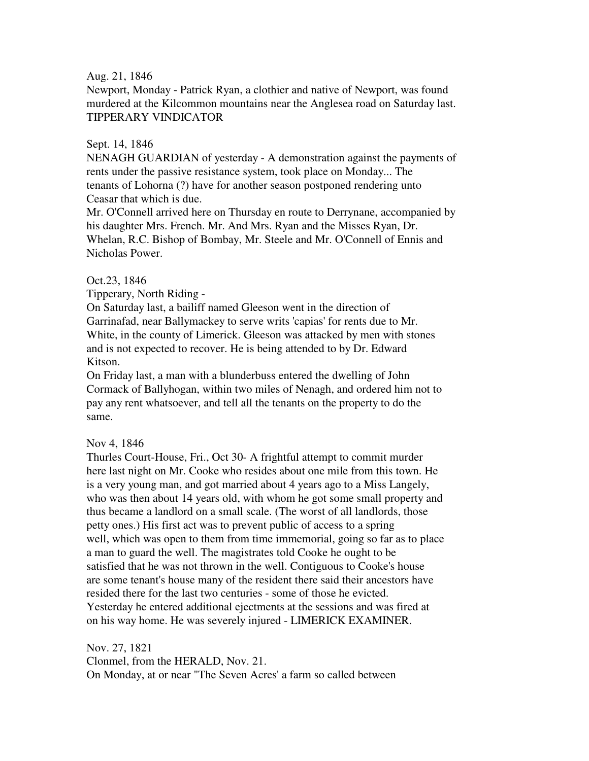Aug. 21, 1846
Newport, Monday - Patrick Ryan, a clothier and native of Newport, was found murdered at the Kilcommon mountains near the Anglesea road on Saturday last. TIPPERARY VINDICATOR

Sept. 14, 1846
NENAGH GUARDIAN of yesterday - A demonstration against the payments of rents under the passive resistance system, took place on Monday... The tenants of Lohorna (?) have for another season postponed rendering unto Ceasar that which is due.
Mr. O'Connell arrived here on Thursday en route to Derrynane, accompanied by his daughter Mrs. French. Mr. And Mrs. Ryan and the Misses Ryan, Dr. Whelan, R.C. Bishop of Bombay, Mr. Steele and Mr. O'Connell of Ennis and Nicholas Power.

Oct.23, 1846
Tipperary, North Riding -
On Saturday last, a bailiff named Gleeson went in the direction of Garrinafad, near Ballymackey to serve writs 'capias' for rents due to Mr. White, in the county of Limerick. Gleeson was attacked by men with stones and is not expected to recover. He is being attended to by Dr. Edward Kitson.
On Friday last, a man with a blunderbuss entered the dwelling of John Cormack of Ballyhogan, within two miles of Nenagh, and ordered him not to pay any rent whatsoever, and tell all the tenants on the property to do the same.

Nov 4, 1846
Thurles Court-House, Fri., Oct 30- A frightful attempt to commit murder here last night on Mr. Cooke who resides about one mile from this town. He is a very young man, and got married about 4 years ago to a Miss Langely, who was then about 14 years old, with whom he got some small property and thus became a landlord on a small scale. (The worst of all landlords, those petty ones.) His first act was to prevent public of access to a spring well, which was open to them from time immemorial, going so far as to place a man to guard the well. The magistrates told Cooke he ought to be satisfied that he was not thrown in the well. Contiguous to Cooke's house are some tenant's house many of the resident there said their ancestors have resided there for the last two centuries - some of those he evicted. Yesterday he entered additional ejectments at the sessions and was fired at on his way home. He was severely injured - LIMERICK EXAMINER.

Nov. 27, 1821
Clonmel, from the HERALD, Nov. 21.
On Monday, at or near "The Seven Acres' a farm so called between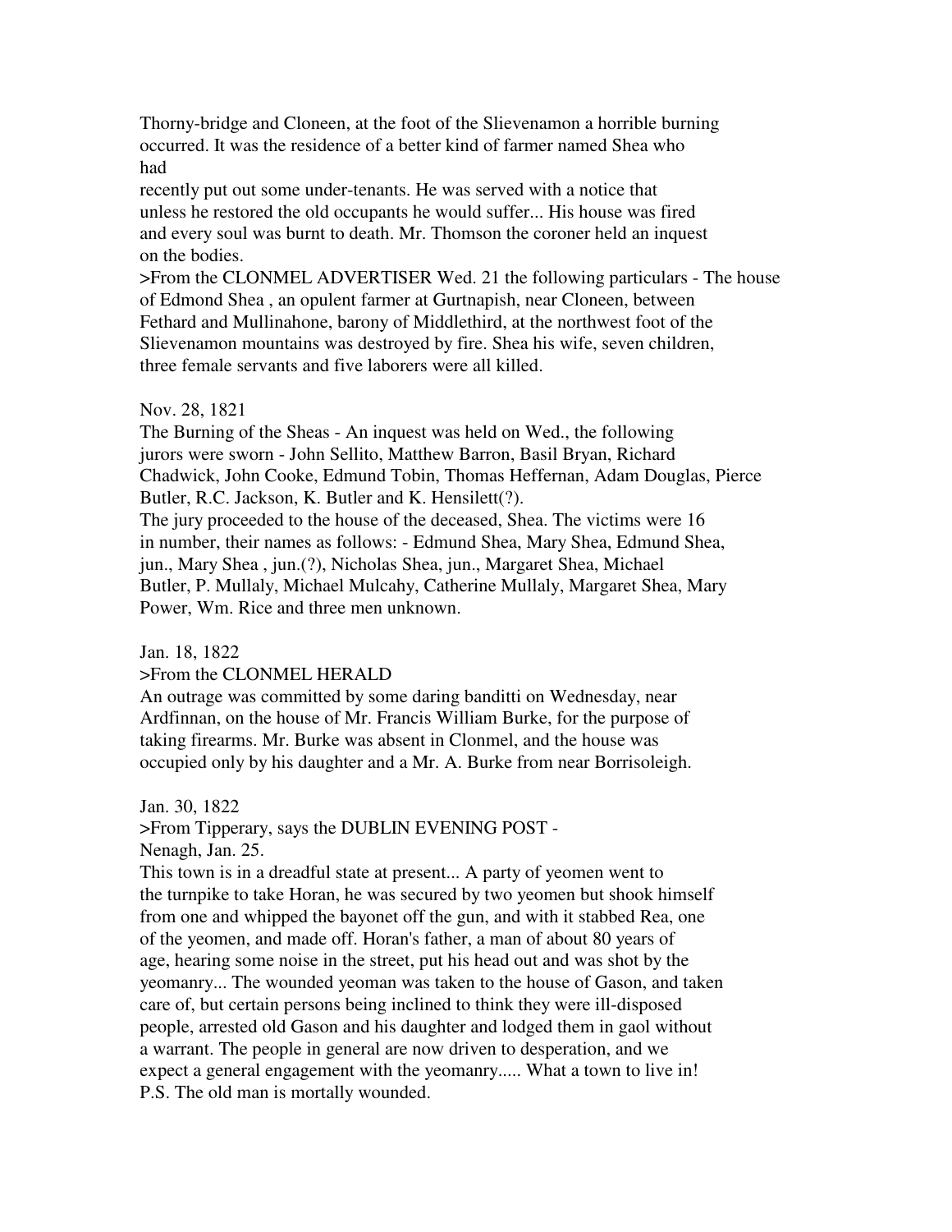Thorny-bridge and Cloneen, at the foot of the Slievenamon a horrible burning occurred. It was the residence of a better kind of farmer named Shea who had
recently put out some under-tenants. He was served with a notice that unless he restored the old occupants he would suffer... His house was fired and every soul was burnt to death. Mr. Thomson the coroner held an inquest on the bodies.
>From the CLONMEL ADVERTISER Wed. 21 the following particulars - The house of Edmond Shea , an opulent farmer at Gurtnapish, near Cloneen, between Fethard and Mullinahone, barony of Middlethird, at the northwest foot of the Slievenamon mountains was destroyed by fire. Shea his wife, seven children, three female servants and five laborers were all killed.

Nov. 28, 1821
The Burning of the Sheas - An inquest was held on Wed., the following jurors were sworn - John Sellito, Matthew Barron, Basil Bryan, Richard Chadwick, John Cooke, Edmund Tobin, Thomas Heffernan, Adam Douglas, Pierce Butler, R.C. Jackson, K. Butler and K. Hensilett(?).
The jury proceeded to the house of the deceased, Shea. The victims were 16 in number, their names as follows: - Edmund Shea, Mary Shea, Edmund Shea, jun., Mary Shea , jun.(?), Nicholas Shea, jun., Margaret Shea, Michael Butler, P. Mullaly, Michael Mulcahy, Catherine Mullaly, Margaret Shea, Mary Power, Wm. Rice and three men unknown.

Jan. 18, 1822
>From the CLONMEL HERALD
An outrage was committed by some daring banditti on Wednesday, near Ardfinnan, on the house of Mr. Francis William Burke, for the purpose of taking firearms. Mr. Burke was absent in Clonmel, and the house was occupied only by his daughter and a Mr. A. Burke from near Borrisoleigh.

Jan. 30, 1822
>From Tipperary, says the DUBLIN EVENING POST -
Nenagh, Jan. 25.
This town is in a dreadful state at present... A party of yeomen went to the turnpike to take Horan, he was secured by two yeomen but shook himself from one and whipped the bayonet off the gun, and with it stabbed Rea, one of the yeomen, and made off. Horan's father, a man of about 80 years of age, hearing some noise in the street, put his head out and was shot by the yeomanry... The wounded yeoman was taken to the house of Gason, and taken care of, but certain persons being inclined to think they were ill-disposed people, arrested old Gason and his daughter and lodged them in gaol without a warrant. The people in general are now driven to desperation, and we expect a general engagement with the yeomanry..... What a town to live in!
P.S. The old man is mortally wounded.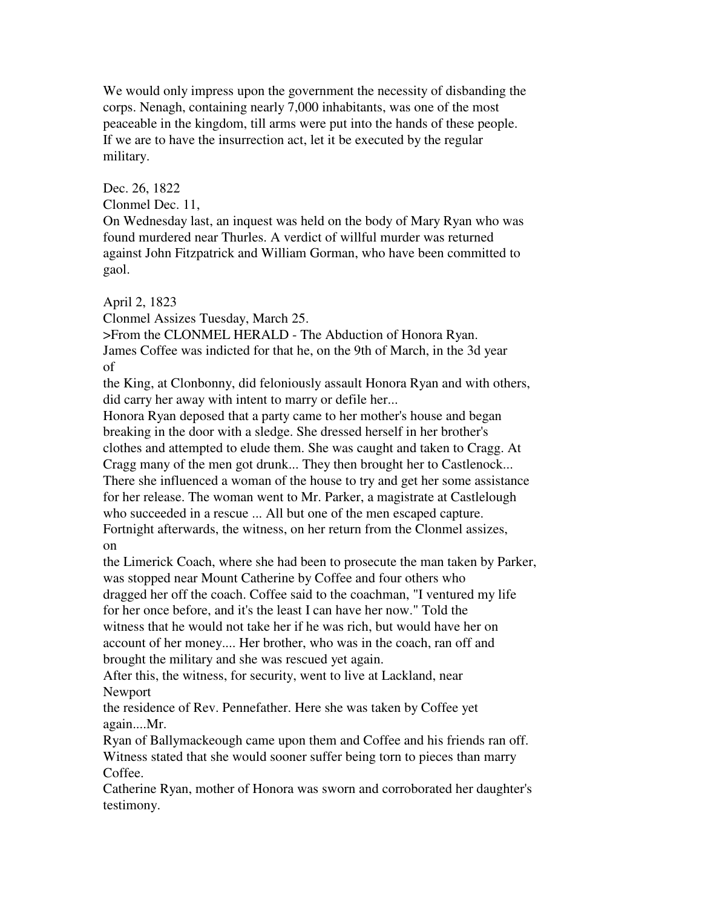We would only impress upon the government the necessity of disbanding the corps. Nenagh, containing nearly 7,000 inhabitants, was one of the most peaceable in the kingdom, till arms were put into the hands of these people. If we are to have the insurrection act, let it be executed by the regular military.

Dec. 26, 1822

Clonmel Dec. 11,

On Wednesday last, an inquest was held on the body of Mary Ryan who was found murdered near Thurles. A verdict of willful murder was returned against John Fitzpatrick and William Gorman, who have been committed to gaol.

April 2, 1823

Clonmel Assizes Tuesday, March 25.

>From the CLONMEL HERALD - The Abduction of Honora Ryan.

James Coffee was indicted for that he, on the 9th of March, in the 3d year of

the King, at Clonbonny, did feloniously assault Honora Ryan and with others, did carry her away with intent to marry or defile her...

Honora Ryan deposed that a party came to her mother's house and began breaking in the door with a sledge. She dressed herself in her brother's clothes and attempted to elude them. She was caught and taken to Cragg. At Cragg many of the men got drunk... They then brought her to Castlenock... There she influenced a woman of the house to try and get her some assistance for her release. The woman went to Mr. Parker, a magistrate at Castlelough who succeeded in a rescue ... All but one of the men escaped capture. Fortnight afterwards, the witness, on her return from the Clonmel assizes, on

the Limerick Coach, where she had been to prosecute the man taken by Parker, was stopped near Mount Catherine by Coffee and four others who dragged her off the coach. Coffee said to the coachman, "I ventured my life for her once before, and it's the least I can have her now." Told the witness that he would not take her if he was rich, but would have her on account of her money.... Her brother, who was in the coach, ran off and brought the military and she was rescued yet again.

After this, the witness, for security, went to live at Lackland, near Newport

the residence of Rev. Pennefather. Here she was taken by Coffee yet again....Mr.

Ryan of Ballymackeough came upon them and Coffee and his friends ran off. Witness stated that she would sooner suffer being torn to pieces than marry Coffee.

Catherine Ryan, mother of Honora was sworn and corroborated her daughter's testimony.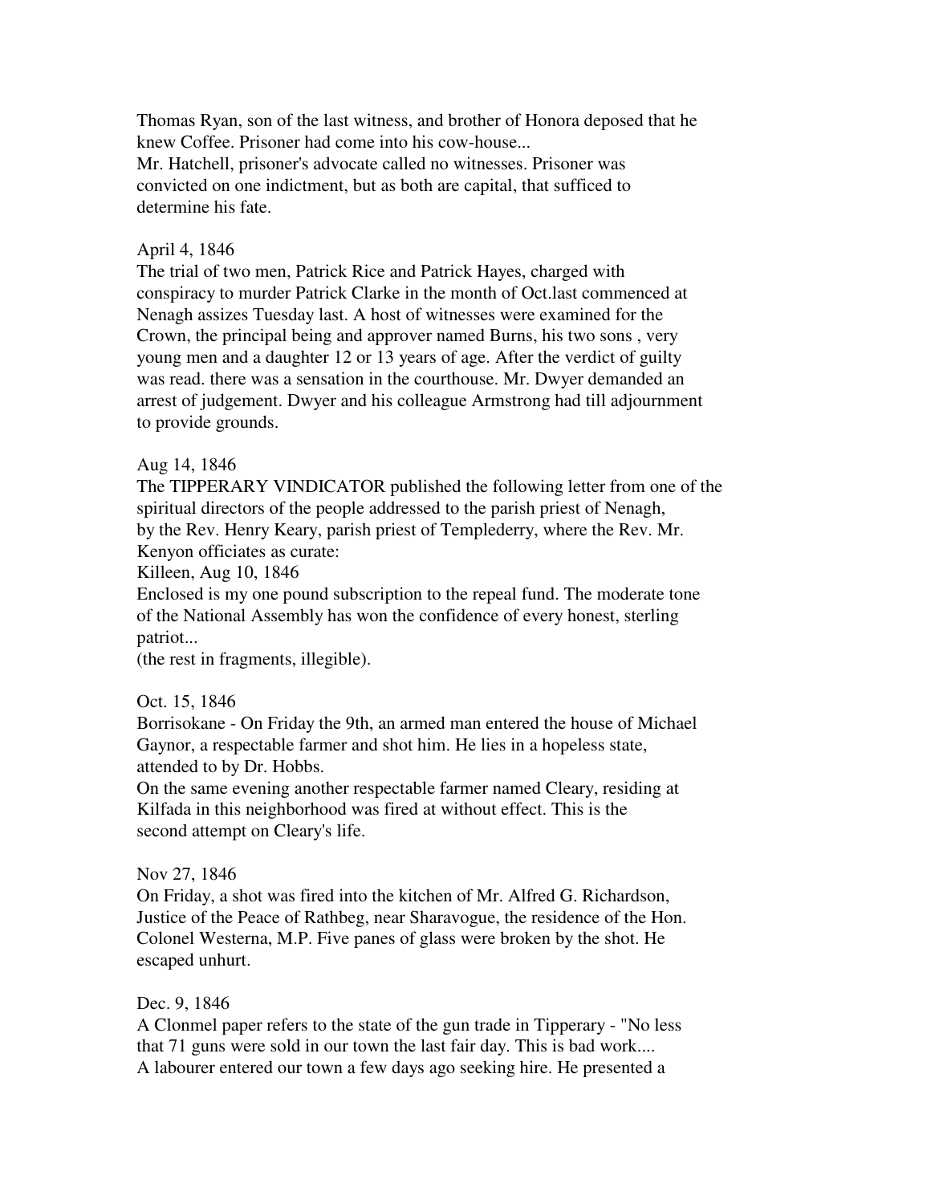Thomas Ryan, son of the last witness, and brother of Honora deposed that he knew Coffee. Prisoner had come into his cow-house...
Mr. Hatchell, prisoner's advocate called no witnesses. Prisoner was convicted on one indictment, but as both are capital, that sufficed to determine his fate.

April 4, 1846
The trial of two men, Patrick Rice and Patrick Hayes, charged with conspiracy to murder Patrick Clarke in the month of Oct.last commenced at Nenagh assizes Tuesday last. A host of witnesses were examined for the Crown, the principal being and approver named Burns, his two sons , very young men and a daughter 12 or 13 years of age. After the verdict of guilty was read. there was a sensation in the courthouse. Mr. Dwyer demanded an arrest of judgement. Dwyer and his colleague Armstrong had till adjournment to provide grounds.

Aug 14, 1846
The TIPPERARY VINDICATOR published the following letter from one of the spiritual directors of the people addressed to the parish priest of Nenagh, by the Rev. Henry Keary, parish priest of Templederry, where the Rev. Mr. Kenyon officiates as curate:
Killeen, Aug 10, 1846
Enclosed is my one pound subscription to the repeal fund. The moderate tone of the National Assembly has won the confidence of every honest, sterling patriot...
(the rest in fragments, illegible).

Oct. 15, 1846
Borrisokane - On Friday the 9th, an armed man entered the house of Michael Gaynor, a respectable farmer and shot him. He lies in a hopeless state, attended to by Dr. Hobbs.
On the same evening another respectable farmer named Cleary, residing at Kilfada in this neighborhood was fired at without effect. This is the second attempt on Cleary's life.

Nov 27, 1846
On Friday, a shot was fired into the kitchen of Mr. Alfred G. Richardson, Justice of the Peace of Rathbeg, near Sharavogue, the residence of the Hon. Colonel Westerna, M.P. Five panes of glass were broken by the shot. He escaped unhurt.

Dec. 9, 1846
A Clonmel paper refers to the state of the gun trade in Tipperary - "No less that 71 guns were sold in our town the last fair day. This is bad work....
A labourer entered our town a few days ago seeking hire. He presented a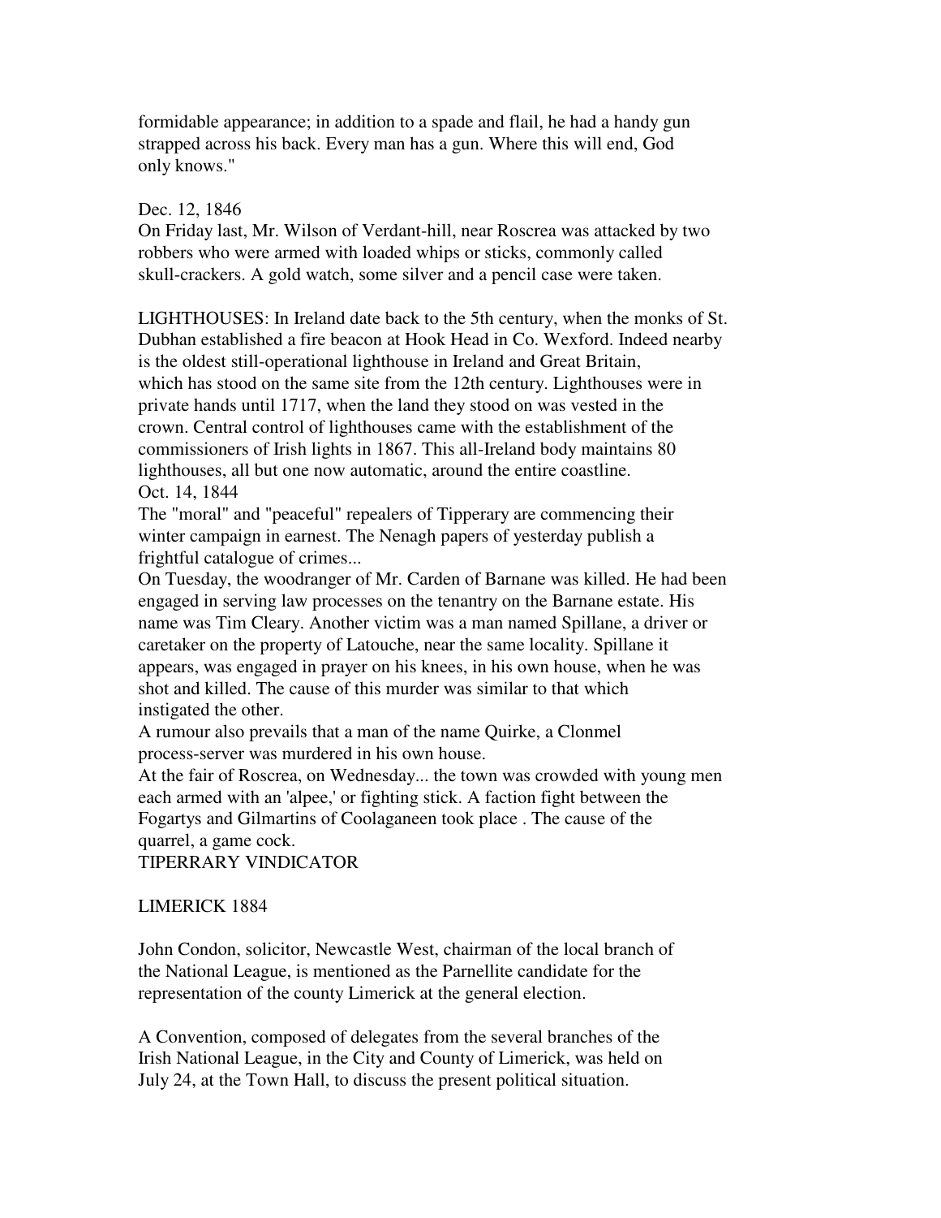formidable appearance; in addition to a spade and flail, he had a handy gun strapped across his back. Every man has a gun. Where this will end, God only knows."

Dec. 12, 1846
On Friday last, Mr. Wilson of Verdant-hill, near Roscrea was attacked by two robbers who were armed with loaded whips or sticks, commonly called skull-crackers. A gold watch, some silver and a pencil case were taken.

LIGHTHOUSES: In Ireland date back to the 5th century, when the monks of St. Dubhan established a fire beacon at Hook Head in Co. Wexford. Indeed nearby is the oldest still-operational lighthouse in Ireland and Great Britain, which has stood on the same site from the 12th century. Lighthouses were in private hands until 1717, when the land they stood on was vested in the crown. Central control of lighthouses came with the establishment of the commissioners of Irish lights in 1867. This all-Ireland body maintains 80 lighthouses, all but one now automatic, around the entire coastline.
Oct. 14, 1844
The "moral" and "peaceful" repealers of Tipperary are commencing their winter campaign in earnest. The Nenagh papers of yesterday publish a frightful catalogue of crimes...
On Tuesday, the woodranger of Mr. Carden of Barnane was killed. He had been engaged in serving law processes on the tenantry on the Barnane estate. His name was Tim Cleary. Another victim was a man named Spillane, a driver or caretaker on the property of Latouche, near the same locality. Spillane it appears, was engaged in prayer on his knees, in his own house, when he was shot and killed. The cause of this murder was similar to that which instigated the other.
A rumour also prevails that a man of the name Quirke, a Clonmel process-server was murdered in his own house.
At the fair of Roscrea, on Wednesday... the town was crowded with young men each armed with an 'alpee,' or fighting stick. A faction fight between the Fogartys and Gilmartins of Coolaganeen took place . The cause of the quarrel, a game cock.
TIPERRARY VINDICATOR

LIMERICK 1884

John Condon, solicitor, Newcastle West, chairman of the local branch of the National League, is mentioned as the Parnellite candidate for the representation of the county Limerick at the general election.

A Convention, composed of delegates from the several branches of the Irish National League, in the City and County of Limerick, was held on July 24, at the Town Hall, to discuss the present political situation.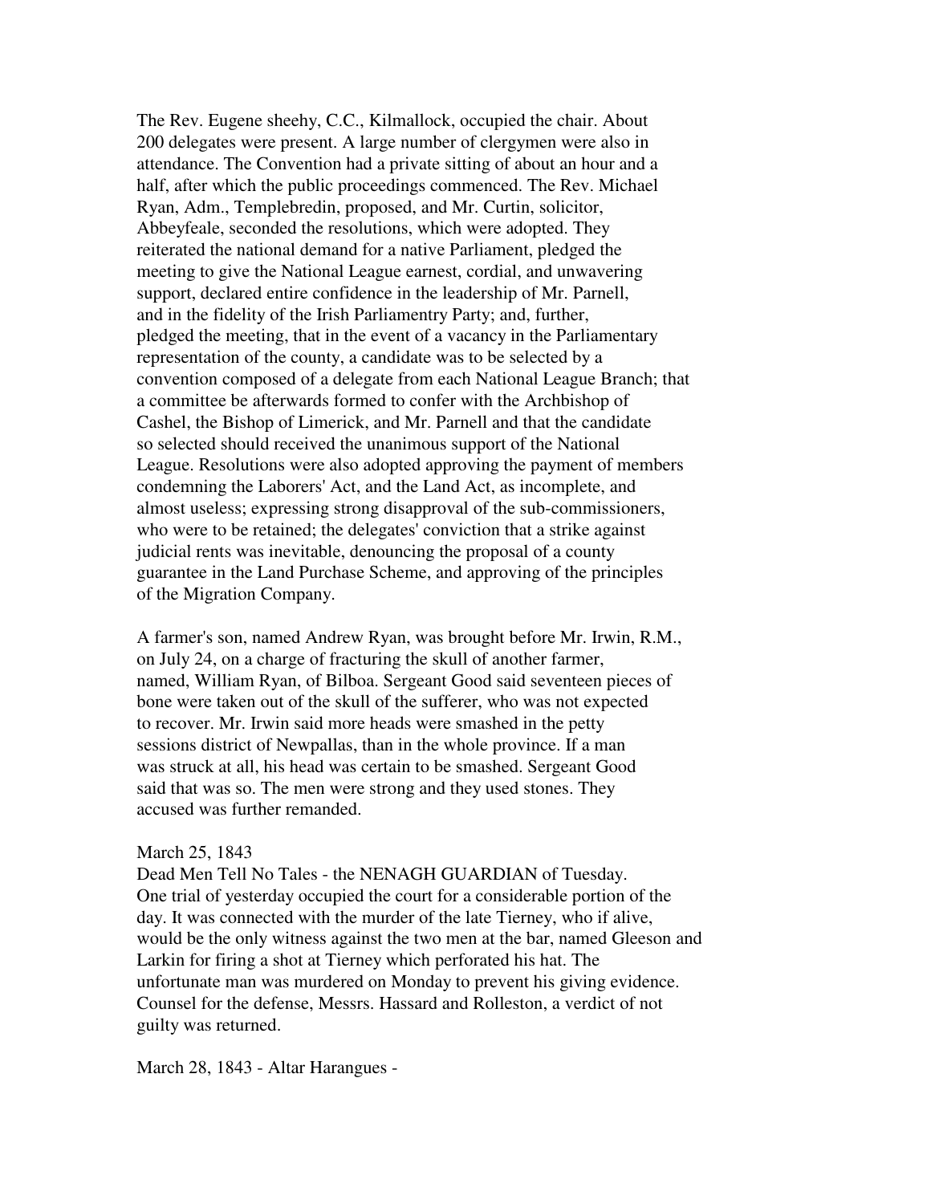The Rev. Eugene sheehy, C.C., Kilmallock, occupied the chair. About 200 delegates were present. A large number of clergymen were also in attendance. The Convention had a private sitting of about an hour and a half, after which the public proceedings commenced. The Rev. Michael Ryan, Adm., Templebredin, proposed, and Mr. Curtin, solicitor, Abbeyfeale, seconded the resolutions, which were adopted. They reiterated the national demand for a native Parliament, pledged the meeting to give the National League earnest, cordial, and unwavering support, declared entire confidence in the leadership of Mr. Parnell, and in the fidelity of the Irish Parliamentry Party; and, further, pledged the meeting, that in the event of a vacancy in the Parliamentary representation of the county, a candidate was to be selected by a convention composed of a delegate from each National League Branch; that a committee be afterwards formed to confer with the Archbishop of Cashel, the Bishop of Limerick, and Mr. Parnell and that the candidate so selected should received the unanimous support of the National League. Resolutions were also adopted approving the payment of members condemning the Laborers' Act, and the Land Act, as incomplete, and almost useless; expressing strong disapproval of the sub-commissioners, who were to be retained; the delegates' conviction that a strike against judicial rents was inevitable, denouncing the proposal of a county guarantee in the Land Purchase Scheme, and approving of the principles of the Migration Company.

A farmer's son, named Andrew Ryan, was brought before Mr. Irwin, R.M., on July 24, on a charge of fracturing the skull of another farmer, named, William Ryan, of Bilboa. Sergeant Good said seventeen pieces of bone were taken out of the skull of the sufferer, who was not expected to recover. Mr. Irwin said more heads were smashed in the petty sessions district of Newpallas, than in the whole province. If a man was struck at all, his head was certain to be smashed. Sergeant Good said that was so. The men were strong and they used stones. They accused was further remanded.

March 25, 1843
Dead Men Tell No Tales - the NENAGH GUARDIAN of Tuesday.
One trial of yesterday occupied the court for a considerable portion of the day. It was connected with the murder of the late Tierney, who if alive, would be the only witness against the two men at the bar, named Gleeson and Larkin for firing a shot at Tierney which perforated his hat. The unfortunate man was murdered on Monday to prevent his giving evidence. Counsel for the defense, Messrs. Hassard and Rolleston, a verdict of not guilty was returned.

March 28, 1843 - Altar Harangues -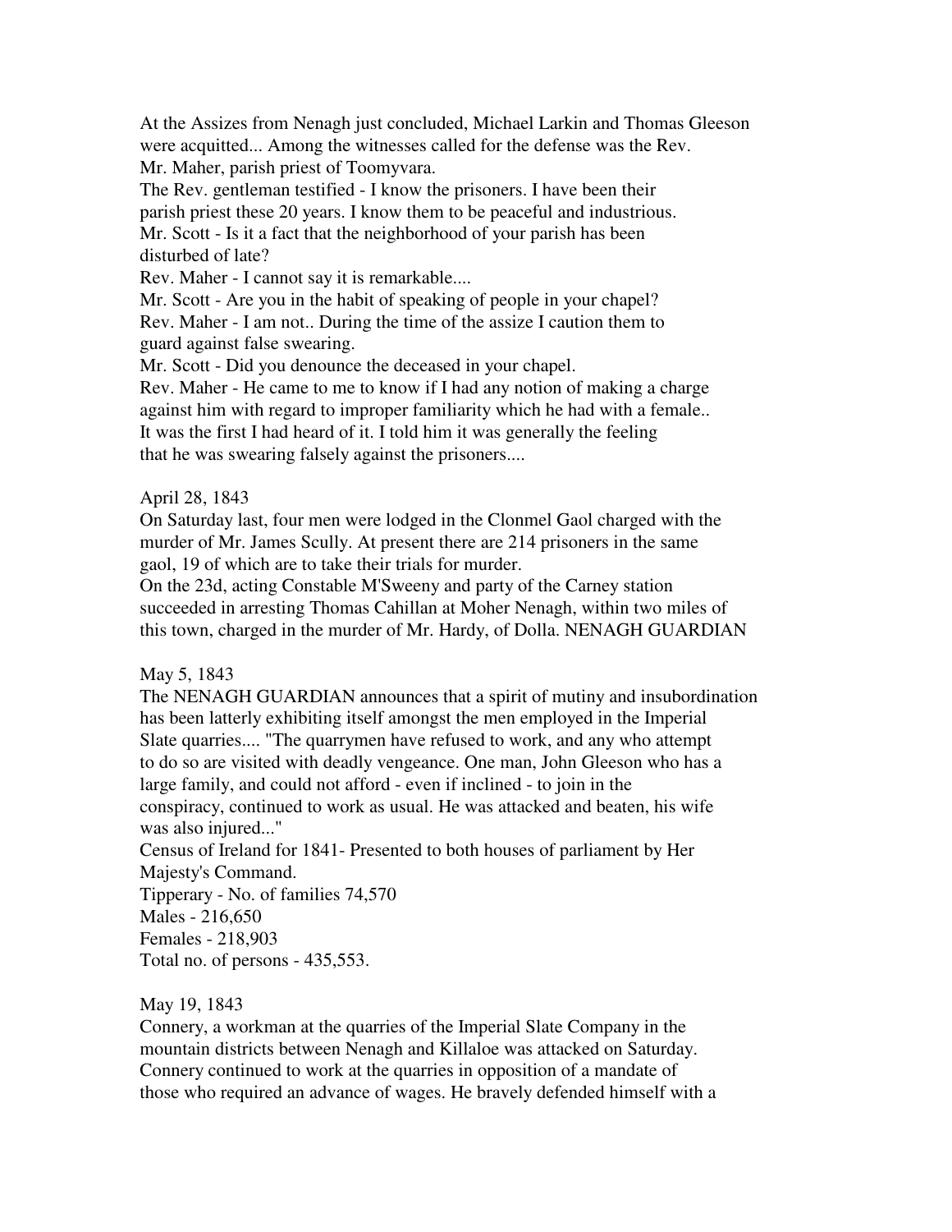At the Assizes from Nenagh just concluded, Michael Larkin and Thomas Gleeson were acquitted... Among the witnesses called for the defense was the Rev. Mr. Maher, parish priest of Toomyvara.

The Rev. gentleman testified - I know the prisoners. I have been their parish priest these 20 years. I know them to be peaceful and industrious.

Mr. Scott - Is it a fact that the neighborhood of your parish has been disturbed of late?

Rev. Maher - I cannot say it is remarkable....

Mr. Scott - Are you in the habit of speaking of people in your chapel?

Rev. Maher - I am not.. During the time of the assize I caution them to guard against false swearing.

Mr. Scott - Did you denounce the deceased in your chapel.

Rev. Maher - He came to me to know if I had any notion of making a charge against him with regard to improper familiarity which he had with a female.. It was the first I had heard of it. I told him it was generally the feeling that he was swearing falsely against the prisoners....

April 28, 1843

On Saturday last, four men were lodged in the Clonmel Gaol charged with the murder of Mr. James Scully. At present there are 214 prisoners in the same gaol, 19 of which are to take their trials for murder.

On the 23d, acting Constable M'Sweeny and party of the Carney station succeeded in arresting Thomas Cahillan at Moher Nenagh, within two miles of this town, charged in the murder of Mr. Hardy, of Dolla. NENAGH GUARDIAN

May 5, 1843

The NENAGH GUARDIAN announces that a spirit of mutiny and insubordination has been latterly exhibiting itself amongst the men employed in the Imperial Slate quarries.... "The quarrymen have refused to work, and any who attempt to do so are visited with deadly vengeance. One man, John Gleeson who has a large family, and could not afford - even if inclined - to join in the conspiracy, continued to work as usual. He was attacked and beaten, his wife was also injured..."

Census of Ireland for 1841- Presented to both houses of parliament by Her Majesty's Command.

Tipperary - No. of families 74,570

Males - 216,650

Females - 218,903

Total no. of persons - 435,553.

May 19, 1843

Connery, a workman at the quarries of the Imperial Slate Company in the mountain districts between Nenagh and Killaloe was attacked on Saturday. Connery continued to work at the quarries in opposition of a mandate of those who required an advance of wages. He bravely defended himself with a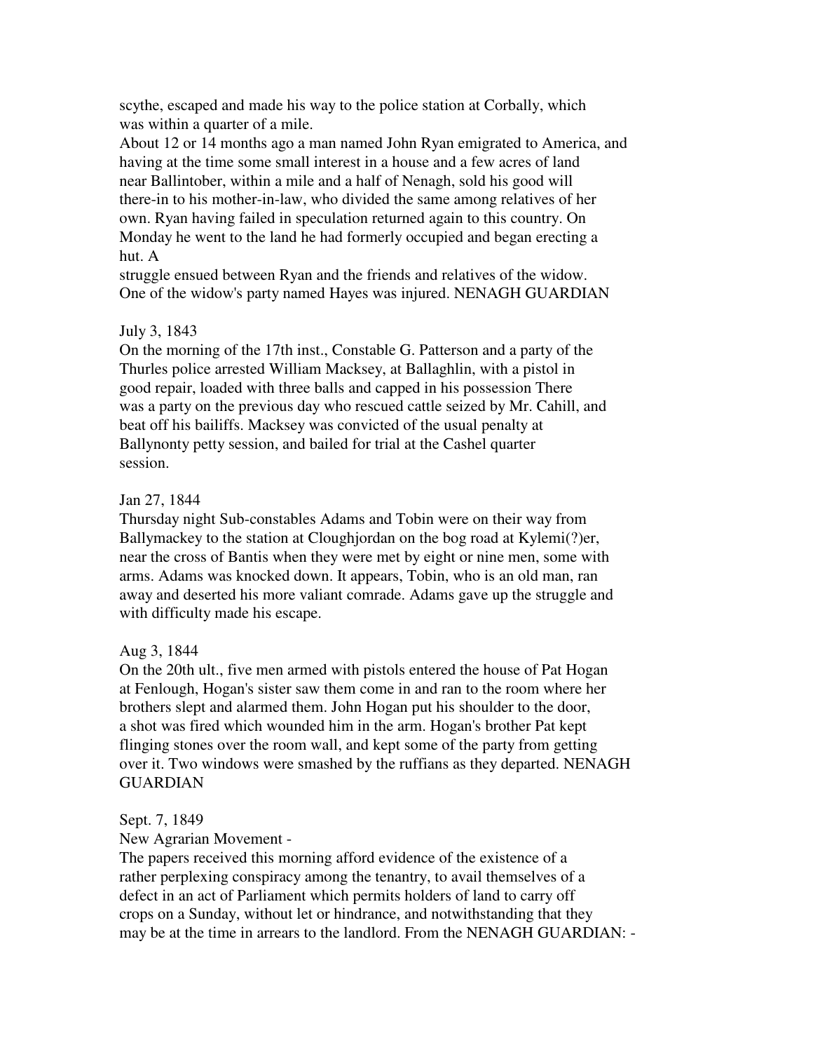scythe, escaped and made his way to the police station at Corbally, which was within a quarter of a mile.

About 12 or 14 months ago a man named John Ryan emigrated to America, and having at the time some small interest in a house and a few acres of land near Ballintober, within a mile and a half of Nenagh, sold his good will there-in to his mother-in-law, who divided the same among relatives of her own. Ryan having failed in speculation returned again to this country. On Monday he went to the land he had formerly occupied and began erecting a hut. A struggle ensued between Ryan and the friends and relatives of the widow. One of the widow's party named Hayes was injured. NENAGH GUARDIAN

July 3, 1843

On the morning of the 17th inst., Constable G. Patterson and a party of the Thurles police arrested William Macksey, at Ballaghlin, with a pistol in good repair, loaded with three balls and capped in his possession There was a party on the previous day who rescued cattle seized by Mr. Cahill, and beat off his bailiffs. Macksey was convicted of the usual penalty at Ballynonty petty session, and bailed for trial at the Cashel quarter session.

Jan 27, 1844

Thursday night Sub-constables Adams and Tobin were on their way from Ballymackey to the station at Cloughjordan on the bog road at Kylemi(?)er, near the cross of Bantis when they were met by eight or nine men, some with arms. Adams was knocked down. It appears, Tobin, who is an old man, ran away and deserted his more valiant comrade. Adams gave up the struggle and with difficulty made his escape.

Aug 3, 1844

On the 20th ult., five men armed with pistols entered the house of Pat Hogan at Fenlough, Hogan's sister saw them come in and ran to the room where her brothers slept and alarmed them. John Hogan put his shoulder to the door, a shot was fired which wounded him in the arm. Hogan's brother Pat kept flinging stones over the room wall, and kept some of the party from getting over it. Two windows were smashed by the ruffians as they departed. NENAGH GUARDIAN

Sept. 7, 1849

New Agrarian Movement -

The papers received this morning afford evidence of the existence of a rather perplexing conspiracy among the tenantry, to avail themselves of a defect in an act of Parliament which permits holders of land to carry off crops on a Sunday, without let or hindrance, and notwithstanding that they may be at the time in arrears to the landlord. From the NENAGH GUARDIAN: -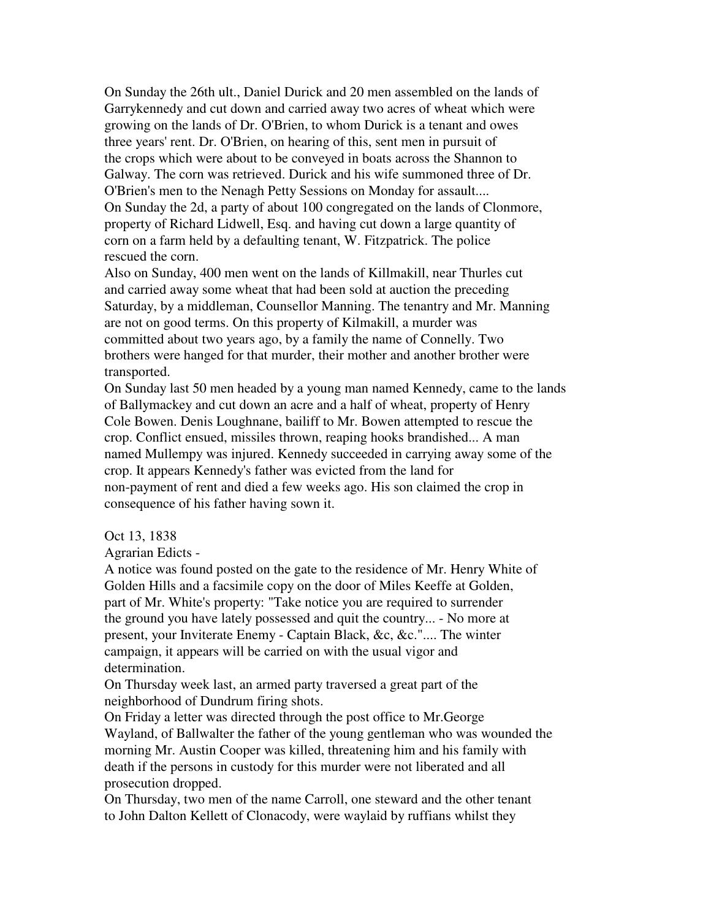On Sunday the 26th ult., Daniel Durick and 20 men assembled on the lands of Garrykennedy and cut down and carried away two acres of wheat which were growing on the lands of Dr. O'Brien, to whom Durick is a tenant and owes three years' rent. Dr. O'Brien, on hearing of this, sent men in pursuit of the crops which were about to be conveyed in boats across the Shannon to Galway. The corn was retrieved. Durick and his wife summoned three of Dr. O'Brien's men to the Nenagh Petty Sessions on Monday for assault....

On Sunday the 2d, a party of about 100 congregated on the lands of Clonmore, property of Richard Lidwell, Esq. and having cut down a large quantity of corn on a farm held by a defaulting tenant, W. Fitzpatrick. The police rescued the corn.

Also on Sunday, 400 men went on the lands of Killmakill, near Thurles cut and carried away some wheat that had been sold at auction the preceding Saturday, by a middleman, Counsellor Manning. The tenantry and Mr. Manning are not on good terms. On this property of Kilmakill, a murder was committed about two years ago, by a family the name of Connelly. Two brothers were hanged for that murder, their mother and another brother were transported.

On Sunday last 50 men headed by a young man named Kennedy, came to the lands of Ballymackey and cut down an acre and a half of wheat, property of Henry Cole Bowen. Denis Loughnane, bailiff to Mr. Bowen attempted to rescue the crop. Conflict ensued, missiles thrown, reaping hooks brandished... A man named Mullempy was injured. Kennedy succeeded in carrying away some of the crop. It appears Kennedy's father was evicted from the land for non-payment of rent and died a few weeks ago. His son claimed the crop in consequence of his father having sown it.

Oct 13, 1838

Agrarian Edicts -

A notice was found posted on the gate to the residence of Mr. Henry White of Golden Hills and a facsimile copy on the door of Miles Keeffe at Golden, part of Mr. White's property: "Take notice you are required to surrender the ground you have lately possessed and quit the country... - No more at present, your Inviterate Enemy - Captain Black, &c, &c.".... The winter campaign, it appears will be carried on with the usual vigor and determination.

On Thursday week last, an armed party traversed a great part of the neighborhood of Dundrum firing shots.

On Friday a letter was directed through the post office to Mr.George Wayland, of Ballwalter the father of the young gentleman who was wounded the morning Mr. Austin Cooper was killed, threatening him and his family with death if the persons in custody for this murder were not liberated and all prosecution dropped.

On Thursday, two men of the name Carroll, one steward and the other tenant to John Dalton Kellett of Clonacody, were waylaid by ruffians whilst they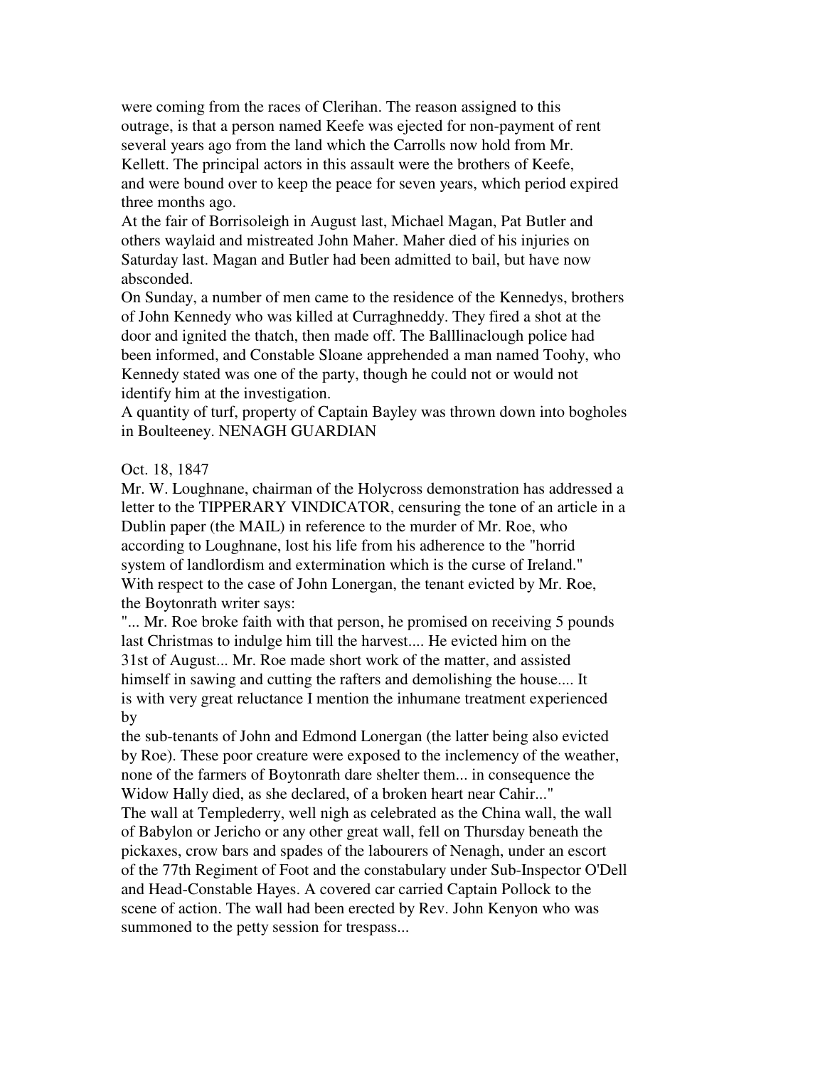were coming from the races of Clerihan. The reason assigned to this outrage, is that a person named Keefe was ejected for non-payment of rent several years ago from the land which the Carrolls now hold from Mr. Kellett. The principal actors in this assault were the brothers of Keefe, and were bound over to keep the peace for seven years, which period expired three months ago.

At the fair of Borrisoleigh in August last, Michael Magan, Pat Butler and others waylaid and mistreated John Maher. Maher died of his injuries on Saturday last. Magan and Butler had been admitted to bail, but have now absconded.

On Sunday, a number of men came to the residence of the Kennedys, brothers of John Kennedy who was killed at Curraghneddy. They fired a shot at the door and ignited the thatch, then made off. The Balllinaclough police had been informed, and Constable Sloane apprehended a man named Toohy, who Kennedy stated was one of the party, though he could not or would not identify him at the investigation.

A quantity of turf, property of Captain Bayley was thrown down into bogholes in Boulteeney. NENAGH GUARDIAN

Oct. 18, 1847

Mr. W. Loughnane, chairman of the Holycross demonstration has addressed a letter to the TIPPERARY VINDICATOR, censuring the tone of an article in a Dublin paper (the MAIL) in reference to the murder of Mr. Roe, who according to Loughnane, lost his life from his adherence to the "horrid system of landlordism and extermination which is the curse of Ireland." With respect to the case of John Lonergan, the tenant evicted by Mr. Roe, the Boytonrath writer says:

"... Mr. Roe broke faith with that person, he promised on receiving 5 pounds last Christmas to indulge him till the harvest.... He evicted him on the 31st of August... Mr. Roe made short work of the matter, and assisted himself in sawing and cutting the rafters and demolishing the house.... It is with very great reluctance I mention the inhumane treatment experienced by

the sub-tenants of John and Edmond Lonergan (the latter being also evicted by Roe). These poor creature were exposed to the inclemency of the weather, none of the farmers of Boytonrath dare shelter them... in consequence the Widow Hally died, as she declared, of a broken heart near Cahir..."

The wall at Templederry, well nigh as celebrated as the China wall, the wall of Babylon or Jericho or any other great wall, fell on Thursday beneath the pickaxes, crow bars and spades of the labourers of Nenagh, under an escort of the 77th Regiment of Foot and the constabulary under Sub-Inspector O'Dell and Head-Constable Hayes. A covered car carried Captain Pollock to the scene of action. The wall had been erected by Rev. John Kenyon who was summoned to the petty session for trespass...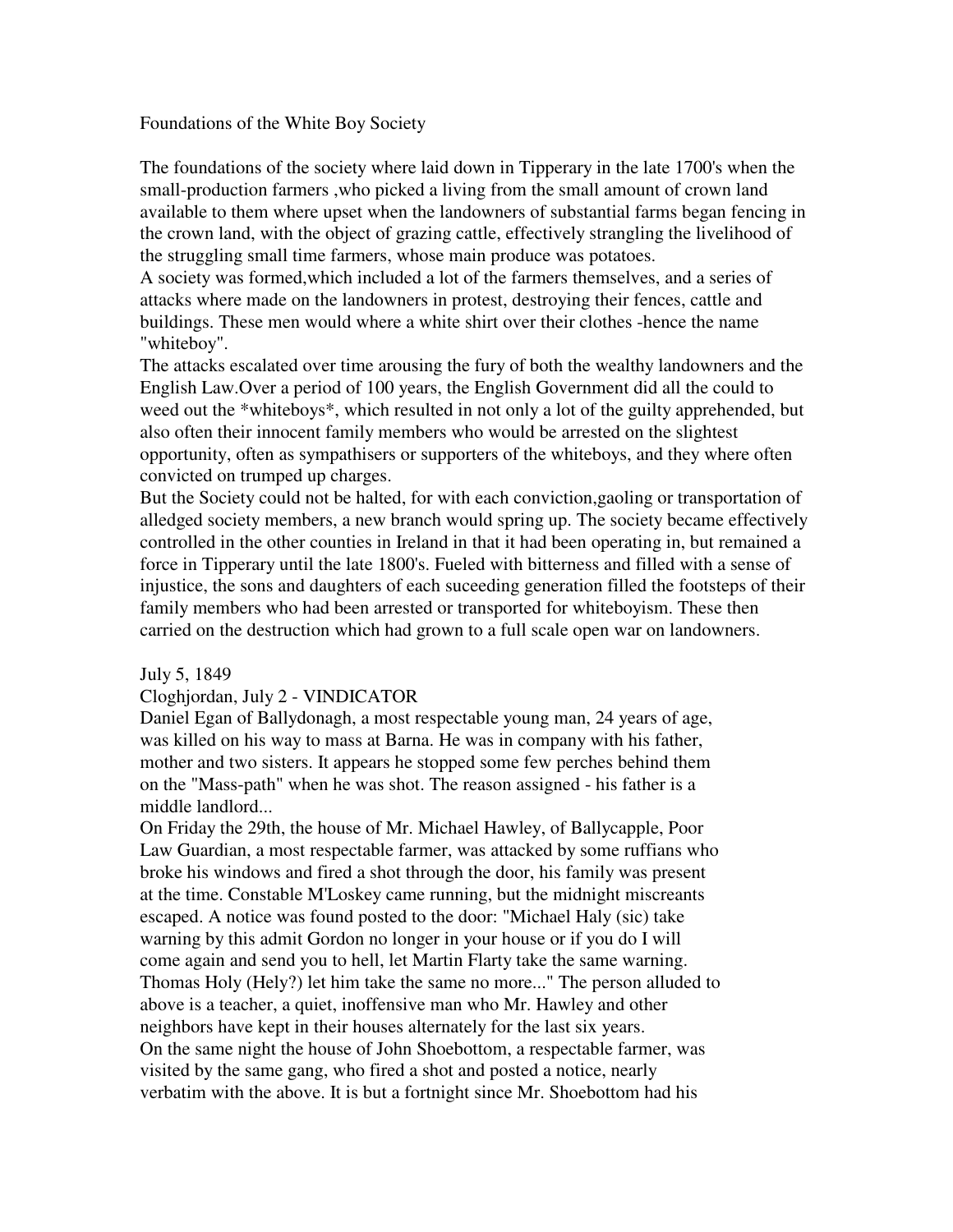# Foundations of the White Boy Society

The foundations of the society where laid down in Tipperary in the late 1700's when the small-production farmers ,who picked a living from the small amount of crown land available to them where upset when the landowners of substantial farms began fencing in the crown land, with the object of grazing cattle, effectively strangling the livelihood of the struggling small time farmers, whose main produce was potatoes.
A society was formed,which included a lot of the farmers themselves, and a series of attacks where made on the landowners in protest, destroying their fences, cattle and buildings. These men would where a white shirt over their clothes -hence the name "whiteboy".
The attacks escalated over time arousing the fury of both the wealthy landowners and the English Law.Over a period of 100 years, the English Government did all the could to weed out the *whiteboys*, which resulted in not only a lot of the guilty apprehended, but also often their innocent family members who would be arrested on the slightest opportunity, often as sympathisers or supporters of the whiteboys, and they where often convicted on trumped up charges.
But the Society could not be halted, for with each conviction,gaoling or transportation of alledged society members, a new branch would spring up. The society became effectively controlled in the other counties in Ireland in that it had been operating in, but remained a force in Tipperary until the late 1800's. Fueled with bitterness and filled with a sense of injustice, the sons and daughters of each suceeding generation filled the footsteps of their family members who had been arrested or transported for whiteboyism. These then carried on the destruction which had grown to a full scale open war on landowners.

July 5, 1849
Cloghjordan, July 2 - VINDICATOR
Daniel Egan of Ballydonagh, a most respectable young man, 24 years of age, was killed on his way to mass at Barna. He was in company with his father, mother and two sisters. It appears he stopped some few perches behind them on the "Mass-path" when he was shot. The reason assigned - his father is a middle landlord...
On Friday the 29th, the house of Mr. Michael Hawley, of Ballycapple, Poor Law Guardian, a most respectable farmer, was attacked by some ruffians who broke his windows and fired a shot through the door, his family was present at the time. Constable M'Loskey came running, but the midnight miscreants escaped. A notice was found posted to the door: "Michael Haly (sic) take warning by this admit Gordon no longer in your house or if you do I will come again and send you to hell, let Martin Flarty take the same warning. Thomas Holy (Hely?) let him take the same no more..." The person alluded to above is a teacher, a quiet, inoffensive man who Mr. Hawley and other neighbors have kept in their houses alternately for the last six years.
On the same night the house of John Shoebottom, a respectable farmer, was visited by the same gang, who fired a shot and posted a notice, nearly verbatim with the above. It is but a fortnight since Mr. Shoebottom had his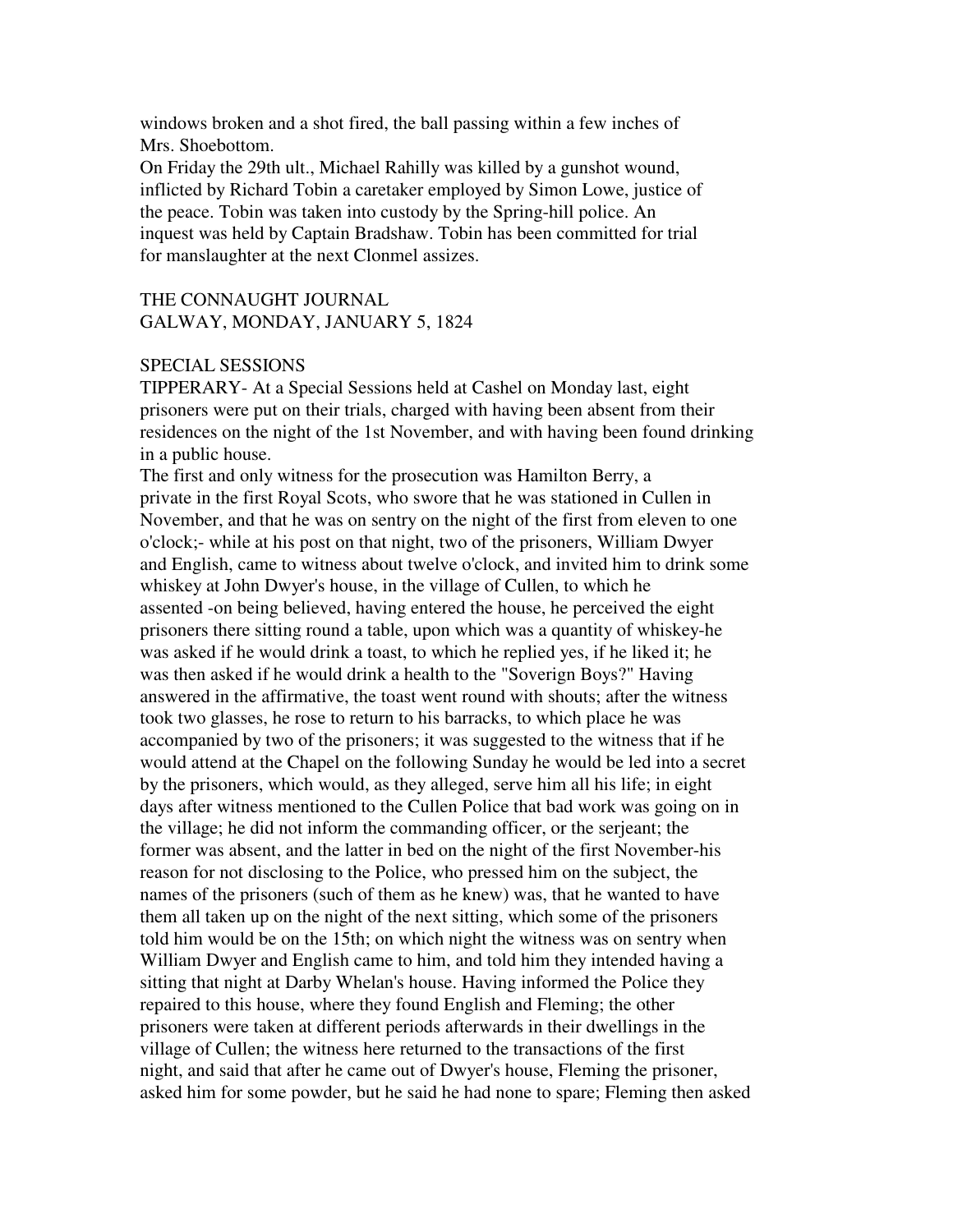windows broken and a shot fired, the ball passing within a few inches of Mrs. Shoebottom.

On Friday the 29th ult., Michael Rahilly was killed by a gunshot wound, inflicted by Richard Tobin a caretaker employed by Simon Lowe, justice of the peace. Tobin was taken into custody by the Spring-hill police. An inquest was held by Captain Bradshaw. Tobin has been committed for trial for manslaughter at the next Clonmel assizes.

THE CONNAUGHT JOURNAL
GALWAY, MONDAY, JANUARY 5, 1824

SPECIAL SESSIONS

TIPPERARY- At a Special Sessions held at Cashel on Monday last, eight prisoners were put on their trials, charged with having been absent from their residences on the night of the 1st November, and with having been found drinking in a public house.

The first and only witness for the prosecution was Hamilton Berry, a private in the first Royal Scots, who swore that he was stationed in Cullen in November, and that he was on sentry on the night of the first from eleven to one o'clock;- while at his post on that night, two of the prisoners, William Dwyer and English, came to witness about twelve o'clock, and invited him to drink some whiskey at John Dwyer's house, in the village of Cullen, to which he assented -on being believed, having entered the house, he perceived the eight prisoners there sitting round a table, upon which was a quantity of whiskey-he was asked if he would drink a toast, to which he replied yes, if he liked it; he was then asked if he would drink a health to the "Soverign Boys?" Having answered in the affirmative, the toast went round with shouts; after the witness took two glasses, he rose to return to his barracks, to which place he was accompanied by two of the prisoners; it was suggested to the witness that if he would attend at the Chapel on the following Sunday he would be led into a secret by the prisoners, which would, as they alleged, serve him all his life; in eight days after witness mentioned to the Cullen Police that bad work was going on in the village; he did not inform the commanding officer, or the serjeant; the former was absent, and the latter in bed on the night of the first November-his reason for not disclosing to the Police, who pressed him on the subject, the names of the prisoners (such of them as he knew) was, that he wanted to have them all taken up on the night of the next sitting, which some of the prisoners told him would be on the 15th; on which night the witness was on sentry when William Dwyer and English came to him, and told him they intended having a sitting that night at Darby Whelan's house. Having informed the Police they repaired to this house, where they found English and Fleming; the other prisoners were taken at different periods afterwards in their dwellings in the village of Cullen; the witness here returned to the transactions of the first night, and said that after he came out of Dwyer's house, Fleming the prisoner, asked him for some powder, but he said he had none to spare; Fleming then asked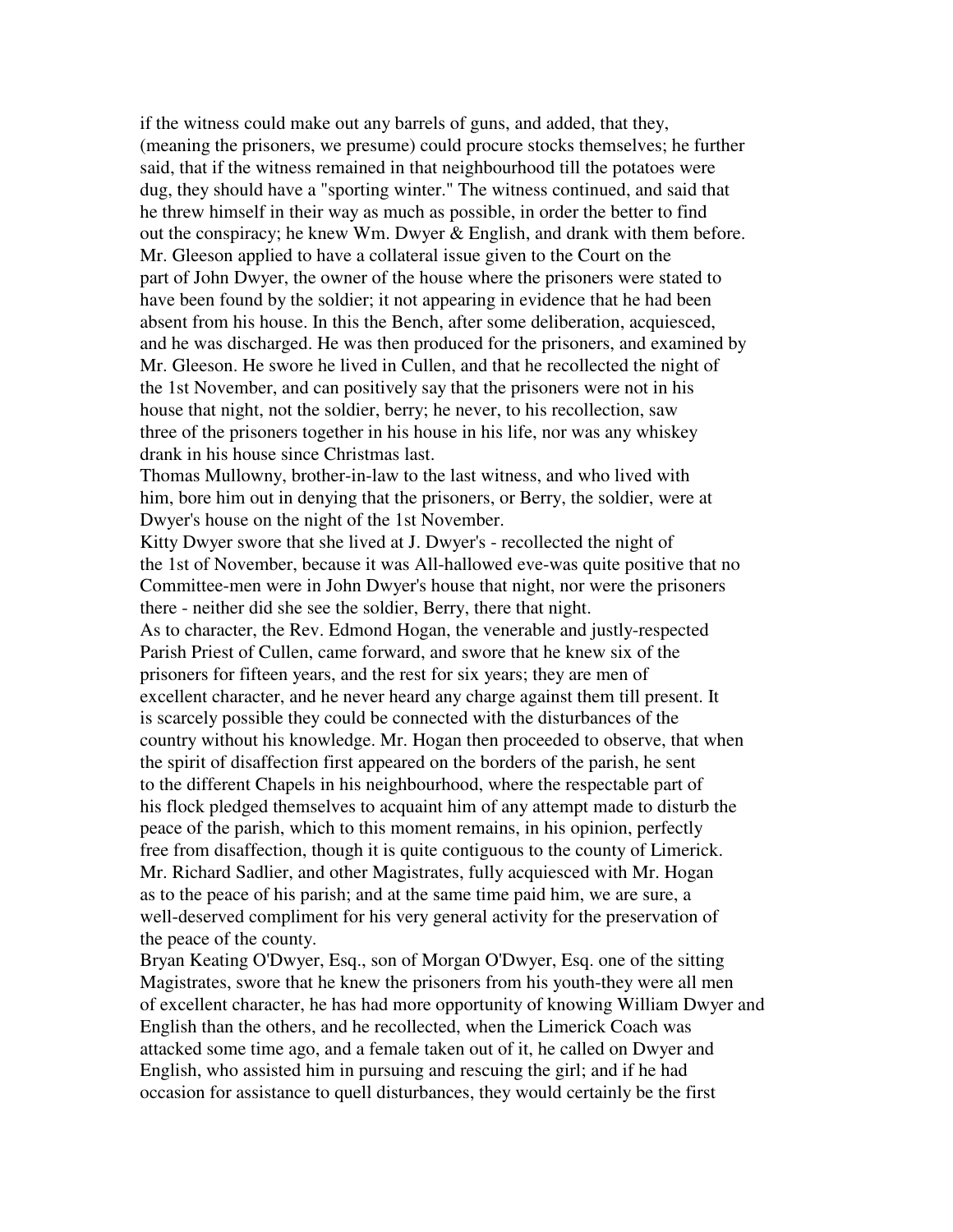if the witness could make out any barrels of guns, and added, that they, (meaning the prisoners, we presume) could procure stocks themselves; he further said, that if the witness remained in that neighbourhood till the potatoes were dug, they should have a "sporting winter." The witness continued, and said that he threw himself in their way as much as possible, in order the better to find out the conspiracy; he knew Wm. Dwyer & English, and drank with them before.

Mr. Gleeson applied to have a collateral issue given to the Court on the part of John Dwyer, the owner of the house where the prisoners were stated to have been found by the soldier; it not appearing in evidence that he had been absent from his house. In this the Bench, after some deliberation, acquiesced, and he was discharged. He was then produced for the prisoners, and examined by Mr. Gleeson. He swore he lived in Cullen, and that he recollected the night of the 1st November, and can positively say that the prisoners were not in his house that night, not the soldier, berry; he never, to his recollection, saw three of the prisoners together in his house in his life, nor was any whiskey drank in his house since Christmas last.

Thomas Mullowny, brother-in-law to the last witness, and who lived with him, bore him out in denying that the prisoners, or Berry, the soldier, were at Dwyer's house on the night of the 1st November.

Kitty Dwyer swore that she lived at J. Dwyer's - recollected the night of the 1st of November, because it was All-hallowed eve-was quite positive that no Committee-men were in John Dwyer's house that night, nor were the prisoners there - neither did she see the soldier, Berry, there that night.

As to character, the Rev. Edmond Hogan, the venerable and justly-respected Parish Priest of Cullen, came forward, and swore that he knew six of the prisoners for fifteen years, and the rest for six years; they are men of excellent character, and he never heard any charge against them till present. It is scarcely possible they could be connected with the disturbances of the country without his knowledge. Mr. Hogan then proceeded to observe, that when the spirit of disaffection first appeared on the borders of the parish, he sent to the different Chapels in his neighbourhood, where the respectable part of his flock pledged themselves to acquaint him of any attempt made to disturb the peace of the parish, which to this moment remains, in his opinion, perfectly free from disaffection, though it is quite contiguous to the county of Limerick.

Mr. Richard Sadlier, and other Magistrates, fully acquiesced with Mr. Hogan as to the peace of his parish; and at the same time paid him, we are sure, a well-deserved compliment for his very general activity for the preservation of the peace of the county.

Bryan Keating O'Dwyer, Esq., son of Morgan O'Dwyer, Esq. one of the sitting Magistrates, swore that he knew the prisoners from his youth-they were all men of excellent character, he has had more opportunity of knowing William Dwyer and English than the others, and he recollected, when the Limerick Coach was attacked some time ago, and a female taken out of it, he called on Dwyer and English, who assisted him in pursuing and rescuing the girl; and if he had occasion for assistance to quell disturbances, they would certainly be the first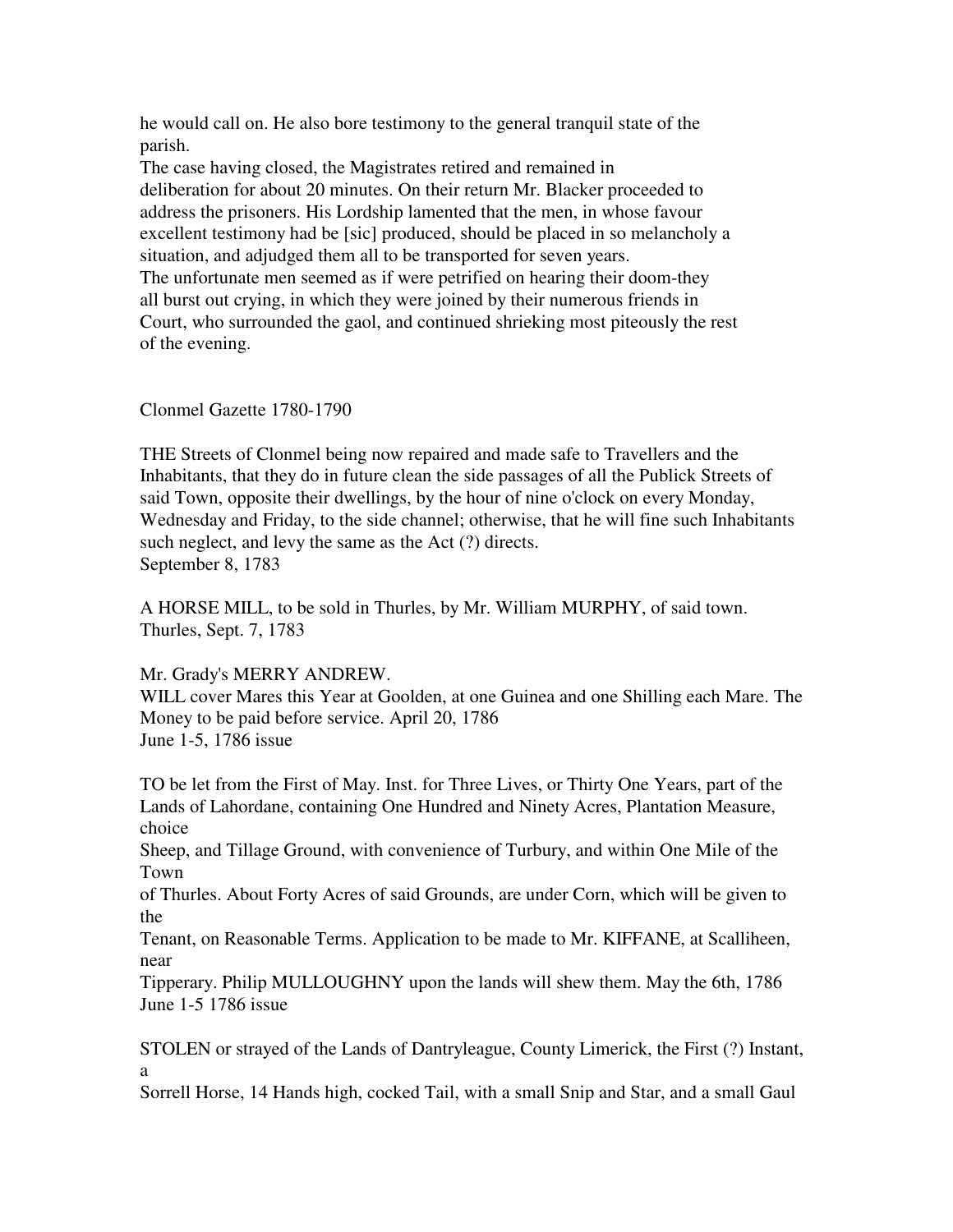he would call on. He also bore testimony to the general tranquil state of the parish.
The case having closed, the Magistrates retired and remained in deliberation for about 20 minutes. On their return Mr. Blacker proceeded to address the prisoners. His Lordship lamented that the men, in whose favour excellent testimony had be [sic] produced, should be placed in so melancholy a situation, and adjudged them all to be transported for seven years.
The unfortunate men seemed as if were petrified on hearing their doom-they all burst out crying, in which they were joined by their numerous friends in Court, who surrounded the gaol, and continued shrieking most piteously the rest of the evening.

Clonmel Gazette 1780-1790

THE Streets of Clonmel being now repaired and made safe to Travellers and the Inhabitants, that they do in future clean the side passages of all the Publick Streets of said Town, opposite their dwellings, by the hour of nine o'clock on every Monday, Wednesday and Friday, to the side channel; otherwise, that he will fine such Inhabitants such neglect, and levy the same as the Act (?) directs.
September 8, 1783

A HORSE MILL, to be sold in Thurles, by Mr. William MURPHY, of said town.
Thurles, Sept. 7, 1783

Mr. Grady's MERRY ANDREW.
WILL cover Mares this Year at Goolden, at one Guinea and one Shilling each Mare. The Money to be paid before service. April 20, 1786
June 1-5, 1786 issue

TO be let from the First of May. Inst. for Three Lives, or Thirty One Years, part of the Lands of Lahordane, containing One Hundred and Ninety Acres, Plantation Measure, choice
Sheep, and Tillage Ground, with convenience of Turbury, and within One Mile of the Town
of Thurles. About Forty Acres of said Grounds, are under Corn, which will be given to the
Tenant, on Reasonable Terms. Application to be made to Mr. KIFFANE, at Scalliheen, near
Tipperary. Philip MULLOUGHNY upon the lands will shew them. May the 6th, 1786
June 1-5 1786 issue

STOLEN or strayed of the Lands of Dantryleague, County Limerick, the First (?) Instant, a
Sorrell Horse, 14 Hands high, cocked Tail, with a small Snip and Star, and a small Gaul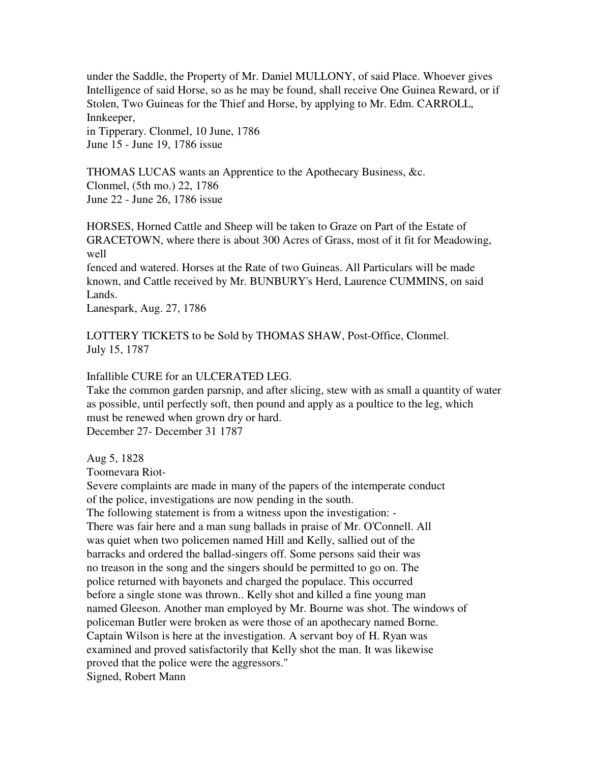under the Saddle, the Property of Mr. Daniel MULLONY, of said Place. Whoever gives Intelligence of said Horse, so as he may be found, shall receive One Guinea Reward, or if Stolen, Two Guineas for the Thief and Horse, by applying to Mr. Edm. CARROLL, Innkeeper,
in Tipperary. Clonmel, 10 June, 1786
June 15 - June 19, 1786 issue

THOMAS LUCAS wants an Apprentice to the Apothecary Business, &c.
Clonmel, (5th mo.) 22, 1786
June 22 - June 26, 1786 issue

HORSES, Horned Cattle and Sheep will be taken to Graze on Part of the Estate of GRACETOWN, where there is about 300 Acres of Grass, most of it fit for Meadowing, well
fenced and watered. Horses at the Rate of two Guineas. All Particulars will be made known, and Cattle received by Mr. BUNBURY's Herd, Laurence CUMMINS, on said Lands.
Lanespark, Aug. 27, 1786

LOTTERY TICKETS to be Sold by THOMAS SHAW, Post-Office, Clonmel.
July 15, 1787

Infallible CURE for an ULCERATED LEG.
Take the common garden parsnip, and after slicing, stew with as small a quantity of water as possible, until perfectly soft, then pound and apply as a poultice to the leg, which must be renewed when grown dry or hard.
December 27- December 31 1787

Aug 5, 1828
Toomevara Riot-
Severe complaints are made in many of the papers of the intemperate conduct of the police, investigations are now pending in the south.
The following statement is from a witness upon the investigation: -
There was fair here and a man sung ballads in praise of Mr. O'Connell. All was quiet when two policemen named Hill and Kelly, sallied out of the barracks and ordered the ballad-singers off. Some persons said their was no treason in the song and the singers should be permitted to go on. The police returned with bayonets and charged the populace. This occurred before a single stone was thrown.. Kelly shot and killed a fine young man named Gleeson. Another man employed by Mr. Bourne was shot. The windows of policeman Butler were broken as were those of an apothecary named Borne. Captain Wilson is here at the investigation. A servant boy of H. Ryan was examined and proved satisfactorily that Kelly shot the man. It was likewise proved that the police were the aggressors."
Signed, Robert Mann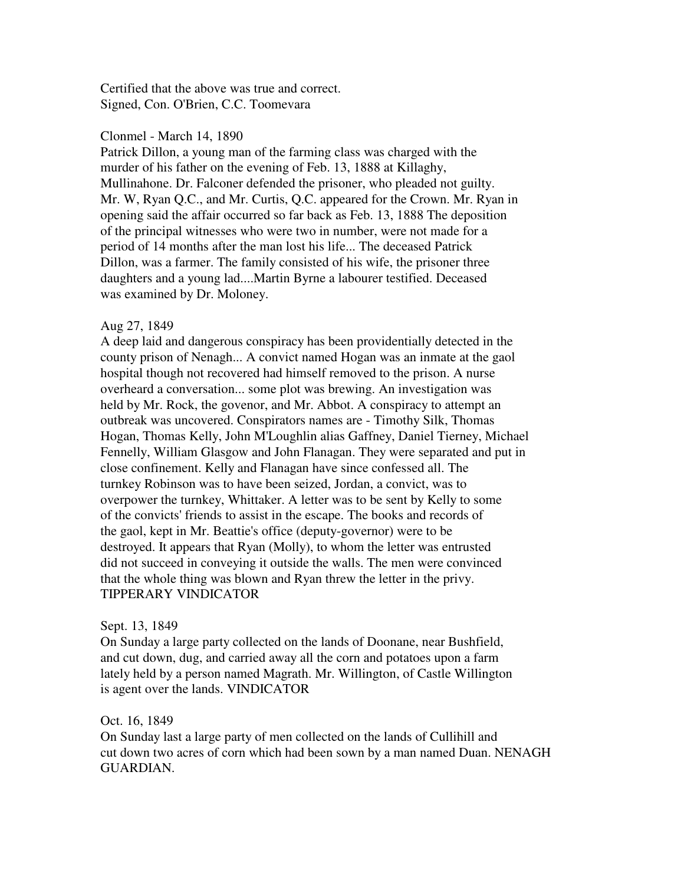Certified that the above was true and correct.
Signed, Con. O'Brien, C.C. Toomevara

Clonmel - March 14, 1890
Patrick Dillon, a young man of the farming class was charged with the murder of his father on the evening of Feb. 13, 1888 at Killaghy, Mullinahone. Dr. Falconer defended the prisoner, who pleaded not guilty. Mr. W, Ryan Q.C., and Mr. Curtis, Q.C. appeared for the Crown. Mr. Ryan in opening said the affair occurred so far back as Feb. 13, 1888 The deposition of the principal witnesses who were two in number, were not made for a period of 14 months after the man lost his life... The deceased Patrick Dillon, was a farmer. The family consisted of his wife, the prisoner three daughters and a young lad....Martin Byrne a labourer testified. Deceased was examined by Dr. Moloney.

Aug 27, 1849
A deep laid and dangerous conspiracy has been providentially detected in the county prison of Nenagh... A convict named Hogan was an inmate at the gaol hospital though not recovered had himself removed to the prison. A nurse overheard a conversation... some plot was brewing. An investigation was held by Mr. Rock, the govenor, and Mr. Abbot. A conspiracy to attempt an outbreak was uncovered. Conspirators names are - Timothy Silk, Thomas Hogan, Thomas Kelly, John M'Loughlin alias Gaffney, Daniel Tierney, Michael Fennelly, William Glasgow and John Flanagan. They were separated and put in close confinement. Kelly and Flanagan have since confessed all. The turnkey Robinson was to have been seized, Jordan, a convict, was to overpower the turnkey, Whittaker. A letter was to be sent by Kelly to some of the convicts' friends to assist in the escape. The books and records of the gaol, kept in Mr. Beattie's office (deputy-governor) were to be destroyed. It appears that Ryan (Molly), to whom the letter was entrusted did not succeed in conveying it outside the walls. The men were convinced that the whole thing was blown and Ryan threw the letter in the privy. TIPPERARY VINDICATOR

Sept. 13, 1849
On Sunday a large party collected on the lands of Doonane, near Bushfield, and cut down, dug, and carried away all the corn and potatoes upon a farm lately held by a person named Magrath. Mr. Willington, of Castle Willington is agent over the lands. VINDICATOR

Oct. 16, 1849
On Sunday last a large party of men collected on the lands of Cullihill and cut down two acres of corn which had been sown by a man named Duan. NENAGH GUARDIAN.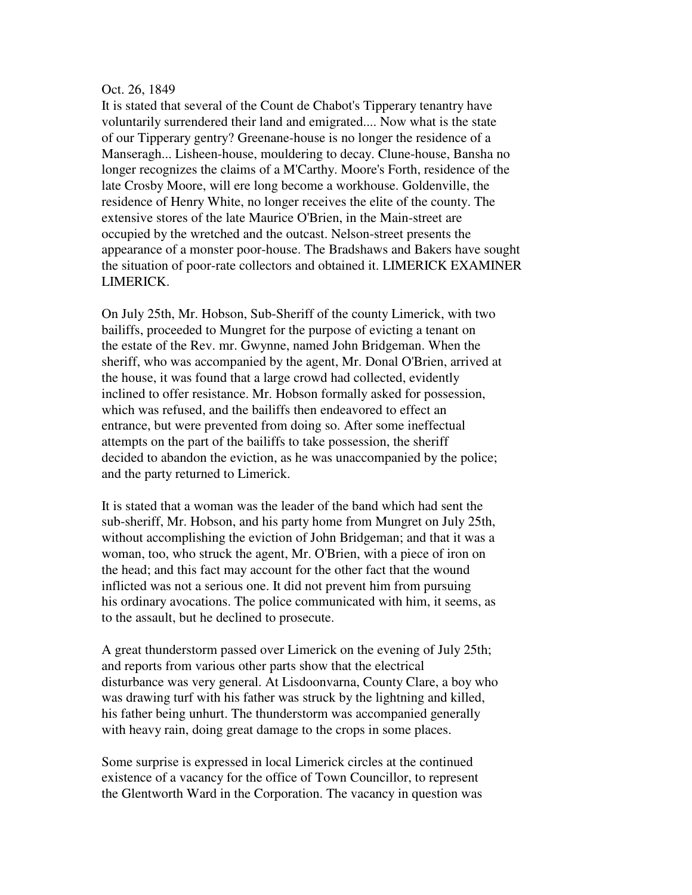Oct. 26, 1849

It is stated that several of the Count de Chabot's Tipperary tenantry have voluntarily surrendered their land and emigrated.... Now what is the state of our Tipperary gentry? Greenane-house is no longer the residence of a Manseragh... Lisheen-house, mouldering to decay. Clune-house, Bansha no longer recognizes the claims of a M'Carthy. Moore's Forth, residence of the late Crosby Moore, will ere long become a workhouse. Goldenville, the residence of Henry White, no longer receives the elite of the county. The extensive stores of the late Maurice O'Brien, in the Main-street are occupied by the wretched and the outcast. Nelson-street presents the appearance of a monster poor-house. The Bradshaws and Bakers have sought the situation of poor-rate collectors and obtained it. LIMERICK EXAMINER LIMERICK.

On July 25th, Mr. Hobson, Sub-Sheriff of the county Limerick, with two bailiffs, proceeded to Mungret for the purpose of evicting a tenant on the estate of the Rev. mr. Gwynne, named John Bridgeman. When the sheriff, who was accompanied by the agent, Mr. Donal O'Brien, arrived at the house, it was found that a large crowd had collected, evidently inclined to offer resistance. Mr. Hobson formally asked for possession, which was refused, and the bailiffs then endeavored to effect an entrance, but were prevented from doing so. After some ineffectual attempts on the part of the bailiffs to take possession, the sheriff decided to abandon the eviction, as he was unaccompanied by the police; and the party returned to Limerick.

It is stated that a woman was the leader of the band which had sent the sub-sheriff, Mr. Hobson, and his party home from Mungret on July 25th, without accomplishing the eviction of John Bridgeman; and that it was a woman, too, who struck the agent, Mr. O'Brien, with a piece of iron on the head; and this fact may account for the other fact that the wound inflicted was not a serious one. It did not prevent him from pursuing his ordinary avocations. The police communicated with him, it seems, as to the assault, but he declined to prosecute.

A great thunderstorm passed over Limerick on the evening of July 25th; and reports from various other parts show that the electrical disturbance was very general. At Lisdoonvarna, County Clare, a boy who was drawing turf with his father was struck by the lightning and killed, his father being unhurt. The thunderstorm was accompanied generally with heavy rain, doing great damage to the crops in some places.

Some surprise is expressed in local Limerick circles at the continued existence of a vacancy for the office of Town Councillor, to represent the Glentworth Ward in the Corporation. The vacancy in question was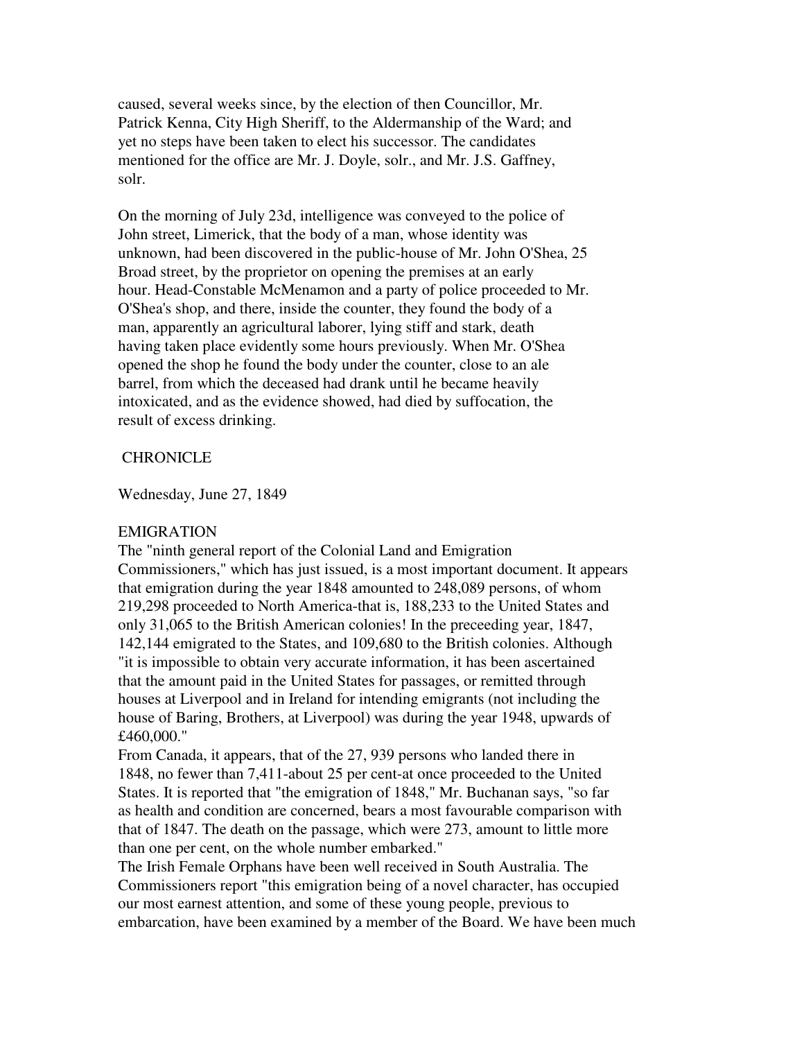caused, several weeks since, by the election of then Councillor, Mr. Patrick Kenna, City High Sheriff, to the Aldermanship of the Ward; and yet no steps have been taken to elect his successor. The candidates mentioned for the office are Mr. J. Doyle, solr., and Mr. J.S. Gaffney, solr.

On the morning of July 23d, intelligence was conveyed to the police of John street, Limerick, that the body of a man, whose identity was unknown, had been discovered in the public-house of Mr. John O'Shea, 25 Broad street, by the proprietor on opening the premises at an early hour. Head-Constable McMenamon and a party of police proceeded to Mr. O'Shea's shop, and there, inside the counter, they found the body of a man, apparently an agricultural laborer, lying stiff and stark, death having taken place evidently some hours previously. When Mr. O'Shea opened the shop he found the body under the counter, close to an ale barrel, from which the deceased had drank until he became heavily intoxicated, and as the evidence showed, had died by suffocation, the result of excess drinking.

CHRONICLE

Wednesday, June 27, 1849

EMIGRATION

The "ninth general report of the Colonial Land and Emigration Commissioners," which has just issued, is a most important document. It appears that emigration during the year 1848 amounted to 248,089 persons, of whom 219,298 proceeded to North America-that is, 188,233 to the United States and only 31,065 to the British American colonies! In the preceeding year, 1847, 142,144 emigrated to the States, and 109,680 to the British colonies. Although "it is impossible to obtain very accurate information, it has been ascertained that the amount paid in the United States for passages, or remitted through houses at Liverpool and in Ireland for intending emigrants (not including the house of Baring, Brothers, at Liverpool) was during the year 1948, upwards of £460,000."

From Canada, it appears, that of the 27, 939 persons who landed there in 1848, no fewer than 7,411-about 25 per cent-at once proceeded to the United States. It is reported that "the emigration of 1848," Mr. Buchanan says, "so far as health and condition are concerned, bears a most favourable comparison with that of 1847. The death on the passage, which were 273, amount to little more than one per cent, on the whole number embarked."

The Irish Female Orphans have been well received in South Australia. The Commissioners report "this emigration being of a novel character, has occupied our most earnest attention, and some of these young people, previous to embarcation, have been examined by a member of the Board. We have been much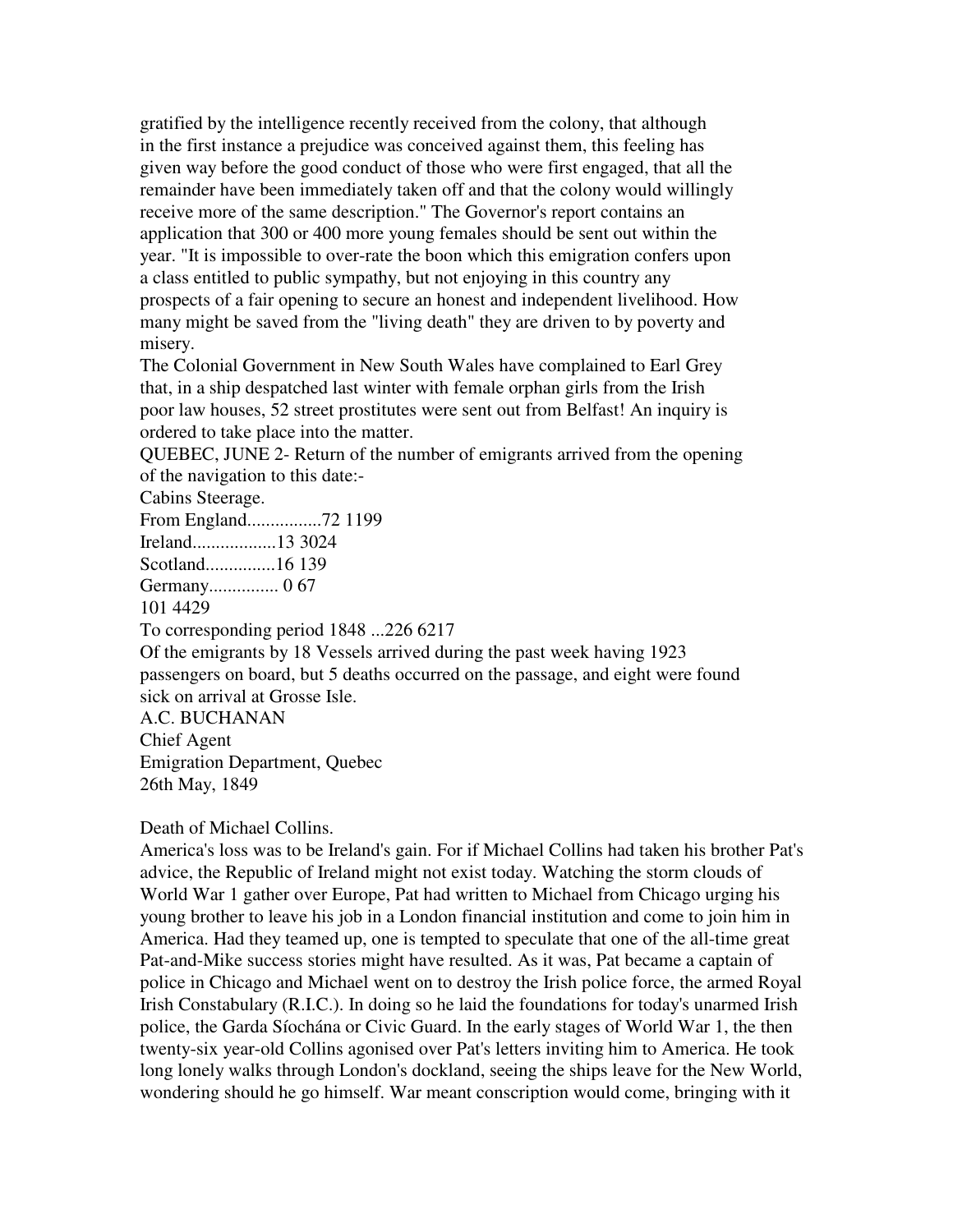gratified by the intelligence recently received from the colony, that although in the first instance a prejudice was conceived against them, this feeling has given way before the good conduct of those who were first engaged, that all the remainder have been immediately taken off and that the colony would willingly receive more of the same description." The Governor's report contains an application that 300 or 400 more young females should be sent out within the year. "It is impossible to over-rate the boon which this emigration confers upon a class entitled to public sympathy, but not enjoying in this country any prospects of a fair opening to secure an honest and independent livelihood. How many might be saved from the "living death" they are driven to by poverty and misery.

The Colonial Government in New South Wales have complained to Earl Grey that, in a ship despatched last winter with female orphan girls from the Irish poor law houses, 52 street prostitutes were sent out from Belfast! An inquiry is ordered to take place into the matter.

QUEBEC, JUNE 2- Return of the number of emigrants arrived from the opening of the navigation to this date:-

| | Cabins | Steerage. |
|---|---|---|
| From England................ | 72 | 1199 |
| Ireland.................. | 13 | 3024 |
| Scotland............... | 16 | 139 |
| Germany............... | 0 | 67 |
| | 101 | 4429 |
| To corresponding period 1848 ... | 226 | 6217 |

Of the emigrants by 18 Vessels arrived during the past week having 1923 passengers on board, but 5 deaths occurred on the passage, and eight were found sick on arrival at Grosse Isle.

A.C. BUCHANAN
Chief Agent
Emigration Department, Quebec
26th May, 1849

Death of Michael Collins.

America's loss was to be Ireland's gain. For if Michael Collins had taken his brother Pat's advice, the Republic of Ireland might not exist today. Watching the storm clouds of World War 1 gather over Europe, Pat had written to Michael from Chicago urging his young brother to leave his job in a London financial institution and come to join him in America. Had they teamed up, one is tempted to speculate that one of the all-time great Pat-and-Mike success stories might have resulted. As it was, Pat became a captain of police in Chicago and Michael went on to destroy the Irish police force, the armed Royal Irish Constabulary (R.I.C.). In doing so he laid the foundations for today's unarmed Irish police, the Garda Síochána or Civic Guard. In the early stages of World War 1, the then twenty-six year-old Collins agonised over Pat's letters inviting him to America. He took long lonely walks through London's dockland, seeing the ships leave for the New World, wondering should he go himself. War meant conscription would come, bringing with it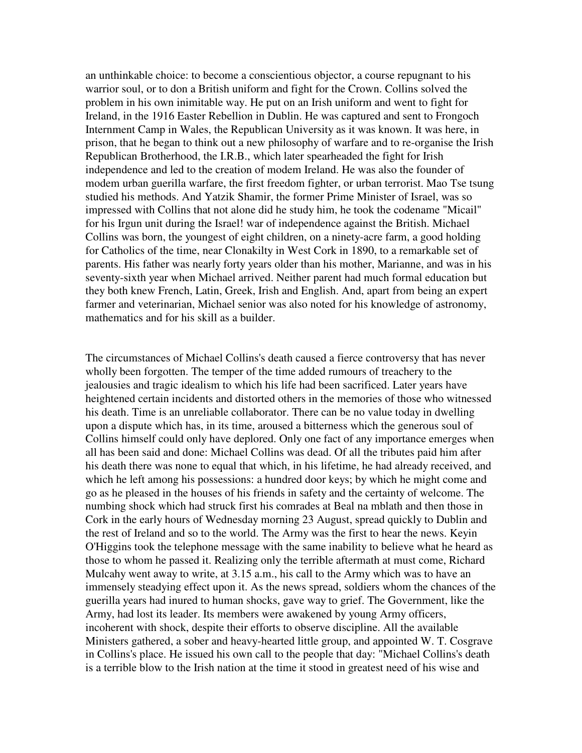an unthinkable choice: to become a conscientious objector, a course repugnant to his warrior soul, or to don a British uniform and fight for the Crown. Collins solved the problem in his own inimitable way. He put on an Irish uniform and went to fight for Ireland, in the 1916 Easter Rebellion in Dublin. He was captured and sent to Frongoch Internment Camp in Wales, the Republican University as it was known. It was here, in prison, that he began to think out a new philosophy of warfare and to re-organise the Irish Republican Brotherhood, the I.R.B., which later spearheaded the fight for Irish independence and led to the creation of modem Ireland. He was also the founder of modem urban guerilla warfare, the first freedom fighter, or urban terrorist. Mao Tse tsung studied his methods. And Yatzik Shamir, the former Prime Minister of Israel, was so impressed with Collins that not alone did he study him, he took the codename "Micail" for his Irgun unit during the Israel! war of independence against the British. Michael Collins was born, the youngest of eight children, on a ninety-acre farm, a good holding for Catholics of the time, near Clonakilty in West Cork in 1890, to a remarkable set of parents. His father was nearly forty years older than his mother, Marianne, and was in his seventy-sixth year when Michael arrived. Neither parent had much formal education but they both knew French, Latin, Greek, Irish and English. And, apart from being an expert farmer and veterinarian, Michael senior was also noted for his knowledge of astronomy, mathematics and for his skill as a builder.

The circumstances of Michael Collins's death caused a fierce controversy that has never wholly been forgotten. The temper of the time added rumours of treachery to the jealousies and tragic idealism to which his life had been sacrificed. Later years have heightened certain incidents and distorted others in the memories of those who witnessed his death. Time is an unreliable collaborator. There can be no value today in dwelling upon a dispute which has, in its time, aroused a bitterness which the generous soul of Collins himself could only have deplored. Only one fact of any importance emerges when all has been said and done: Michael Collins was dead. Of all the tributes paid him after his death there was none to equal that which, in his lifetime, he had already received, and which he left among his possessions: a hundred door keys; by which he might come and go as he pleased in the houses of his friends in safety and the certainty of welcome. The numbing shock which had struck first his comrades at Beal na mblath and then those in Cork in the early hours of Wednesday morning 23 August, spread quickly to Dublin and the rest of Ireland and so to the world. The Army was the first to hear the news. Keyin O'Higgins took the telephone message with the same inability to believe what he heard as those to whom he passed it. Realizing only the terrible aftermath at must come, Richard Mulcahy went away to write, at 3.15 a.m., his call to the Army which was to have an immensely steadying effect upon it. As the news spread, soldiers whom the chances of the guerilla years had inured to human shocks, gave way to grief. The Government, like the Army, had lost its leader. Its members were awakened by young Army officers, incoherent with shock, despite their efforts to observe discipline. All the available Ministers gathered, a sober and heavy-hearted little group, and appointed W. T. Cosgrave in Collins's place. He issued his own call to the people that day: "Michael Collins's death is a terrible blow to the Irish nation at the time it stood in greatest need of his wise and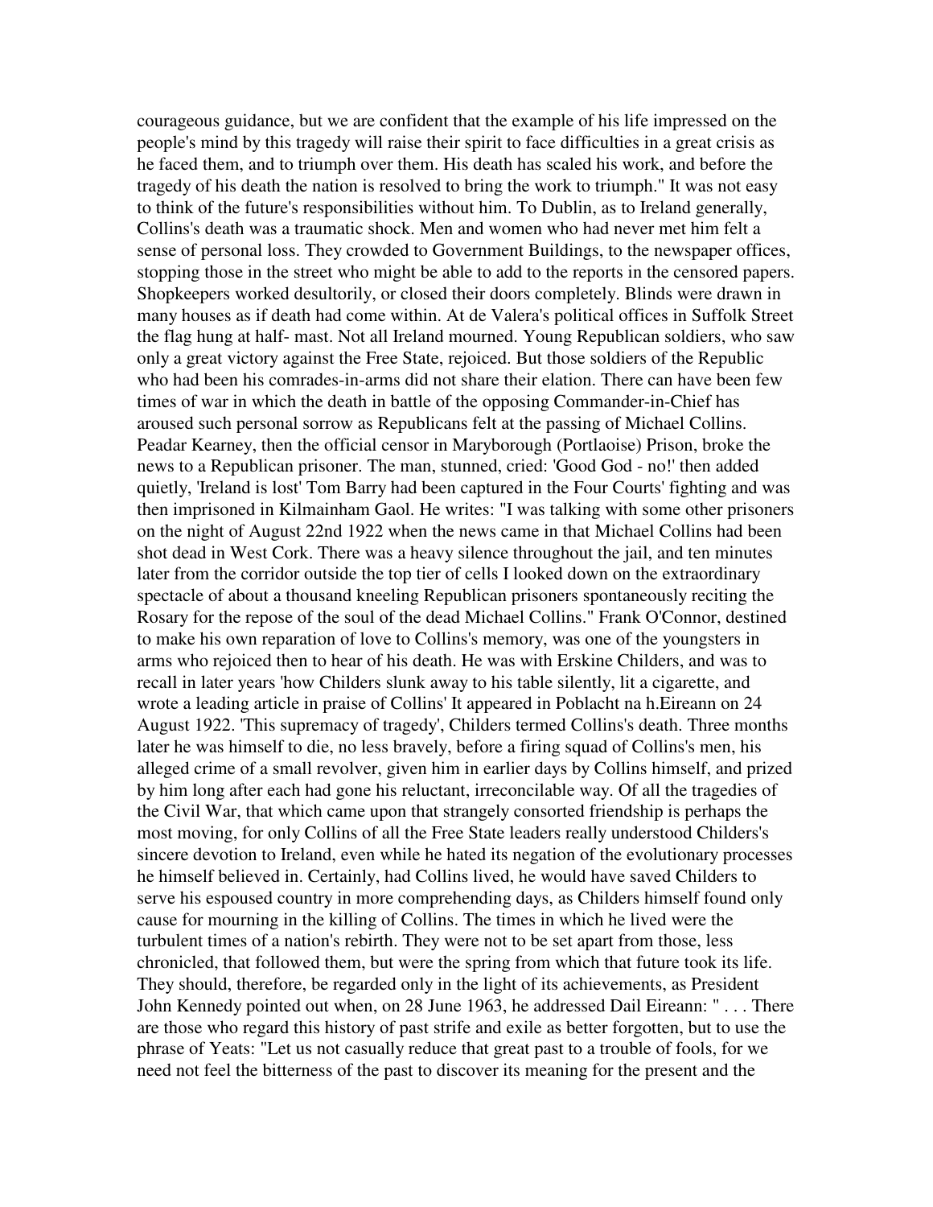courageous guidance, but we are confident that the example of his life impressed on the people's mind by this tragedy will raise their spirit to face difficulties in a great crisis as he faced them, and to triumph over them. His death has scaled his work, and before the tragedy of his death the nation is resolved to bring the work to triumph." It was not easy to think of the future's responsibilities without him. To Dublin, as to Ireland generally, Collins's death was a traumatic shock. Men and women who had never met him felt a sense of personal loss. They crowded to Government Buildings, to the newspaper offices, stopping those in the street who might be able to add to the reports in the censored papers. Shopkeepers worked desultorily, or closed their doors completely. Blinds were drawn in many houses as if death had come within. At de Valera's political offices in Suffolk Street the flag hung at half- mast. Not all Ireland mourned. Young Republican soldiers, who saw only a great victory against the Free State, rejoiced. But those soldiers of the Republic who had been his comrades-in-arms did not share their elation. There can have been few times of war in which the death in battle of the opposing Commander-in-Chief has aroused such personal sorrow as Republicans felt at the passing of Michael Collins. Peadar Kearney, then the official censor in Maryborough (Portlaoise) Prison, broke the news to a Republican prisoner. The man, stunned, cried: 'Good God - no!' then added quietly, 'Ireland is lost' Tom Barry had been captured in the Four Courts' fighting and was then imprisoned in Kilmainham Gaol. He writes: "I was talking with some other prisoners on the night of August 22nd 1922 when the news came in that Michael Collins had been shot dead in West Cork. There was a heavy silence throughout the jail, and ten minutes later from the corridor outside the top tier of cells I looked down on the extraordinary spectacle of about a thousand kneeling Republican prisoners spontaneously reciting the Rosary for the repose of the soul of the dead Michael Collins." Frank O'Connor, destined to make his own reparation of love to Collins's memory, was one of the youngsters in arms who rejoiced then to hear of his death. He was with Erskine Childers, and was to recall in later years 'how Childers slunk away to his table silently, lit a cigarette, and wrote a leading article in praise of Collins' It appeared in Poblacht na h.Eireann on 24 August 1922. 'This supremacy of tragedy', Childers termed Collins's death. Three months later he was himself to die, no less bravely, before a firing squad of Collins's men, his alleged crime of a small revolver, given him in earlier days by Collins himself, and prized by him long after each had gone his reluctant, irreconcilable way. Of all the tragedies of the Civil War, that which came upon that strangely consorted friendship is perhaps the most moving, for only Collins of all the Free State leaders really understood Childers's sincere devotion to Ireland, even while he hated its negation of the evolutionary processes he himself believed in. Certainly, had Collins lived, he would have saved Childers to serve his espoused country in more comprehending days, as Childers himself found only cause for mourning in the killing of Collins. The times in which he lived were the turbulent times of a nation's rebirth. They were not to be set apart from those, less chronicled, that followed them, but were the spring from which that future took its life. They should, therefore, be regarded only in the light of its achievements, as President John Kennedy pointed out when, on 28 June 1963, he addressed Dail Eireann: " . . . There are those who regard this history of past strife and exile as better forgotten, but to use the phrase of Yeats: "Let us not casually reduce that great past to a trouble of fools, for we need not feel the bitterness of the past to discover its meaning for the present and the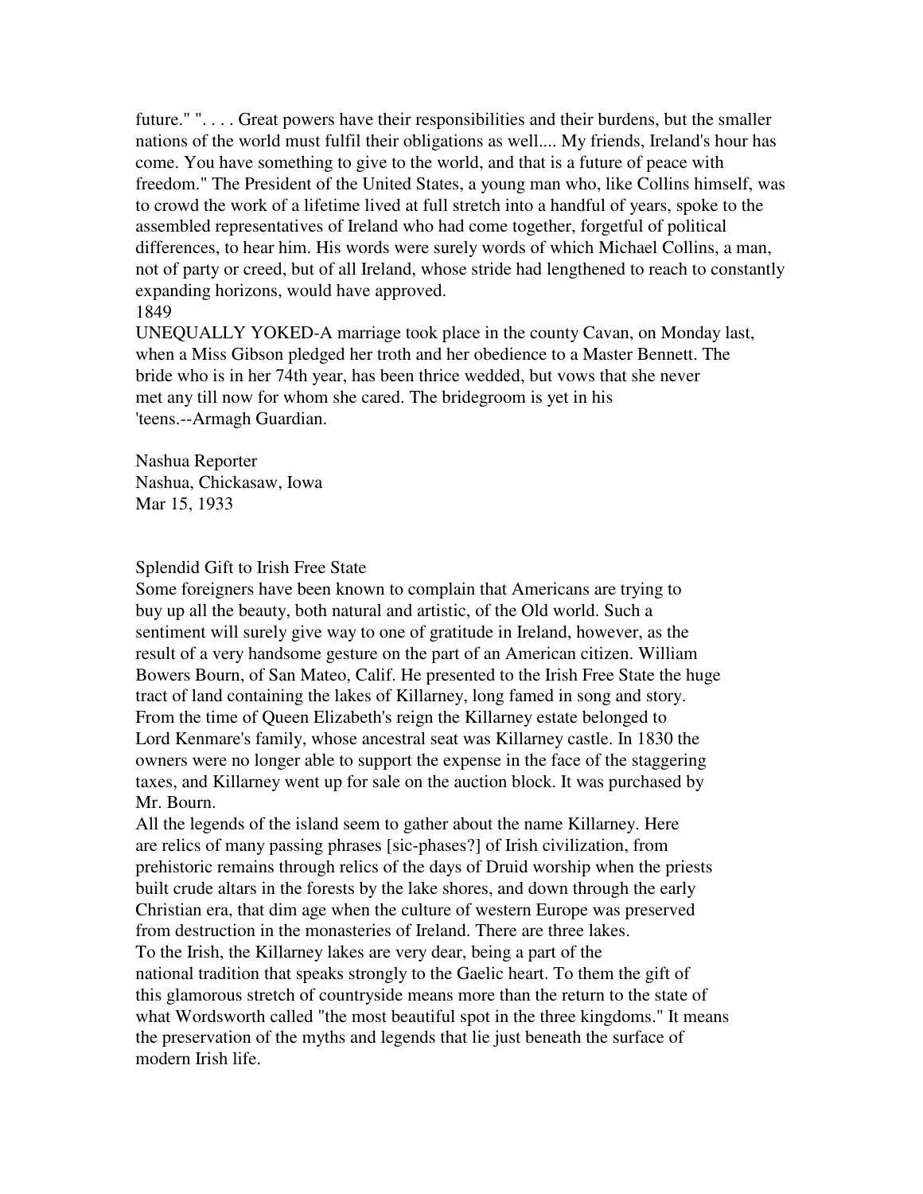future." ". . . . Great powers have their responsibilities and their burdens, but the smaller nations of the world must fulfil their obligations as well.... My friends, Ireland's hour has come. You have something to give to the world, and that is a future of peace with freedom." The President of the United States, a young man who, like Collins himself, was to crowd the work of a lifetime lived at full stretch into a handful of years, spoke to the assembled representatives of Ireland who had come together, forgetful of political differences, to hear him. His words were surely words of which Michael Collins, a man, not of party or creed, but of all Ireland, whose stride had lengthened to reach to constantly expanding horizons, would have approved.

1849

UNEQUALLY YOKED-A marriage took place in the county Cavan, on Monday last, when a Miss Gibson pledged her troth and her obedience to a Master Bennett. The bride who is in her 74th year, has been thrice wedded, but vows that she never met any till now for whom she cared. The bridegroom is yet in his 'teens.--Armagh Guardian.

Nashua Reporter
Nashua, Chickasaw, Iowa
Mar 15, 1933

Splendid Gift to Irish Free State

Some foreigners have been known to complain that Americans are trying to buy up all the beauty, both natural and artistic, of the Old world. Such a sentiment will surely give way to one of gratitude in Ireland, however, as the result of a very handsome gesture on the part of an American citizen. William Bowers Bourn, of San Mateo, Calif. He presented to the Irish Free State the huge tract of land containing the lakes of Killarney, long famed in song and story. From the time of Queen Elizabeth's reign the Killarney estate belonged to Lord Kenmare's family, whose ancestral seat was Killarney castle. In 1830 the owners were no longer able to support the expense in the face of the staggering taxes, and Killarney went up for sale on the auction block. It was purchased by Mr. Bourn.

All the legends of the island seem to gather about the name Killarney. Here are relics of many passing phrases [sic-phases?] of Irish civilization, from prehistoric remains through relics of the days of Druid worship when the priests built crude altars in the forests by the lake shores, and down through the early Christian era, that dim age when the culture of western Europe was preserved from destruction in the monasteries of Ireland. There are three lakes.

To the Irish, the Killarney lakes are very dear, being a part of the national tradition that speaks strongly to the Gaelic heart. To them the gift of this glamorous stretch of countryside means more than the return to the state of what Wordsworth called "the most beautiful spot in the three kingdoms." It means the preservation of the myths and legends that lie just beneath the surface of modern Irish life.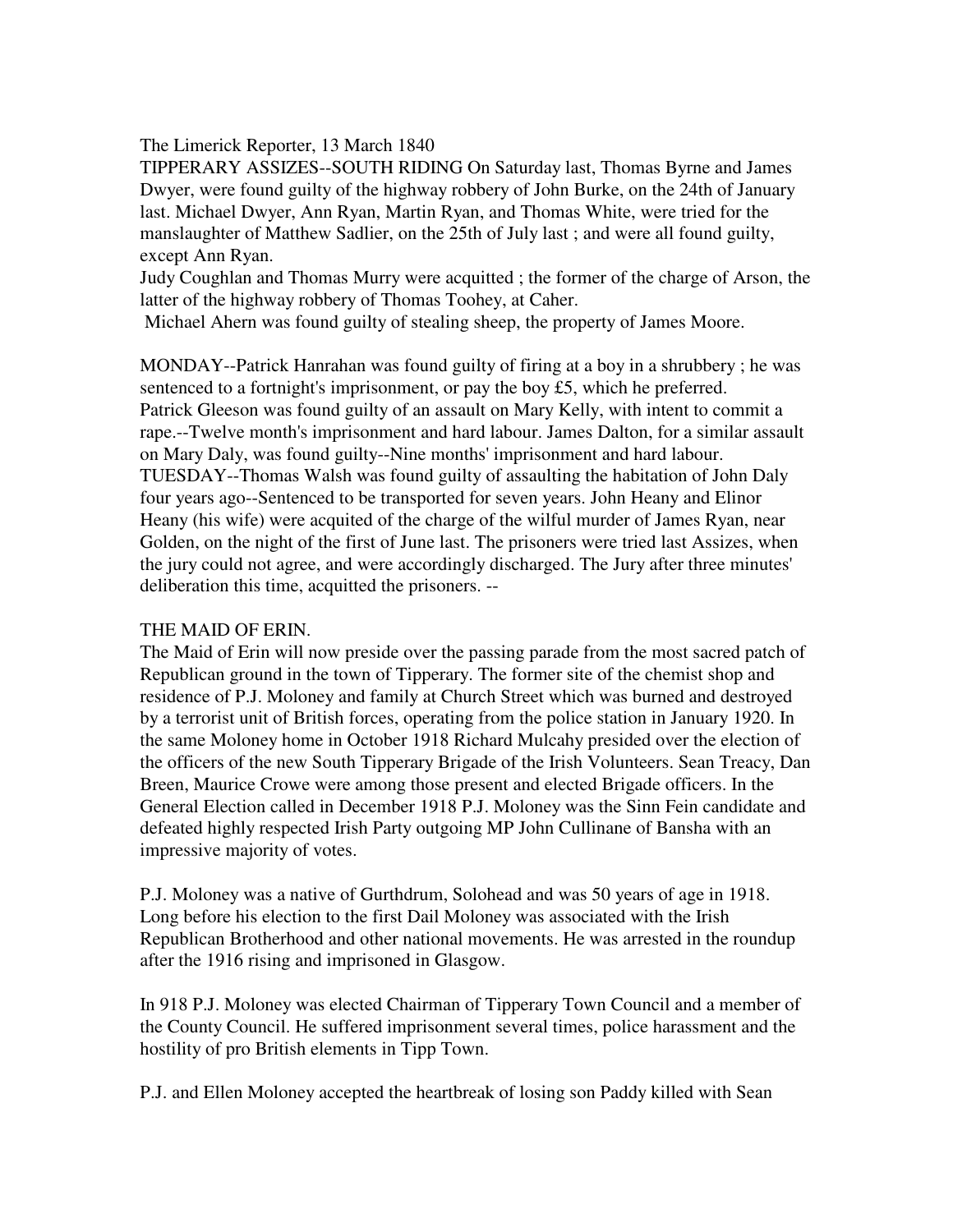The Limerick Reporter, 13 March 1840

TIPPERARY ASSIZES--SOUTH RIDING On Saturday last, Thomas Byrne and James Dwyer, were found guilty of the highway robbery of John Burke, on the 24th of January last. Michael Dwyer, Ann Ryan, Martin Ryan, and Thomas White, were tried for the manslaughter of Matthew Sadlier, on the 25th of July last ; and were all found guilty, except Ann Ryan.

Judy Coughlan and Thomas Murry were acquitted ; the former of the charge of Arson, the latter of the highway robbery of Thomas Toohey, at Caher.

Michael Ahern was found guilty of stealing sheep, the property of James Moore.

MONDAY--Patrick Hanrahan was found guilty of firing at a boy in a shrubbery ; he was sentenced to a fortnight's imprisonment, or pay the boy £5, which he preferred.

Patrick Gleeson was found guilty of an assault on Mary Kelly, with intent to commit a rape.--Twelve month's imprisonment and hard labour. James Dalton, for a similar assault on Mary Daly, was found guilty--Nine months' imprisonment and hard labour.

TUESDAY--Thomas Walsh was found guilty of assaulting the habitation of John Daly four years ago--Sentenced to be transported for seven years. John Heany and Elinor Heany (his wife) were acquited of the charge of the wilful murder of James Ryan, near Golden, on the night of the first of June last. The prisoners were tried last Assizes, when the jury could not agree, and were accordingly discharged. The Jury after three minutes' deliberation this time, acquitted the prisoners. --

## THE MAID OF ERIN.

The Maid of Erin will now preside over the passing parade from the most sacred patch of Republican ground in the town of Tipperary. The former site of the chemist shop and residence of P.J. Moloney and family at Church Street which was burned and destroyed by a terrorist unit of British forces, operating from the police station in January 1920. In the same Moloney home in October 1918 Richard Mulcahy presided over the election of the officers of the new South Tipperary Brigade of the Irish Volunteers. Sean Treacy, Dan Breen, Maurice Crowe were among those present and elected Brigade officers. In the General Election called in December 1918 P.J. Moloney was the Sinn Fein candidate and defeated highly respected Irish Party outgoing MP John Cullinane of Bansha with an impressive majority of votes.

P.J. Moloney was a native of Gurthdrum, Solohead and was 50 years of age in 1918. Long before his election to the first Dail Moloney was associated with the Irish Republican Brotherhood and other national movements. He was arrested in the roundup after the 1916 rising and imprisoned in Glasgow.

In 918 P.J. Moloney was elected Chairman of Tipperary Town Council and a member of the County Council. He suffered imprisonment several times, police harassment and the hostility of pro British elements in Tipp Town.

P.J. and Ellen Moloney accepted the heartbreak of losing son Paddy killed with Sean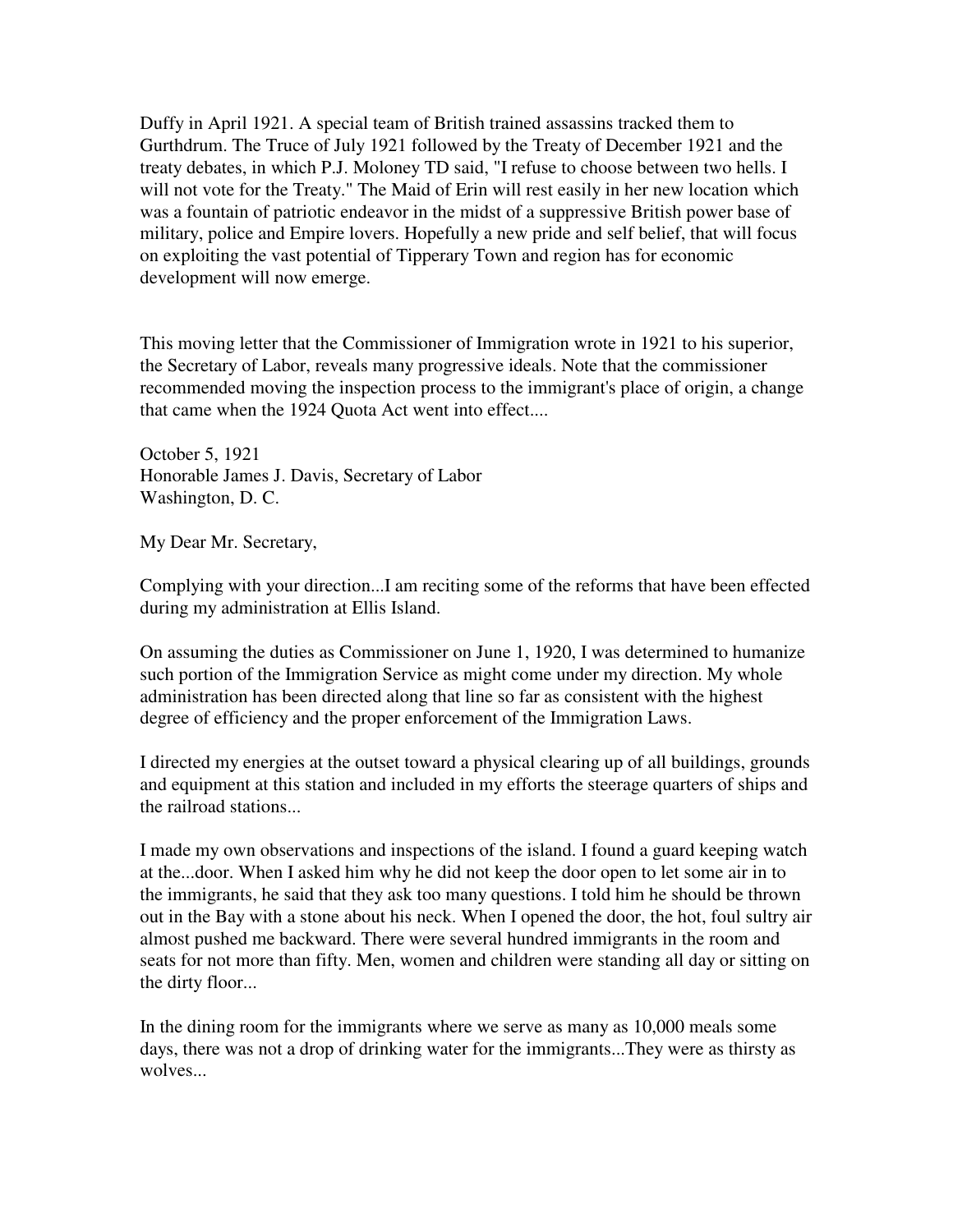Duffy in April 1921. A special team of British trained assassins tracked them to Gurthdrum. The Truce of July 1921 followed by the Treaty of December 1921 and the treaty debates, in which P.J. Moloney TD said, "I refuse to choose between two hells. I will not vote for the Treaty." The Maid of Erin will rest easily in her new location which was a fountain of patriotic endeavor in the midst of a suppressive British power base of military, police and Empire lovers. Hopefully a new pride and self belief, that will focus on exploiting the vast potential of Tipperary Town and region has for economic development will now emerge.

This moving letter that the Commissioner of Immigration wrote in 1921 to his superior, the Secretary of Labor, reveals many progressive ideals. Note that the commissioner recommended moving the inspection process to the immigrant's place of origin, a change that came when the 1924 Quota Act went into effect....

October 5, 1921
Honorable James J. Davis, Secretary of Labor
Washington, D. C.

My Dear Mr. Secretary,

Complying with your direction...I am reciting some of the reforms that have been effected during my administration at Ellis Island.

On assuming the duties as Commissioner on June 1, 1920, I was determined to humanize such portion of the Immigration Service as might come under my direction. My whole administration has been directed along that line so far as consistent with the highest degree of efficiency and the proper enforcement of the Immigration Laws.

I directed my energies at the outset toward a physical clearing up of all buildings, grounds and equipment at this station and included in my efforts the steerage quarters of ships and the railroad stations...

I made my own observations and inspections of the island. I found a guard keeping watch at the...door. When I asked him why he did not keep the door open to let some air in to the immigrants, he said that they ask too many questions. I told him he should be thrown out in the Bay with a stone about his neck. When I opened the door, the hot, foul sultry air almost pushed me backward. There were several hundred immigrants in the room and seats for not more than fifty. Men, women and children were standing all day or sitting on the dirty floor...

In the dining room for the immigrants where we serve as many as 10,000 meals some days, there was not a drop of drinking water for the immigrants...They were as thirsty as wolves...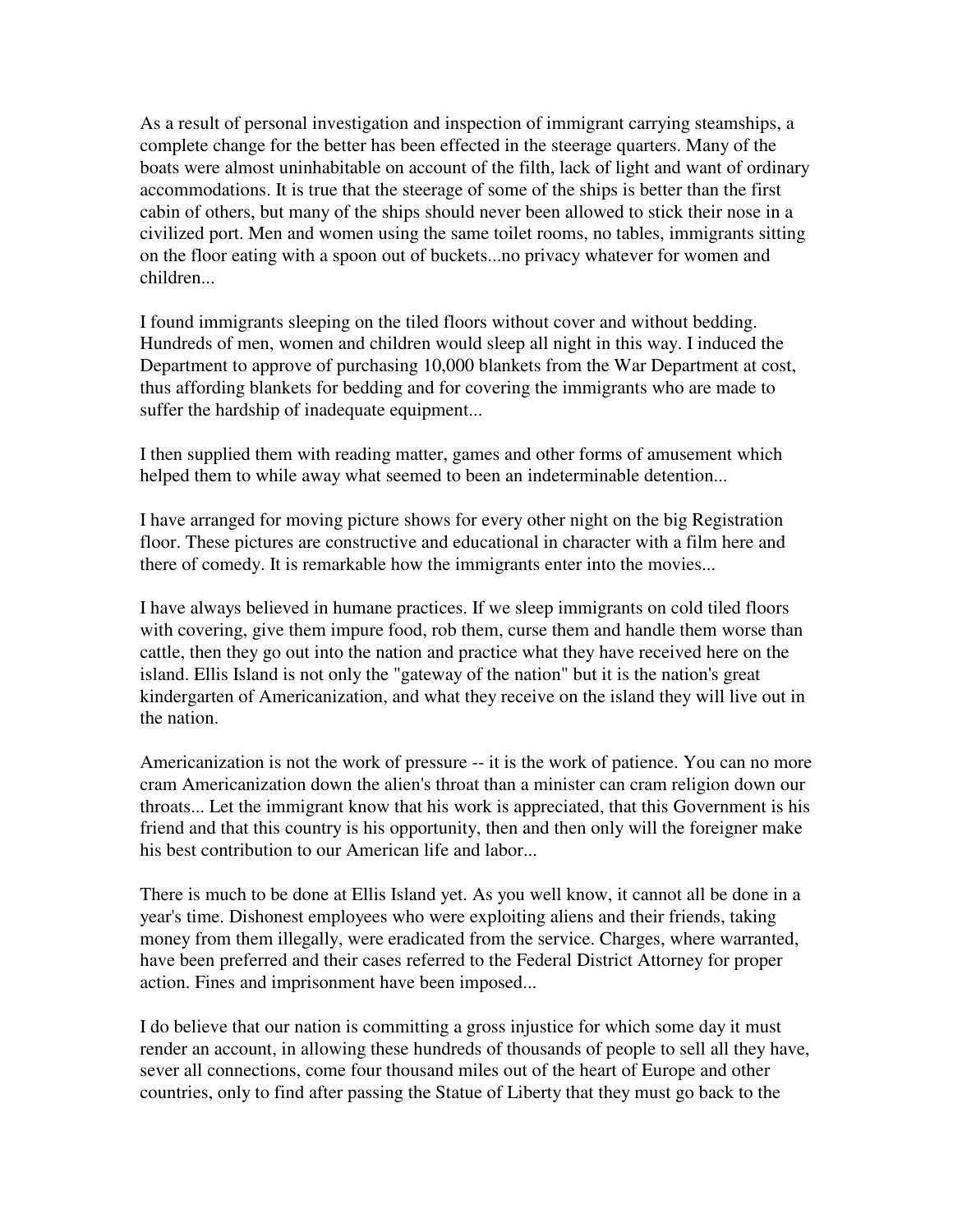As a result of personal investigation and inspection of immigrant carrying steamships, a complete change for the better has been effected in the steerage quarters. Many of the boats were almost uninhabitable on account of the filth, lack of light and want of ordinary accommodations. It is true that the steerage of some of the ships is better than the first cabin of others, but many of the ships should never been allowed to stick their nose in a civilized port. Men and women using the same toilet rooms, no tables, immigrants sitting on the floor eating with a spoon out of buckets...no privacy whatever for women and children...

I found immigrants sleeping on the tiled floors without cover and without bedding. Hundreds of men, women and children would sleep all night in this way. I induced the Department to approve of purchasing 10,000 blankets from the War Department at cost, thus affording blankets for bedding and for covering the immigrants who are made to suffer the hardship of inadequate equipment...

I then supplied them with reading matter, games and other forms of amusement which helped them to while away what seemed to been an indeterminable detention...

I have arranged for moving picture shows for every other night on the big Registration floor. These pictures are constructive and educational in character with a film here and there of comedy. It is remarkable how the immigrants enter into the movies...

I have always believed in humane practices. If we sleep immigrants on cold tiled floors with covering, give them impure food, rob them, curse them and handle them worse than cattle, then they go out into the nation and practice what they have received here on the island. Ellis Island is not only the "gateway of the nation" but it is the nation's great kindergarten of Americanization, and what they receive on the island they will live out in the nation.

Americanization is not the work of pressure -- it is the work of patience. You can no more cram Americanization down the alien's throat than a minister can cram religion down our throats... Let the immigrant know that his work is appreciated, that this Government is his friend and that this country is his opportunity, then and then only will the foreigner make his best contribution to our American life and labor...

There is much to be done at Ellis Island yet. As you well know, it cannot all be done in a year's time. Dishonest employees who were exploiting aliens and their friends, taking money from them illegally, were eradicated from the service. Charges, where warranted, have been preferred and their cases referred to the Federal District Attorney for proper action. Fines and imprisonment have been imposed...

I do believe that our nation is committing a gross injustice for which some day it must render an account, in allowing these hundreds of thousands of people to sell all they have, sever all connections, come four thousand miles out of the heart of Europe and other countries, only to find after passing the Statue of Liberty that they must go back to the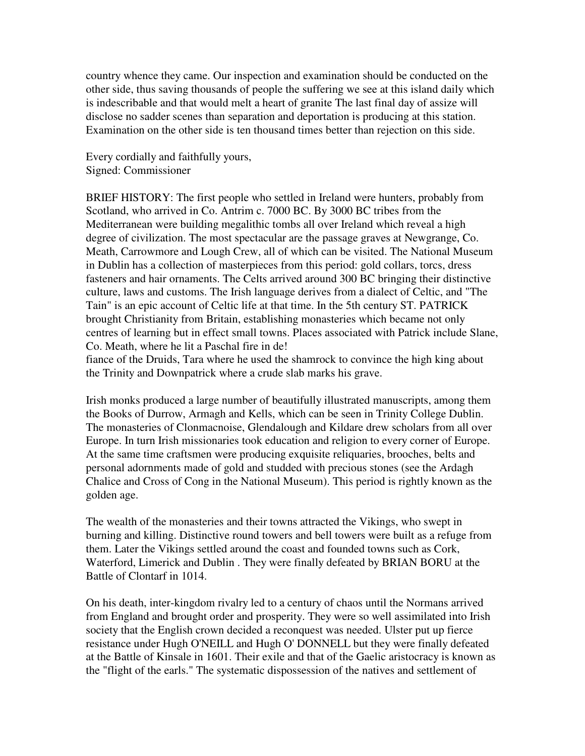country whence they came. Our inspection and examination should be conducted on the other side, thus saving thousands of people the suffering we see at this island daily which is indescribable and that would melt a heart of granite The last final day of assize will disclose no sadder scenes than separation and deportation is producing at this station. Examination on the other side is ten thousand times better than rejection on this side.

Every cordially and faithfully yours,
Signed: Commissioner

BRIEF HISTORY: The first people who settled in Ireland were hunters, probably from Scotland, who arrived in Co. Antrim c. 7000 BC. By 3000 BC tribes from the Mediterranean were building megalithic tombs all over Ireland which reveal a high degree of civilization. The most spectacular are the passage graves at Newgrange, Co. Meath, Carrowmore and Lough Crew, all of which can be visited. The National Museum in Dublin has a collection of masterpieces from this period: gold collars, torcs, dress fasteners and hair ornaments. The Celts arrived around 300 BC bringing their distinctive culture, laws and customs. The Irish language derives from a dialect of Celtic, and "The Tain" is an epic account of Celtic life at that time. In the 5th century ST. PATRICK brought Christianity from Britain, establishing monasteries which became not only centres of learning but in effect small towns. Places associated with Patrick include Slane, Co. Meath, where he lit a Paschal fire in de!
fiance of the Druids, Tara where he used the shamrock to convince the high king about the Trinity and Downpatrick where a crude slab marks his grave.

Irish monks produced a large number of beautifully illustrated manuscripts, among them the Books of Durrow, Armagh and Kells, which can be seen in Trinity College Dublin. The monasteries of Clonmacnoise, Glendalough and Kildare drew scholars from all over Europe. In turn Irish missionaries took education and religion to every corner of Europe. At the same time craftsmen were producing exquisite reliquaries, brooches, belts and personal adornments made of gold and studded with precious stones (see the Ardagh Chalice and Cross of Cong in the National Museum). This period is rightly known as the golden age.

The wealth of the monasteries and their towns attracted the Vikings, who swept in burning and killing. Distinctive round towers and bell towers were built as a refuge from them. Later the Vikings settled around the coast and founded towns such as Cork, Waterford, Limerick and Dublin . They were finally defeated by BRIAN BORU at the Battle of Clontarf in 1014.

On his death, inter-kingdom rivalry led to a century of chaos until the Normans arrived from England and brought order and prosperity. They were so well assimilated into Irish society that the English crown decided a reconquest was needed. Ulster put up fierce resistance under Hugh O'NEILL and Hugh O' DONNELL but they were finally defeated at the Battle of Kinsale in 1601. Their exile and that of the Gaelic aristocracy is known as the "flight of the earls." The systematic dispossession of the natives and settlement of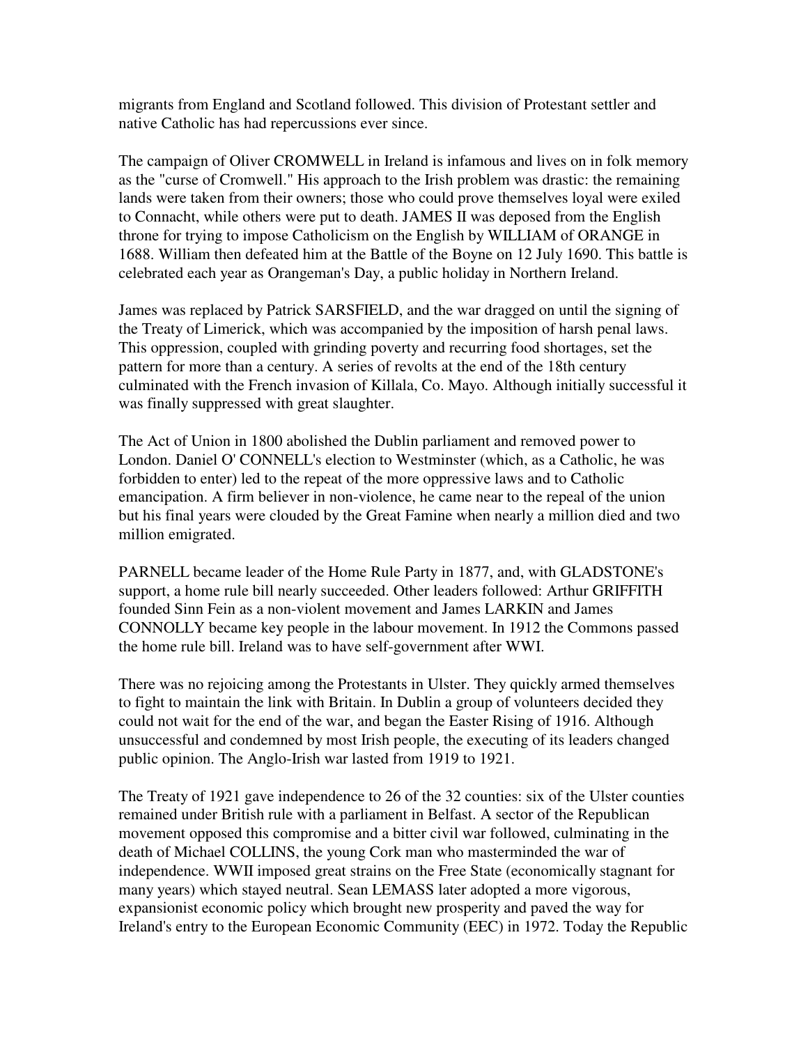migrants from England and Scotland followed. This division of Protestant settler and native Catholic has had repercussions ever since.

The campaign of Oliver CROMWELL in Ireland is infamous and lives on in folk memory as the "curse of Cromwell." His approach to the Irish problem was drastic: the remaining lands were taken from their owners; those who could prove themselves loyal were exiled to Connacht, while others were put to death. JAMES II was deposed from the English throne for trying to impose Catholicism on the English by WILLIAM of ORANGE in 1688. William then defeated him at the Battle of the Boyne on 12 July 1690. This battle is celebrated each year as Orangeman's Day, a public holiday in Northern Ireland.

James was replaced by Patrick SARSFIELD, and the war dragged on until the signing of the Treaty of Limerick, which was accompanied by the imposition of harsh penal laws. This oppression, coupled with grinding poverty and recurring food shortages, set the pattern for more than a century. A series of revolts at the end of the 18th century culminated with the French invasion of Killala, Co. Mayo. Although initially successful it was finally suppressed with great slaughter.

The Act of Union in 1800 abolished the Dublin parliament and removed power to London. Daniel O' CONNELL's election to Westminster (which, as a Catholic, he was forbidden to enter) led to the repeat of the more oppressive laws and to Catholic emancipation. A firm believer in non-violence, he came near to the repeal of the union but his final years were clouded by the Great Famine when nearly a million died and two million emigrated.

PARNELL became leader of the Home Rule Party in 1877, and, with GLADSTONE's support, a home rule bill nearly succeeded. Other leaders followed: Arthur GRIFFITH founded Sinn Fein as a non-violent movement and James LARKIN and James CONNOLLY became key people in the labour movement. In 1912 the Commons passed the home rule bill. Ireland was to have self-government after WWI.

There was no rejoicing among the Protestants in Ulster. They quickly armed themselves to fight to maintain the link with Britain. In Dublin a group of volunteers decided they could not wait for the end of the war, and began the Easter Rising of 1916. Although unsuccessful and condemned by most Irish people, the executing of its leaders changed public opinion. The Anglo-Irish war lasted from 1919 to 1921.

The Treaty of 1921 gave independence to 26 of the 32 counties: six of the Ulster counties remained under British rule with a parliament in Belfast. A sector of the Republican movement opposed this compromise and a bitter civil war followed, culminating in the death of Michael COLLINS, the young Cork man who masterminded the war of independence. WWII imposed great strains on the Free State (economically stagnant for many years) which stayed neutral. Sean LEMASS later adopted a more vigorous, expansionist economic policy which brought new prosperity and paved the way for Ireland's entry to the European Economic Community (EEC) in 1972. Today the Republic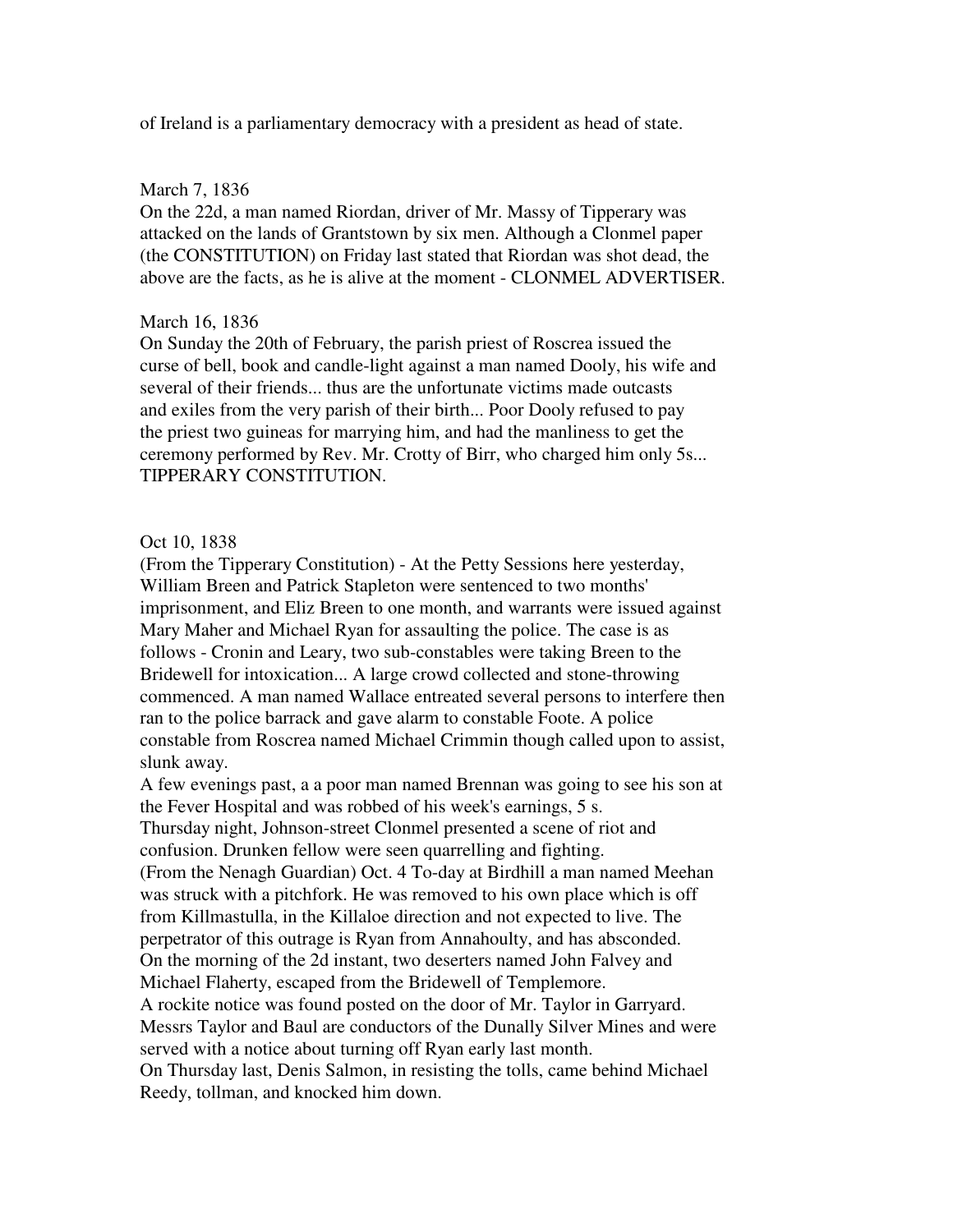of Ireland is a parliamentary democracy with a president as head of state.

March 7, 1836
On the 22d, a man named Riordan, driver of Mr. Massy of Tipperary was attacked on the lands of Grantstown by six men. Although a Clonmel paper (the CONSTITUTION) on Friday last stated that Riordan was shot dead, the above are the facts, as he is alive at the moment - CLONMEL ADVERTISER.

March 16, 1836
On Sunday the 20th of February, the parish priest of Roscrea issued the curse of bell, book and candle-light against a man named Dooly, his wife and several of their friends... thus are the unfortunate victims made outcasts and exiles from the very parish of their birth... Poor Dooly refused to pay the priest two guineas for marrying him, and had the manliness to get the ceremony performed by Rev. Mr. Crotty of Birr, who charged him only 5s... TIPPERARY CONSTITUTION.

Oct 10, 1838
(From the Tipperary Constitution) - At the Petty Sessions here yesterday, William Breen and Patrick Stapleton were sentenced to two months' imprisonment, and Eliz Breen to one month, and warrants were issued against Mary Maher and Michael Ryan for assaulting the police. The case is as follows - Cronin and Leary, two sub-constables were taking Breen to the Bridewell for intoxication... A large crowd collected and stone-throwing commenced. A man named Wallace entreated several persons to interfere then ran to the police barrack and gave alarm to constable Foote. A police constable from Roscrea named Michael Crimmin though called upon to assist, slunk away.
A few evenings past, a a poor man named Brennan was going to see his son at the Fever Hospital and was robbed of his week's earnings, 5 s.
Thursday night, Johnson-street Clonmel presented a scene of riot and confusion. Drunken fellow were seen quarrelling and fighting.
(From the Nenagh Guardian) Oct. 4 To-day at Birdhill a man named Meehan was struck with a pitchfork. He was removed to his own place which is off from Killmastulla, in the Killaloe direction and not expected to live. The perpetrator of this outrage is Ryan from Annahoulty, and has absconded.
On the morning of the 2d instant, two deserters named John Falvey and Michael Flaherty, escaped from the Bridewell of Templemore.
A rockite notice was found posted on the door of Mr. Taylor in Garryard. Messrs Taylor and Baul are conductors of the Dunally Silver Mines and were served with a notice about turning off Ryan early last month.
On Thursday last, Denis Salmon, in resisting the tolls, came behind Michael Reedy, tollman, and knocked him down.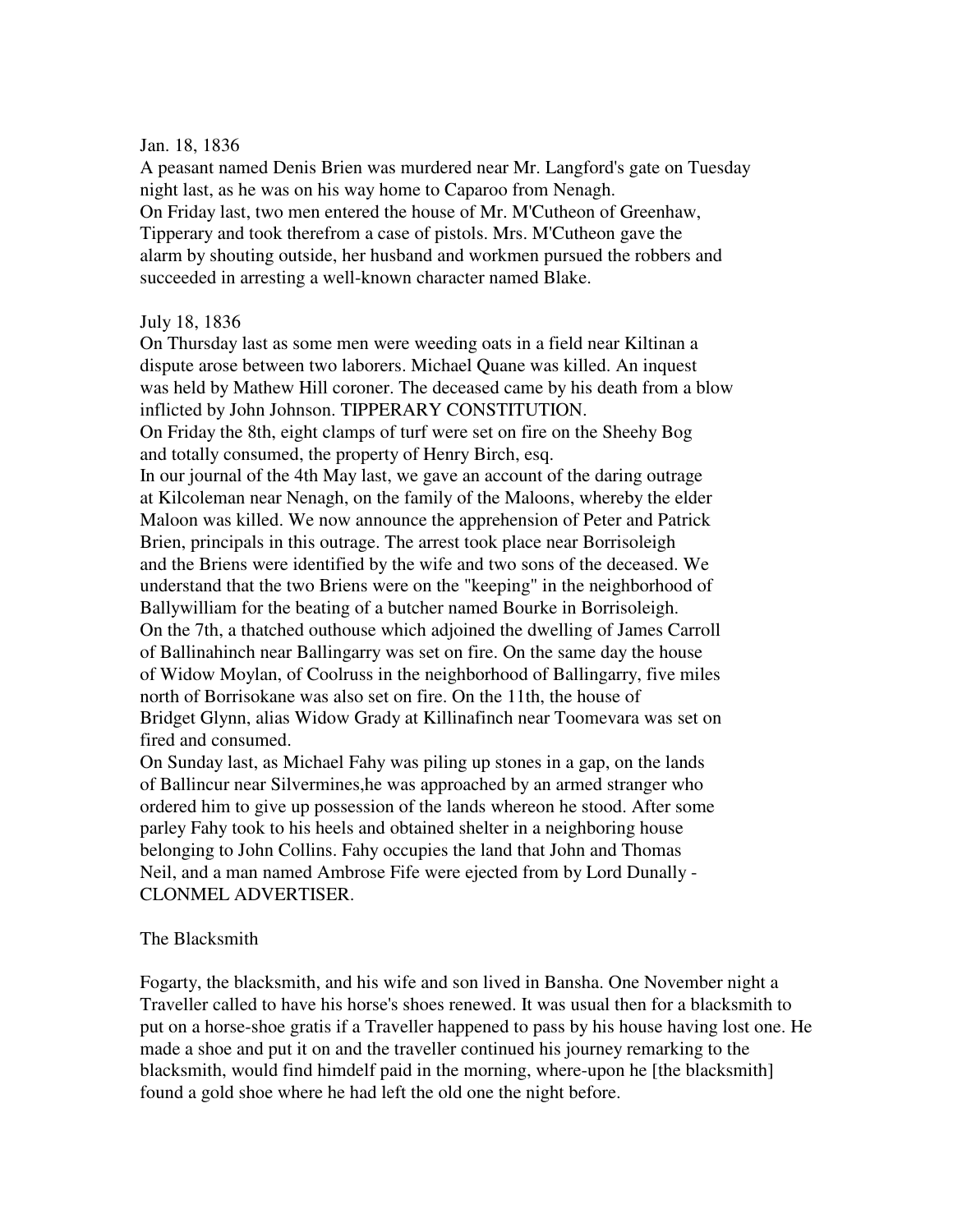Jan. 18, 1836
A peasant named Denis Brien was murdered near Mr. Langford's gate on Tuesday night last, as he was on his way home to Caparoo from Nenagh.
On Friday last, two men entered the house of Mr. M'Cutheon of Greenhaw, Tipperary and took therefrom a case of pistols. Mrs. M'Cutheon gave the alarm by shouting outside, her husband and workmen pursued the robbers and succeeded in arresting a well-known character named Blake.

July 18, 1836
On Thursday last as some men were weeding oats in a field near Kiltinan a dispute arose between two laborers. Michael Quane was killed. An inquest was held by Mathew Hill coroner. The deceased came by his death from a blow inflicted by John Johnson. TIPPERARY CONSTITUTION.
On Friday the 8th, eight clamps of turf were set on fire on the Sheehy Bog and totally consumed, the property of Henry Birch, esq.
In our journal of the 4th May last, we gave an account of the daring outrage at Kilcoleman near Nenagh, on the family of the Maloons, whereby the elder Maloon was killed. We now announce the apprehension of Peter and Patrick Brien, principals in this outrage. The arrest took place near Borrisoleigh and the Briens were identified by the wife and two sons of the deceased. We understand that the two Briens were on the "keeping" in the neighborhood of Ballywilliam for the beating of a butcher named Bourke in Borrisoleigh.
On the 7th, a thatched outhouse which adjoined the dwelling of James Carroll of Ballinahinch near Ballingarry was set on fire. On the same day the house of Widow Moylan, of Coolruss in the neighborhood of Ballingarry, five miles north of Borrisokane was also set on fire. On the 11th, the house of Bridget Glynn, alias Widow Grady at Killinafinch near Toomevara was set on fired and consumed.
On Sunday last, as Michael Fahy was piling up stones in a gap, on the lands of Ballincur near Silvermines,he was approached by an armed stranger who ordered him to give up possession of the lands whereon he stood. After some parley Fahy took to his heels and obtained shelter in a neighboring house belonging to John Collins. Fahy occupies the land that John and Thomas Neil, and a man named Ambrose Fife were ejected from by Lord Dunally - CLONMEL ADVERTISER.

The Blacksmith

Fogarty, the blacksmith, and his wife and son lived in Bansha. One November night a Traveller called to have his horse's shoes renewed. It was usual then for a blacksmith to put on a horse-shoe gratis if a Traveller happened to pass by his house having lost one. He made a shoe and put it on and the traveller continued his journey remarking to the blacksmith, would find himdelf paid in the morning, where-upon he [the blacksmith] found a gold shoe where he had left the old one the night before.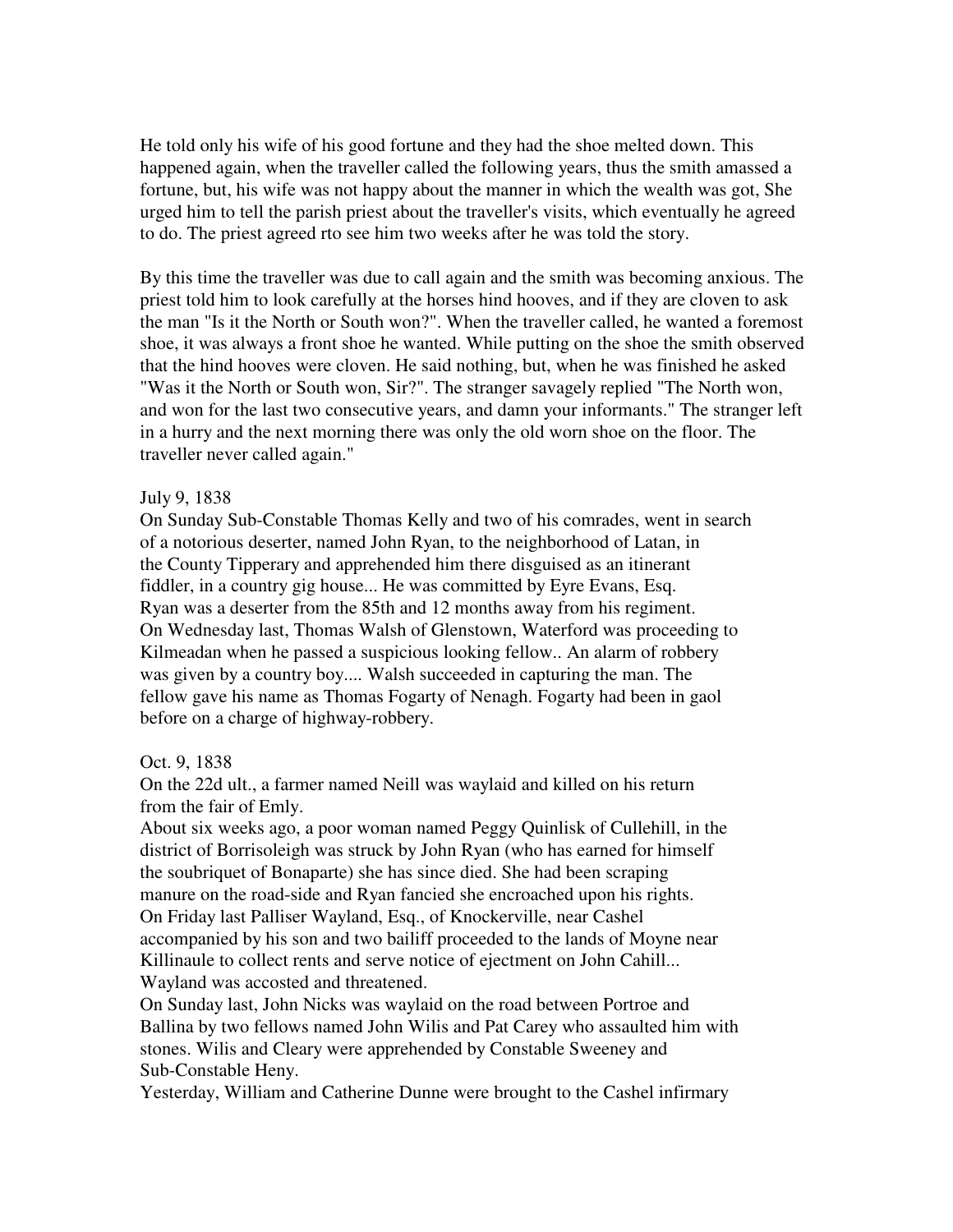He told only his wife of his good fortune and they had the shoe melted down. This happened again, when the traveller called the following years, thus the smith amassed a fortune, but, his wife was not happy about the manner in which the wealth was got, She urged him to tell the parish priest about the traveller's visits, which eventually he agreed to do. The priest agreed rto see him two weeks after he was told the story.

By this time the traveller was due to call again and the smith was becoming anxious. The priest told him to look carefully at the horses hind hooves, and if they are cloven to ask the man "Is it the North or South won?". When the traveller called, he wanted a foremost shoe, it was always a front shoe he wanted. While putting on the shoe the smith observed that the hind hooves were cloven. He said nothing, but, when he was finished he asked "Was it the North or South won, Sir?". The stranger savagely replied "The North won, and won for the last two consecutive years, and damn your informants." The stranger left in a hurry and the next morning there was only the old worn shoe on the floor. The traveller never called again."

July 9, 1838
On Sunday Sub-Constable Thomas Kelly and two of his comrades, went in search of a notorious deserter, named John Ryan, to the neighborhood of Latan, in the County Tipperary and apprehended him there disguised as an itinerant fiddler, in a country gig house... He was committed by Eyre Evans, Esq. Ryan was a deserter from the 85th and 12 months away from his regiment.
On Wednesday last, Thomas Walsh of Glenstown, Waterford was proceeding to Kilmeadan when he passed a suspicious looking fellow.. An alarm of robbery was given by a country boy.... Walsh succeeded in capturing the man. The fellow gave his name as Thomas Fogarty of Nenagh. Fogarty had been in gaol before on a charge of highway-robbery.

Oct. 9, 1838
On the 22d ult., a farmer named Neill was waylaid and killed on his return from the fair of Emly.
About six weeks ago, a poor woman named Peggy Quinlisk of Cullehill, in the district of Borrisoleigh was struck by John Ryan (who has earned for himself the soubriquet of Bonaparte) she has since died. She had been scraping manure on the road-side and Ryan fancied she encroached upon his rights.
On Friday last Palliser Wayland, Esq., of Knockerville, near Cashel accompanied by his son and two bailiff proceeded to the lands of Moyne near Killinaule to collect rents and serve notice of ejectment on John Cahill... Wayland was accosted and threatened.
On Sunday last, John Nicks was waylaid on the road between Portroe and Ballina by two fellows named John Wilis and Pat Carey who assaulted him with stones. Wilis and Cleary were apprehended by Constable Sweeney and Sub-Constable Heny.
Yesterday, William and Catherine Dunne were brought to the Cashel infirmary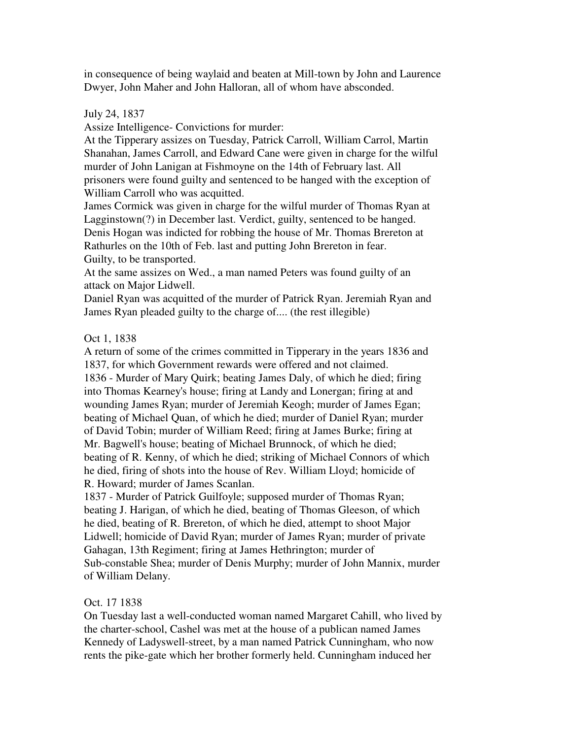in consequence of being waylaid and beaten at Mill-town by John and Laurence Dwyer, John Maher and John Halloran, all of whom have absconded.

July 24, 1837

Assize Intelligence- Convictions for murder:

At the Tipperary assizes on Tuesday, Patrick Carroll, William Carrol, Martin Shanahan, James Carroll, and Edward Cane were given in charge for the wilful murder of John Lanigan at Fishmoyne on the 14th of February last. All prisoners were found guilty and sentenced to be hanged with the exception of William Carroll who was acquitted.

James Cormick was given in charge for the wilful murder of Thomas Ryan at Lagginstown(?) in December last. Verdict, guilty, sentenced to be hanged.

Denis Hogan was indicted for robbing the house of Mr. Thomas Brereton at Rathurles on the 10th of Feb. last and putting John Brereton in fear.

Guilty, to be transported.

At the same assizes on Wed., a man named Peters was found guilty of an attack on Major Lidwell.

Daniel Ryan was acquitted of the murder of Patrick Ryan. Jeremiah Ryan and James Ryan pleaded guilty to the charge of.... (the rest illegible)

Oct 1, 1838

A return of some of the crimes committed in Tipperary in the years 1836 and 1837, for which Government rewards were offered and not claimed.

1836 - Murder of Mary Quirk; beating James Daly, of which he died; firing into Thomas Kearney's house; firing at Landy and Lonergan; firing at and wounding James Ryan; murder of Jeremiah Keogh; murder of James Egan; beating of Michael Quan, of which he died; murder of Daniel Ryan; murder of David Tobin; murder of William Reed; firing at James Burke; firing at Mr. Bagwell's house; beating of Michael Brunnock, of which he died; beating of R. Kenny, of which he died; striking of Michael Connors of which he died, firing of shots into the house of Rev. William Lloyd; homicide of R. Howard; murder of James Scanlan.

1837 - Murder of Patrick Guilfoyle; supposed murder of Thomas Ryan; beating J. Harigan, of which he died, beating of Thomas Gleeson, of which he died, beating of R. Brereton, of which he died, attempt to shoot Major Lidwell; homicide of David Ryan; murder of James Ryan; murder of private Gahagan, 13th Regiment; firing at James Hethrington; murder of Sub-constable Shea; murder of Denis Murphy; murder of John Mannix, murder of William Delany.

Oct. 17 1838

On Tuesday last a well-conducted woman named Margaret Cahill, who lived by the charter-school, Cashel was met at the house of a publican named James Kennedy of Ladyswell-street, by a man named Patrick Cunningham, who now rents the pike-gate which her brother formerly held. Cunningham induced her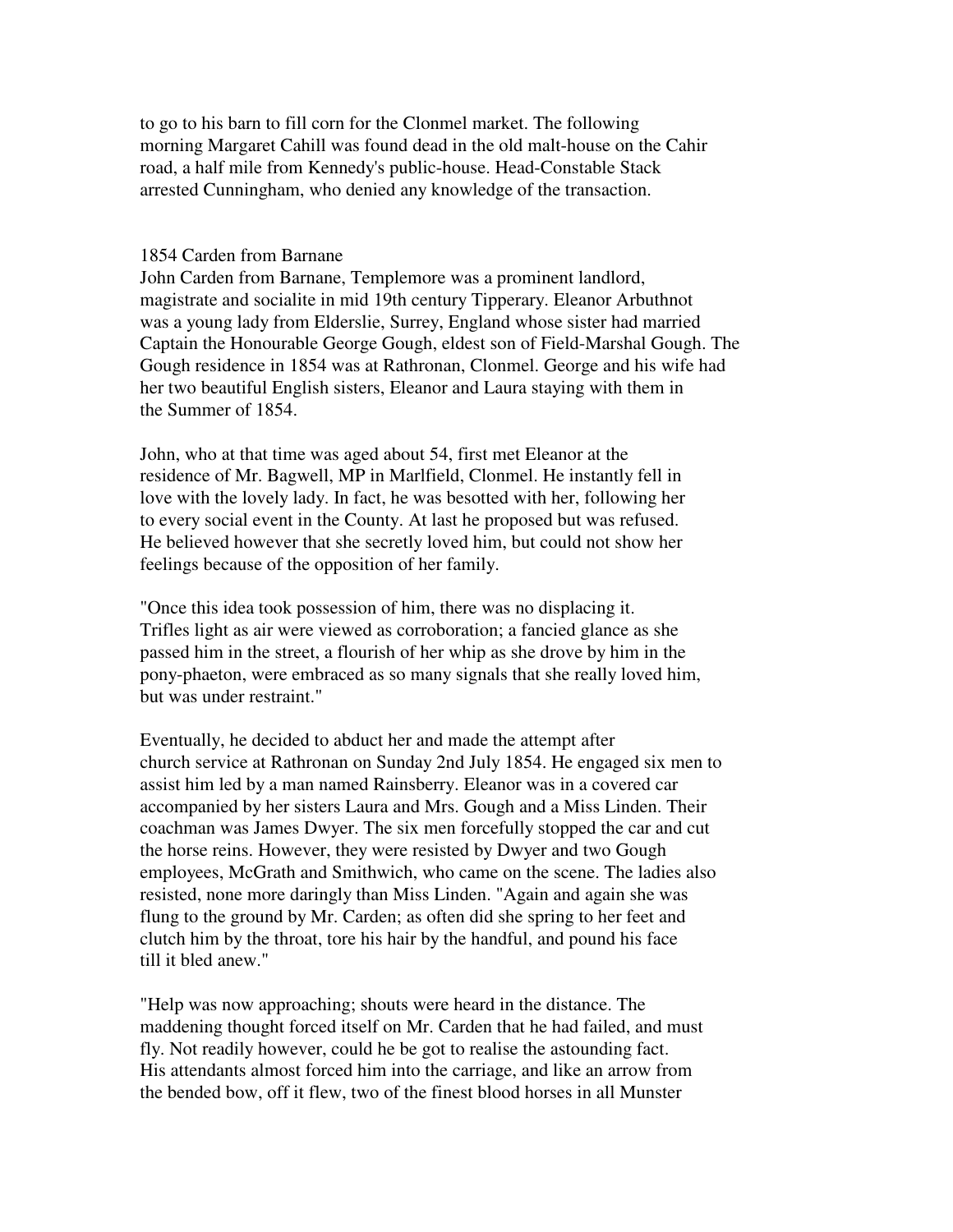to go to his barn to fill corn for the Clonmel market. The following morning Margaret Cahill was found dead in the old malt-house on the Cahir road, a half mile from Kennedy's public-house. Head-Constable Stack arrested Cunningham, who denied any knowledge of the transaction.

## 1854 Carden from Barnane

John Carden from Barnane, Templemore was a prominent landlord, magistrate and socialite in mid 19th century Tipperary. Eleanor Arbuthnot was a young lady from Elderslie, Surrey, England whose sister had married Captain the Honourable George Gough, eldest son of Field-Marshal Gough. The Gough residence in 1854 was at Rathronan, Clonmel. George and his wife had her two beautiful English sisters, Eleanor and Laura staying with them in the Summer of 1854.

John, who at that time was aged about 54, first met Eleanor at the residence of Mr. Bagwell, MP in Marlfield, Clonmel. He instantly fell in love with the lovely lady. In fact, he was besotted with her, following her to every social event in the County. At last he proposed but was refused. He believed however that she secretly loved him, but could not show her feelings because of the opposition of her family.

"Once this idea took possession of him, there was no displacing it. Trifles light as air were viewed as corroboration; a fancied glance as she passed him in the street, a flourish of her whip as she drove by him in the pony-phaeton, were embraced as so many signals that she really loved him, but was under restraint."

Eventually, he decided to abduct her and made the attempt after church service at Rathronan on Sunday 2nd July 1854. He engaged six men to assist him led by a man named Rainsberry. Eleanor was in a covered car accompanied by her sisters Laura and Mrs. Gough and a Miss Linden. Their coachman was James Dwyer. The six men forcefully stopped the car and cut the horse reins. However, they were resisted by Dwyer and two Gough employees, McGrath and Smithwich, who came on the scene. The ladies also resisted, none more daringly than Miss Linden. "Again and again she was flung to the ground by Mr. Carden; as often did she spring to her feet and clutch him by the throat, tore his hair by the handful, and pound his face till it bled anew."

"Help was now approaching; shouts were heard in the distance. The maddening thought forced itself on Mr. Carden that he had failed, and must fly. Not readily however, could he be got to realise the astounding fact. His attendants almost forced him into the carriage, and like an arrow from the bended bow, off it flew, two of the finest blood horses in all Munster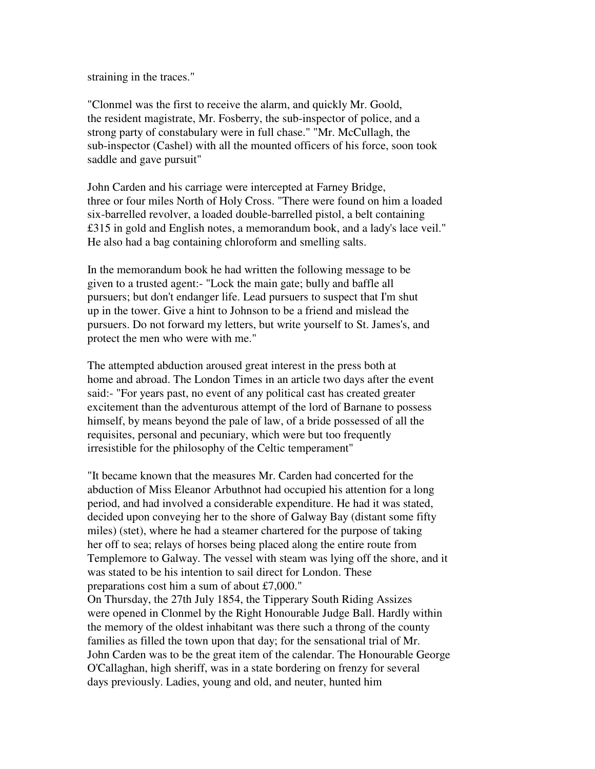straining in the traces."

"Clonmel was the first to receive the alarm, and quickly Mr. Goold, the resident magistrate, Mr. Fosberry, the sub-inspector of police, and a strong party of constabulary were in full chase." "Mr. McCullagh, the sub-inspector (Cashel) with all the mounted officers of his force, soon took saddle and gave pursuit"

John Carden and his carriage were intercepted at Farney Bridge, three or four miles North of Holy Cross. "There were found on him a loaded six-barrelled revolver, a loaded double-barrelled pistol, a belt containing £315 in gold and English notes, a memorandum book, and a lady's lace veil." He also had a bag containing chloroform and smelling salts.

In the memorandum book he had written the following message to be given to a trusted agent:- "Lock the main gate; bully and baffle all pursuers; but don't endanger life. Lead pursuers to suspect that I'm shut up in the tower. Give a hint to Johnson to be a friend and mislead the pursuers. Do not forward my letters, but write yourself to St. James's, and protect the men who were with me."

The attempted abduction aroused great interest in the press both at home and abroad. The London Times in an article two days after the event said:- "For years past, no event of any political cast has created greater excitement than the adventurous attempt of the lord of Barnane to possess himself, by means beyond the pale of law, of a bride possessed of all the requisites, personal and pecuniary, which were but too frequently irresistible for the philosophy of the Celtic temperament"

"It became known that the measures Mr. Carden had concerted for the abduction of Miss Eleanor Arbuthnot had occupied his attention for a long period, and had involved a considerable expenditure. He had it was stated, decided upon conveying her to the shore of Galway Bay (distant some fifty miles) (stet), where he had a steamer chartered for the purpose of taking her off to sea; relays of horses being placed along the entire route from Templemore to Galway. The vessel with steam was lying off the shore, and it was stated to be his intention to sail direct for London. These preparations cost him a sum of about £7,000."

On Thursday, the 27th July 1854, the Tipperary South Riding Assizes were opened in Clonmel by the Right Honourable Judge Ball. Hardly within the memory of the oldest inhabitant was there such a throng of the county families as filled the town upon that day; for the sensational trial of Mr. John Carden was to be the great item of the calendar. The Honourable George O'Callaghan, high sheriff, was in a state bordering on frenzy for several days previously. Ladies, young and old, and neuter, hunted him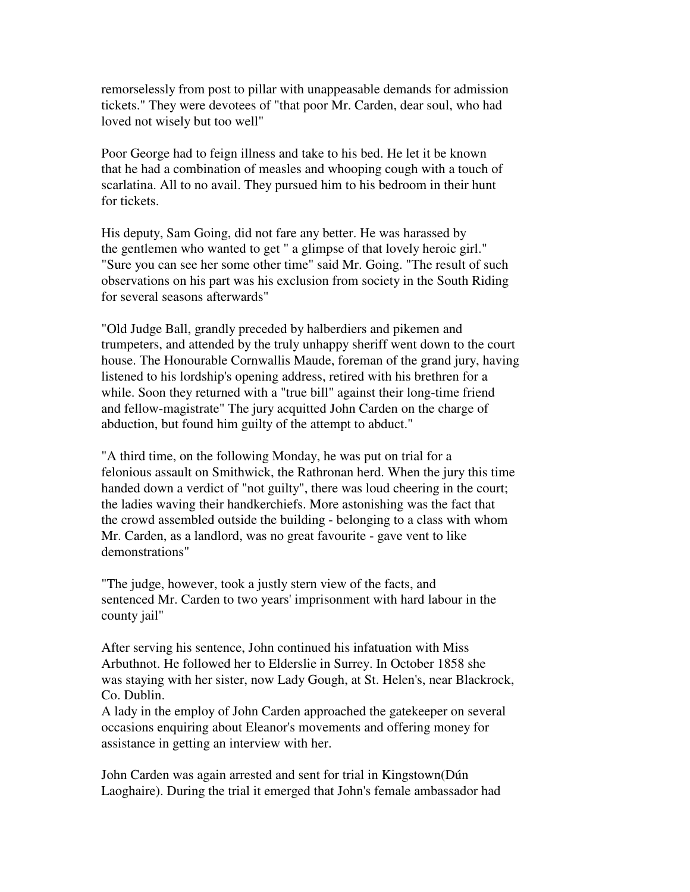remorselessly from post to pillar with unappeasable demands for admission tickets." They were devotees of "that poor Mr. Carden, dear soul, who had loved not wisely but too well"

Poor George had to feign illness and take to his bed. He let it be known that he had a combination of measles and whooping cough with a touch of scarlatina. All to no avail. They pursued him to his bedroom in their hunt for tickets.

His deputy, Sam Going, did not fare any better. He was harassed by the gentlemen who wanted to get " a glimpse of that lovely heroic girl." "Sure you can see her some other time" said Mr. Going. "The result of such observations on his part was his exclusion from society in the South Riding for several seasons afterwards"

"Old Judge Ball, grandly preceded by halberdiers and pikemen and trumpeters, and attended by the truly unhappy sheriff went down to the court house. The Honourable Cornwallis Maude, foreman of the grand jury, having listened to his lordship's opening address, retired with his brethren for a while. Soon they returned with a "true bill" against their long-time friend and fellow-magistrate" The jury acquitted John Carden on the charge of abduction, but found him guilty of the attempt to abduct."

"A third time, on the following Monday, he was put on trial for a felonious assault on Smithwick, the Rathronan herd. When the jury this time handed down a verdict of "not guilty", there was loud cheering in the court; the ladies waving their handkerchiefs. More astonishing was the fact that the crowd assembled outside the building - belonging to a class with whom Mr. Carden, as a landlord, was no great favourite - gave vent to like demonstrations"

"The judge, however, took a justly stern view of the facts, and sentenced Mr. Carden to two years' imprisonment with hard labour in the county jail"

After serving his sentence, John continued his infatuation with Miss Arbuthnot. He followed her to Elderslie in Surrey. In October 1858 she was staying with her sister, now Lady Gough, at St. Helen's, near Blackrock, Co. Dublin.
A lady in the employ of John Carden approached the gatekeeper on several occasions enquiring about Eleanor's movements and offering money for assistance in getting an interview with her.

John Carden was again arrested and sent for trial in Kingstown(Dún Laoghaire). During the trial it emerged that John's female ambassador had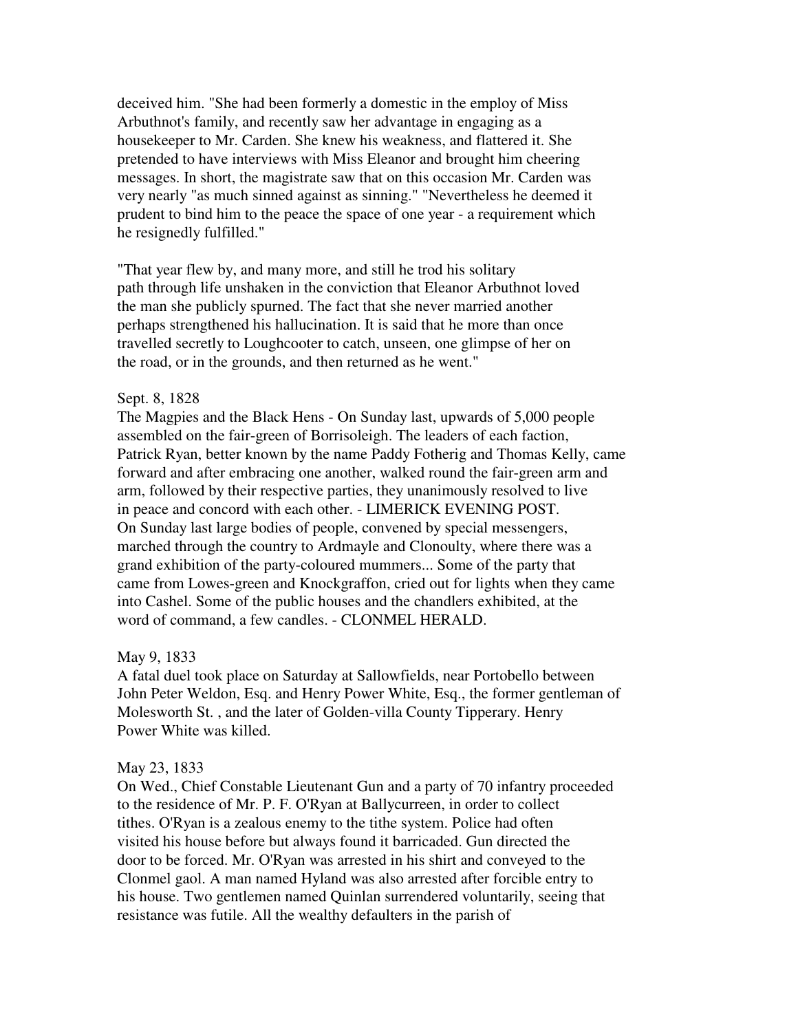deceived him. "She had been formerly a domestic in the employ of Miss Arbuthnot's family, and recently saw her advantage in engaging as a housekeeper to Mr. Carden. She knew his weakness, and flattered it. She pretended to have interviews with Miss Eleanor and brought him cheering messages. In short, the magistrate saw that on this occasion Mr. Carden was very nearly "as much sinned against as sinning." "Nevertheless he deemed it prudent to bind him to the peace the space of one year - a requirement which he resignedly fulfilled."

"That year flew by, and many more, and still he trod his solitary path through life unshaken in the conviction that Eleanor Arbuthnot loved the man she publicly spurned. The fact that she never married another perhaps strengthened his hallucination. It is said that he more than once travelled secretly to Loughcooter to catch, unseen, one glimpse of her on the road, or in the grounds, and then returned as he went."

Sept. 8, 1828

The Magpies and the Black Hens - On Sunday last, upwards of 5,000 people assembled on the fair-green of Borrisoleigh. The leaders of each faction, Patrick Ryan, better known by the name Paddy Fotherig and Thomas Kelly, came forward and after embracing one another, walked round the fair-green arm and arm, followed by their respective parties, they unanimously resolved to live in peace and concord with each other. - LIMERICK EVENING POST.

On Sunday last large bodies of people, convened by special messengers, marched through the country to Ardmayle and Clonoulty, where there was a grand exhibition of the party-coloured mummers... Some of the party that came from Lowes-green and Knockgraffon, cried out for lights when they came into Cashel. Some of the public houses and the chandlers exhibited, at the word of command, a few candles. - CLONMEL HERALD.

May 9, 1833

A fatal duel took place on Saturday at Sallowfields, near Portobello between John Peter Weldon, Esq. and Henry Power White, Esq., the former gentleman of Molesworth St. , and the later of Golden-villa County Tipperary. Henry Power White was killed.

May 23, 1833

On Wed., Chief Constable Lieutenant Gun and a party of 70 infantry proceeded to the residence of Mr. P. F. O'Ryan at Ballycurreen, in order to collect tithes. O'Ryan is a zealous enemy to the tithe system. Police had often visited his house before but always found it barricaded. Gun directed the door to be forced. Mr. O'Ryan was arrested in his shirt and conveyed to the Clonmel gaol. A man named Hyland was also arrested after forcible entry to his house. Two gentlemen named Quinlan surrendered voluntarily, seeing that resistance was futile. All the wealthy defaulters in the parish of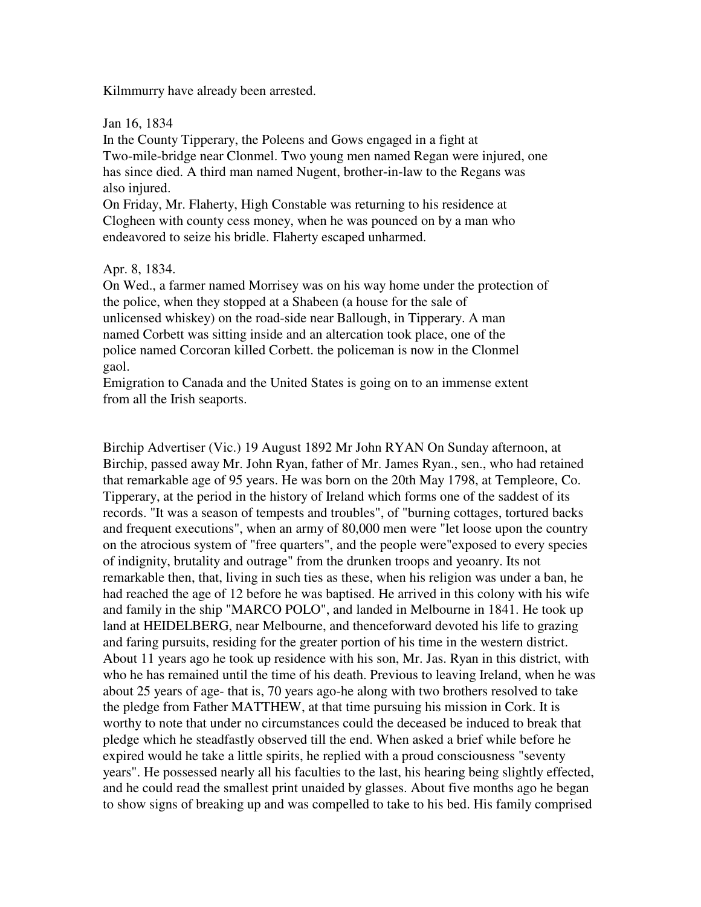Kilmmurry have already been arrested.

Jan 16, 1834
In the County Tipperary, the Poleens and Gows engaged in a fight at Two-mile-bridge near Clonmel. Two young men named Regan were injured, one has since died. A third man named Nugent, brother-in-law to the Regans was also injured.
On Friday, Mr. Flaherty, High Constable was returning to his residence at Clogheen with county cess money, when he was pounced on by a man who endeavored to seize his bridle. Flaherty escaped unharmed.

Apr. 8, 1834.
On Wed., a farmer named Morrisey was on his way home under the protection of the police, when they stopped at a Shabeen (a house for the sale of unlicensed whiskey) on the road-side near Ballough, in Tipperary. A man named Corbett was sitting inside and an altercation took place, one of the police named Corcoran killed Corbett. the policeman is now in the Clonmel gaol.
Emigration to Canada and the United States is going on to an immense extent from all the Irish seaports.

Birchip Advertiser (Vic.) 19 August 1892 Mr John RYAN On Sunday afternoon, at Birchip, passed away Mr. John Ryan, father of Mr. James Ryan., sen., who had retained that remarkable age of 95 years. He was born on the 20th May 1798, at Templeore, Co. Tipperary, at the period in the history of Ireland which forms one of the saddest of its records. "It was a season of tempests and troubles", of "burning cottages, tortured backs and frequent executions", when an army of 80,000 men were "let loose upon the country on the atrocious system of "free quarters", and the people were"exposed to every species of indignity, brutality and outrage" from the drunken troops and yeoanry. Its not remarkable then, that, living in such ties as these, when his religion was under a ban, he had reached the age of 12 before he was baptised. He arrived in this colony with his wife and family in the ship "MARCO POLO", and landed in Melbourne in 1841. He took up land at HEIDELBERG, near Melbourne, and thenceforward devoted his life to grazing and faring pursuits, residing for the greater portion of his time in the western district. About 11 years ago he took up residence with his son, Mr. Jas. Ryan in this district, with who he has remained until the time of his death. Previous to leaving Ireland, when he was about 25 years of age- that is, 70 years ago-he along with two brothers resolved to take the pledge from Father MATTHEW, at that time pursuing his mission in Cork. It is worthy to note that under no circumstances could the deceased be induced to break that pledge which he steadfastly observed till the end. When asked a brief while before he expired would he take a little spirits, he replied with a proud consciousness "seventy years". He possessed nearly all his faculties to the last, his hearing being slightly effected, and he could read the smallest print unaided by glasses. About five months ago he began to show signs of breaking up and was compelled to take to his bed. His family comprised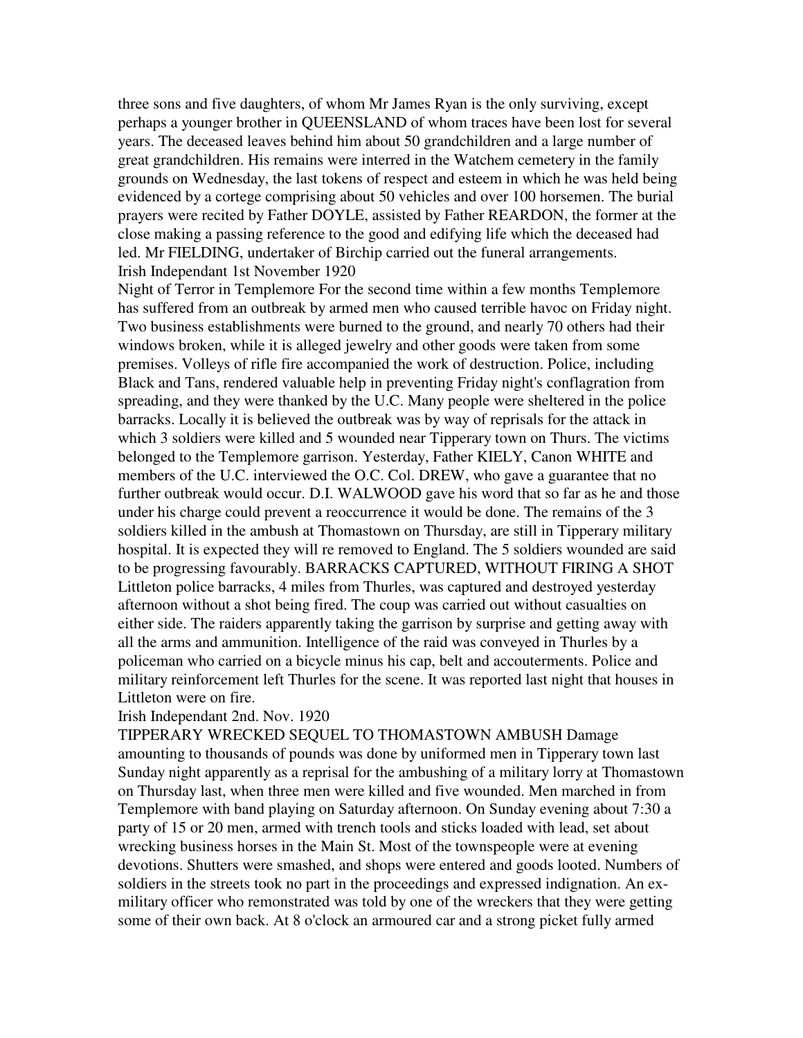three sons and five daughters, of whom Mr James Ryan is the only surviving, except perhaps a younger brother in QUEENSLAND of whom traces have been lost for several years. The deceased leaves behind him about 50 grandchildren and a large number of great grandchildren. His remains were interred in the Watchem cemetery in the family grounds on Wednesday, the last tokens of respect and esteem in which he was held being evidenced by a cortege comprising about 50 vehicles and over 100 horsemen. The burial prayers were recited by Father DOYLE, assisted by Father REARDON, the former at the close making a passing reference to the good and edifying life which the deceased had led. Mr FIELDING, undertaker of Birchip carried out the funeral arrangements.

Irish Independant 1st November 1920

Night of Terror in Templemore For the second time within a few months Templemore has suffered from an outbreak by armed men who caused terrible havoc on Friday night. Two business establishments were burned to the ground, and nearly 70 others had their windows broken, while it is alleged jewelry and other goods were taken from some premises. Volleys of rifle fire accompanied the work of destruction. Police, including Black and Tans, rendered valuable help in preventing Friday night's conflagration from spreading, and they were thanked by the U.C. Many people were sheltered in the police barracks. Locally it is believed the outbreak was by way of reprisals for the attack in which 3 soldiers were killed and 5 wounded near Tipperary town on Thurs. The victims belonged to the Templemore garrison. Yesterday, Father KIELY, Canon WHITE and members of the U.C. interviewed the O.C. Col. DREW, who gave a guarantee that no further outbreak would occur. D.I. WALWOOD gave his word that so far as he and those under his charge could prevent a reoccurrence it would be done. The remains of the 3 soldiers killed in the ambush at Thomastown on Thursday, are still in Tipperary military hospital. It is expected they will re removed to England. The 5 soldiers wounded are said to be progressing favourably. BARRACKS CAPTURED, WITHOUT FIRING A SHOT Littleton police barracks, 4 miles from Thurles, was captured and destroyed yesterday afternoon without a shot being fired. The coup was carried out without casualties on either side. The raiders apparently taking the garrison by surprise and getting away with all the arms and ammunition. Intelligence of the raid was conveyed in Thurles by a policeman who carried on a bicycle minus his cap, belt and accouterments. Police and military reinforcement left Thurles for the scene. It was reported last night that houses in Littleton were on fire.

Irish Independant 2nd. Nov. 1920

TIPPERARY WRECKED SEQUEL TO THOMASTOWN AMBUSH Damage amounting to thousands of pounds was done by uniformed men in Tipperary town last Sunday night apparently as a reprisal for the ambushing of a military lorry at Thomastown on Thursday last, when three men were killed and five wounded. Men marched in from Templemore with band playing on Saturday afternoon. On Sunday evening about 7:30 a party of 15 or 20 men, armed with trench tools and sticks loaded with lead, set about wrecking business horses in the Main St. Most of the townspeople were at evening devotions. Shutters were smashed, and shops were entered and goods looted. Numbers of soldiers in the streets took no part in the proceedings and expressed indignation. An ex-military officer who remonstrated was told by one of the wreckers that they were getting some of their own back. At 8 o'clock an armoured car and a strong picket fully armed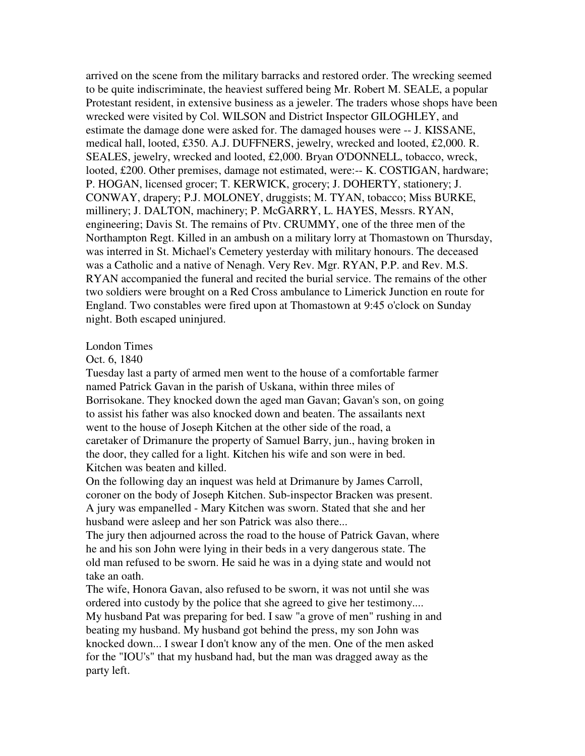arrived on the scene from the military barracks and restored order. The wrecking seemed to be quite indiscriminate, the heaviest suffered being Mr. Robert M. SEALE, a popular Protestant resident, in extensive business as a jeweler. The traders whose shops have been wrecked were visited by Col. WILSON and District Inspector GILOGHLEY, and estimate the damage done were asked for. The damaged houses were -- J. KISSANE, medical hall, looted, £350. A.J. DUFFNERS, jewelry, wrecked and looted, £2,000. R. SEALES, jewelry, wrecked and looted, £2,000. Bryan O'DONNELL, tobacco, wreck, looted, £200. Other premises, damage not estimated, were:-- K. COSTIGAN, hardware; P. HOGAN, licensed grocer; T. KERWICK, grocery; J. DOHERTY, stationery; J. CONWAY, drapery; P.J. MOLONEY, druggists; M. TYAN, tobacco; Miss BURKE, millinery; J. DALTON, machinery; P. McGARRY, L. HAYES, Messrs. RYAN, engineering; Davis St. The remains of Ptv. CRUMMY, one of the three men of the Northampton Regt. Killed in an ambush on a military lorry at Thomastown on Thursday, was interred in St. Michael's Cemetery yesterday with military honours. The deceased was a Catholic and a native of Nenagh. Very Rev. Mgr. RYAN, P.P. and Rev. M.S. RYAN accompanied the funeral and recited the burial service. The remains of the other two soldiers were brought on a Red Cross ambulance to Limerick Junction en route for England. Two constables were fired upon at Thomastown at 9:45 o'clock on Sunday night. Both escaped uninjured.

London Times
Oct. 6, 1840

Tuesday last a party of armed men went to the house of a comfortable farmer named Patrick Gavan in the parish of Uskana, within three miles of Borrisokane. They knocked down the aged man Gavan; Gavan's son, on going to assist his father was also knocked down and beaten. The assailants next went to the house of Joseph Kitchen at the other side of the road, a caretaker of Drimanure the property of Samuel Barry, jun., having broken in the door, they called for a light. Kitchen his wife and son were in bed. Kitchen was beaten and killed.

On the following day an inquest was held at Drimanure by James Carroll, coroner on the body of Joseph Kitchen. Sub-inspector Bracken was present. A jury was empanelled - Mary Kitchen was sworn. Stated that she and her husband were asleep and her son Patrick was also there...

The jury then adjourned across the road to the house of Patrick Gavan, where he and his son John were lying in their beds in a very dangerous state. The old man refused to be sworn. He said he was in a dying state and would not take an oath.

The wife, Honora Gavan, also refused to be sworn, it was not until she was ordered into custody by the police that she agreed to give her testimony.... My husband Pat was preparing for bed. I saw "a grove of men" rushing in and beating my husband. My husband got behind the press, my son John was knocked down... I swear I don't know any of the men. One of the men asked for the "IOU's" that my husband had, but the man was dragged away as the party left.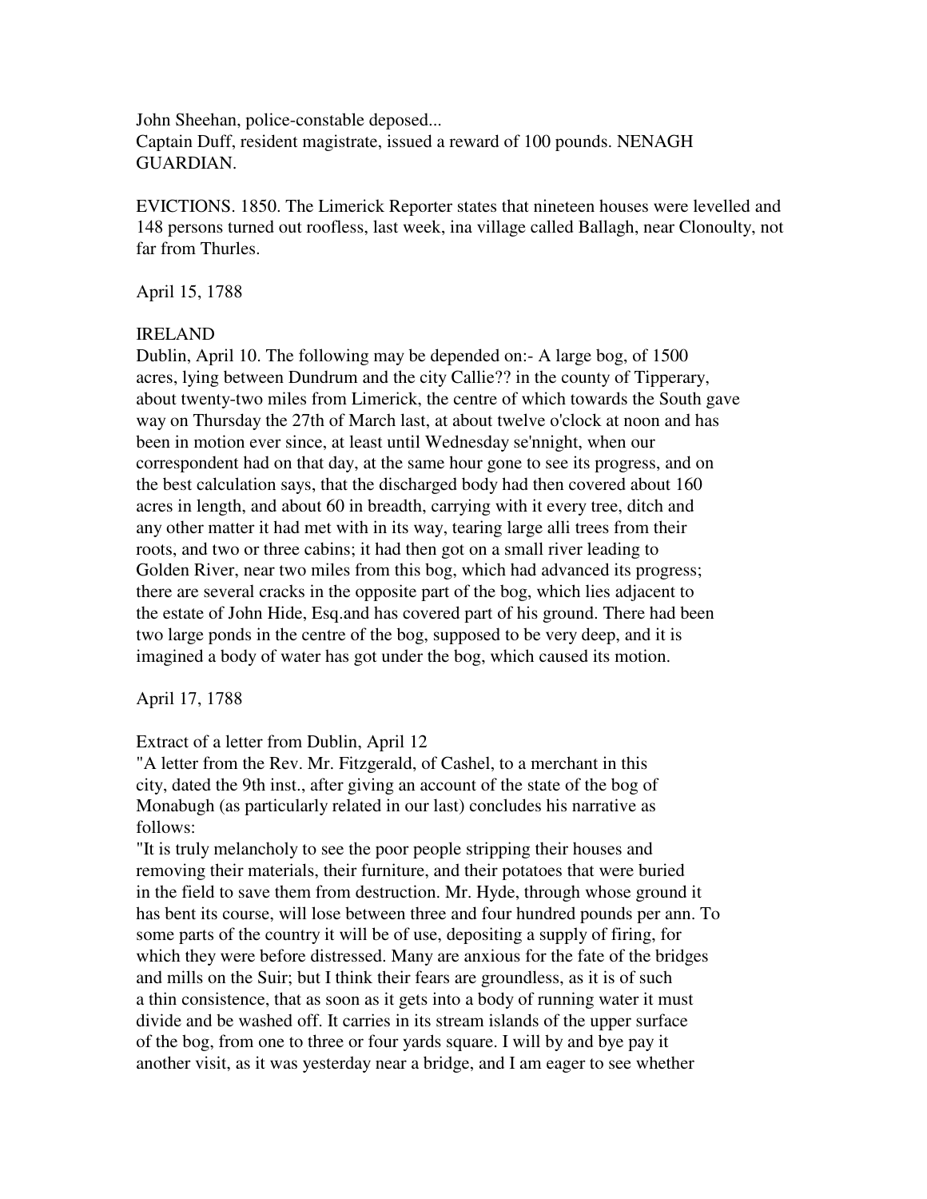John Sheehan, police-constable deposed...
Captain Duff, resident magistrate, issued a reward of 100 pounds. NENAGH GUARDIAN.

EVICTIONS. 1850. The Limerick Reporter states that nineteen houses were levelled and 148 persons turned out roofless, last week, ina village called Ballagh, near Clonoulty, not far from Thurles.

April 15, 1788

IRELAND
Dublin, April 10. The following may be depended on:- A large bog, of 1500 acres, lying between Dundrum and the city Callie?? in the county of Tipperary, about twenty-two miles from Limerick, the centre of which towards the South gave way on Thursday the 27th of March last, at about twelve o'clock at noon and has been in motion ever since, at least until Wednesday se'nnight, when our correspondent had on that day, at the same hour gone to see its progress, and on the best calculation says, that the discharged body had then covered about 160 acres in length, and about 60 in breadth, carrying with it every tree, ditch and any other matter it had met with in its way, tearing large alli trees from their roots, and two or three cabins; it had then got on a small river leading to Golden River, near two miles from this bog, which had advanced its progress; there are several cracks in the opposite part of the bog, which lies adjacent to the estate of John Hide, Esq.and has covered part of his ground. There had been two large ponds in the centre of the bog, supposed to be very deep, and it is imagined a body of water has got under the bog, which caused its motion.

April 17, 1788

Extract of a letter from Dublin, April 12
"A letter from the Rev. Mr. Fitzgerald, of Cashel, to a merchant in this city, dated the 9th inst., after giving an account of the state of the bog of Monabugh (as particularly related in our last) concludes his narrative as follows:
"It is truly melancholy to see the poor people stripping their houses and removing their materials, their furniture, and their potatoes that were buried in the field to save them from destruction. Mr. Hyde, through whose ground it has bent its course, will lose between three and four hundred pounds per ann. To some parts of the country it will be of use, depositing a supply of firing, for which they were before distressed. Many are anxious for the fate of the bridges and mills on the Suir; but I think their fears are groundless, as it is of such a thin consistence, that as soon as it gets into a body of running water it must divide and be washed off. It carries in its stream islands of the upper surface of the bog, from one to three or four yards square. I will by and bye pay it another visit, as it was yesterday near a bridge, and I am eager to see whether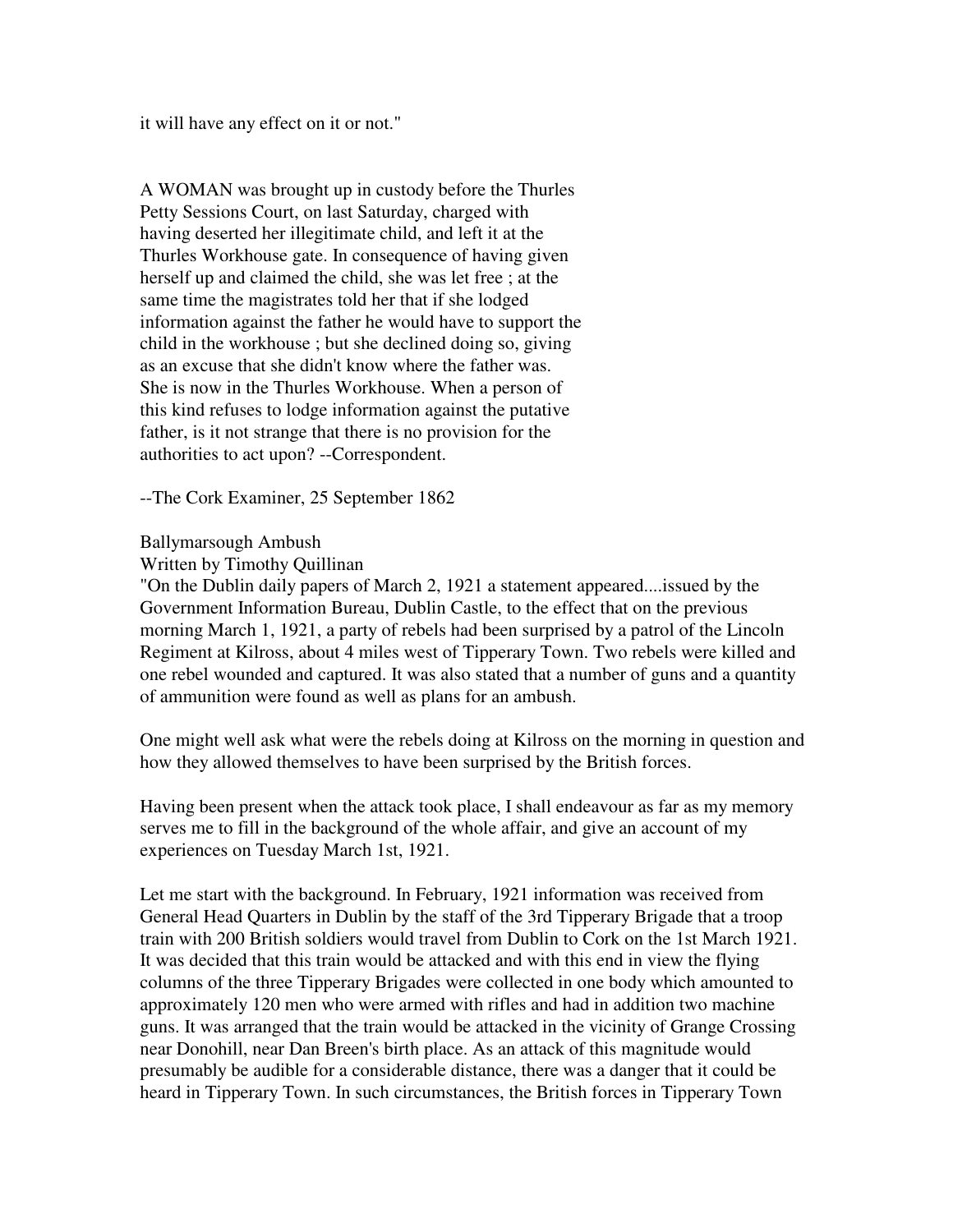it will have any effect on it or not."

A WOMAN was brought up in custody before the Thurles Petty Sessions Court, on last Saturday, charged with having deserted her illegitimate child, and left it at the Thurles Workhouse gate. In consequence of having given herself up and claimed the child, she was let free ; at the same time the magistrates told her that if she lodged information against the father he would have to support the child in the workhouse ; but she declined doing so, giving as an excuse that she didn't know where the father was. She is now in the Thurles Workhouse. When a person of this kind refuses to lodge information against the putative father, is it not strange that there is no provision for the authorities to act upon? --Correspondent.

--The Cork Examiner, 25 September 1862

Ballymarsough Ambush
Written by Timothy Quillinan

"On the Dublin daily papers of March 2, 1921 a statement appeared....issued by the Government Information Bureau, Dublin Castle, to the effect that on the previous morning March 1, 1921, a party of rebels had been surprised by a patrol of the Lincoln Regiment at Kilross, about 4 miles west of Tipperary Town. Two rebels were killed and one rebel wounded and captured. It was also stated that a number of guns and a quantity of ammunition were found as well as plans for an ambush.

One might well ask what were the rebels doing at Kilross on the morning in question and how they allowed themselves to have been surprised by the British forces.

Having been present when the attack took place, I shall endeavour as far as my memory serves me to fill in the background of the whole affair, and give an account of my experiences on Tuesday March 1st, 1921.

Let me start with the background. In February, 1921 information was received from General Head Quarters in Dublin by the staff of the 3rd Tipperary Brigade that a troop train with 200 British soldiers would travel from Dublin to Cork on the 1st March 1921. It was decided that this train would be attacked and with this end in view the flying columns of the three Tipperary Brigades were collected in one body which amounted to approximately 120 men who were armed with rifles and had in addition two machine guns. It was arranged that the train would be attacked in the vicinity of Grange Crossing near Donohill, near Dan Breen's birth place. As an attack of this magnitude would presumably be audible for a considerable distance, there was a danger that it could be heard in Tipperary Town. In such circumstances, the British forces in Tipperary Town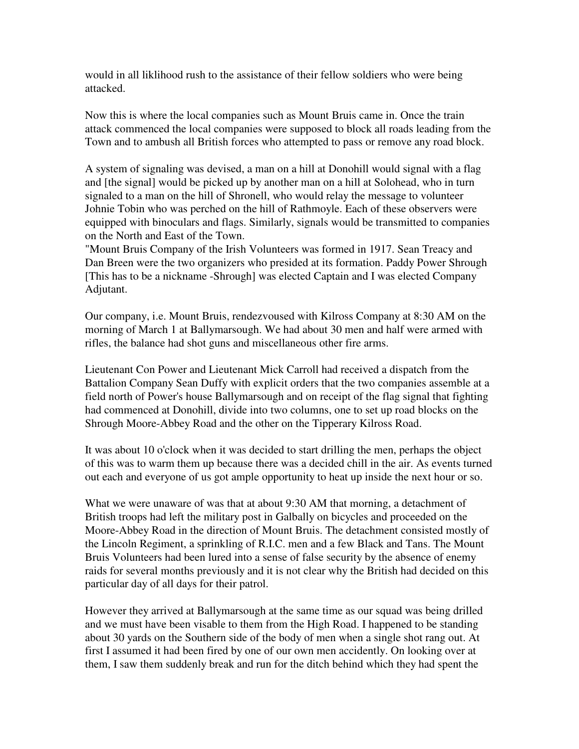would in all liklihood rush to the assistance of their fellow soldiers who were being attacked.

Now this is where the local companies such as Mount Bruis came in. Once the train attack commenced the local companies were supposed to block all roads leading from the Town and to ambush all British forces who attempted to pass or remove any road block.

A system of signaling was devised, a man on a hill at Donohill would signal with a flag and [the signal] would be picked up by another man on a hill at Solohead, who in turn signaled to a man on the hill of Shronell, who would relay the message to volunteer Johnie Tobin who was perched on the hill of Rathmoyle. Each of these observers were equipped with binoculars and flags. Similarly, signals would be transmitted to companies on the North and East of the Town.

"Mount Bruis Company of the Irish Volunteers was formed in 1917. Sean Treacy and Dan Breen were the two organizers who presided at its formation. Paddy Power Shrough [This has to be a nickname -Shrough] was elected Captain and I was elected Company Adjutant.

Our company, i.e. Mount Bruis, rendezvoused with Kilross Company at 8:30 AM on the morning of March 1 at Ballymarsough. We had about 30 men and half were armed with rifles, the balance had shot guns and miscellaneous other fire arms.

Lieutenant Con Power and Lieutenant Mick Carroll had received a dispatch from the Battalion Company Sean Duffy with explicit orders that the two companies assemble at a field north of Power's house Ballymarsough and on receipt of the flag signal that fighting had commenced at Donohill, divide into two columns, one to set up road blocks on the Shrough Moore-Abbey Road and the other on the Tipperary Kilross Road.

It was about 10 o'clock when it was decided to start drilling the men, perhaps the object of this was to warm them up because there was a decided chill in the air. As events turned out each and everyone of us got ample opportunity to heat up inside the next hour or so.

What we were unaware of was that at about 9:30 AM that morning, a detachment of British troops had left the military post in Galbally on bicycles and proceeded on the Moore-Abbey Road in the direction of Mount Bruis. The detachment consisted mostly of the Lincoln Regiment, a sprinkling of R.I.C. men and a few Black and Tans. The Mount Bruis Volunteers had been lured into a sense of false security by the absence of enemy raids for several months previously and it is not clear why the British had decided on this particular day of all days for their patrol.

However they arrived at Ballymarsough at the same time as our squad was being drilled and we must have been visable to them from the High Road. I happened to be standing about 30 yards on the Southern side of the body of men when a single shot rang out. At first I assumed it had been fired by one of our own men accidently. On looking over at them, I saw them suddenly break and run for the ditch behind which they had spent the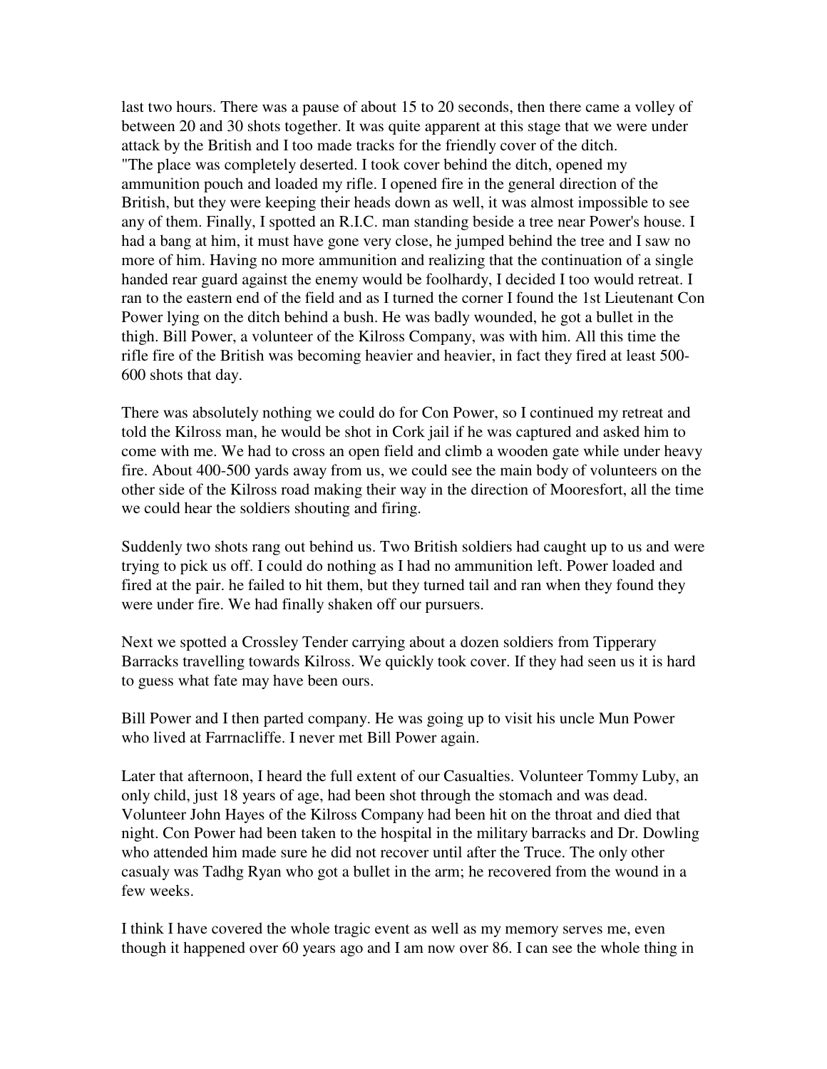last two hours. There was a pause of about 15 to 20 seconds, then there came a volley of between 20 and 30 shots together. It was quite apparent at this stage that we were under attack by the British and I too made tracks for the friendly cover of the ditch.
"The place was completely deserted. I took cover behind the ditch, opened my ammunition pouch and loaded my rifle. I opened fire in the general direction of the British, but they were keeping their heads down as well, it was almost impossible to see any of them. Finally, I spotted an R.I.C. man standing beside a tree near Power's house. I had a bang at him, it must have gone very close, he jumped behind the tree and I saw no more of him. Having no more ammunition and realizing that the continuation of a single handed rear guard against the enemy would be foolhardy, I decided I too would retreat. I ran to the eastern end of the field and as I turned the corner I found the 1st Lieutenant Con Power lying on the ditch behind a bush. He was badly wounded, he got a bullet in the thigh. Bill Power, a volunteer of the Kilross Company, was with him. All this time the rifle fire of the British was becoming heavier and heavier, in fact they fired at least 500-600 shots that day.

There was absolutely nothing we could do for Con Power, so I continued my retreat and told the Kilross man, he would be shot in Cork jail if he was captured and asked him to come with me. We had to cross an open field and climb a wooden gate while under heavy fire. About 400-500 yards away from us, we could see the main body of volunteers on the other side of the Kilross road making their way in the direction of Mooresfort, all the time we could hear the soldiers shouting and firing.

Suddenly two shots rang out behind us. Two British soldiers had caught up to us and were trying to pick us off. I could do nothing as I had no ammunition left. Power loaded and fired at the pair. he failed to hit them, but they turned tail and ran when they found they were under fire. We had finally shaken off our pursuers.

Next we spotted a Crossley Tender carrying about a dozen soldiers from Tipperary Barracks travelling towards Kilross. We quickly took cover. If they had seen us it is hard to guess what fate may have been ours.

Bill Power and I then parted company. He was going up to visit his uncle Mun Power who lived at Farrnacliffe. I never met Bill Power again.

Later that afternoon, I heard the full extent of our Casualties. Volunteer Tommy Luby, an only child, just 18 years of age, had been shot through the stomach and was dead. Volunteer John Hayes of the Kilross Company had been hit on the throat and died that night. Con Power had been taken to the hospital in the military barracks and Dr. Dowling who attended him made sure he did not recover until after the Truce. The only other casualy was Tadhg Ryan who got a bullet in the arm; he recovered from the wound in a few weeks.

I think I have covered the whole tragic event as well as my memory serves me, even though it happened over 60 years ago and I am now over 86. I can see the whole thing in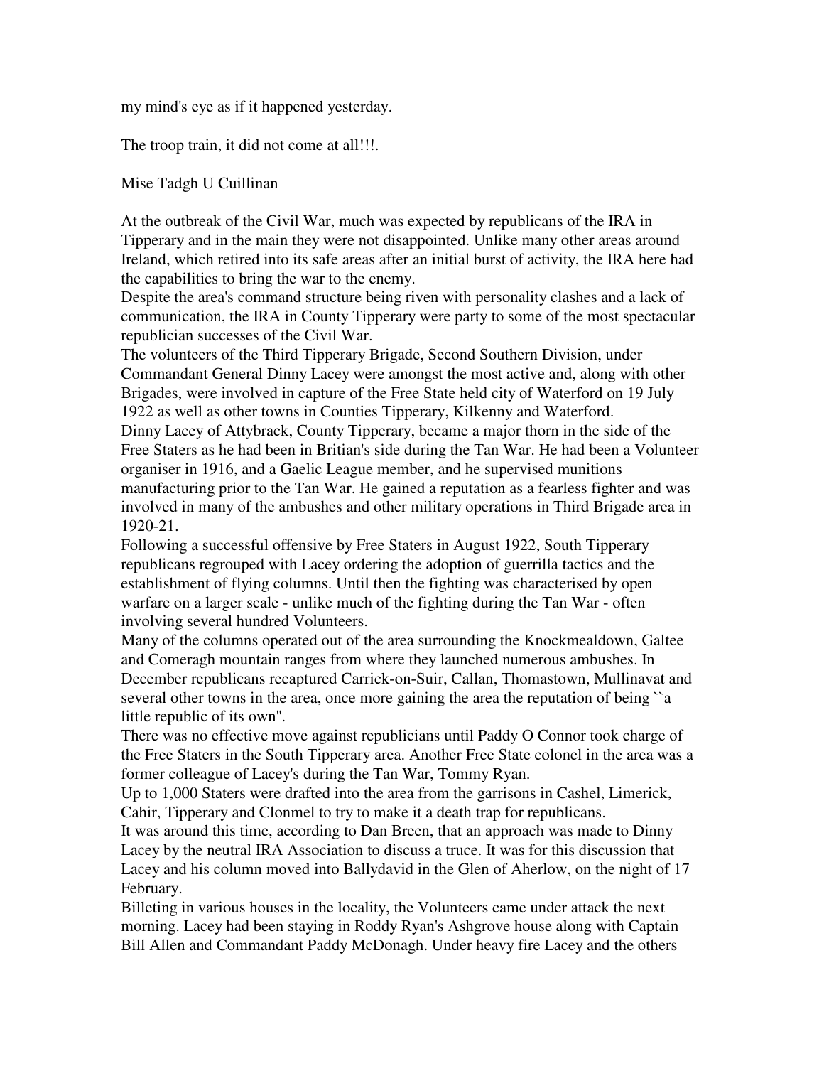my mind's eye as if it happened yesterday.

The troop train, it did not come at all!!!.

Mise Tadgh U Cuillinan

At the outbreak of the Civil War, much was expected by republicans of the IRA in Tipperary and in the main they were not disappointed. Unlike many other areas around Ireland, which retired into its safe areas after an initial burst of activity, the IRA here had the capabilities to bring the war to the enemy.
Despite the area's command structure being riven with personality clashes and a lack of communication, the IRA in County Tipperary were party to some of the most spectacular republician successes of the Civil War.
The volunteers of the Third Tipperary Brigade, Second Southern Division, under Commandant General Dinny Lacey were amongst the most active and, along with other Brigades, were involved in capture of the Free State held city of Waterford on 19 July 1922 as well as other towns in Counties Tipperary, Kilkenny and Waterford.
Dinny Lacey of Attybrack, County Tipperary, became a major thorn in the side of the Free Staters as he had been in Britian's side during the Tan War. He had been a Volunteer organiser in 1916, and a Gaelic League member, and he supervised munitions manufacturing prior to the Tan War. He gained a reputation as a fearless fighter and was involved in many of the ambushes and other military operations in Third Brigade area in 1920-21.
Following a successful offensive by Free Staters in August 1922, South Tipperary republicans regrouped with Lacey ordering the adoption of guerrilla tactics and the establishment of flying columns. Until then the fighting was characterised by open warfare on a larger scale - unlike much of the fighting during the Tan War - often involving several hundred Volunteers.
Many of the columns operated out of the area surrounding the Knockmealdown, Galtee and Comeragh mountain ranges from where they launched numerous ambushes. In December republicans recaptured Carrick-on-Suir, Callan, Thomastown, Mullinavat and several other towns in the area, once more gaining the area the reputation of being ``a little republic of its own''.
There was no effective move against republicians until Paddy O Connor took charge of the Free Staters in the South Tipperary area. Another Free State colonel in the area was a former colleague of Lacey's during the Tan War, Tommy Ryan.
Up to 1,000 Staters were drafted into the area from the garrisons in Cashel, Limerick, Cahir, Tipperary and Clonmel to try to make it a death trap for republicans.
It was around this time, according to Dan Breen, that an approach was made to Dinny Lacey by the neutral IRA Association to discuss a truce. It was for this discussion that Lacey and his column moved into Ballydavid in the Glen of Aherlow, on the night of 17 February.
Billeting in various houses in the locality, the Volunteers came under attack the next morning. Lacey had been staying in Roddy Ryan's Ashgrove house along with Captain Bill Allen and Commandant Paddy McDonagh. Under heavy fire Lacey and the others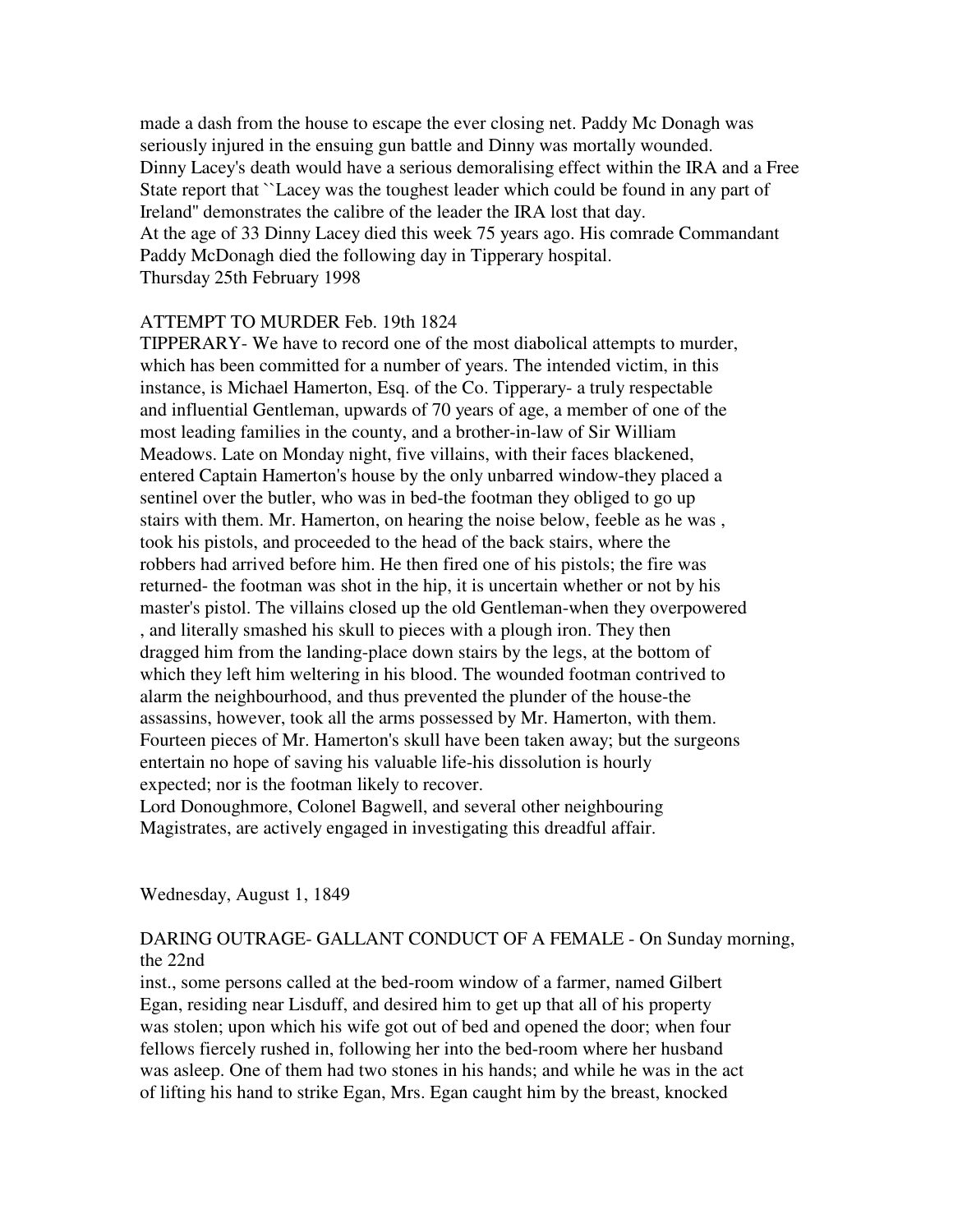made a dash from the house to escape the ever closing net. Paddy Mc Donagh was seriously injured in the ensuing gun battle and Dinny was mortally wounded. Dinny Lacey's death would have a serious demoralising effect within the IRA and a Free State report that ``Lacey was the toughest leader which could be found in any part of Ireland'' demonstrates the calibre of the leader the IRA lost that day.
At the age of 33 Dinny Lacey died this week 75 years ago. His comrade Commandant Paddy McDonagh died the following day in Tipperary hospital.
Thursday 25th February 1998

ATTEMPT TO MURDER Feb. 19th 1824
TIPPERARY- We have to record one of the most diabolical attempts to murder, which has been committed for a number of years. The intended victim, in this instance, is Michael Hamerton, Esq. of the Co. Tipperary- a truly respectable and influential Gentleman, upwards of 70 years of age, a member of one of the most leading families in the county, and a brother-in-law of Sir William Meadows. Late on Monday night, five villains, with their faces blackened, entered Captain Hamerton's house by the only unbarred window-they placed a sentinel over the butler, who was in bed-the footman they obliged to go up stairs with them. Mr. Hamerton, on hearing the noise below, feeble as he was , took his pistols, and proceeded to the head of the back stairs, where the robbers had arrived before him. He then fired one of his pistols; the fire was returned- the footman was shot in the hip, it is uncertain whether or not by his master's pistol. The villains closed up the old Gentleman-when they overpowered , and literally smashed his skull to pieces with a plough iron. They then dragged him from the landing-place down stairs by the legs, at the bottom of which they left him weltering in his blood. The wounded footman contrived to alarm the neighbourhood, and thus prevented the plunder of the house-the assassins, however, took all the arms possessed by Mr. Hamerton, with them. Fourteen pieces of Mr. Hamerton's skull have been taken away; but the surgeons entertain no hope of saving his valuable life-his dissolution is hourly expected; nor is the footman likely to recover.
Lord Donoughmore, Colonel Bagwell, and several other neighbouring Magistrates, are actively engaged in investigating this dreadful affair.

Wednesday, August 1, 1849

DARING OUTRAGE- GALLANT CONDUCT OF A FEMALE - On Sunday morning, the 22nd
inst., some persons called at the bed-room window of a farmer, named Gilbert Egan, residing near Lisduff, and desired him to get up that all of his property was stolen; upon which his wife got out of bed and opened the door; when four fellows fiercely rushed in, following her into the bed-room where her husband was asleep. One of them had two stones in his hands; and while he was in the act of lifting his hand to strike Egan, Mrs. Egan caught him by the breast, knocked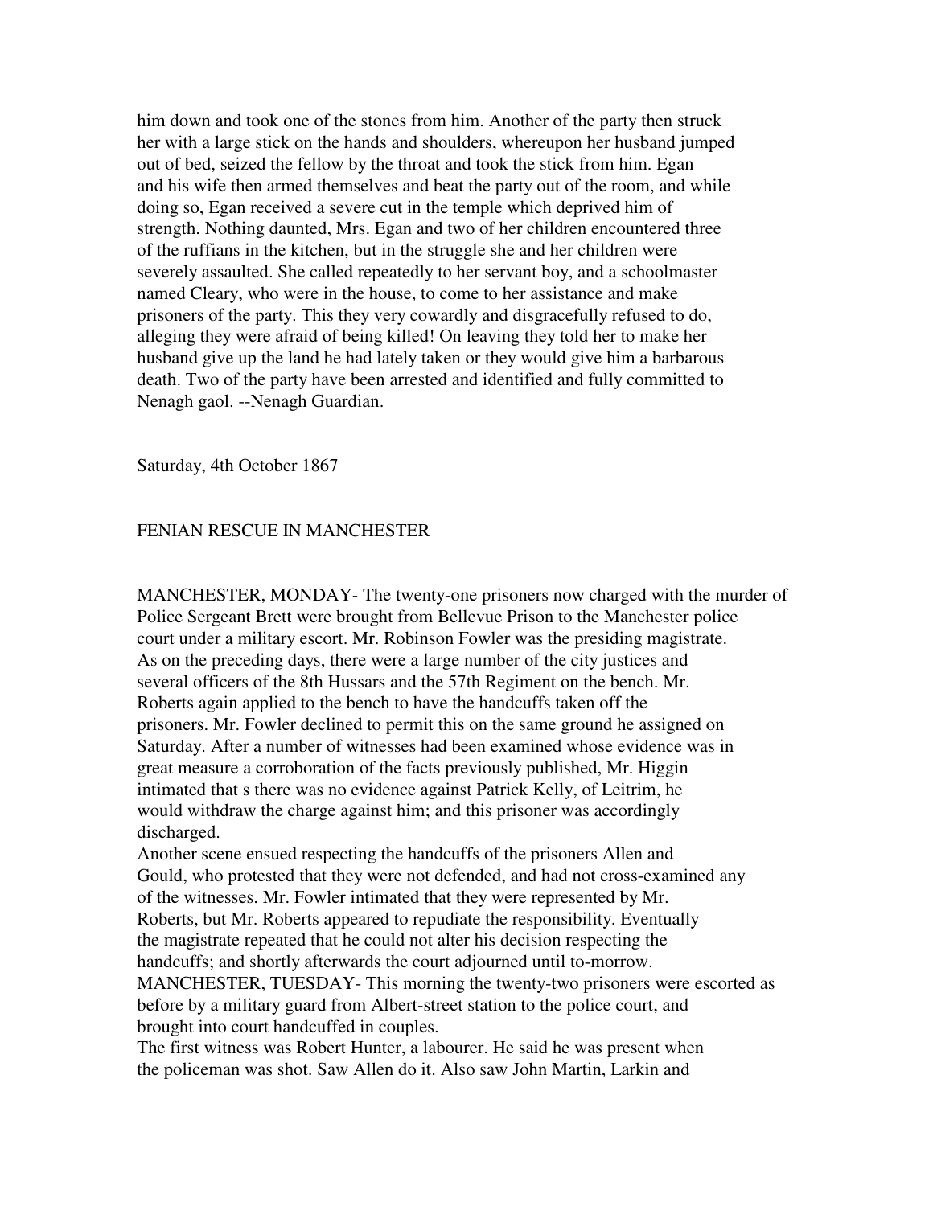him down and took one of the stones from him. Another of the party then struck her with a large stick on the hands and shoulders, whereupon her husband jumped out of bed, seized the fellow by the throat and took the stick from him. Egan and his wife then armed themselves and beat the party out of the room, and while doing so, Egan received a severe cut in the temple which deprived him of strength. Nothing daunted, Mrs. Egan and two of her children encountered three of the ruffians in the kitchen, but in the struggle she and her children were severely assaulted. She called repeatedly to her servant boy, and a schoolmaster named Cleary, who were in the house, to come to her assistance and make prisoners of the party. This they very cowardly and disgracefully refused to do, alleging they were afraid of being killed! On leaving they told her to make her husband give up the land he had lately taken or they would give him a barbarous death. Two of the party have been arrested and identified and fully committed to Nenagh gaol. --Nenagh Guardian.

Saturday, 4th October 1867

## FENIAN RESCUE IN MANCHESTER

MANCHESTER, MONDAY- The twenty-one prisoners now charged with the murder of Police Sergeant Brett were brought from Bellevue Prison to the Manchester police court under a military escort. Mr. Robinson Fowler was the presiding magistrate. As on the preceding days, there were a large number of the city justices and several officers of the 8th Hussars and the 57th Regiment on the bench. Mr. Roberts again applied to the bench to have the handcuffs taken off the prisoners. Mr. Fowler declined to permit this on the same ground he assigned on Saturday. After a number of witnesses had been examined whose evidence was in great measure a corroboration of the facts previously published, Mr. Higgin intimated that s there was no evidence against Patrick Kelly, of Leitrim, he would withdraw the charge against him; and this prisoner was accordingly discharged.

Another scene ensued respecting the handcuffs of the prisoners Allen and Gould, who protested that they were not defended, and had not cross-examined any of the witnesses. Mr. Fowler intimated that they were represented by Mr. Roberts, but Mr. Roberts appeared to repudiate the responsibility. Eventually the magistrate repeated that he could not alter his decision respecting the handcuffs; and shortly afterwards the court adjourned until to-morrow.

MANCHESTER, TUESDAY- This morning the twenty-two prisoners were escorted as before by a military guard from Albert-street station to the police court, and brought into court handcuffed in couples.

The first witness was Robert Hunter, a labourer. He said he was present when the policeman was shot. Saw Allen do it. Also saw John Martin, Larkin and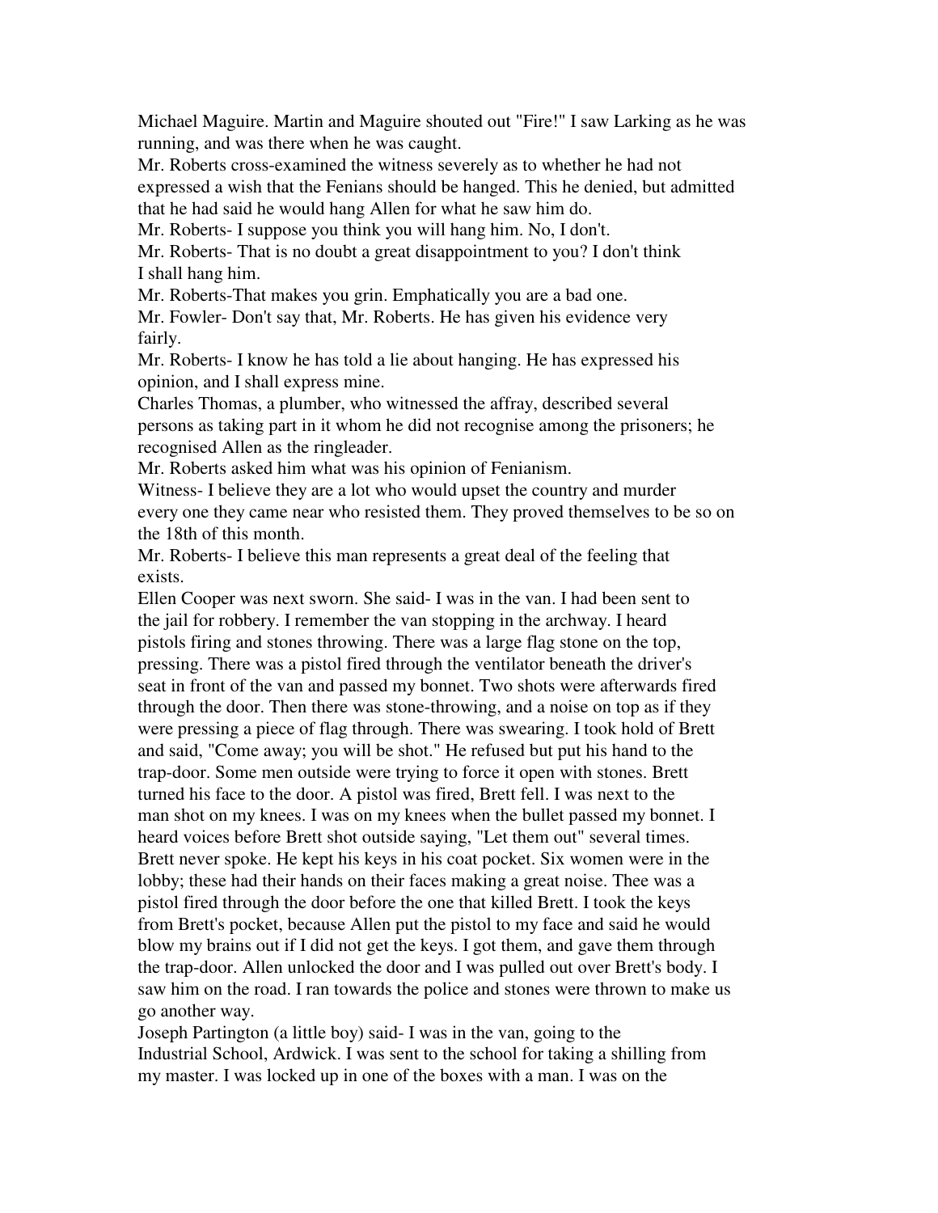Michael Maguire. Martin and Maguire shouted out "Fire!" I saw Larking as he was running, and was there when he was caught.

Mr. Roberts cross-examined the witness severely as to whether he had not expressed a wish that the Fenians should be hanged. This he denied, but admitted that he had said he would hang Allen for what he saw him do.

Mr. Roberts- I suppose you think you will hang him. No, I don't.

Mr. Roberts- That is no doubt a great disappointment to you? I don't think I shall hang him.

Mr. Roberts-That makes you grin. Emphatically you are a bad one.

Mr. Fowler- Don't say that, Mr. Roberts. He has given his evidence very fairly.

Mr. Roberts- I know he has told a lie about hanging. He has expressed his opinion, and I shall express mine.

Charles Thomas, a plumber, who witnessed the affray, described several persons as taking part in it whom he did not recognise among the prisoners; he recognised Allen as the ringleader.

Mr. Roberts asked him what was his opinion of Fenianism.

Witness- I believe they are a lot who would upset the country and murder every one they came near who resisted them. They proved themselves to be so on the 18th of this month.

Mr. Roberts- I believe this man represents a great deal of the feeling that exists.

Ellen Cooper was next sworn. She said- I was in the van. I had been sent to the jail for robbery. I remember the van stopping in the archway. I heard pistols firing and stones throwing. There was a large flag stone on the top, pressing. There was a pistol fired through the ventilator beneath the driver's seat in front of the van and passed my bonnet. Two shots were afterwards fired through the door. Then there was stone-throwing, and a noise on top as if they were pressing a piece of flag through. There was swearing. I took hold of Brett and said, "Come away; you will be shot." He refused but put his hand to the trap-door. Some men outside were trying to force it open with stones. Brett turned his face to the door. A pistol was fired, Brett fell. I was next to the man shot on my knees. I was on my knees when the bullet passed my bonnet. I heard voices before Brett shot outside saying, "Let them out" several times. Brett never spoke. He kept his keys in his coat pocket. Six women were in the lobby; these had their hands on their faces making a great noise. Thee was a pistol fired through the door before the one that killed Brett. I took the keys from Brett's pocket, because Allen put the pistol to my face and said he would blow my brains out if I did not get the keys. I got them, and gave them through the trap-door. Allen unlocked the door and I was pulled out over Brett's body. I saw him on the road. I ran towards the police and stones were thrown to make us go another way.

Joseph Partington (a little boy) said- I was in the van, going to the Industrial School, Ardwick. I was sent to the school for taking a shilling from my master. I was locked up in one of the boxes with a man. I was on the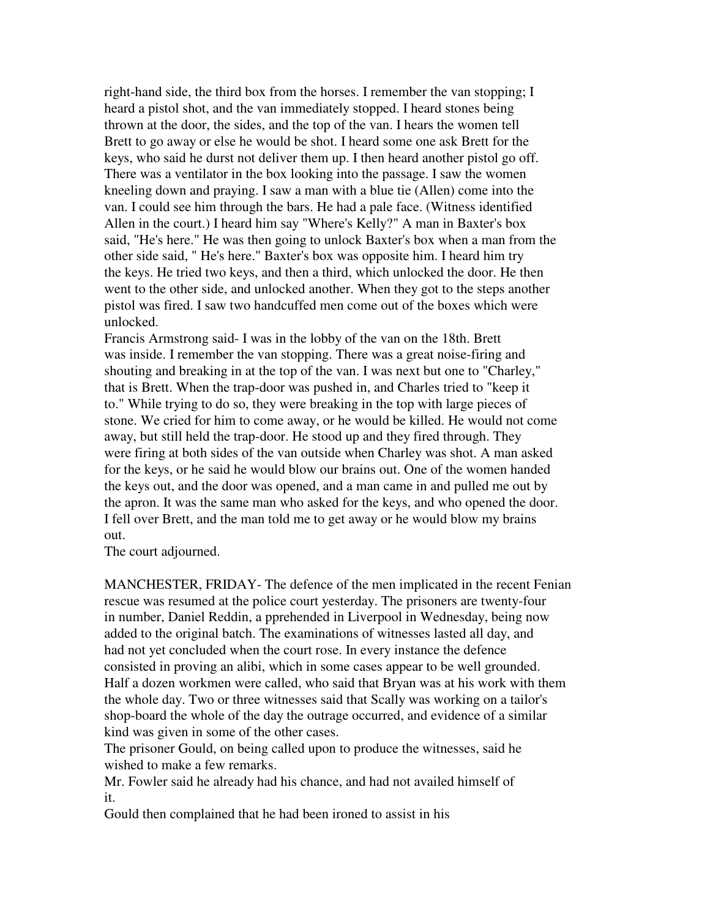right-hand side, the third box from the horses. I remember the van stopping; I heard a pistol shot, and the van immediately stopped. I heard stones being thrown at the door, the sides, and the top of the van. I hears the women tell Brett to go away or else he would be shot. I heard some one ask Brett for the keys, who said he durst not deliver them up. I then heard another pistol go off. There was a ventilator in the box looking into the passage. I saw the women kneeling down and praying. I saw a man with a blue tie (Allen) come into the van. I could see him through the bars. He had a pale face. (Witness identified Allen in the court.) I heard him say "Where's Kelly?" A man in Baxter's box said, "He's here." He was then going to unlock Baxter's box when a man from the other side said, " He's here." Baxter's box was opposite him. I heard him try the keys. He tried two keys, and then a third, which unlocked the door. He then went to the other side, and unlocked another. When they got to the steps another pistol was fired. I saw two handcuffed men come out of the boxes which were unlocked.

Francis Armstrong said- I was in the lobby of the van on the 18th. Brett was inside. I remember the van stopping. There was a great noise-firing and shouting and breaking in at the top of the van. I was next but one to "Charley," that is Brett. When the trap-door was pushed in, and Charles tried to "keep it to." While trying to do so, they were breaking in the top with large pieces of stone. We cried for him to come away, or he would be killed. He would not come away, but still held the trap-door. He stood up and they fired through. They were firing at both sides of the van outside when Charley was shot. A man asked for the keys, or he said he would blow our brains out. One of the women handed the keys out, and the door was opened, and a man came in and pulled me out by the apron. It was the same man who asked for the keys, and who opened the door. I fell over Brett, and the man told me to get away or he would blow my brains out.

The court adjourned.

MANCHESTER, FRIDAY- The defence of the men implicated in the recent Fenian rescue was resumed at the police court yesterday. The prisoners are twenty-four in number, Daniel Reddin, a pprehended in Liverpool in Wednesday, being now added to the original batch. The examinations of witnesses lasted all day, and had not yet concluded when the court rose. In every instance the defence consisted in proving an alibi, which in some cases appear to be well grounded. Half a dozen workmen were called, who said that Bryan was at his work with them the whole day. Two or three witnesses said that Scally was working on a tailor's shop-board the whole of the day the outrage occurred, and evidence of a similar kind was given in some of the other cases.

The prisoner Gould, on being called upon to produce the witnesses, said he wished to make a few remarks.

Mr. Fowler said he already had his chance, and had not availed himself of it.

Gould then complained that he had been ironed to assist in his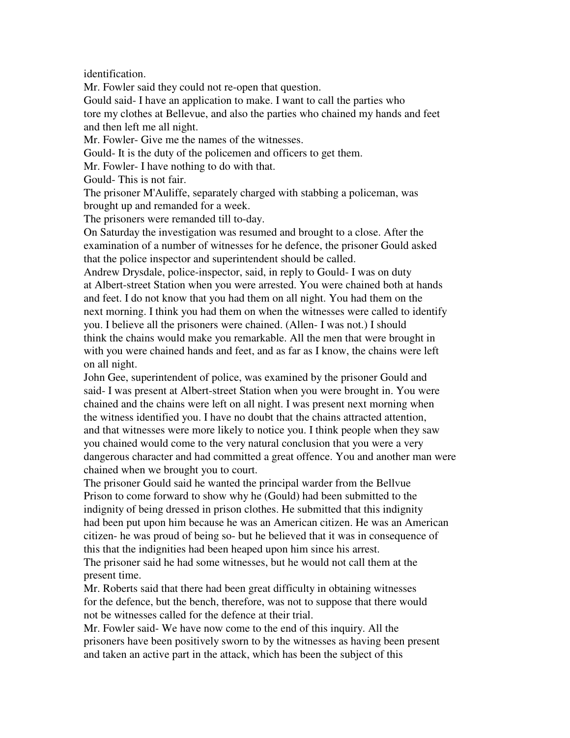identification.

Mr. Fowler said they could not re-open that question.

Gould said- I have an application to make. I want to call the parties who tore my clothes at Bellevue, and also the parties who chained my hands and feet and then left me all night.

Mr. Fowler- Give me the names of the witnesses.

Gould- It is the duty of the policemen and officers to get them.

Mr. Fowler- I have nothing to do with that.

Gould- This is not fair.

The prisoner M'Auliffe, separately charged with stabbing a policeman, was brought up and remanded for a week.

The prisoners were remanded till to-day.

On Saturday the investigation was resumed and brought to a close. After the examination of a number of witnesses for he defence, the prisoner Gould asked that the police inspector and superintendent should be called.

Andrew Drysdale, police-inspector, said, in reply to Gould- I was on duty at Albert-street Station when you were arrested. You were chained both at hands and feet. I do not know that you had them on all night. You had them on the next morning. I think you had them on when the witnesses were called to identify you. I believe all the prisoners were chained. (Allen- I was not.) I should think the chains would make you remarkable. All the men that were brought in with you were chained hands and feet, and as far as I know, the chains were left on all night.

John Gee, superintendent of police, was examined by the prisoner Gould and said- I was present at Albert-street Station when you were brought in. You were chained and the chains were left on all night. I was present next morning when the witness identified you. I have no doubt that the chains attracted attention, and that witnesses were more likely to notice you. I think people when they saw you chained would come to the very natural conclusion that you were a very dangerous character and had committed a great offence. You and another man were chained when we brought you to court.

The prisoner Gould said he wanted the principal warder from the Bellvue Prison to come forward to show why he (Gould) had been submitted to the indignity of being dressed in prison clothes. He submitted that this indignity had been put upon him because he was an American citizen. He was an American citizen- he was proud of being so- but he believed that it was in consequence of this that the indignities had been heaped upon him since his arrest.

The prisoner said he had some witnesses, but he would not call them at the present time.

Mr. Roberts said that there had been great difficulty in obtaining witnesses for the defence, but the bench, therefore, was not to suppose that there would not be witnesses called for the defence at their trial.

Mr. Fowler said- We have now come to the end of this inquiry. All the prisoners have been positively sworn to by the witnesses as having been present and taken an active part in the attack, which has been the subject of this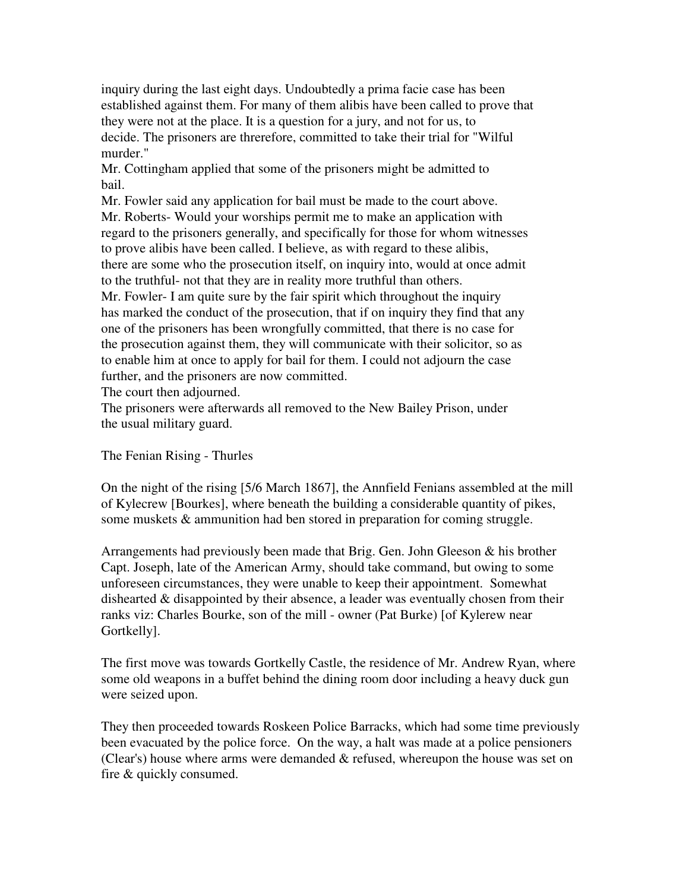inquiry during the last eight days. Undoubtedly a prima facie case has been established against them. For many of them alibis have been called to prove that they were not at the place. It is a question for a jury, and not for us, to decide. The prisoners are threrefore, committed to take their trial for "Wilful murder."

Mr. Cottingham applied that some of the prisoners might be admitted to bail.

Mr. Fowler said any application for bail must be made to the court above.

Mr. Roberts- Would your worships permit me to make an application with regard to the prisoners generally, and specifically for those for whom witnesses to prove alibis have been called. I believe, as with regard to these alibis, there are some who the prosecution itself, on inquiry into, would at once admit to the truthful- not that they are in reality more truthful than others.

Mr. Fowler- I am quite sure by the fair spirit which throughout the inquiry has marked the conduct of the prosecution, that if on inquiry they find that any one of the prisoners has been wrongfully committed, that there is no case for the prosecution against them, they will communicate with their solicitor, so as to enable him at once to apply for bail for them. I could not adjourn the case further, and the prisoners are now committed.

The court then adjourned.

The prisoners were afterwards all removed to the New Bailey Prison, under the usual military guard.

## The Fenian Rising - Thurles

On the night of the rising [5/6 March 1867], the Annfield Fenians assembled at the mill of Kylecrew [Bourkes], where beneath the building a considerable quantity of pikes, some muskets & ammunition had ben stored in preparation for coming struggle.

Arrangements had previously been made that Brig. Gen. John Gleeson & his brother Capt. Joseph, late of the American Army, should take command, but owing to some unforeseen circumstances, they were unable to keep their appointment. Somewhat disheartened & disappointed by their absence, a leader was eventually chosen from their ranks viz: Charles Bourke, son of the mill - owner (Pat Burke) [of Kylerew near Gortkelly].

The first move was towards Gortkelly Castle, the residence of Mr. Andrew Ryan, where some old weapons in a buffet behind the dining room door including a heavy duck gun were seized upon.

They then proceeded towards Roskeen Police Barracks, which had some time previously been evacuated by the police force. On the way, a halt was made at a police pensioners (Clear's) house where arms were demanded & refused, whereupon the house was set on fire & quickly consumed.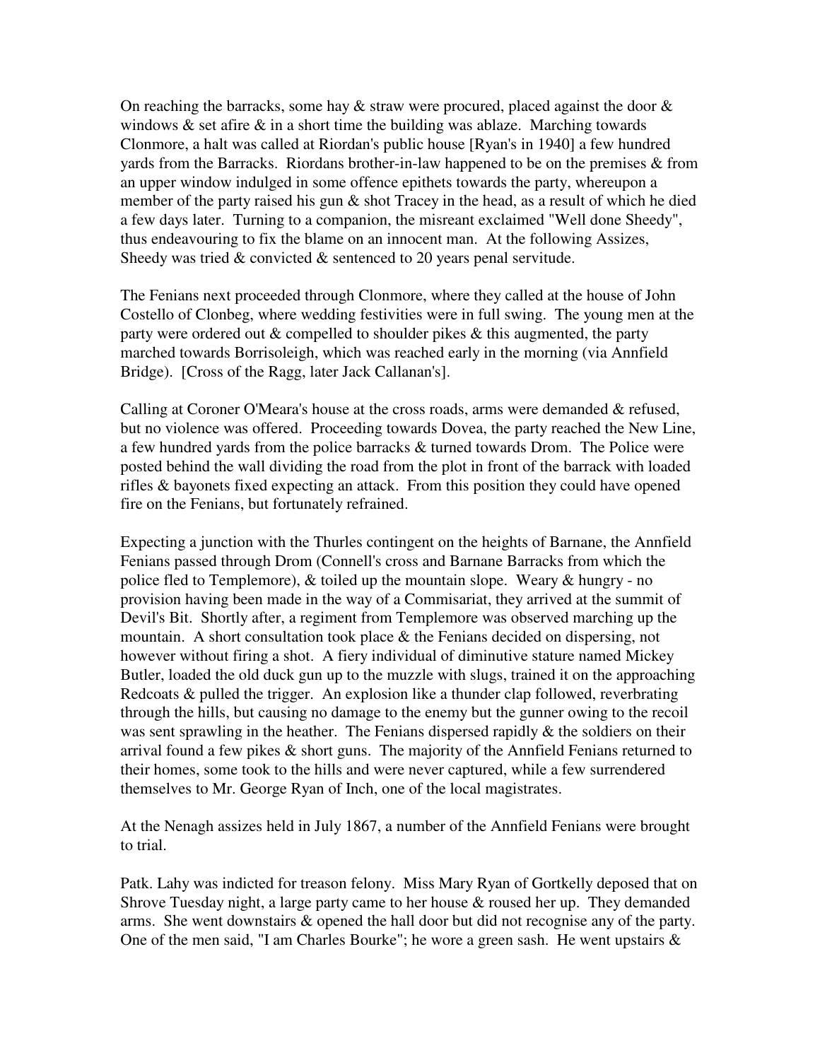On reaching the barracks, some hay & straw were procured, placed against the door & windows & set afire & in a short time the building was ablaze. Marching towards Clonmore, a halt was called at Riordan's public house [Ryan's in 1940] a few hundred yards from the Barracks. Riordans brother-in-law happened to be on the premises & from an upper window indulged in some offence epithets towards the party, whereupon a member of the party raised his gun & shot Tracey in the head, as a result of which he died a few days later. Turning to a companion, the misreant exclaimed "Well done Sheedy", thus endeavouring to fix the blame on an innocent man. At the following Assizes, Sheedy was tried & convicted & sentenced to 20 years penal servitude.

The Fenians next proceeded through Clonmore, where they called at the house of John Costello of Clonbeg, where wedding festivities were in full swing. The young men at the party were ordered out & compelled to shoulder pikes & this augmented, the party marched towards Borrisoleigh, which was reached early in the morning (via Annfield Bridge). [Cross of the Ragg, later Jack Callanan's].

Calling at Coroner O'Meara's house at the cross roads, arms were demanded & refused, but no violence was offered. Proceeding towards Dovea, the party reached the New Line, a few hundred yards from the police barracks & turned towards Drom. The Police were posted behind the wall dividing the road from the plot in front of the barrack with loaded rifles & bayonets fixed expecting an attack. From this position they could have opened fire on the Fenians, but fortunately refrained.

Expecting a junction with the Thurles contingent on the heights of Barnane, the Annfield Fenians passed through Drom (Connell's cross and Barnane Barracks from which the police fled to Templemore), & toiled up the mountain slope. Weary & hungry - no provision having been made in the way of a Commisariat, they arrived at the summit of Devil's Bit. Shortly after, a regiment from Templemore was observed marching up the mountain. A short consultation took place & the Fenians decided on dispersing, not however without firing a shot. A fiery individual of diminutive stature named Mickey Butler, loaded the old duck gun up to the muzzle with slugs, trained it on the approaching Redcoats & pulled the trigger. An explosion like a thunder clap followed, reverbrating through the hills, but causing no damage to the enemy but the gunner owing to the recoil was sent sprawling in the heather. The Fenians dispersed rapidly & the soldiers on their arrival found a few pikes & short guns. The majority of the Annfield Fenians returned to their homes, some took to the hills and were never captured, while a few surrendered themselves to Mr. George Ryan of Inch, one of the local magistrates.

At the Nenagh assizes held in July 1867, a number of the Annfield Fenians were brought to trial.

Patk. Lahy was indicted for treason felony. Miss Mary Ryan of Gortkelly deposed that on Shrove Tuesday night, a large party came to her house & roused her up. They demanded arms. She went downstairs & opened the hall door but did not recognise any of the party. One of the men said, "I am Charles Bourke"; he wore a green sash. He went upstairs &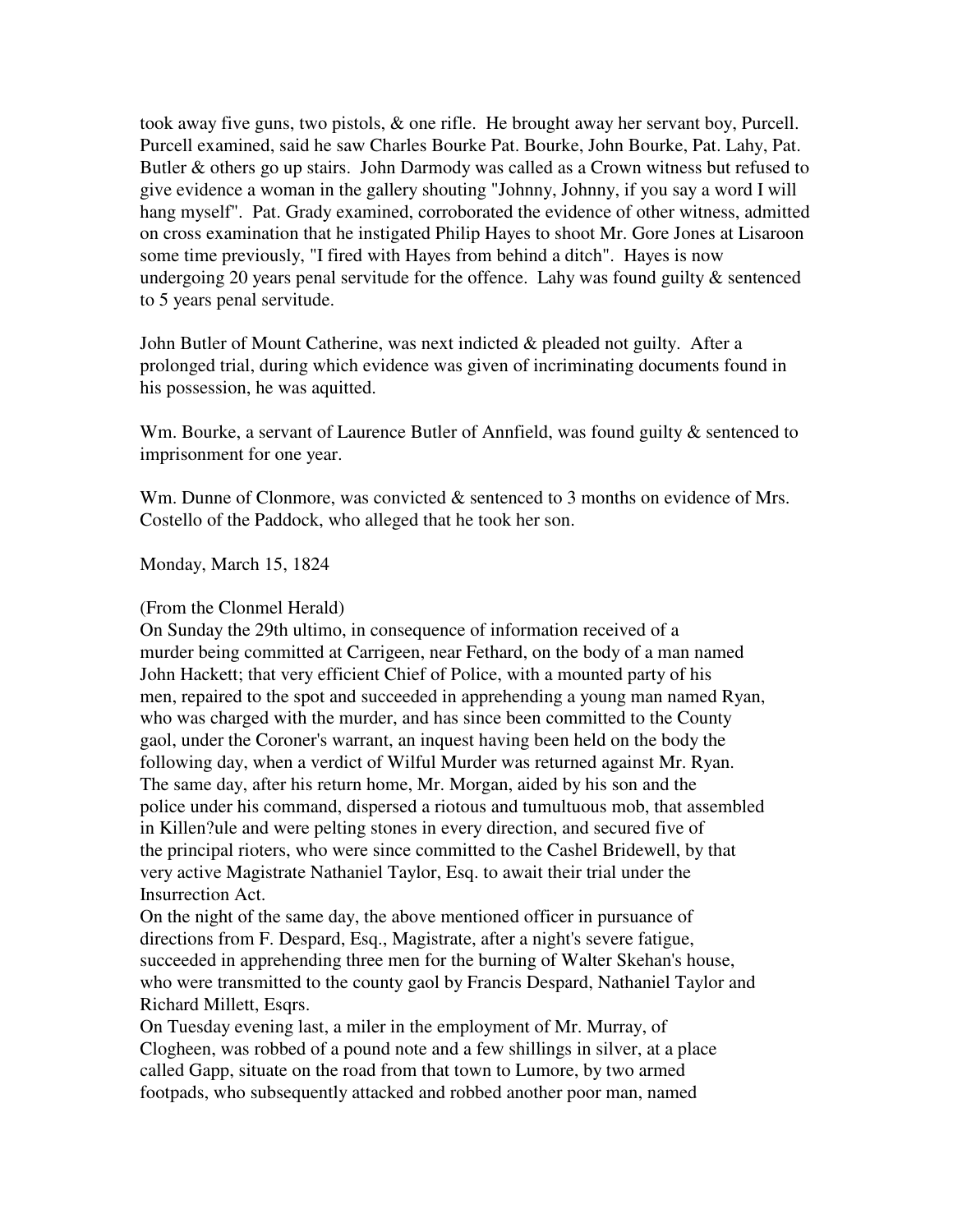took away five guns, two pistols, & one rifle. He brought away her servant boy, Purcell. Purcell examined, said he saw Charles Bourke Pat. Bourke, John Bourke, Pat. Lahy, Pat. Butler & others go up stairs. John Darmody was called as a Crown witness but refused to give evidence a woman in the gallery shouting "Johnny, Johnny, if you say a word I will hang myself". Pat. Grady examined, corroborated the evidence of other witness, admitted on cross examination that he instigated Philip Hayes to shoot Mr. Gore Jones at Lisaroon some time previously, "I fired with Hayes from behind a ditch". Hayes is now undergoing 20 years penal servitude for the offence. Lahy was found guilty & sentenced to 5 years penal servitude.

John Butler of Mount Catherine, was next indicted & pleaded not guilty. After a prolonged trial, during which evidence was given of incriminating documents found in his possession, he was aquitted.

Wm. Bourke, a servant of Laurence Butler of Annfield, was found guilty & sentenced to imprisonment for one year.

Wm. Dunne of Clonmore, was convicted & sentenced to 3 months on evidence of Mrs. Costello of the Paddock, who alleged that he took her son.

Monday, March 15, 1824

(From the Clonmel Herald)
On Sunday the 29th ultimo, in consequence of information received of a murder being committed at Carrigeen, near Fethard, on the body of a man named John Hackett; that very efficient Chief of Police, with a mounted party of his men, repaired to the spot and succeeded in apprehending a young man named Ryan, who was charged with the murder, and has since been committed to the County gaol, under the Coroner's warrant, an inquest having been held on the body the following day, when a verdict of Wilful Murder was returned against Mr. Ryan. The same day, after his return home, Mr. Morgan, aided by his son and the police under his command, dispersed a riotous and tumultuous mob, that assembled in Killen?ule and were pelting stones in every direction, and secured five of the principal rioters, who were since committed to the Cashel Bridewell, by that very active Magistrate Nathaniel Taylor, Esq. to await their trial under the Insurrection Act.
On the night of the same day, the above mentioned officer in pursuance of directions from F. Despard, Esq., Magistrate, after a night's severe fatigue, succeeded in apprehending three men for the burning of Walter Skehan's house, who were transmitted to the county gaol by Francis Despard, Nathaniel Taylor and Richard Millett, Esqrs.
On Tuesday evening last, a miler in the employment of Mr. Murray, of Clogheen, was robbed of a pound note and a few shillings in silver, at a place called Gapp, situate on the road from that town to Lumore, by two armed footpads, who subsequently attacked and robbed another poor man, named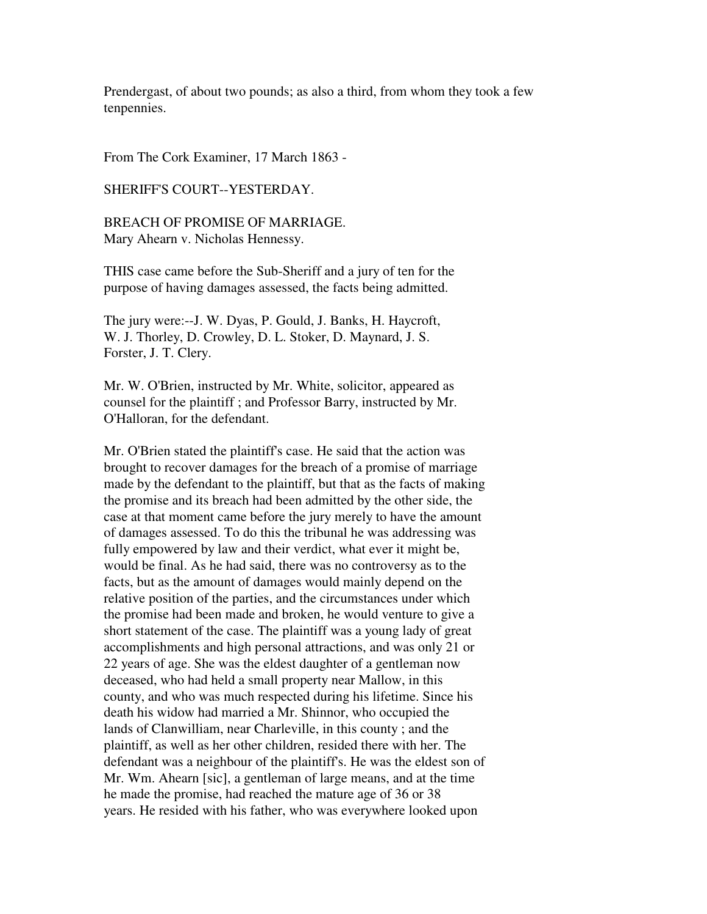Prendergast, of about two pounds; as also a third, from whom they took a few tenpennies.

From The Cork Examiner, 17 March 1863 -

SHERIFF'S COURT--YESTERDAY.

BREACH OF PROMISE OF MARRIAGE.
Mary Ahearn v. Nicholas Hennessy.

THIS case came before the Sub-Sheriff and a jury of ten for the purpose of having damages assessed, the facts being admitted.

The jury were:--J. W. Dyas, P. Gould, J. Banks, H. Haycroft, W. J. Thorley, D. Crowley, D. L. Stoker, D. Maynard, J. S. Forster, J. T. Clery.

Mr. W. O'Brien, instructed by Mr. White, solicitor, appeared as counsel for the plaintiff ; and Professor Barry, instructed by Mr. O'Halloran, for the defendant.

Mr. O'Brien stated the plaintiff's case. He said that the action was brought to recover damages for the breach of a promise of marriage made by the defendant to the plaintiff, but that as the facts of making the promise and its breach had been admitted by the other side, the case at that moment came before the jury merely to have the amount of damages assessed. To do this the tribunal he was addressing was fully empowered by law and their verdict, what ever it might be, would be final. As he had said, there was no controversy as to the facts, but as the amount of damages would mainly depend on the relative position of the parties, and the circumstances under which the promise had been made and broken, he would venture to give a short statement of the case. The plaintiff was a young lady of great accomplishments and high personal attractions, and was only 21 or 22 years of age. She was the eldest daughter of a gentleman now deceased, who had held a small property near Mallow, in this county, and who was much respected during his lifetime. Since his death his widow had married a Mr. Shinnor, who occupied the lands of Clanwilliam, near Charleville, in this county ; and the plaintiff, as well as her other children, resided there with her. The defendant was a neighbour of the plaintiff's. He was the eldest son of Mr. Wm. Ahearn [sic], a gentleman of large means, and at the time he made the promise, had reached the mature age of 36 or 38 years. He resided with his father, who was everywhere looked upon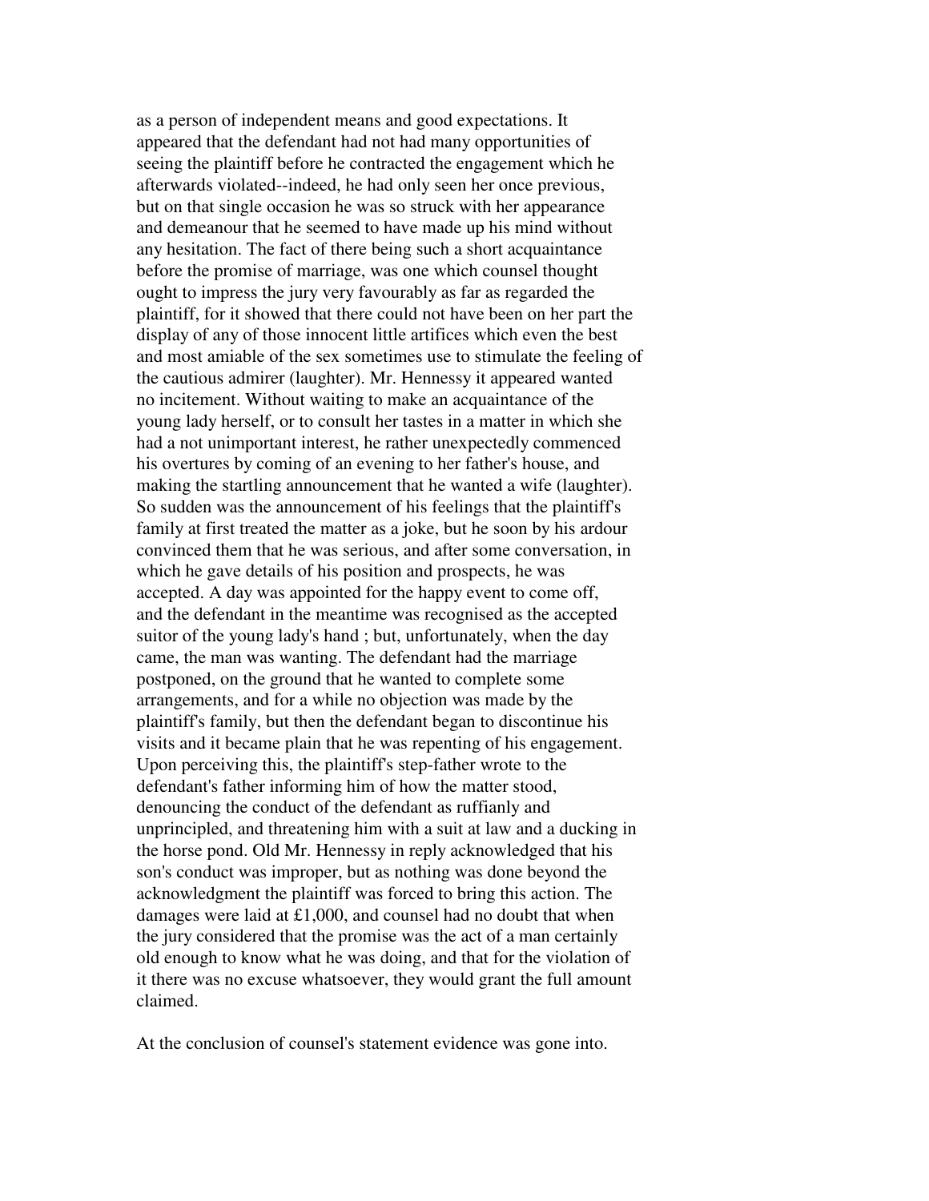as a person of independent means and good expectations. It appeared that the defendant had not had many opportunities of seeing the plaintiff before he contracted the engagement which he afterwards violated--indeed, he had only seen her once previous, but on that single occasion he was so struck with her appearance and demeanour that he seemed to have made up his mind without any hesitation. The fact of there being such a short acquaintance before the promise of marriage, was one which counsel thought ought to impress the jury very favourably as far as regarded the plaintiff, for it showed that there could not have been on her part the display of any of those innocent little artifices which even the best and most amiable of the sex sometimes use to stimulate the feeling of the cautious admirer (laughter). Mr. Hennessy it appeared wanted no incitement. Without waiting to make an acquaintance of the young lady herself, or to consult her tastes in a matter in which she had a not unimportant interest, he rather unexpectedly commenced his overtures by coming of an evening to her father's house, and making the startling announcement that he wanted a wife (laughter). So sudden was the announcement of his feelings that the plaintiff's family at first treated the matter as a joke, but he soon by his ardour convinced them that he was serious, and after some conversation, in which he gave details of his position and prospects, he was accepted. A day was appointed for the happy event to come off, and the defendant in the meantime was recognised as the accepted suitor of the young lady's hand ; but, unfortunately, when the day came, the man was wanting. The defendant had the marriage postponed, on the ground that he wanted to complete some arrangements, and for a while no objection was made by the plaintiff's family, but then the defendant began to discontinue his visits and it became plain that he was repenting of his engagement. Upon perceiving this, the plaintiff's step-father wrote to the defendant's father informing him of how the matter stood, denouncing the conduct of the defendant as ruffianly and unprincipled, and threatening him with a suit at law and a ducking in the horse pond. Old Mr. Hennessy in reply acknowledged that his son's conduct was improper, but as nothing was done beyond the acknowledgment the plaintiff was forced to bring this action. The damages were laid at £1,000, and counsel had no doubt that when the jury considered that the promise was the act of a man certainly old enough to know what he was doing, and that for the violation of it there was no excuse whatsoever, they would grant the full amount claimed.

At the conclusion of counsel's statement evidence was gone into.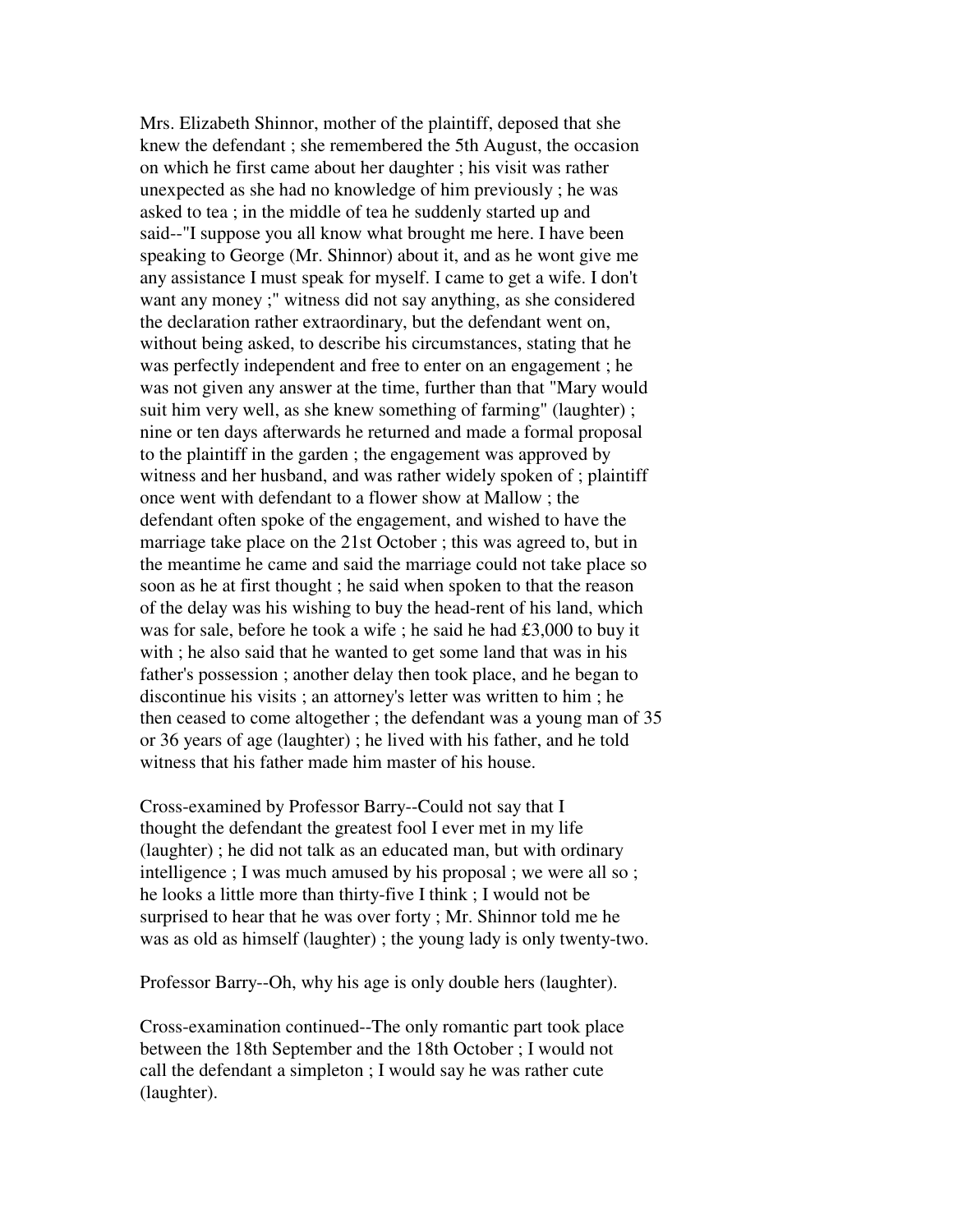Mrs. Elizabeth Shinnor, mother of the plaintiff, deposed that she knew the defendant ; she remembered the 5th August, the occasion on which he first came about her daughter ; his visit was rather unexpected as she had no knowledge of him previously ; he was asked to tea ; in the middle of tea he suddenly started up and said--"I suppose you all know what brought me here. I have been speaking to George (Mr. Shinnor) about it, and as he wont give me any assistance I must speak for myself. I came to get a wife. I don't want any money ;" witness did not say anything, as she considered the declaration rather extraordinary, but the defendant went on, without being asked, to describe his circumstances, stating that he was perfectly independent and free to enter on an engagement ; he was not given any answer at the time, further than that "Mary would suit him very well, as she knew something of farming" (laughter) ; nine or ten days afterwards he returned and made a formal proposal to the plaintiff in the garden ; the engagement was approved by witness and her husband, and was rather widely spoken of ; plaintiff once went with defendant to a flower show at Mallow ; the defendant often spoke of the engagement, and wished to have the marriage take place on the 21st October ; this was agreed to, but in the meantime he came and said the marriage could not take place so soon as he at first thought ; he said when spoken to that the reason of the delay was his wishing to buy the head-rent of his land, which was for sale, before he took a wife ; he said he had £3,000 to buy it with ; he also said that he wanted to get some land that was in his father's possession ; another delay then took place, and he began to discontinue his visits ; an attorney's letter was written to him ; he then ceased to come altogether ; the defendant was a young man of 35 or 36 years of age (laughter) ; he lived with his father, and he told witness that his father made him master of his house.

Cross-examined by Professor Barry--Could not say that I thought the defendant the greatest fool I ever met in my life (laughter) ; he did not talk as an educated man, but with ordinary intelligence ; I was much amused by his proposal ; we were all so ; he looks a little more than thirty-five I think ; I would not be surprised to hear that he was over forty ; Mr. Shinnor told me he was as old as himself (laughter) ; the young lady is only twenty-two.

Professor Barry--Oh, why his age is only double hers (laughter).

Cross-examination continued--The only romantic part took place between the 18th September and the 18th October ; I would not call the defendant a simpleton ; I would say he was rather cute (laughter).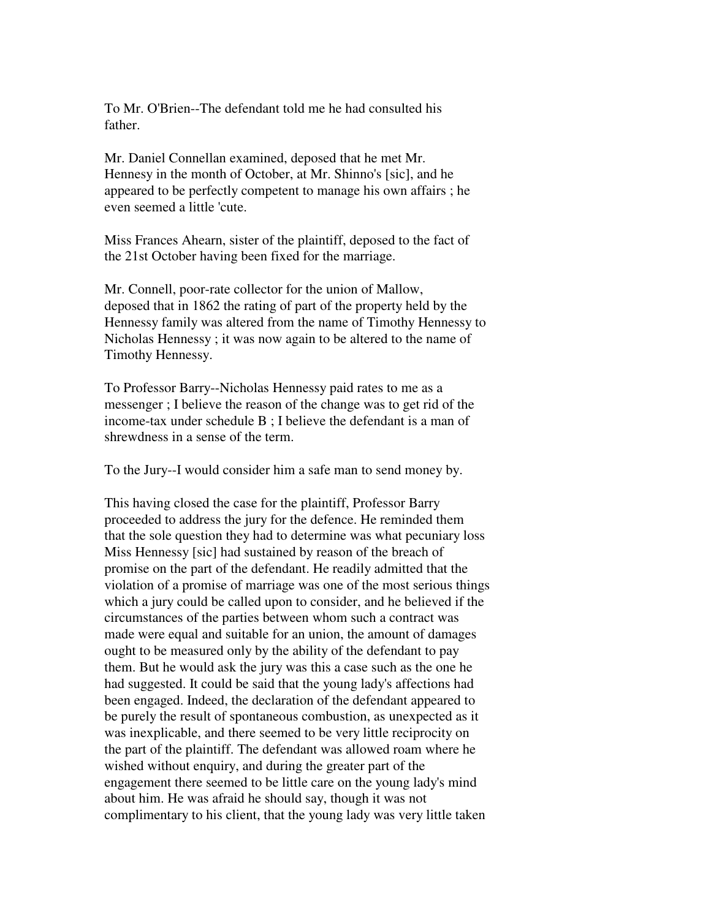To Mr. O'Brien--The defendant told me he had consulted his father.

Mr. Daniel Connellan examined, deposed that he met Mr. Hennesy in the month of October, at Mr. Shinno's [sic], and he appeared to be perfectly competent to manage his own affairs ; he even seemed a little 'cute.

Miss Frances Ahearn, sister of the plaintiff, deposed to the fact of the 21st October having been fixed for the marriage.

Mr. Connell, poor-rate collector for the union of Mallow, deposed that in 1862 the rating of part of the property held by the Hennessy family was altered from the name of Timothy Hennessy to Nicholas Hennessy ; it was now again to be altered to the name of Timothy Hennessy.

To Professor Barry--Nicholas Hennessy paid rates to me as a messenger ; I believe the reason of the change was to get rid of the income-tax under schedule B ; I believe the defendant is a man of shrewdness in a sense of the term.

To the Jury--I would consider him a safe man to send money by.

This having closed the case for the plaintiff, Professor Barry proceeded to address the jury for the defence. He reminded them that the sole question they had to determine was what pecuniary loss Miss Hennessy [sic] had sustained by reason of the breach of promise on the part of the defendant. He readily admitted that the violation of a promise of marriage was one of the most serious things which a jury could be called upon to consider, and he believed if the circumstances of the parties between whom such a contract was made were equal and suitable for an union, the amount of damages ought to be measured only by the ability of the defendant to pay them. But he would ask the jury was this a case such as the one he had suggested. It could be said that the young lady's affections had been engaged. Indeed, the declaration of the defendant appeared to be purely the result of spontaneous combustion, as unexpected as it was inexplicable, and there seemed to be very little reciprocity on the part of the plaintiff. The defendant was allowed roam where he wished without enquiry, and during the greater part of the engagement there seemed to be little care on the young lady's mind about him. He was afraid he should say, though it was not complimentary to his client, that the young lady was very little taken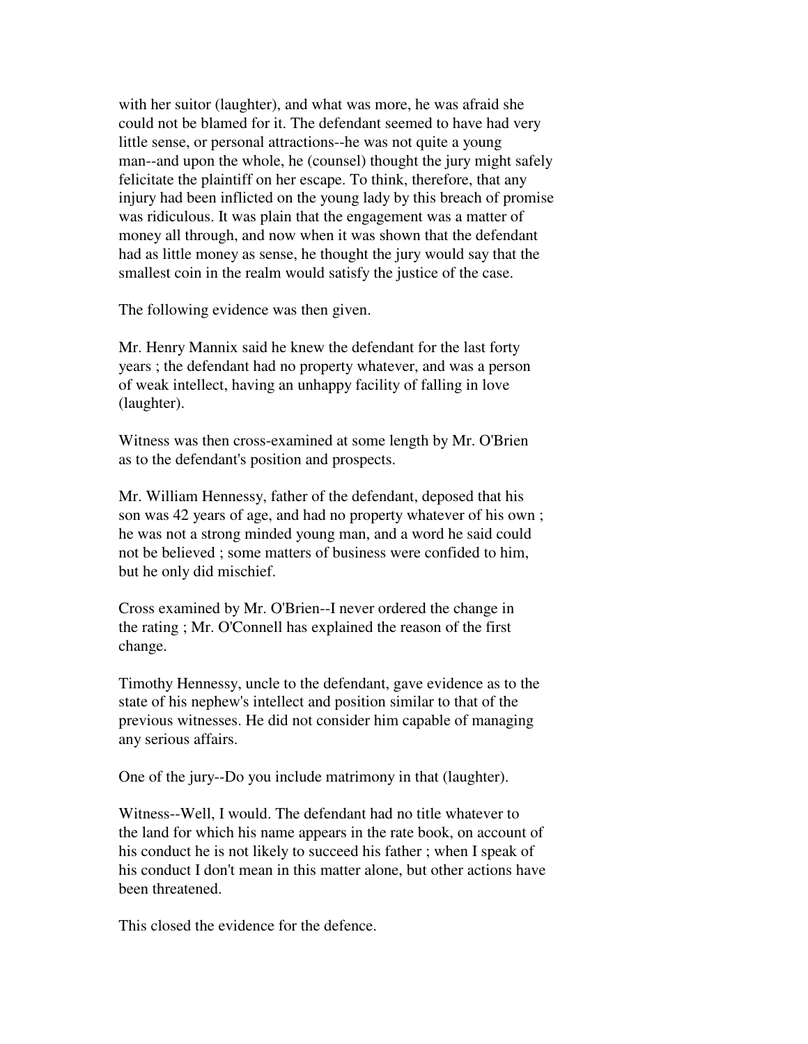with her suitor (laughter), and what was more, he was afraid she could not be blamed for it. The defendant seemed to have had very little sense, or personal attractions--he was not quite a young man--and upon the whole, he (counsel) thought the jury might safely felicitate the plaintiff on her escape. To think, therefore, that any injury had been inflicted on the young lady by this breach of promise was ridiculous. It was plain that the engagement was a matter of money all through, and now when it was shown that the defendant had as little money as sense, he thought the jury would say that the smallest coin in the realm would satisfy the justice of the case.

The following evidence was then given.

Mr. Henry Mannix said he knew the defendant for the last forty years ; the defendant had no property whatever, and was a person of weak intellect, having an unhappy facility of falling in love (laughter).

Witness was then cross-examined at some length by Mr. O'Brien as to the defendant's position and prospects.

Mr. William Hennessy, father of the defendant, deposed that his son was 42 years of age, and had no property whatever of his own ; he was not a strong minded young man, and a word he said could not be believed ; some matters of business were confided to him, but he only did mischief.

Cross examined by Mr. O'Brien--I never ordered the change in the rating ; Mr. O'Connell has explained the reason of the first change.

Timothy Hennessy, uncle to the defendant, gave evidence as to the state of his nephew's intellect and position similar to that of the previous witnesses. He did not consider him capable of managing any serious affairs.

One of the jury--Do you include matrimony in that (laughter).

Witness--Well, I would. The defendant had no title whatever to the land for which his name appears in the rate book, on account of his conduct he is not likely to succeed his father ; when I speak of his conduct I don't mean in this matter alone, but other actions have been threatened.

This closed the evidence for the defence.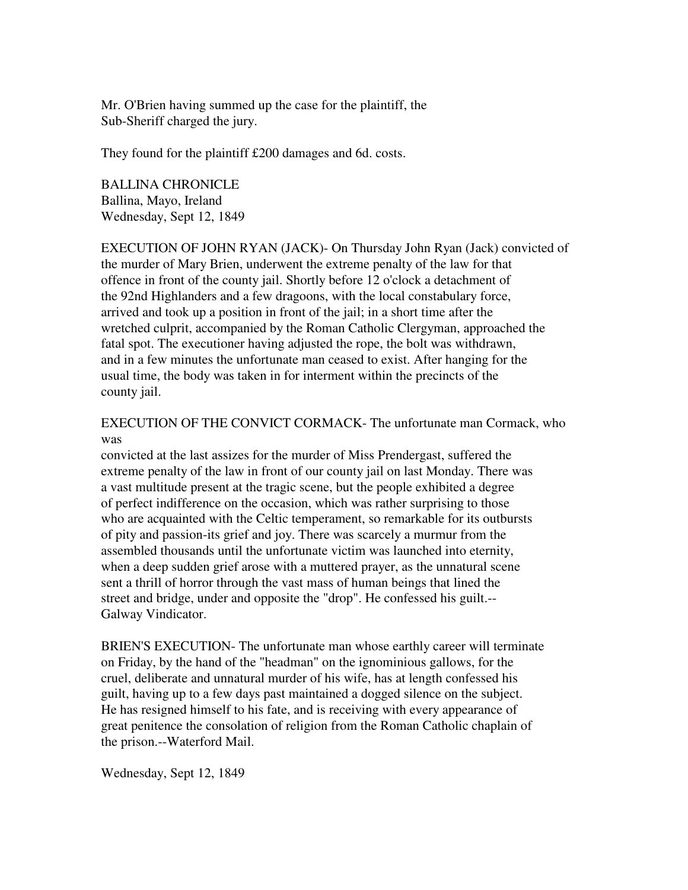Mr. O'Brien having summed up the case for the plaintiff, the Sub-Sheriff charged the jury.

They found for the plaintiff £200 damages and 6d. costs.

BALLINA CHRONICLE
Ballina, Mayo, Ireland
Wednesday, Sept 12, 1849

EXECUTION OF JOHN RYAN (JACK)- On Thursday John Ryan (Jack) convicted of the murder of Mary Brien, underwent the extreme penalty of the law for that offence in front of the county jail. Shortly before 12 o'clock a detachment of the 92nd Highlanders and a few dragoons, with the local constabulary force, arrived and took up a position in front of the jail; in a short time after the wretched culprit, accompanied by the Roman Catholic Clergyman, approached the fatal spot. The executioner having adjusted the rope, the bolt was withdrawn, and in a few minutes the unfortunate man ceased to exist. After hanging for the usual time, the body was taken in for interment within the precincts of the county jail.

EXECUTION OF THE CONVICT CORMACK- The unfortunate man Cormack, who was convicted at the last assizes for the murder of Miss Prendergast, suffered the extreme penalty of the law in front of our county jail on last Monday. There was a vast multitude present at the tragic scene, but the people exhibited a degree of perfect indifference on the occasion, which was rather surprising to those who are acquainted with the Celtic temperament, so remarkable for its outbursts of pity and passion-its grief and joy. There was scarcely a murmur from the assembled thousands until the unfortunate victim was launched into eternity, when a deep sudden grief arose with a muttered prayer, as the unnatural scene sent a thrill of horror through the vast mass of human beings that lined the street and bridge, under and opposite the "drop". He confessed his guilt.--Galway Vindicator.

BRIEN'S EXECUTION- The unfortunate man whose earthly career will terminate on Friday, by the hand of the "headman" on the ignominious gallows, for the cruel, deliberate and unnatural murder of his wife, has at length confessed his guilt, having up to a few days past maintained a dogged silence on the subject. He has resigned himself to his fate, and is receiving with every appearance of great penitence the consolation of religion from the Roman Catholic chaplain of the prison.--Waterford Mail.

Wednesday, Sept 12, 1849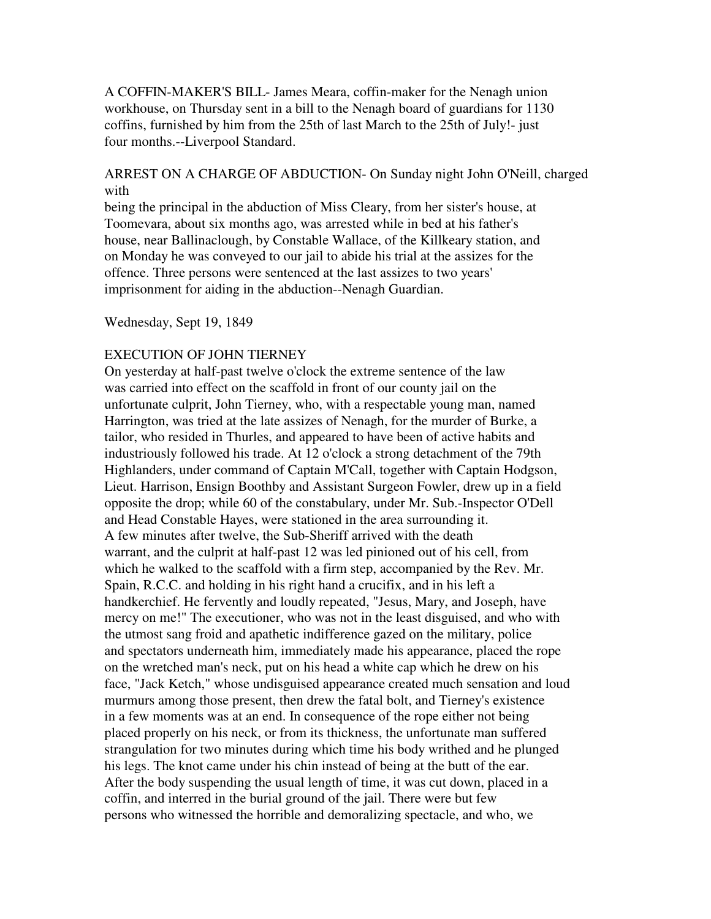A COFFIN-MAKER'S BILL- James Meara, coffin-maker for the Nenagh union workhouse, on Thursday sent in a bill to the Nenagh board of guardians for 1130 coffins, furnished by him from the 25th of last March to the 25th of July!- just four months.--Liverpool Standard.

ARREST ON A CHARGE OF ABDUCTION- On Sunday night John O'Neill, charged with being the principal in the abduction of Miss Cleary, from her sister's house, at Toomevara, about six months ago, was arrested while in bed at his father's house, near Ballinaclough, by Constable Wallace, of the Killkeary station, and on Monday he was conveyed to our jail to abide his trial at the assizes for the offence. Three persons were sentenced at the last assizes to two years' imprisonment for aiding in the abduction--Nenagh Guardian.

Wednesday, Sept 19, 1849

EXECUTION OF JOHN TIERNEY

On yesterday at half-past twelve o'clock the extreme sentence of the law was carried into effect on the scaffold in front of our county jail on the unfortunate culprit, John Tierney, who, with a respectable young man, named Harrington, was tried at the late assizes of Nenagh, for the murder of Burke, a tailor, who resided in Thurles, and appeared to have been of active habits and industriously followed his trade. At 12 o'clock a strong detachment of the 79th Highlanders, under command of Captain M'Call, together with Captain Hodgson, Lieut. Harrison, Ensign Boothby and Assistant Surgeon Fowler, drew up in a field opposite the drop; while 60 of the constabulary, under Mr. Sub.-Inspector O'Dell and Head Constable Hayes, were stationed in the area surrounding it.

A few minutes after twelve, the Sub-Sheriff arrived with the death warrant, and the culprit at half-past 12 was led pinioned out of his cell, from which he walked to the scaffold with a firm step, accompanied by the Rev. Mr. Spain, R.C.C. and holding in his right hand a crucifix, and in his left a handkerchief. He fervently and loudly repeated, "Jesus, Mary, and Joseph, have mercy on me!" The executioner, who was not in the least disguised, and who with the utmost sang froid and apathetic indifference gazed on the military, police and spectators underneath him, immediately made his appearance, placed the rope on the wretched man's neck, put on his head a white cap which he drew on his face, "Jack Ketch," whose undisguised appearance created much sensation and loud murmurs among those present, then drew the fatal bolt, and Tierney's existence in a few moments was at an end. In consequence of the rope either not being placed properly on his neck, or from its thickness, the unfortunate man suffered strangulation for two minutes during which time his body writhed and he plunged his legs. The knot came under his chin instead of being at the butt of the ear. After the body suspending the usual length of time, it was cut down, placed in a coffin, and interred in the burial ground of the jail. There were but few persons who witnessed the horrible and demoralizing spectacle, and who, we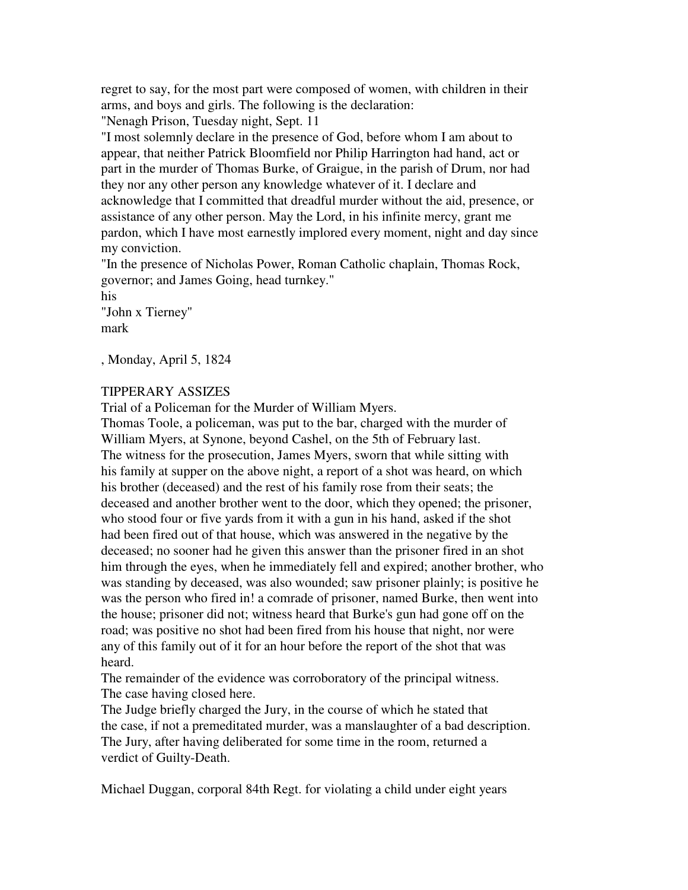regret to say, for the most part were composed of women, with children in their arms, and boys and girls. The following is the declaration:

"Nenagh Prison, Tuesday night, Sept. 11

"I most solemnly declare in the presence of God, before whom I am about to appear, that neither Patrick Bloomfield nor Philip Harrington had hand, act or part in the murder of Thomas Burke, of Graigue, in the parish of Drum, nor had they nor any other person any knowledge whatever of it. I declare and acknowledge that I committed that dreadful murder without the aid, presence, or assistance of any other person. May the Lord, in his infinite mercy, grant me pardon, which I have most earnestly implored every moment, night and day since my conviction.

"In the presence of Nicholas Power, Roman Catholic chaplain, Thomas Rock, governor; and James Going, head turnkey."

his
"John x Tierney"
mark

, Monday, April 5, 1824

TIPPERARY ASSIZES

Trial of a Policeman for the Murder of William Myers.

Thomas Toole, a policeman, was put to the bar, charged with the murder of William Myers, at Synone, beyond Cashel, on the 5th of February last.

The witness for the prosecution, James Myers, sworn that while sitting with his family at supper on the above night, a report of a shot was heard, on which his brother (deceased) and the rest of his family rose from their seats; the deceased and another brother went to the door, which they opened; the prisoner, who stood four or five yards from it with a gun in his hand, asked if the shot had been fired out of that house, which was answered in the negative by the deceased; no sooner had he given this answer than the prisoner fired in an shot him through the eyes, when he immediately fell and expired; another brother, who was standing by deceased, was also wounded; saw prisoner plainly; is positive he was the person who fired in! a comrade of prisoner, named Burke, then went into the house; prisoner did not; witness heard that Burke's gun had gone off on the road; was positive no shot had been fired from his house that night, nor were any of this family out of it for an hour before the report of the shot that was heard.

The remainder of the evidence was corroboratory of the principal witness.

The case having closed here.

The Judge briefly charged the Jury, in the course of which he stated that the case, if not a premeditated murder, was a manslaughter of a bad description. The Jury, after having deliberated for some time in the room, returned a verdict of Guilty-Death.

Michael Duggan, corporal 84th Regt. for violating a child under eight years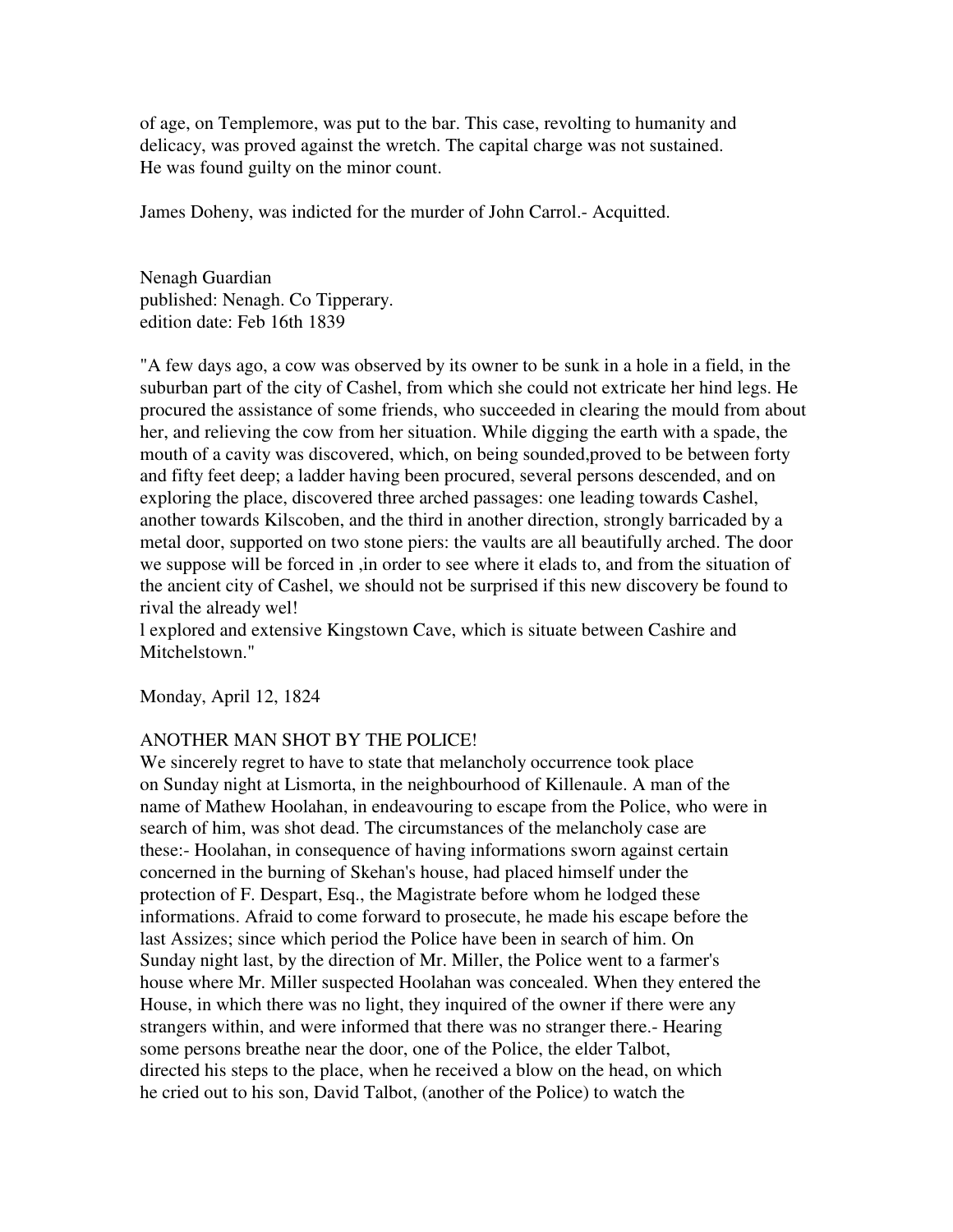of age, on Templemore, was put to the bar. This case, revolting to humanity and delicacy, was proved against the wretch. The capital charge was not sustained. He was found guilty on the minor count.

James Doheny, was indicted for the murder of John Carrol.- Acquitted.

Nenagh Guardian
published: Nenagh. Co Tipperary.
edition date: Feb 16th 1839

"A few days ago, a cow was observed by its owner to be sunk in a hole in a field, in the suburban part of the city of Cashel, from which she could not extricate her hind legs. He procured the assistance of some friends, who succeeded in clearing the mould from about her, and relieving the cow from her situation. While digging the earth with a spade, the mouth of a cavity was discovered, which, on being sounded,proved to be between forty and fifty feet deep; a ladder having been procured, several persons descended, and on exploring the place, discovered three arched passages: one leading towards Cashel, another towards Kilscoben, and the third in another direction, strongly barricaded by a metal door, supported on two stone piers: the vaults are all beautifully arched. The door we suppose will be forced in ,in order to see where it elads to, and from the situation of the ancient city of Cashel, we should not be surprised if this new discovery be found to rival the already wel!
l explored and extensive Kingstown Cave, which is situate between Cashire and Mitchelstown."

Monday, April 12, 1824

ANOTHER MAN SHOT BY THE POLICE!
We sincerely regret to have to state that melancholy occurrence took place on Sunday night at Lismorta, in the neighbourhood of Killenaule. A man of the name of Mathew Hoolahan, in endeavouring to escape from the Police, who were in search of him, was shot dead. The circumstances of the melancholy case are these:- Hoolahan, in consequence of having informations sworn against certain concerned in the burning of Skehan's house, had placed himself under the protection of F. Despart, Esq., the Magistrate before whom he lodged these informations. Afraid to come forward to prosecute, he made his escape before the last Assizes; since which period the Police have been in search of him. On Sunday night last, by the direction of Mr. Miller, the Police went to a farmer's house where Mr. Miller suspected Hoolahan was concealed. When they entered the House, in which there was no light, they inquired of the owner if there were any strangers within, and were informed that there was no stranger there.- Hearing some persons breathe near the door, one of the Police, the elder Talbot, directed his steps to the place, when he received a blow on the head, on which he cried out to his son, David Talbot, (another of the Police) to watch the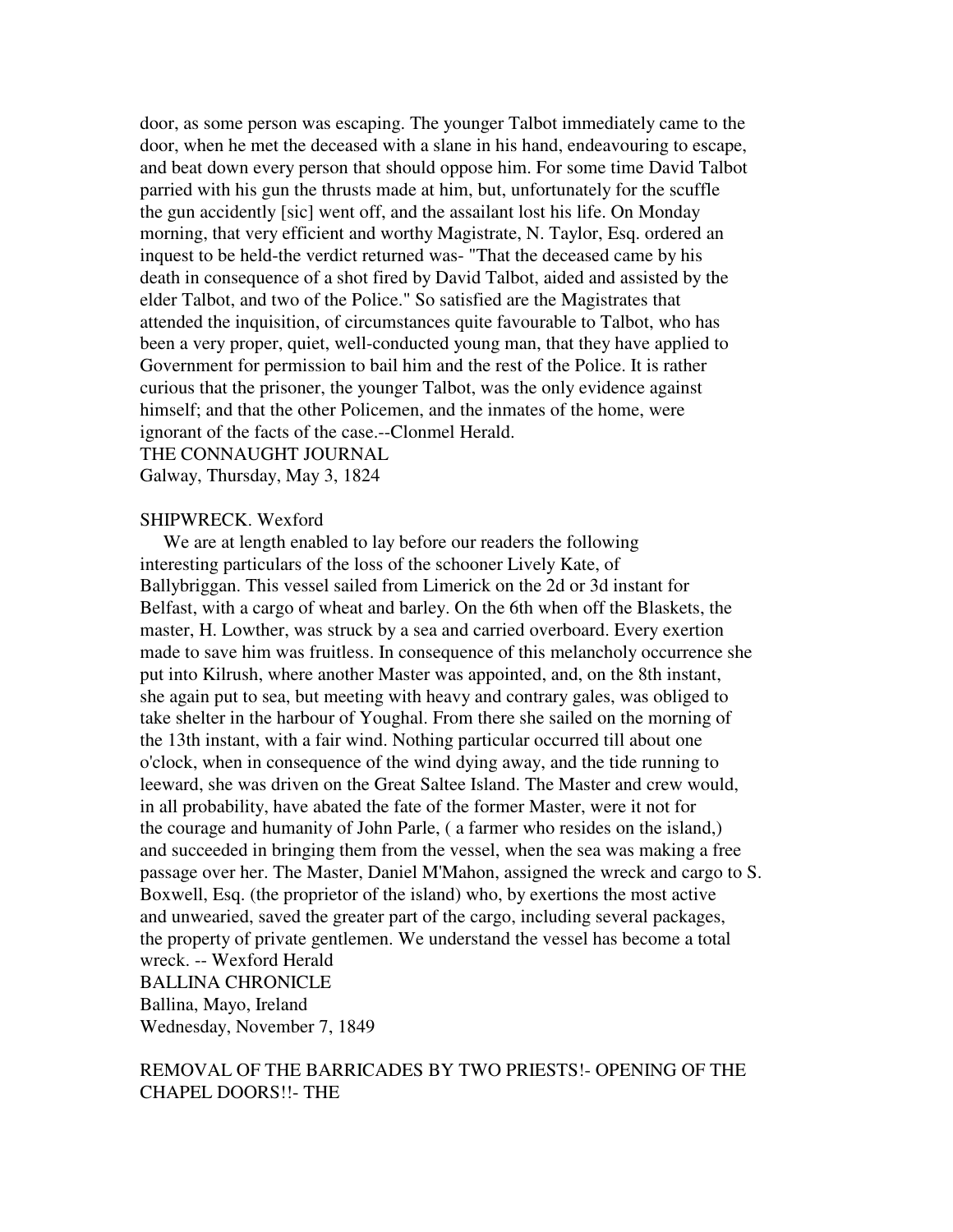door, as some person was escaping. The younger Talbot immediately came to the door, when he met the deceased with a slane in his hand, endeavouring to escape, and beat down every person that should oppose him. For some time David Talbot parried with his gun the thrusts made at him, but, unfortunately for the scuffle the gun accidently [sic] went off, and the assailant lost his life. On Monday morning, that very efficient and worthy Magistrate, N. Taylor, Esq. ordered an inquest to be held-the verdict returned was- "That the deceased came by his death in consequence of a shot fired by David Talbot, aided and assisted by the elder Talbot, and two of the Police." So satisfied are the Magistrates that attended the inquisition, of circumstances quite favourable to Talbot, who has been a very proper, quiet, well-conducted young man, that they have applied to Government for permission to bail him and the rest of the Police. It is rather curious that the prisoner, the younger Talbot, was the only evidence against himself; and that the other Policemen, and the inmates of the home, were ignorant of the facts of the case.--Clonmel Herald.
THE CONNAUGHT JOURNAL
Galway, Thursday, May 3, 1824

SHIPWRECK. Wexford

We are at length enabled to lay before our readers the following interesting particulars of the loss of the schooner Lively Kate, of Ballybriggan. This vessel sailed from Limerick on the 2d or 3d instant for Belfast, with a cargo of wheat and barley. On the 6th when off the Blaskets, the master, H. Lowther, was struck by a sea and carried overboard. Every exertion made to save him was fruitless. In consequence of this melancholy occurrence she put into Kilrush, where another Master was appointed, and, on the 8th instant, she again put to sea, but meeting with heavy and contrary gales, was obliged to take shelter in the harbour of Youghal. From there she sailed on the morning of the 13th instant, with a fair wind. Nothing particular occurred till about one o'clock, when in consequence of the wind dying away, and the tide running to leeward, she was driven on the Great Saltee Island. The Master and crew would, in all probability, have abated the fate of the former Master, were it not for the courage and humanity of John Parle, ( a farmer who resides on the island,) and succeeded in bringing them from the vessel, when the sea was making a free passage over her. The Master, Daniel M'Mahon, assigned the wreck and cargo to S. Boxwell, Esq. (the proprietor of the island) who, by exertions the most active and unwearied, saved the greater part of the cargo, including several packages, the property of private gentlemen. We understand the vessel has become a total wreck. -- Wexford Herald
BALLINA CHRONICLE
Ballina, Mayo, Ireland
Wednesday, November 7, 1849

REMOVAL OF THE BARRICADES BY TWO PRIESTS!- OPENING OF THE CHAPEL DOORS!!- THE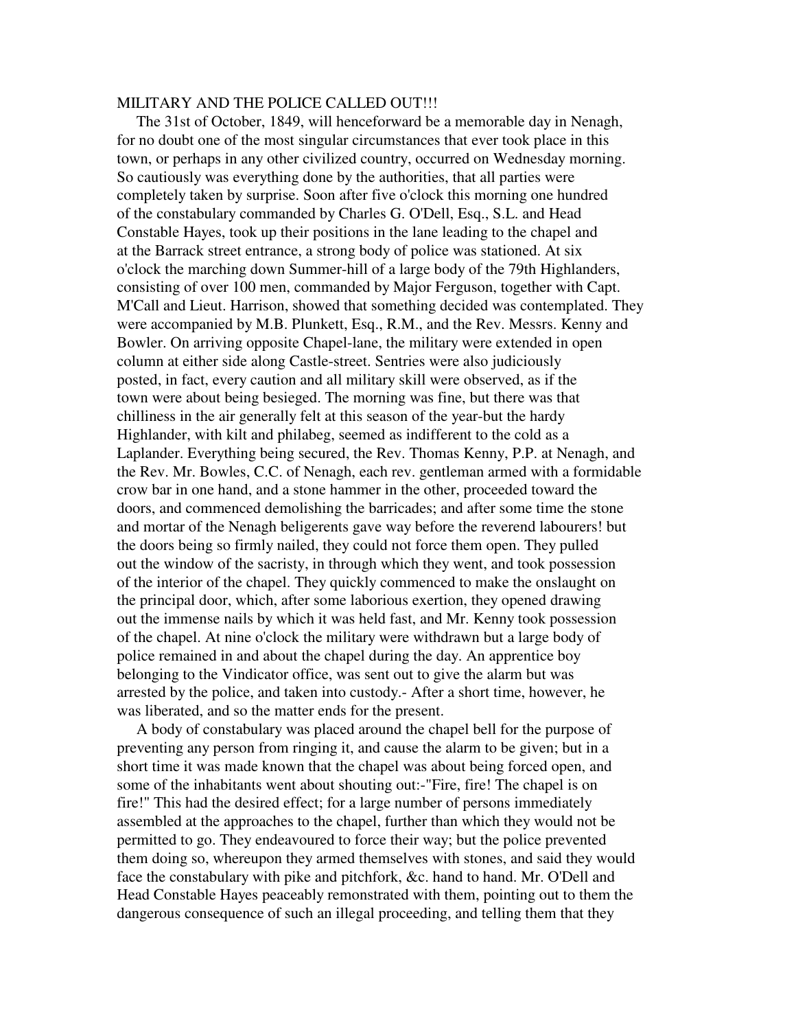MILITARY AND THE POLICE CALLED OUT!!!

The 31st of October, 1849, will henceforward be a memorable day in Nenagh, for no doubt one of the most singular circumstances that ever took place in this town, or perhaps in any other civilized country, occurred on Wednesday morning. So cautiously was everything done by the authorities, that all parties were completely taken by surprise. Soon after five o'clock this morning one hundred of the constabulary commanded by Charles G. O'Dell, Esq., S.L. and Head Constable Hayes, took up their positions in the lane leading to the chapel and at the Barrack street entrance, a strong body of police was stationed. At six o'clock the marching down Summer-hill of a large body of the 79th Highlanders, consisting of over 100 men, commanded by Major Ferguson, together with Capt. M'Call and Lieut. Harrison, showed that something decided was contemplated. They were accompanied by M.B. Plunkett, Esq., R.M., and the Rev. Messrs. Kenny and Bowler. On arriving opposite Chapel-lane, the military were extended in open column at either side along Castle-street. Sentries were also judiciously posted, in fact, every caution and all military skill were observed, as if the town were about being besieged. The morning was fine, but there was that chilliness in the air generally felt at this season of the year-but the hardy Highlander, with kilt and philabeg, seemed as indifferent to the cold as a Laplander. Everything being secured, the Rev. Thomas Kenny, P.P. at Nenagh, and the Rev. Mr. Bowles, C.C. of Nenagh, each rev. gentleman armed with a formidable crow bar in one hand, and a stone hammer in the other, proceeded toward the doors, and commenced demolishing the barricades; and after some time the stone and mortar of the Nenagh beligerents gave way before the reverend labourers! but the doors being so firmly nailed, they could not force them open. They pulled out the window of the sacristy, in through which they went, and took possession of the interior of the chapel. They quickly commenced to make the onslaught on the principal door, which, after some laborious exertion, they opened drawing out the immense nails by which it was held fast, and Mr. Kenny took possession of the chapel. At nine o'clock the military were withdrawn but a large body of police remained in and about the chapel during the day. An apprentice boy belonging to the Vindicator office, was sent out to give the alarm but was arrested by the police, and taken into custody.- After a short time, however, he was liberated, and so the matter ends for the present.

A body of constabulary was placed around the chapel bell for the purpose of preventing any person from ringing it, and cause the alarm to be given; but in a short time it was made known that the chapel was about being forced open, and some of the inhabitants went about shouting out:-"Fire, fire! The chapel is on fire!" This had the desired effect; for a large number of persons immediately assembled at the approaches to the chapel, further than which they would not be permitted to go. They endeavoured to force their way; but the police prevented them doing so, whereupon they armed themselves with stones, and said they would face the constabulary with pike and pitchfork, &c. hand to hand. Mr. O'Dell and Head Constable Hayes peaceably remonstrated with them, pointing out to them the dangerous consequence of such an illegal proceeding, and telling them that they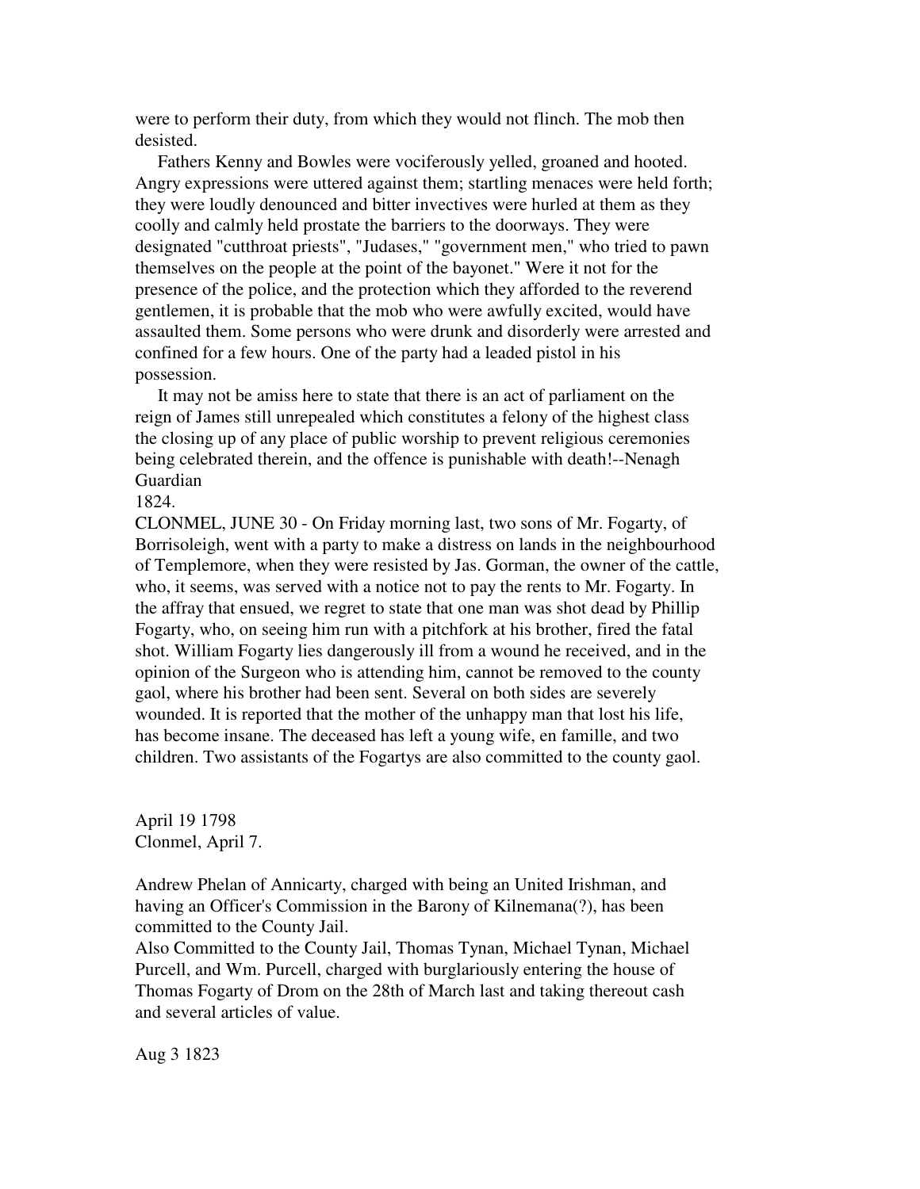were to perform their duty, from which they would not flinch. The mob then desisted.

Fathers Kenny and Bowles were vociferously yelled, groaned and hooted. Angry expressions were uttered against them; startling menaces were held forth; they were loudly denounced and bitter invectives were hurled at them as they coolly and calmly held prostate the barriers to the doorways. They were designated "cutthroat priests", "Judases," "government men," who tried to pawn themselves on the people at the point of the bayonet." Were it not for the presence of the police, and the protection which they afforded to the reverend gentlemen, it is probable that the mob who were awfully excited, would have assaulted them. Some persons who were drunk and disorderly were arrested and confined for a few hours. One of the party had a leaded pistol in his possession.

It may not be amiss here to state that there is an act of parliament on the reign of James still unrepealed which constitutes a felony of the highest class the closing up of any place of public worship to prevent religious ceremonies being celebrated therein, and the offence is punishable with death!--Nenagh Guardian

1824.

CLONMEL, JUNE 30 - On Friday morning last, two sons of Mr. Fogarty, of Borrisoleigh, went with a party to make a distress on lands in the neighbourhood of Templemore, when they were resisted by Jas. Gorman, the owner of the cattle, who, it seems, was served with a notice not to pay the rents to Mr. Fogarty. In the affray that ensued, we regret to state that one man was shot dead by Phillip Fogarty, who, on seeing him run with a pitchfork at his brother, fired the fatal shot. William Fogarty lies dangerously ill from a wound he received, and in the opinion of the Surgeon who is attending him, cannot be removed to the county gaol, where his brother had been sent. Several on both sides are severely wounded. It is reported that the mother of the unhappy man that lost his life, has become insane. The deceased has left a young wife, en famille, and two children. Two assistants of the Fogartys are also committed to the county gaol.

April 19 1798

Clonmel, April 7.

Andrew Phelan of Annicarty, charged with being an United Irishman, and having an Officer's Commission in the Barony of Kilnemana(?), has been committed to the County Jail.

Also Committed to the County Jail, Thomas Tynan, Michael Tynan, Michael Purcell, and Wm. Purcell, charged with burglariously entering the house of Thomas Fogarty of Drom on the 28th of March last and taking thereout cash and several articles of value.

Aug 3 1823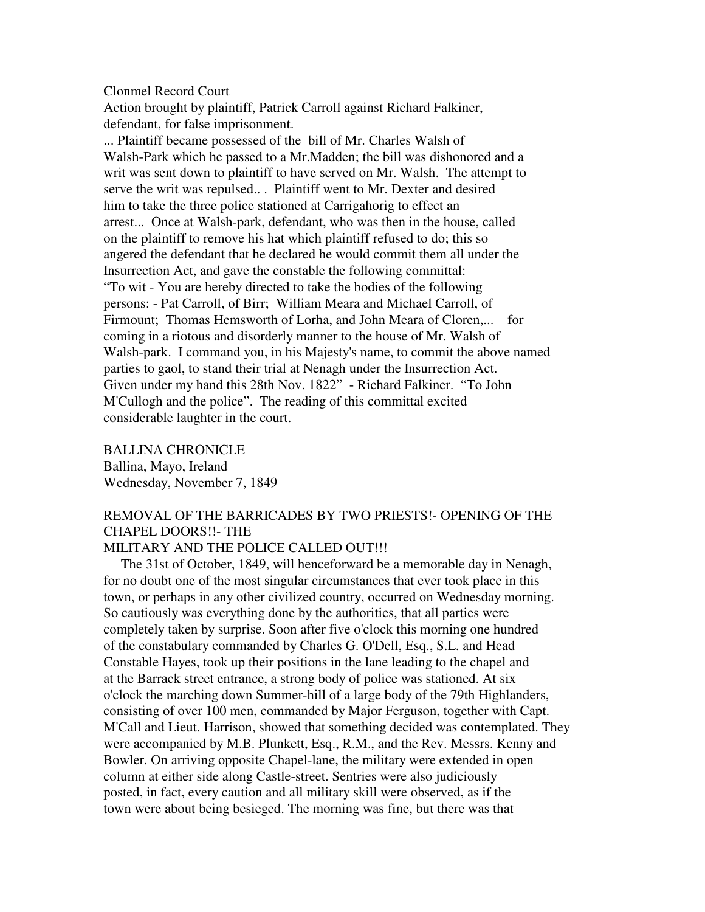Clonmel Record Court

Action brought by plaintiff, Patrick Carroll against Richard Falkiner, defendant, for false imprisonment.

... Plaintiff became possessed of the bill of Mr. Charles Walsh of Walsh-Park which he passed to a Mr.Madden; the bill was dishonored and a writ was sent down to plaintiff to have served on Mr. Walsh. The attempt to serve the writ was repulsed.. . Plaintiff went to Mr. Dexter and desired him to take the three police stationed at Carrigahorig to effect an arrest... Once at Walsh-park, defendant, who was then in the house, called on the plaintiff to remove his hat which plaintiff refused to do; this so angered the defendant that he declared he would commit them all under the Insurrection Act, and gave the constable the following committal: "To wit - You are hereby directed to take the bodies of the following persons: - Pat Carroll, of Birr; William Meara and Michael Carroll, of Firmount; Thomas Hemsworth of Lorha, and John Meara of Cloren,... for coming in a riotous and disorderly manner to the house of Mr. Walsh of Walsh-park. I command you, in his Majesty's name, to commit the above named parties to gaol, to stand their trial at Nenagh under the Insurrection Act. Given under my hand this 28th Nov. 1822" - Richard Falkiner. "To John M'Cullogh and the police". The reading of this committal excited considerable laughter in the court.

BALLINA CHRONICLE
Ballina, Mayo, Ireland
Wednesday, November 7, 1849

REMOVAL OF THE BARRICADES BY TWO PRIESTS!- OPENING OF THE CHAPEL DOORS!!- THE MILITARY AND THE POLICE CALLED OUT!!!

The 31st of October, 1849, will henceforward be a memorable day in Nenagh, for no doubt one of the most singular circumstances that ever took place in this town, or perhaps in any other civilized country, occurred on Wednesday morning. So cautiously was everything done by the authorities, that all parties were completely taken by surprise. Soon after five o'clock this morning one hundred of the constabulary commanded by Charles G. O'Dell, Esq., S.L. and Head Constable Hayes, took up their positions in the lane leading to the chapel and at the Barrack street entrance, a strong body of police was stationed. At six o'clock the marching down Summer-hill of a large body of the 79th Highlanders, consisting of over 100 men, commanded by Major Ferguson, together with Capt. M'Call and Lieut. Harrison, showed that something decided was contemplated. They were accompanied by M.B. Plunkett, Esq., R.M., and the Rev. Messrs. Kenny and Bowler. On arriving opposite Chapel-lane, the military were extended in open column at either side along Castle-street. Sentries were also judiciously posted, in fact, every caution and all military skill were observed, as if the town were about being besieged. The morning was fine, but there was that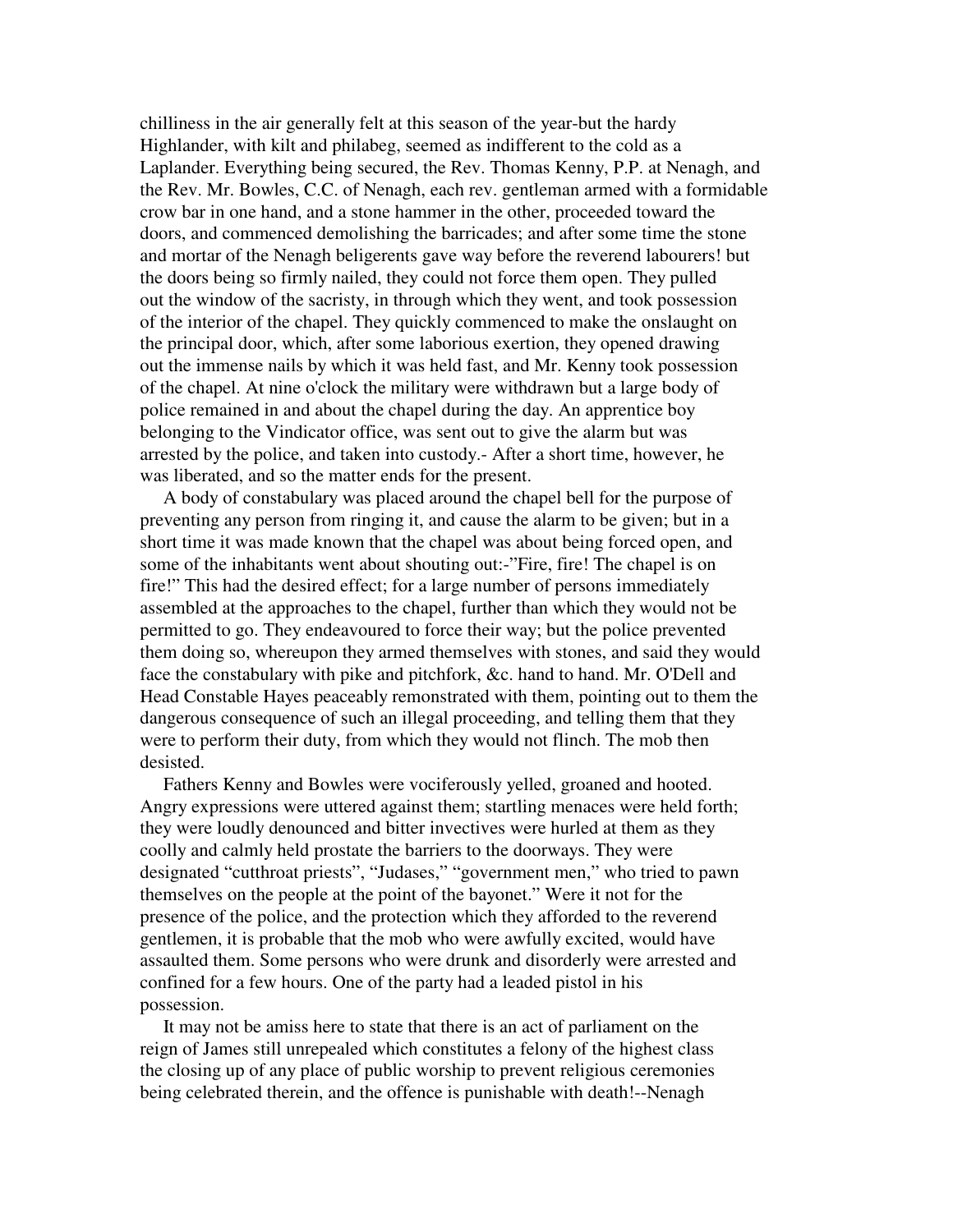chilliness in the air generally felt at this season of the year-but the hardy Highlander, with kilt and philabeg, seemed as indifferent to the cold as a Laplander. Everything being secured, the Rev. Thomas Kenny, P.P. at Nenagh, and the Rev. Mr. Bowles, C.C. of Nenagh, each rev. gentleman armed with a formidable crow bar in one hand, and a stone hammer in the other, proceeded toward the doors, and commenced demolishing the barricades; and after some time the stone and mortar of the Nenagh beligerents gave way before the reverend labourers! but the doors being so firmly nailed, they could not force them open. They pulled out the window of the sacristy, in through which they went, and took possession of the interior of the chapel. They quickly commenced to make the onslaught on the principal door, which, after some laborious exertion, they opened drawing out the immense nails by which it was held fast, and Mr. Kenny took possession of the chapel. At nine o'clock the military were withdrawn but a large body of police remained in and about the chapel during the day. An apprentice boy belonging to the Vindicator office, was sent out to give the alarm but was arrested by the police, and taken into custody.- After a short time, however, he was liberated, and so the matter ends for the present.

A body of constabulary was placed around the chapel bell for the purpose of preventing any person from ringing it, and cause the alarm to be given; but in a short time it was made known that the chapel was about being forced open, and some of the inhabitants went about shouting out:-"Fire, fire! The chapel is on fire!" This had the desired effect; for a large number of persons immediately assembled at the approaches to the chapel, further than which they would not be permitted to go. They endeavoured to force their way; but the police prevented them doing so, whereupon they armed themselves with stones, and said they would face the constabulary with pike and pitchfork, &c. hand to hand. Mr. O'Dell and Head Constable Hayes peaceably remonstrated with them, pointing out to them the dangerous consequence of such an illegal proceeding, and telling them that they were to perform their duty, from which they would not flinch. The mob then desisted.

Fathers Kenny and Bowles were vociferously yelled, groaned and hooted. Angry expressions were uttered against them; startling menaces were held forth; they were loudly denounced and bitter invectives were hurled at them as they coolly and calmly held prostate the barriers to the doorways. They were designated "cutthroat priests", "Judases," "government men," who tried to pawn themselves on the people at the point of the bayonet." Were it not for the presence of the police, and the protection which they afforded to the reverend gentlemen, it is probable that the mob who were awfully excited, would have assaulted them. Some persons who were drunk and disorderly were arrested and confined for a few hours. One of the party had a leaded pistol in his possession.

It may not be amiss here to state that there is an act of parliament on the reign of James still unrepealed which constitutes a felony of the highest class the closing up of any place of public worship to prevent religious ceremonies being celebrated therein, and the offence is punishable with death!--Nenagh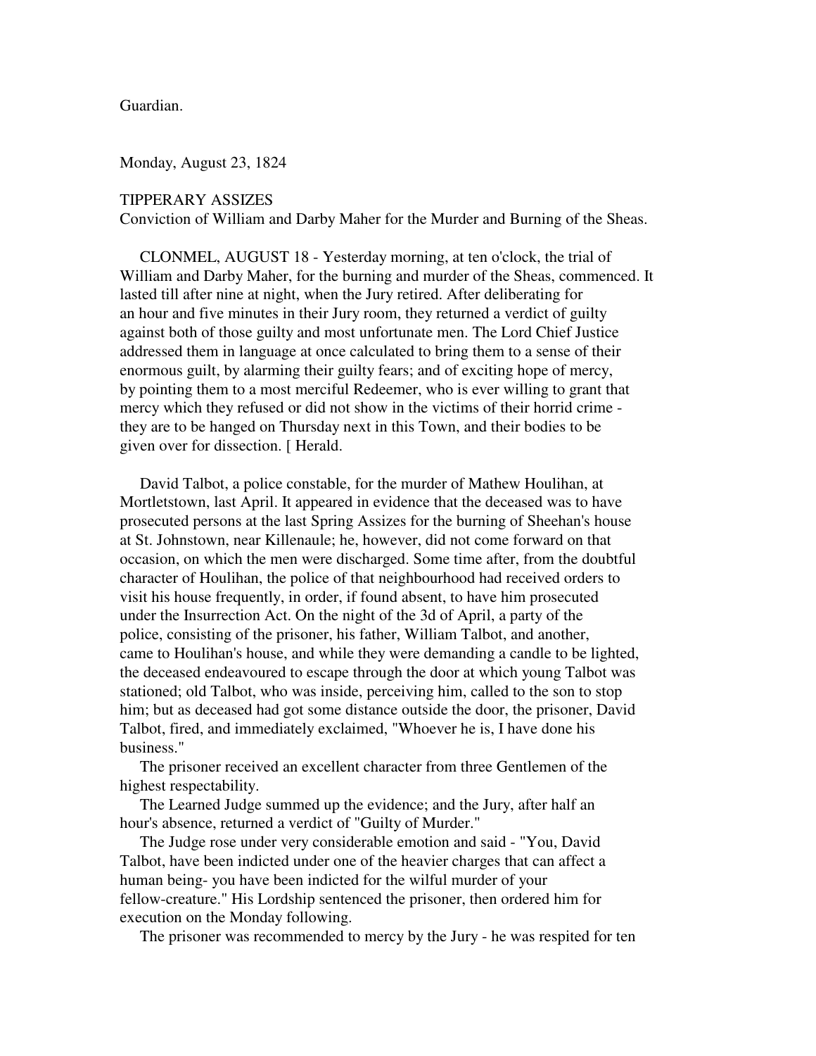Guardian.

Monday, August 23, 1824

TIPPERARY ASSIZES
Conviction of William and Darby Maher for the Murder and Burning of the Sheas.

CLONMEL, AUGUST 18 - Yesterday morning, at ten o'clock, the trial of William and Darby Maher, for the burning and murder of the Sheas, commenced. It lasted till after nine at night, when the Jury retired. After deliberating for an hour and five minutes in their Jury room, they returned a verdict of guilty against both of those guilty and most unfortunate men. The Lord Chief Justice addressed them in language at once calculated to bring them to a sense of their enormous guilt, by alarming their guilty fears; and of exciting hope of mercy, by pointing them to a most merciful Redeemer, who is ever willing to grant that mercy which they refused or did not show in the victims of their horrid crime - they are to be hanged on Thursday next in this Town, and their bodies to be given over for dissection. [ Herald.

David Talbot, a police constable, for the murder of Mathew Houlihan, at Mortletstown, last April. It appeared in evidence that the deceased was to have prosecuted persons at the last Spring Assizes for the burning of Sheehan's house at St. Johnstown, near Killenaule; he, however, did not come forward on that occasion, on which the men were discharged. Some time after, from the doubtful character of Houlihan, the police of that neighbourhood had received orders to visit his house frequently, in order, if found absent, to have him prosecuted under the Insurrection Act. On the night of the 3d of April, a party of the police, consisting of the prisoner, his father, William Talbot, and another, came to Houlihan's house, and while they were demanding a candle to be lighted, the deceased endeavoured to escape through the door at which young Talbot was stationed; old Talbot, who was inside, perceiving him, called to the son to stop him; but as deceased had got some distance outside the door, the prisoner, David Talbot, fired, and immediately exclaimed, "Whoever he is, I have done his business."

The prisoner received an excellent character from three Gentlemen of the highest respectability.

The Learned Judge summed up the evidence; and the Jury, after half an hour's absence, returned a verdict of "Guilty of Murder."

The Judge rose under very considerable emotion and said - "You, David Talbot, have been indicted under one of the heavier charges that can affect a human being- you have been indicted for the wilful murder of your fellow-creature." His Lordship sentenced the prisoner, then ordered him for execution on the Monday following.

The prisoner was recommended to mercy by the Jury - he was respited for ten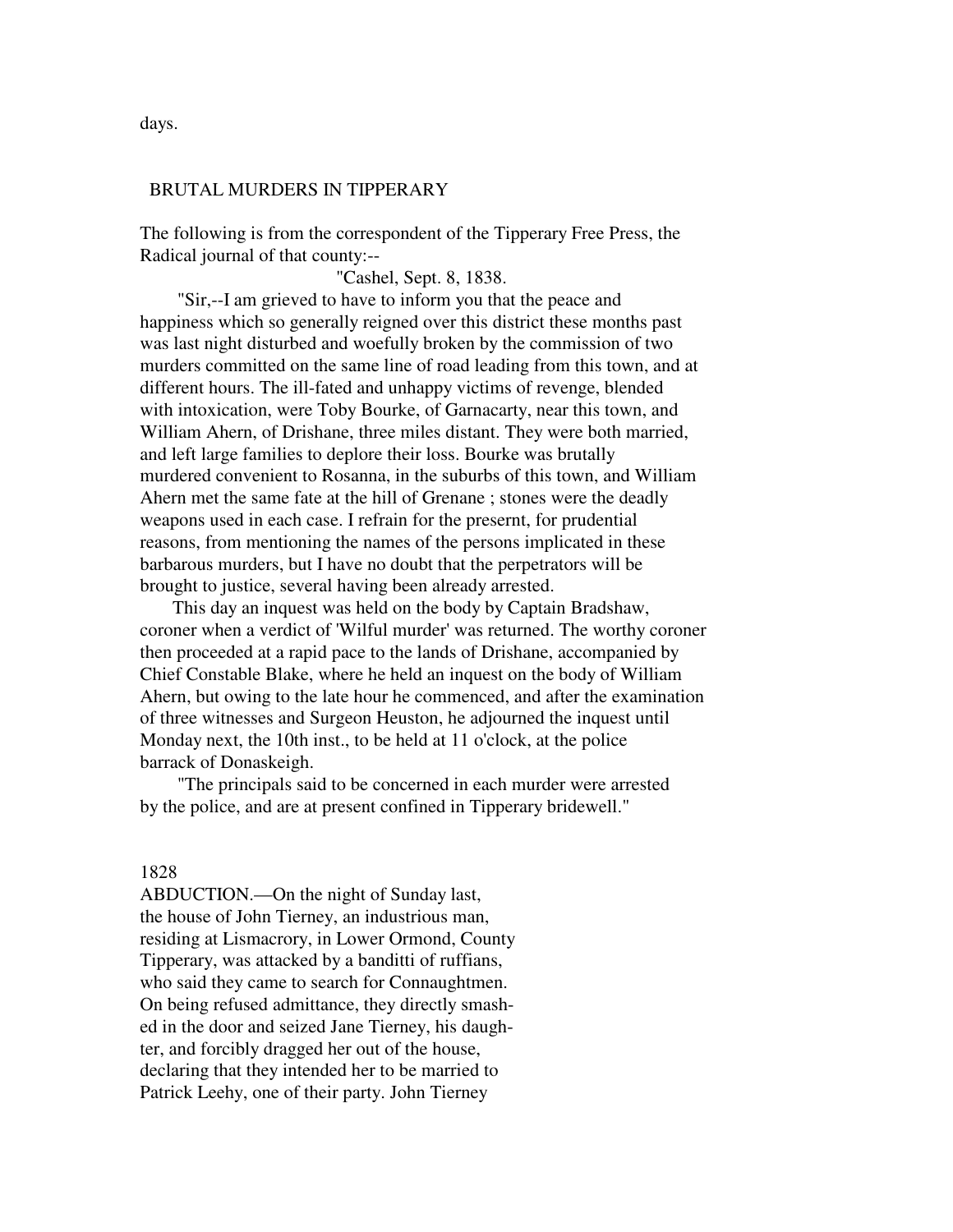days.

## BRUTAL MURDERS IN TIPPERARY

The following is from the correspondent of the Tipperary Free Press, the Radical journal of that county:--

"Cashel, Sept. 8, 1838.

"Sir,--I am grieved to have to inform you that the peace and happiness which so generally reigned over this district these months past was last night disturbed and woefully broken by the commission of two murders committed on the same line of road leading from this town, and at different hours. The ill-fated and unhappy victims of revenge, blended with intoxication, were Toby Bourke, of Garnacarty, near this town, and William Ahern, of Drishane, three miles distant. They were both married, and left large families to deplore their loss. Bourke was brutally murdered convenient to Rosanna, in the suburbs of this town, and William Ahern met the same fate at the hill of Grenane ; stones were the deadly weapons used in each case. I refrain for the presernt, for prudential reasons, from mentioning the names of the persons implicated in these barbarous murders, but I have no doubt that the perpetrators will be brought to justice, several having been already arrested.

This day an inquest was held on the body by Captain Bradshaw, coroner when a verdict of 'Wilful murder' was returned. The worthy coroner then proceeded at a rapid pace to the lands of Drishane, accompanied by Chief Constable Blake, where he held an inquest on the body of William Ahern, but owing to the late hour he commenced, and after the examination of three witnesses and Surgeon Heuston, he adjourned the inquest until Monday next, the 10th inst., to be held at 11 o'clock, at the police barrack of Donaskeigh.

"The principals said to be concerned in each murder were arrested by the police, and are at present confined in Tipperary bridewell."

1828

ABDUCTION.—On the night of Sunday last, the house of John Tierney, an industrious man, residing at Lismacrory, in Lower Ormond, County Tipperary, was attacked by a banditti of ruffians, who said they came to search for Connaughtmen. On being refused admittance, they directly smashed in the door and seized Jane Tierney, his daughter, and forcibly dragged her out of the house, declaring that they intended her to be married to Patrick Leehy, one of their party. John Tierney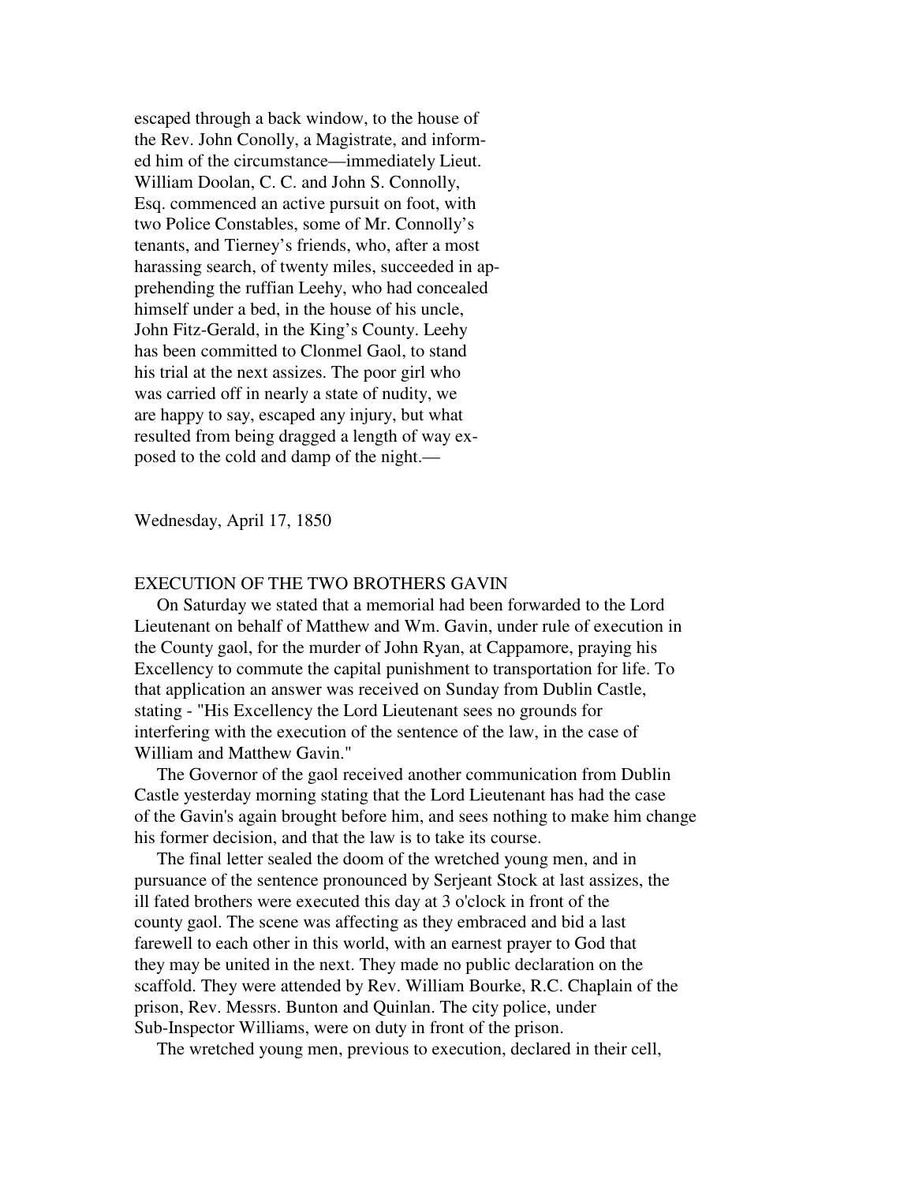escaped through a back window, to the house of the Rev. John Conolly, a Magistrate, and informed him of the circumstance—immediately Lieut. William Doolan, C. C. and John S. Connolly, Esq. commenced an active pursuit on foot, with two Police Constables, some of Mr. Connolly's tenants, and Tierney's friends, who, after a most harassing search, of twenty miles, succeeded in apprehending the ruffian Leehy, who had concealed himself under a bed, in the house of his uncle, John Fitz-Gerald, in the King's County. Leehy has been committed to Clonmel Gaol, to stand his trial at the next assizes. The poor girl who was carried off in nearly a state of nudity, we are happy to say, escaped any injury, but what resulted from being dragged a length of way exposed to the cold and damp of the night.—

Wednesday, April 17, 1850

EXECUTION OF THE TWO BROTHERS GAVIN

On Saturday we stated that a memorial had been forwarded to the Lord Lieutenant on behalf of Matthew and Wm. Gavin, under rule of execution in the County gaol, for the murder of John Ryan, at Cappamore, praying his Excellency to commute the capital punishment to transportation for life. To that application an answer was received on Sunday from Dublin Castle, stating - "His Excellency the Lord Lieutenant sees no grounds for interfering with the execution of the sentence of the law, in the case of William and Matthew Gavin."

The Governor of the gaol received another communication from Dublin Castle yesterday morning stating that the Lord Lieutenant has had the case of the Gavin's again brought before him, and sees nothing to make him change his former decision, and that the law is to take its course.

The final letter sealed the doom of the wretched young men, and in pursuance of the sentence pronounced by Serjeant Stock at last assizes, the ill fated brothers were executed this day at 3 o'clock in front of the county gaol. The scene was affecting as they embraced and bid a last farewell to each other in this world, with an earnest prayer to God that they may be united in the next. They made no public declaration on the scaffold. They were attended by Rev. William Bourke, R.C. Chaplain of the prison, Rev. Messrs. Bunton and Quinlan. The city police, under Sub-Inspector Williams, were on duty in front of the prison.

The wretched young men, previous to execution, declared in their cell,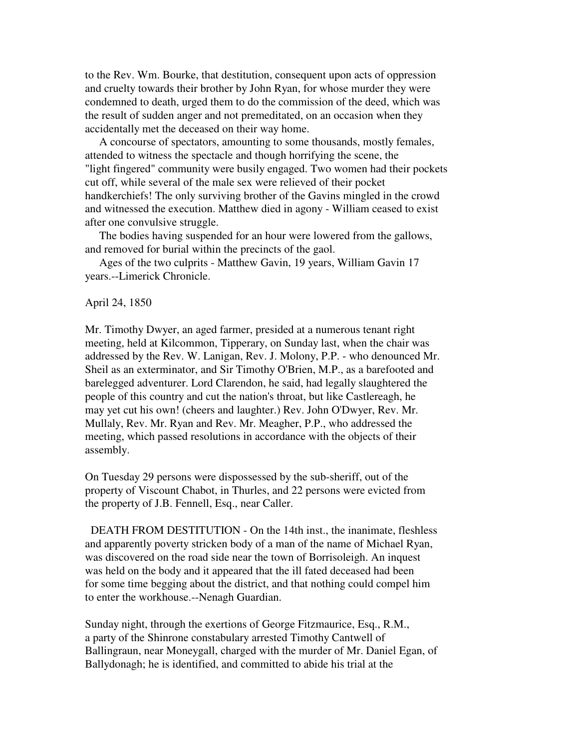to the Rev. Wm. Bourke, that destitution, consequent upon acts of oppression and cruelty towards their brother by John Ryan, for whose murder they were condemned to death, urged them to do the commission of the deed, which was the result of sudden anger and not premeditated, on an occasion when they accidentally met the deceased on their way home.

A concourse of spectators, amounting to some thousands, mostly females, attended to witness the spectacle and though horrifying the scene, the "light fingered" community were busily engaged. Two women had their pockets cut off, while several of the male sex were relieved of their pocket handkerchiefs! The only surviving brother of the Gavins mingled in the crowd and witnessed the execution. Matthew died in agony - William ceased to exist after one convulsive struggle.

The bodies having suspended for an hour were lowered from the gallows, and removed for burial within the precincts of the gaol.

Ages of the two culprits - Matthew Gavin, 19 years, William Gavin 17 years.--Limerick Chronicle.

April 24, 1850

Mr. Timothy Dwyer, an aged farmer, presided at a numerous tenant right meeting, held at Kilcommon, Tipperary, on Sunday last, when the chair was addressed by the Rev. W. Lanigan, Rev. J. Molony, P.P. - who denounced Mr. Sheil as an exterminator, and Sir Timothy O'Brien, M.P., as a barefooted and barelegged adventurer. Lord Clarendon, he said, had legally slaughtered the people of this country and cut the nation's throat, but like Castlereagh, he may yet cut his own! (cheers and laughter.) Rev. John O'Dwyer, Rev. Mr. Mullaly, Rev. Mr. Ryan and Rev. Mr. Meagher, P.P., who addressed the meeting, which passed resolutions in accordance with the objects of their assembly.

On Tuesday 29 persons were dispossessed by the sub-sheriff, out of the property of Viscount Chabot, in Thurles, and 22 persons were evicted from the property of J.B. Fennell, Esq., near Caller.

DEATH FROM DESTITUTION - On the 14th inst., the inanimate, fleshless and apparently poverty stricken body of a man of the name of Michael Ryan, was discovered on the road side near the town of Borrisoleigh. An inquest was held on the body and it appeared that the ill fated deceased had been for some time begging about the district, and that nothing could compel him to enter the workhouse.--Nenagh Guardian.

Sunday night, through the exertions of George Fitzmaurice, Esq., R.M., a party of the Shinrone constabulary arrested Timothy Cantwell of Ballingraun, near Moneygall, charged with the murder of Mr. Daniel Egan, of Ballydonagh; he is identified, and committed to abide his trial at the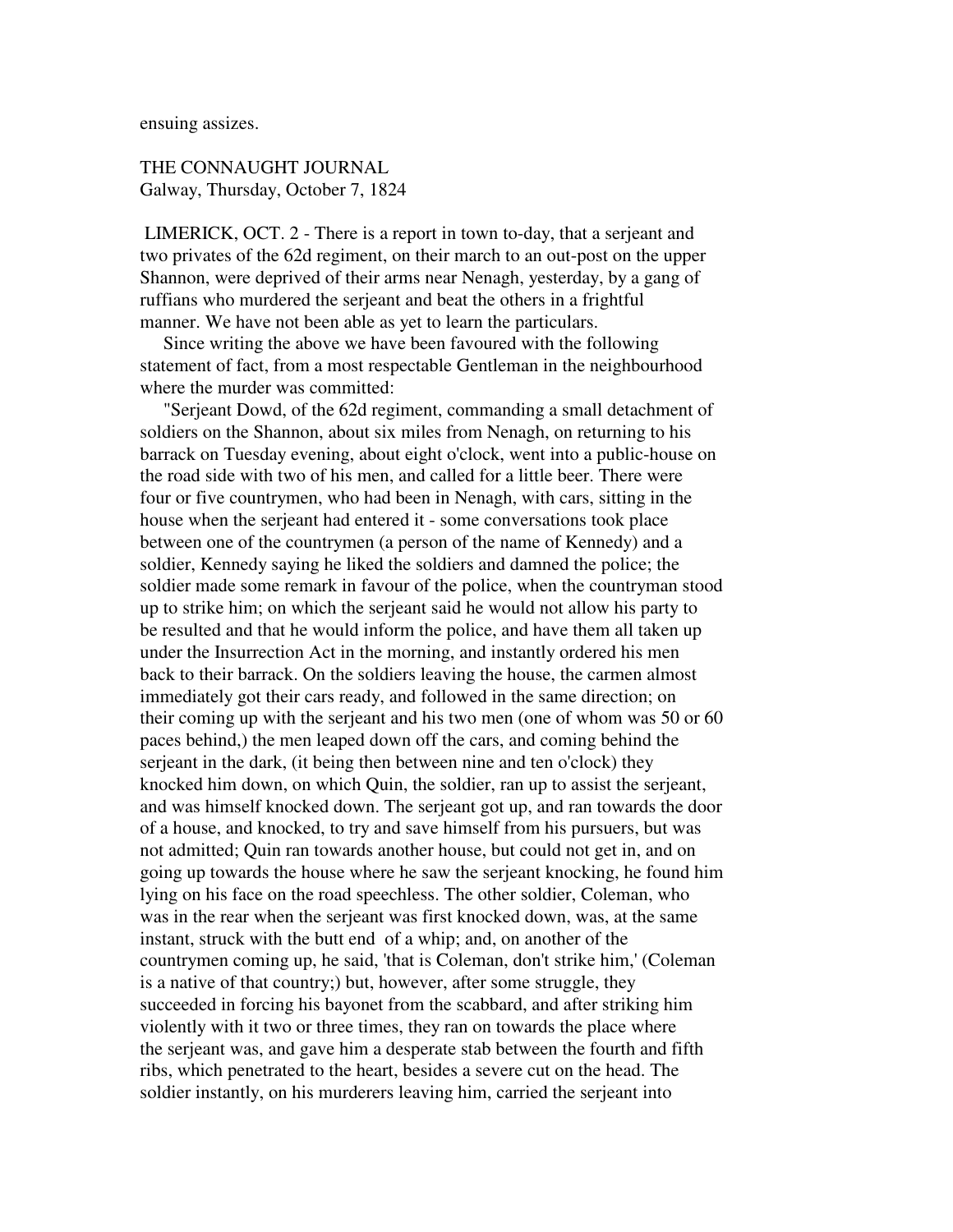ensuing assizes.

THE CONNAUGHT JOURNAL
Galway, Thursday, October 7, 1824

LIMERICK, OCT. 2 - There is a report in town to-day, that a serjeant and two privates of the 62d regiment, on their march to an out-post on the upper Shannon, were deprived of their arms near Nenagh, yesterday, by a gang of ruffians who murdered the serjeant and beat the others in a frightful manner. We have not been able as yet to learn the particulars.

Since writing the above we have been favoured with the following statement of fact, from a most respectable Gentleman in the neighbourhood where the murder was committed:

"Serjeant Dowd, of the 62d regiment, commanding a small detachment of soldiers on the Shannon, about six miles from Nenagh, on returning to his barrack on Tuesday evening, about eight o'clock, went into a public-house on the road side with two of his men, and called for a little beer. There were four or five countrymen, who had been in Nenagh, with cars, sitting in the house when the serjeant had entered it - some conversations took place between one of the countrymen (a person of the name of Kennedy) and a soldier, Kennedy saying he liked the soldiers and damned the police; the soldier made some remark in favour of the police, when the countryman stood up to strike him; on which the serjeant said he would not allow his party to be resulted and that he would inform the police, and have them all taken up under the Insurrection Act in the morning, and instantly ordered his men back to their barrack. On the soldiers leaving the house, the carmen almost immediately got their cars ready, and followed in the same direction; on their coming up with the serjeant and his two men (one of whom was 50 or 60 paces behind,) the men leaped down off the cars, and coming behind the serjeant in the dark, (it being then between nine and ten o'clock) they knocked him down, on which Quin, the soldier, ran up to assist the serjeant, and was himself knocked down. The serjeant got up, and ran towards the door of a house, and knocked, to try and save himself from his pursuers, but was not admitted; Quin ran towards another house, but could not get in, and on going up towards the house where he saw the serjeant knocking, he found him lying on his face on the road speechless. The other soldier, Coleman, who was in the rear when the serjeant was first knocked down, was, at the same instant, struck with the butt end of a whip; and, on another of the countrymen coming up, he said, 'that is Coleman, don't strike him,' (Coleman is a native of that country;) but, however, after some struggle, they succeeded in forcing his bayonet from the scabbard, and after striking him violently with it two or three times, they ran on towards the place where the serjeant was, and gave him a desperate stab between the fourth and fifth ribs, which penetrated to the heart, besides a severe cut on the head. The soldier instantly, on his murderers leaving him, carried the serjeant into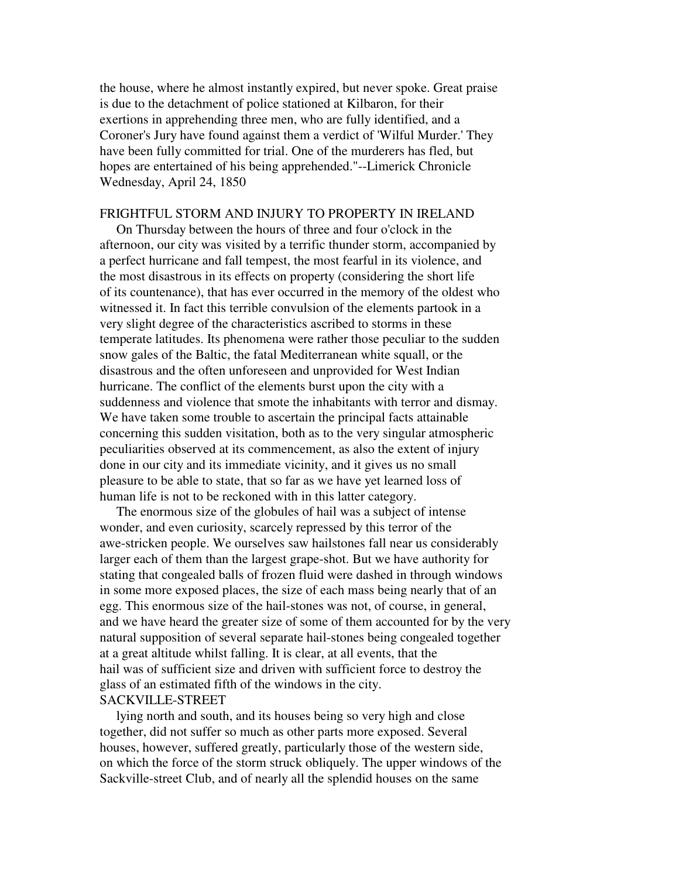the house, where he almost instantly expired, but never spoke. Great praise is due to the detachment of police stationed at Kilbaron, for their exertions in apprehending three men, who are fully identified, and a Coroner's Jury have found against them a verdict of 'Wilful Murder.' They have been fully committed for trial. One of the murderers has fled, but hopes are entertained of his being apprehended."--Limerick Chronicle Wednesday, April 24, 1850

## FRIGHTFUL STORM AND INJURY TO PROPERTY IN IRELAND

On Thursday between the hours of three and four o'clock in the afternoon, our city was visited by a terrific thunder storm, accompanied by a perfect hurricane and fall tempest, the most fearful in its violence, and the most disastrous in its effects on property (considering the short life of its countenance), that has ever occurred in the memory of the oldest who witnessed it. In fact this terrible convulsion of the elements partook in a very slight degree of the characteristics ascribed to storms in these temperate latitudes. Its phenomena were rather those peculiar to the sudden snow gales of the Baltic, the fatal Mediterranean white squall, or the disastrous and the often unforeseen and unprovided for West Indian hurricane. The conflict of the elements burst upon the city with a suddenness and violence that smote the inhabitants with terror and dismay. We have taken some trouble to ascertain the principal facts attainable concerning this sudden visitation, both as to the very singular atmospheric peculiarities observed at its commencement, as also the extent of injury done in our city and its immediate vicinity, and it gives us no small pleasure to be able to state, that so far as we have yet learned loss of human life is not to be reckoned with in this latter category.

The enormous size of the globules of hail was a subject of intense wonder, and even curiosity, scarcely repressed by this terror of the awe-stricken people. We ourselves saw hailstones fall near us considerably larger each of them than the largest grape-shot. But we have authority for stating that congealed balls of frozen fluid were dashed in through windows in some more exposed places, the size of each mass being nearly that of an egg. This enormous size of the hail-stones was not, of course, in general, and we have heard the greater size of some of them accounted for by the very natural supposition of several separate hail-stones being congealed together at a great altitude whilst falling. It is clear, at all events, that the hail was of sufficient size and driven with sufficient force to destroy the glass of an estimated fifth of the windows in the city.

### SACKVILLE-STREET

lying north and south, and its houses being so very high and close together, did not suffer so much as other parts more exposed. Several houses, however, suffered greatly, particularly those of the western side, on which the force of the storm struck obliquely. The upper windows of the Sackville-street Club, and of nearly all the splendid houses on the same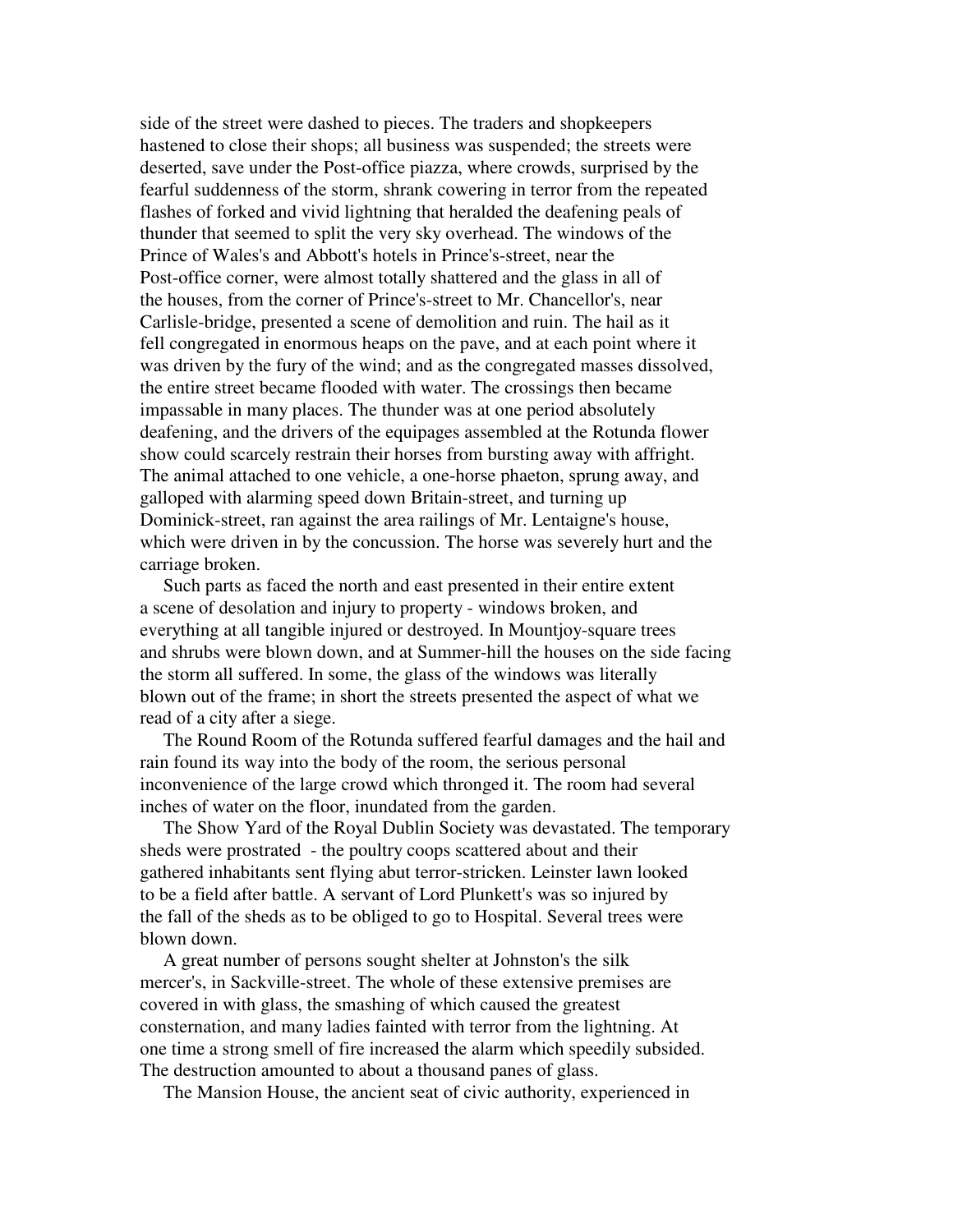side of the street were dashed to pieces. The traders and shopkeepers hastened to close their shops; all business was suspended; the streets were deserted, save under the Post-office piazza, where crowds, surprised by the fearful suddenness of the storm, shrank cowering in terror from the repeated flashes of forked and vivid lightning that heralded the deafening peals of thunder that seemed to split the very sky overhead. The windows of the Prince of Wales's and Abbott's hotels in Prince's-street, near the Post-office corner, were almost totally shattered and the glass in all of the houses, from the corner of Prince's-street to Mr. Chancellor's, near Carlisle-bridge, presented a scene of demolition and ruin. The hail as it fell congregated in enormous heaps on the pave, and at each point where it was driven by the fury of the wind; and as the congregated masses dissolved, the entire street became flooded with water. The crossings then became impassable in many places. The thunder was at one period absolutely deafening, and the drivers of the equipages assembled at the Rotunda flower show could scarcely restrain their horses from bursting away with affright. The animal attached to one vehicle, a one-horse phaeton, sprung away, and galloped with alarming speed down Britain-street, and turning up Dominick-street, ran against the area railings of Mr. Lentaigne's house, which were driven in by the concussion. The horse was severely hurt and the carriage broken.

Such parts as faced the north and east presented in their entire extent a scene of desolation and injury to property - windows broken, and everything at all tangible injured or destroyed. In Mountjoy-square trees and shrubs were blown down, and at Summer-hill the houses on the side facing the storm all suffered. In some, the glass of the windows was literally blown out of the frame; in short the streets presented the aspect of what we read of a city after a siege.

The Round Room of the Rotunda suffered fearful damages and the hail and rain found its way into the body of the room, the serious personal inconvenience of the large crowd which thronged it. The room had several inches of water on the floor, inundated from the garden.

The Show Yard of the Royal Dublin Society was devastated. The temporary sheds were prostrated - the poultry coops scattered about and their gathered inhabitants sent flying abut terror-stricken. Leinster lawn looked to be a field after battle. A servant of Lord Plunkett's was so injured by the fall of the sheds as to be obliged to go to Hospital. Several trees were blown down.

A great number of persons sought shelter at Johnston's the silk mercer's, in Sackville-street. The whole of these extensive premises are covered in with glass, the smashing of which caused the greatest consternation, and many ladies fainted with terror from the lightning. At one time a strong smell of fire increased the alarm which speedily subsided. The destruction amounted to about a thousand panes of glass.

The Mansion House, the ancient seat of civic authority, experienced in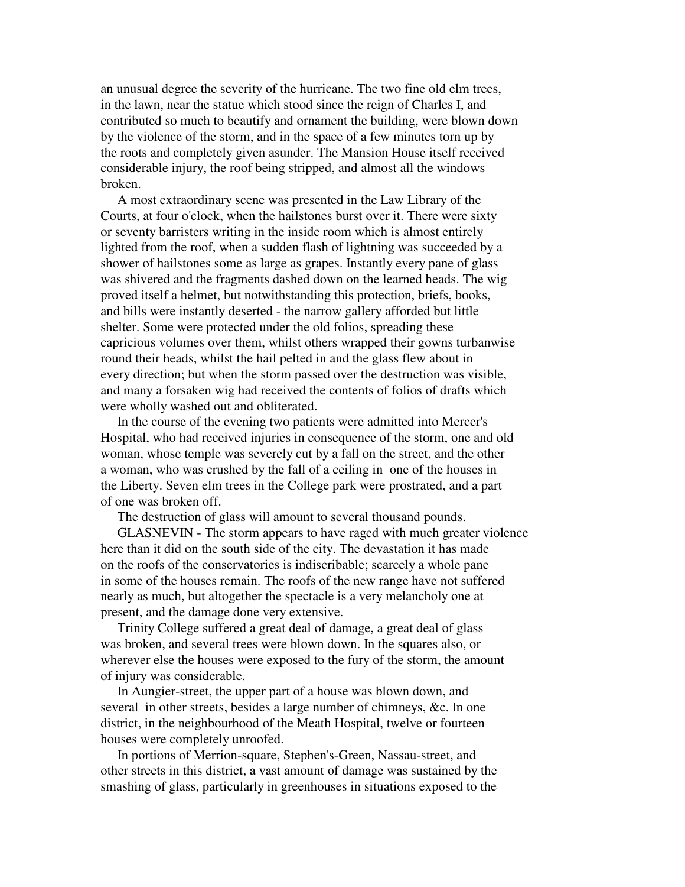an unusual degree the severity of the hurricane. The two fine old elm trees, in the lawn, near the statue which stood since the reign of Charles I, and contributed so much to beautify and ornament the building, were blown down by the violence of the storm, and in the space of a few minutes torn up by the roots and completely given asunder. The Mansion House itself received considerable injury, the roof being stripped, and almost all the windows broken.

A most extraordinary scene was presented in the Law Library of the Courts, at four o'clock, when the hailstones burst over it. There were sixty or seventy barristers writing in the inside room which is almost entirely lighted from the roof, when a sudden flash of lightning was succeeded by a shower of hailstones some as large as grapes. Instantly every pane of glass was shivered and the fragments dashed down on the learned heads. The wig proved itself a helmet, but notwithstanding this protection, briefs, books, and bills were instantly deserted - the narrow gallery afforded but little shelter. Some were protected under the old folios, spreading these capricious volumes over them, whilst others wrapped their gowns turbanwise round their heads, whilst the hail pelted in and the glass flew about in every direction; but when the storm passed over the destruction was visible, and many a forsaken wig had received the contents of folios of drafts which were wholly washed out and obliterated.

In the course of the evening two patients were admitted into Mercer's Hospital, who had received injuries in consequence of the storm, one and old woman, whose temple was severely cut by a fall on the street, and the other a woman, who was crushed by the fall of a ceiling in one of the houses in the Liberty. Seven elm trees in the College park were prostrated, and a part of one was broken off.

The destruction of glass will amount to several thousand pounds.

GLASNEVIN - The storm appears to have raged with much greater violence here than it did on the south side of the city. The devastation it has made on the roofs of the conservatories is indiscribable; scarcely a whole pane in some of the houses remain. The roofs of the new range have not suffered nearly as much, but altogether the spectacle is a very melancholy one at present, and the damage done very extensive.

Trinity College suffered a great deal of damage, a great deal of glass was broken, and several trees were blown down. In the squares also, or wherever else the houses were exposed to the fury of the storm, the amount of injury was considerable.

In Aungier-street, the upper part of a house was blown down, and several in other streets, besides a large number of chimneys, &c. In one district, in the neighbourhood of the Meath Hospital, twelve or fourteen houses were completely unroofed.

In portions of Merrion-square, Stephen's-Green, Nassau-street, and other streets in this district, a vast amount of damage was sustained by the smashing of glass, particularly in greenhouses in situations exposed to the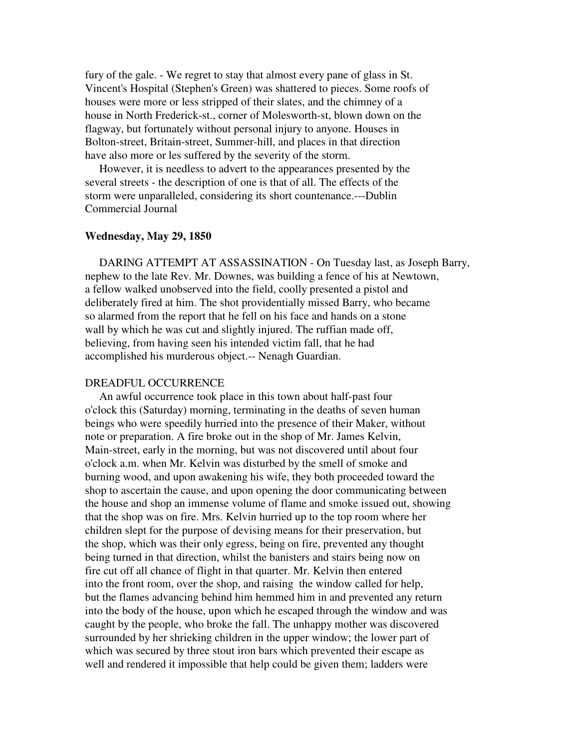fury of the gale. - We regret to stay that almost every pane of glass in St. Vincent's Hospital (Stephen's Green) was shattered to pieces. Some roofs of houses were more or less stripped of their slates, and the chimney of a house in North Frederick-st., corner of Molesworth-st, blown down on the flagway, but fortunately without personal injury to anyone. Houses in Bolton-street, Britain-street, Summer-hill, and places in that direction have also more or les suffered by the severity of the storm.

However, it is needless to advert to the appearances presented by the several streets - the description of one is that of all. The effects of the storm were unparalleled, considering its short countenance.---Dublin Commercial Journal

**Wednesday, May 29, 1850**

DARING ATTEMPT AT ASSASSINATION - On Tuesday last, as Joseph Barry, nephew to the late Rev. Mr. Downes, was building a fence of his at Newtown, a fellow walked unobserved into the field, coolly presented a pistol and deliberately fired at him. The shot providentially missed Barry, who became so alarmed from the report that he fell on his face and hands on a stone wall by which he was cut and slightly injured. The ruffian made off, believing, from having seen his intended victim fall, that he had accomplished his murderous object.-- Nenagh Guardian.

DREADFUL OCCURRENCE

An awful occurrence took place in this town about half-past four o'clock this (Saturday) morning, terminating in the deaths of seven human beings who were speedily hurried into the presence of their Maker, without note or preparation. A fire broke out in the shop of Mr. James Kelvin, Main-street, early in the morning, but was not discovered until about four o'clock a.m. when Mr. Kelvin was disturbed by the smell of smoke and burning wood, and upon awakening his wife, they both proceeded toward the shop to ascertain the cause, and upon opening the door communicating between the house and shop an immense volume of flame and smoke issued out, showing that the shop was on fire. Mrs. Kelvin hurried up to the top room where her children slept for the purpose of devising means for their preservation, but the shop, which was their only egress, being on fire, prevented any thought being turned in that direction, whilst the banisters and stairs being now on fire cut off all chance of flight in that quarter. Mr. Kelvin then entered into the front room, over the shop, and raising the window called for help, but the flames advancing behind him hemmed him in and prevented any return into the body of the house, upon which he escaped through the window and was caught by the people, who broke the fall. The unhappy mother was discovered surrounded by her shrieking children in the upper window; the lower part of which was secured by three stout iron bars which prevented their escape as well and rendered it impossible that help could be given them; ladders were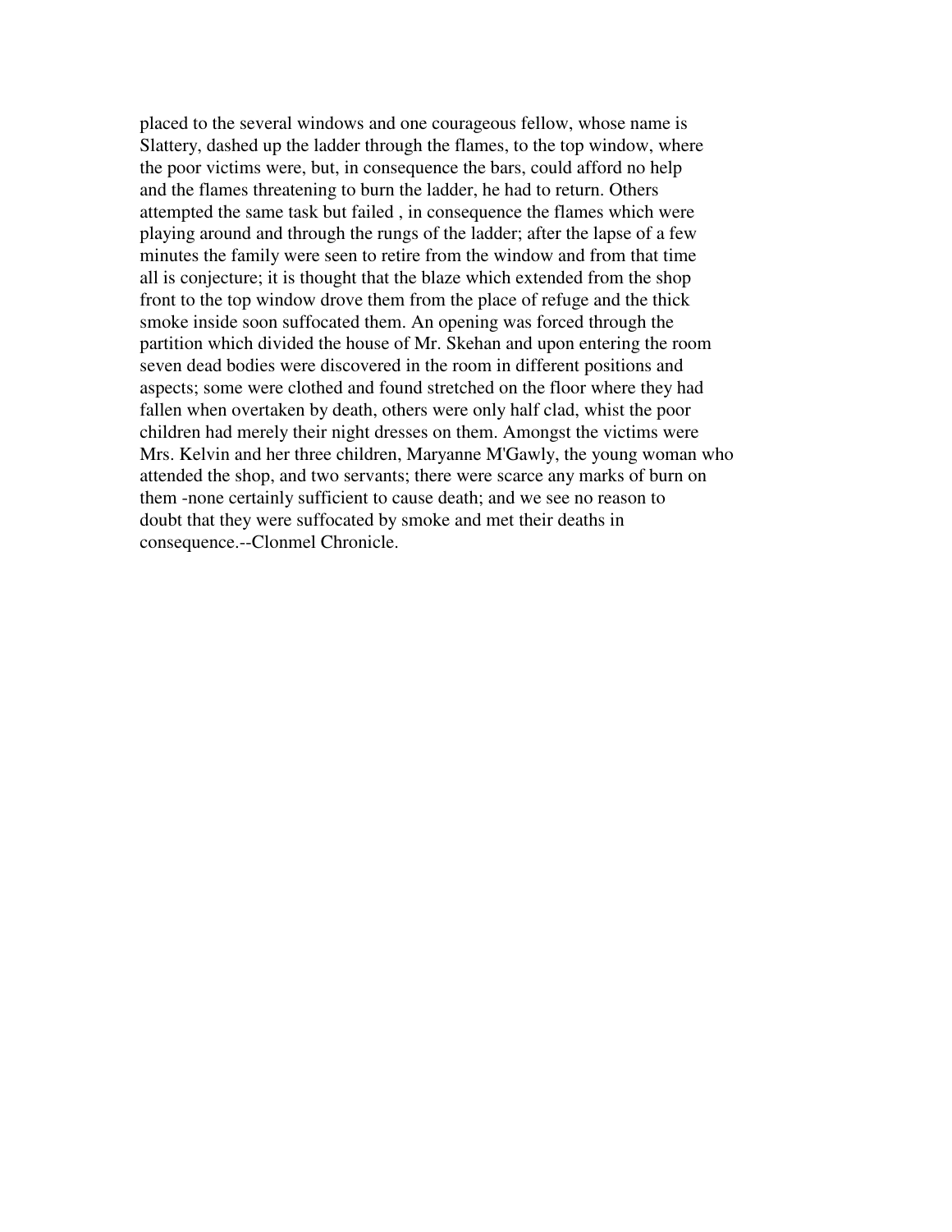placed to the several windows and one courageous fellow, whose name is Slattery, dashed up the ladder through the flames, to the top window, where the poor victims were, but, in consequence the bars, could afford no help and the flames threatening to burn the ladder, he had to return. Others attempted the same task but failed , in consequence the flames which were playing around and through the rungs of the ladder; after the lapse of a few minutes the family were seen to retire from the window and from that time all is conjecture; it is thought that the blaze which extended from the shop front to the top window drove them from the place of refuge and the thick smoke inside soon suffocated them. An opening was forced through the partition which divided the house of Mr. Skehan and upon entering the room seven dead bodies were discovered in the room in different positions and aspects; some were clothed and found stretched on the floor where they had fallen when overtaken by death, others were only half clad, whist the poor children had merely their night dresses on them. Amongst the victims were Mrs. Kelvin and her three children, Maryanne M'Gawly, the young woman who attended the shop, and two servants; there were scarce any marks of burn on them -none certainly sufficient to cause death; and we see no reason to doubt that they were suffocated by smoke and met their deaths in consequence.--Clonmel Chronicle.